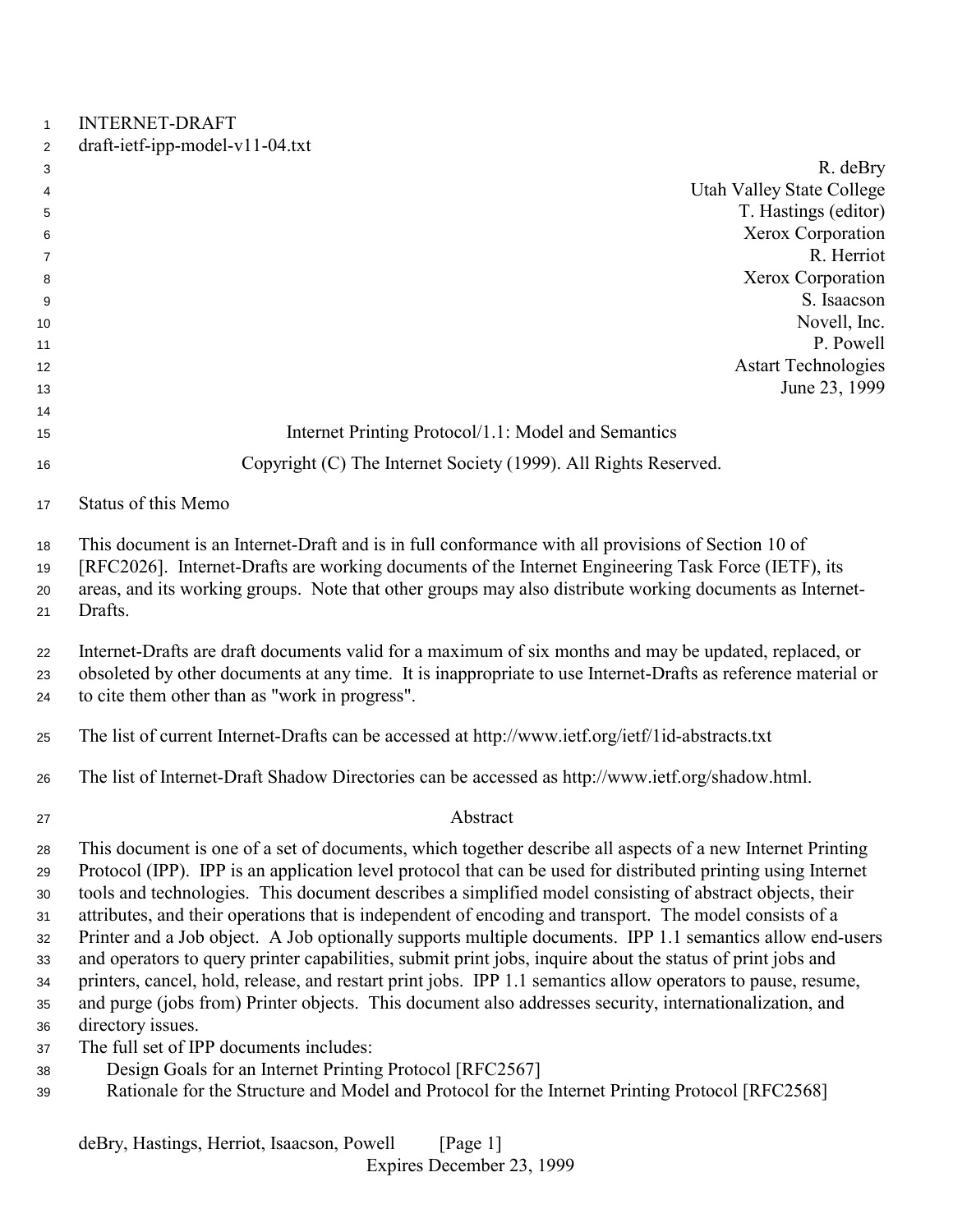INTERNET-DRAFT
draft-ietf-ipp-model-v11-04.txt

R. deBry
Utah Valley State College
T. Hastings (editor)
Xerox Corporation
R. Herriot
Xerox Corporation
S. Isaacson
Novell, Inc.
P. Powell
Astart Technologies
June 23, 1999

# Internet Printing Protocol/1.1: Model and Semantics

Copyright (C) The Internet Society (1999). All Rights Reserved.

## Status of this Memo

This document is an Internet-Draft and is in full conformance with all provisions of Section 10 of [RFC2026]. Internet-Drafts are working documents of the Internet Engineering Task Force (IETF), its areas, and its working groups. Note that other groups may also distribute working documents as Internet-Drafts.

Internet-Drafts are draft documents valid for a maximum of six months and may be updated, replaced, or obsoleted by other documents at any time. It is inappropriate to use Internet-Drafts as reference material or to cite them other than as "work in progress".

The list of current Internet-Drafts can be accessed at http://www.ietf.org/ietf/1id-abstracts.txt

The list of Internet-Draft Shadow Directories can be accessed as http://www.ietf.org/shadow.html.

## Abstract

This document is one of a set of documents, which together describe all aspects of a new Internet Printing Protocol (IPP). IPP is an application level protocol that can be used for distributed printing using Internet tools and technologies. This document describes a simplified model consisting of abstract objects, their attributes, and their operations that is independent of encoding and transport. The model consists of a Printer and a Job object. A Job optionally supports multiple documents. IPP 1.1 semantics allow end-users and operators to query printer capabilities, submit print jobs, inquire about the status of print jobs and printers, cancel, hold, release, and restart print jobs. IPP 1.1 semantics allow operators to pause, resume, and purge (jobs from) Printer objects. This document also addresses security, internationalization, and directory issues.

The full set of IPP documents includes:

- Design Goals for an Internet Printing Protocol [RFC2567]
- Rationale for the Structure and Model and Protocol for the Internet Printing Protocol [RFC2568]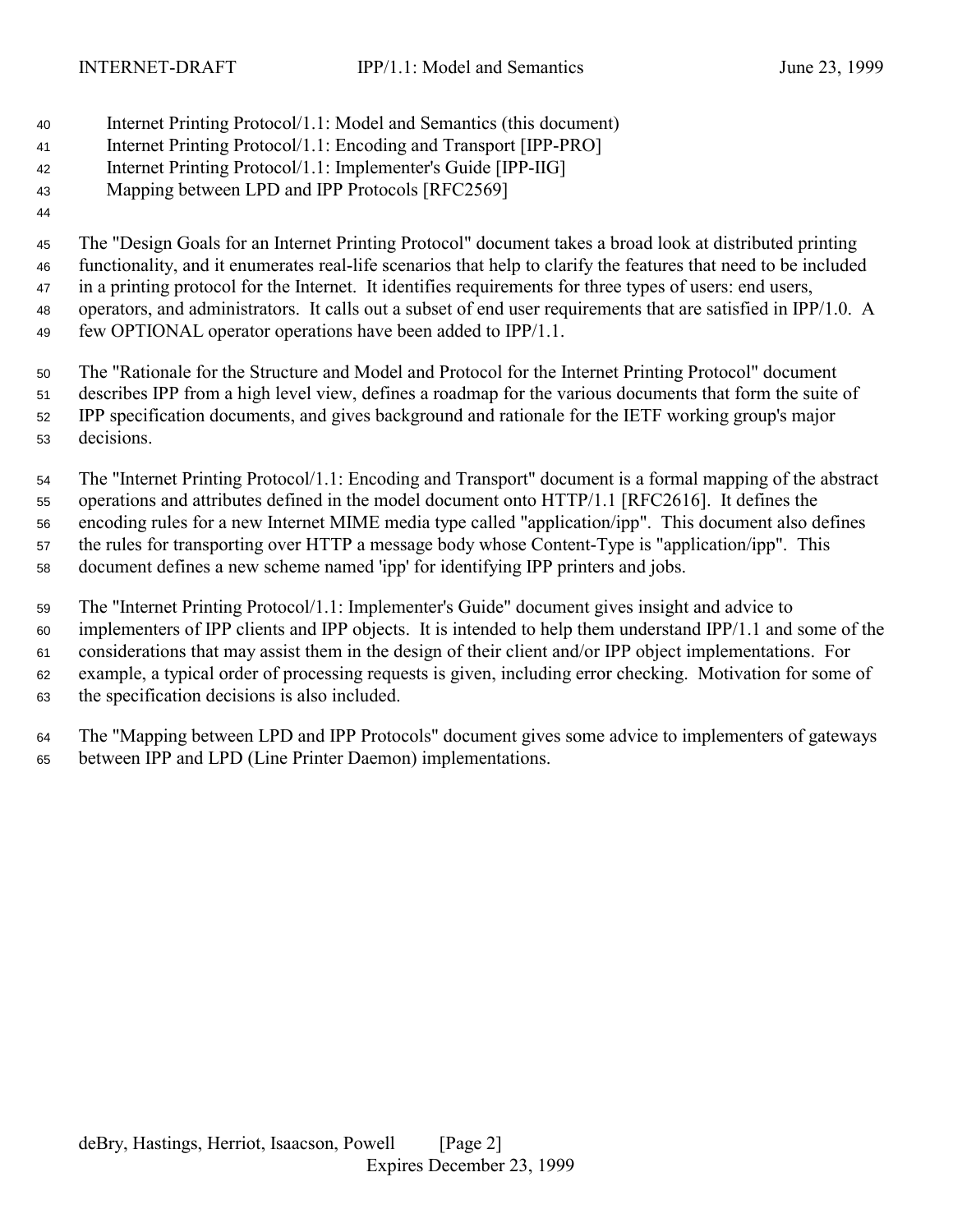Internet Printing Protocol/1.1: Model and Semantics (this document)
Internet Printing Protocol/1.1: Encoding and Transport [IPP-PRO]
Internet Printing Protocol/1.1: Implementer's Guide [IPP-IIG]
Mapping between LPD and IPP Protocols [RFC2569]

The "Design Goals for an Internet Printing Protocol" document takes a broad look at distributed printing functionality, and it enumerates real-life scenarios that help to clarify the features that need to be included in a printing protocol for the Internet. It identifies requirements for three types of users: end users, operators, and administrators. It calls out a subset of end user requirements that are satisfied in IPP/1.0. A few OPTIONAL operator operations have been added to IPP/1.1.

The "Rationale for the Structure and Model and Protocol for the Internet Printing Protocol" document describes IPP from a high level view, defines a roadmap for the various documents that form the suite of IPP specification documents, and gives background and rationale for the IETF working group's major decisions.

The "Internet Printing Protocol/1.1: Encoding and Transport" document is a formal mapping of the abstract operations and attributes defined in the model document onto HTTP/1.1 [RFC2616]. It defines the encoding rules for a new Internet MIME media type called "application/ipp". This document also defines the rules for transporting over HTTP a message body whose Content-Type is "application/ipp". This document defines a new scheme named 'ipp' for identifying IPP printers and jobs.

The "Internet Printing Protocol/1.1: Implementer's Guide" document gives insight and advice to implementers of IPP clients and IPP objects. It is intended to help them understand IPP/1.1 and some of the considerations that may assist them in the design of their client and/or IPP object implementations. For example, a typical order of processing requests is given, including error checking. Motivation for some of the specification decisions is also included.

The "Mapping between LPD and IPP Protocols" document gives some advice to implementers of gateways between IPP and LPD (Line Printer Daemon) implementations.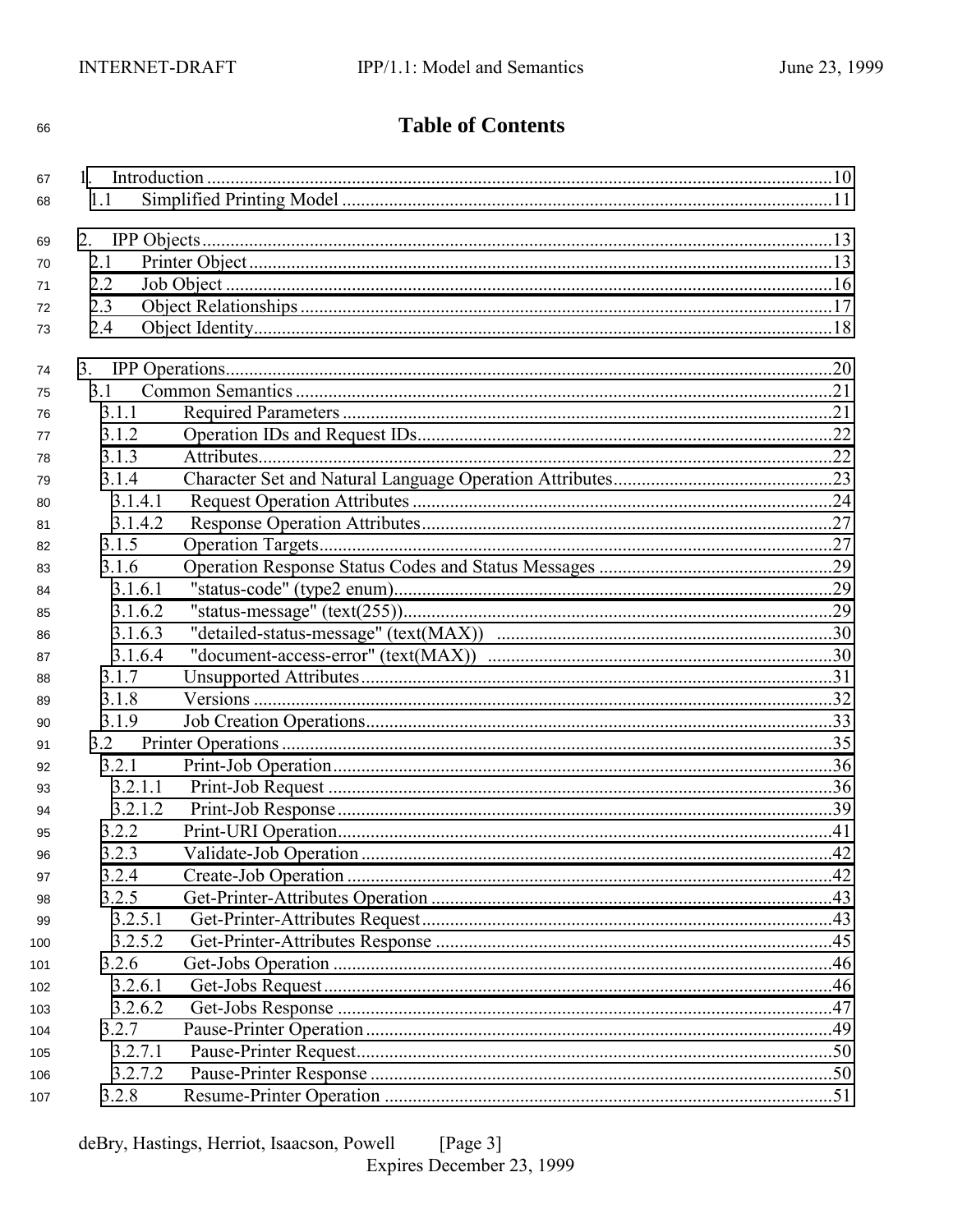# Table of Contents

1. Introduction ....................................................................................................................................10
   1.1 Simplified Printing Model .........................................................................................................11

2. IPP Objects ........................................................................................................................................13
   2.1 Printer Object ..........................................................................................................................13
   2.2 Job Object ................................................................................................................................16
   2.3 Object Relationships .................................................................................................................17
   2.4 Object Identity...........................................................................................................................18

3. IPP Operations...................................................................................................................................20
   3.1 Common Semantics ...................................................................................................................21
      3.1.1 Required Parameters .........................................................................................................21
      3.1.2 Operation IDs and Request IDs.........................................................................................22
      3.1.3 Attributes...........................................................................................................................22
      3.1.4 Character Set and Natural Language Operation Attributes...............................................23
         3.1.4.1 Request Operation Attributes ..........................................................................................24
         3.1.4.2 Response Operation Attributes........................................................................................27
      3.1.5 Operation Targets...............................................................................................................27
      3.1.6 Operation Response Status Codes and Status Messages ..................................................29
         3.1.6.1 "status-code" (type2 enum)..............................................................................................29
         3.1.6.2 "status-message" (text(255))............................................................................................29
         3.1.6.3 "detailed-status-message" (text(MAX)) ........................................................................30
         3.1.6.4 "document-access-error" (text(MAX)) ..........................................................................30
      3.1.7 Unsupported Attributes......................................................................................................31
      3.1.8 Versions .............................................................................................................................32
      3.1.9 Job Creation Operations.....................................................................................................33
   3.2 Printer Operations .....................................................................................................................35
      3.2.1 Print-Job Operation............................................................................................................36
         3.2.1.1 Print-Job Request .............................................................................................................36
         3.2.1.2 Print-Job Response ..........................................................................................................39
      3.2.2 Print-URI Operation...........................................................................................................41
      3.2.3 Validate-Job Operation ......................................................................................................42
      3.2.4 Create-Job Operation .........................................................................................................42
      3.2.5 Get-Printer-Attributes Operation .......................................................................................43
         3.2.5.1 Get-Printer-Attributes Request........................................................................................43
         3.2.5.2 Get-Printer-Attributes Response .....................................................................................45
      3.2.6 Get-Jobs Operation ...........................................................................................................46
         3.2.6.1 Get-Jobs Request.............................................................................................................46
         3.2.6.2 Get-Jobs Response ..........................................................................................................47
      3.2.7 Pause-Printer Operation.....................................................................................................49
         3.2.7.1 Pause-Printer Request......................................................................................................50
         3.2.7.2 Pause-Printer Response ...................................................................................................50
      3.2.8 Resume-Printer Operation .................................................................................................51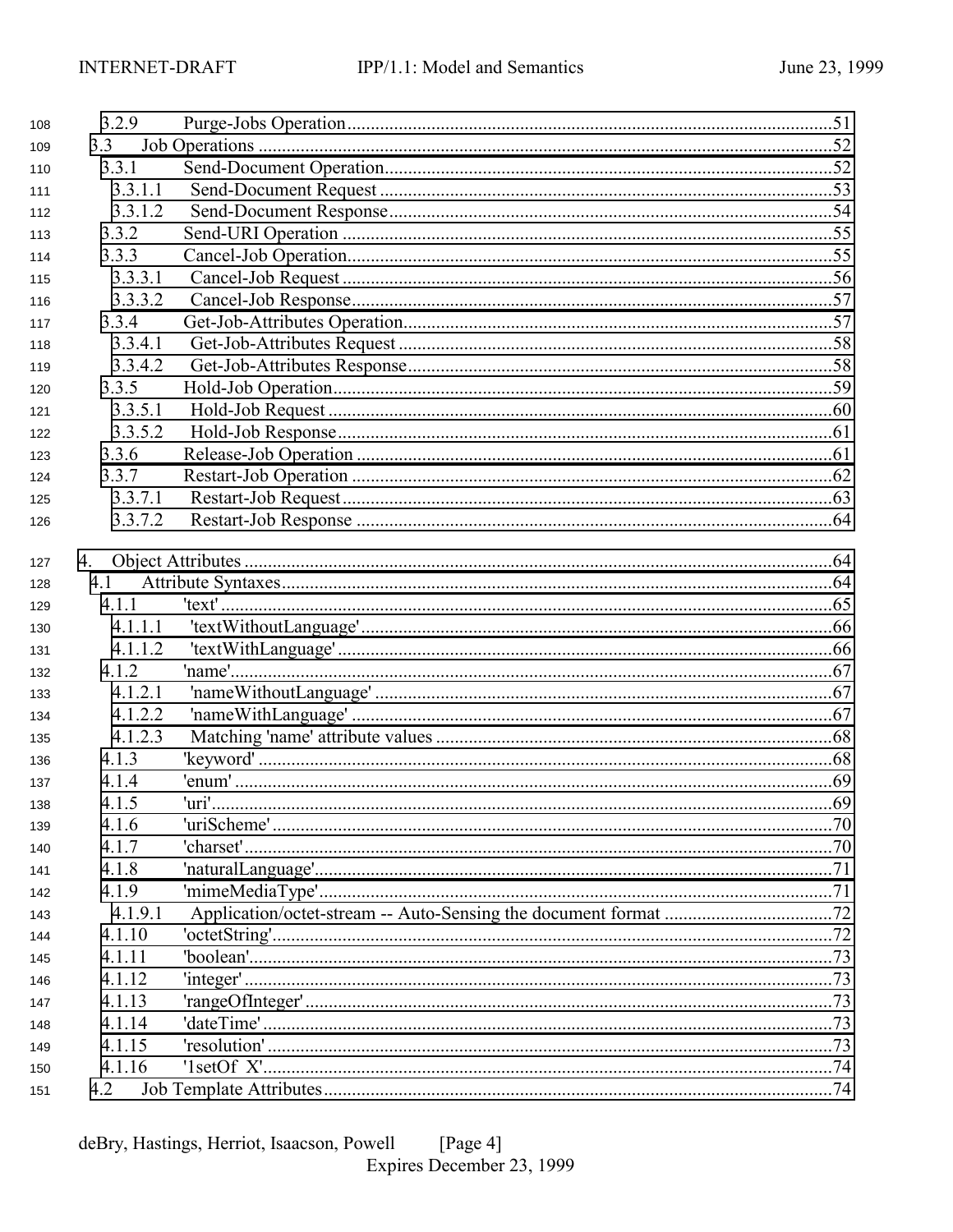3.2.9 Purge-Jobs Operation ........................................................................................51
3.3 Job Operations ................................................................................................52
3.3.1 Send-Document Operation..........................................................................52
3.3.1.1 Send-Document Request ........................................................................53
3.3.1.2 Send-Document Response.......................................................................54
3.3.2 Send-URI Operation .................................................................................55
3.3.3 Cancel-Job Operation.................................................................................55
3.3.3.1 Cancel-Job Request ...............................................................................56
3.3.3.2 Cancel-Job Response.............................................................................57
3.3.4 Get-Job-Attributes Operation......................................................................57
3.3.4.1 Get-Job-Attributes Request ....................................................................58
3.3.4.2 Get-Job-Attributes Response...................................................................58
3.3.5 Hold-Job Operation....................................................................................59
3.3.5.1 Hold-Job Request ..................................................................................60
3.3.5.2 Hold-Job Response................................................................................61
3.3.6 Release-Job Operation ...............................................................................61
3.3.7 Restart-Job Operation ................................................................................62
3.3.7.1 Restart-Job Request...............................................................................63
3.3.7.2 Restart-Job Response .............................................................................64

4. Object Attributes ..........................................................................................................64
4.1 Attribute Syntaxes...........................................................................................64
4.1.1 'text'........................................................................................................65
4.1.1.1 'textWithoutLanguage'............................................................................66
4.1.1.2 'textWithLanguage' ................................................................................66
4.1.2 'name'......................................................................................................67
4.1.2.1 'nameWithoutLanguage' .........................................................................67
4.1.2.2 'nameWithLanguage' .............................................................................67
4.1.2.3 Matching 'name' attribute values ............................................................68
4.1.3 'keyword' ................................................................................................68
4.1.4 'enum' .....................................................................................................69
4.1.5 'uri'.........................................................................................................69
4.1.6 'uriScheme'..............................................................................................70
4.1.7 'charset'...................................................................................................70
4.1.8 'naturalLanguage'.....................................................................................71
4.1.9 'mimeMediaType'.....................................................................................71
4.1.9.1 Application/octet-stream -- Auto-Sensing the document format ...................72
4.1.10 'octetString'.............................................................................................72
4.1.11 'boolean'..................................................................................................73
4.1.12 'integer' ...................................................................................................73
4.1.13 'rangeOfInteger'.......................................................................................73
4.1.14 'dateTime'................................................................................................73
4.1.15 'resolution' ..............................................................................................73
4.1.16 '1setOf X'................................................................................................74
4.2 Job Template Attributes....................................................................................74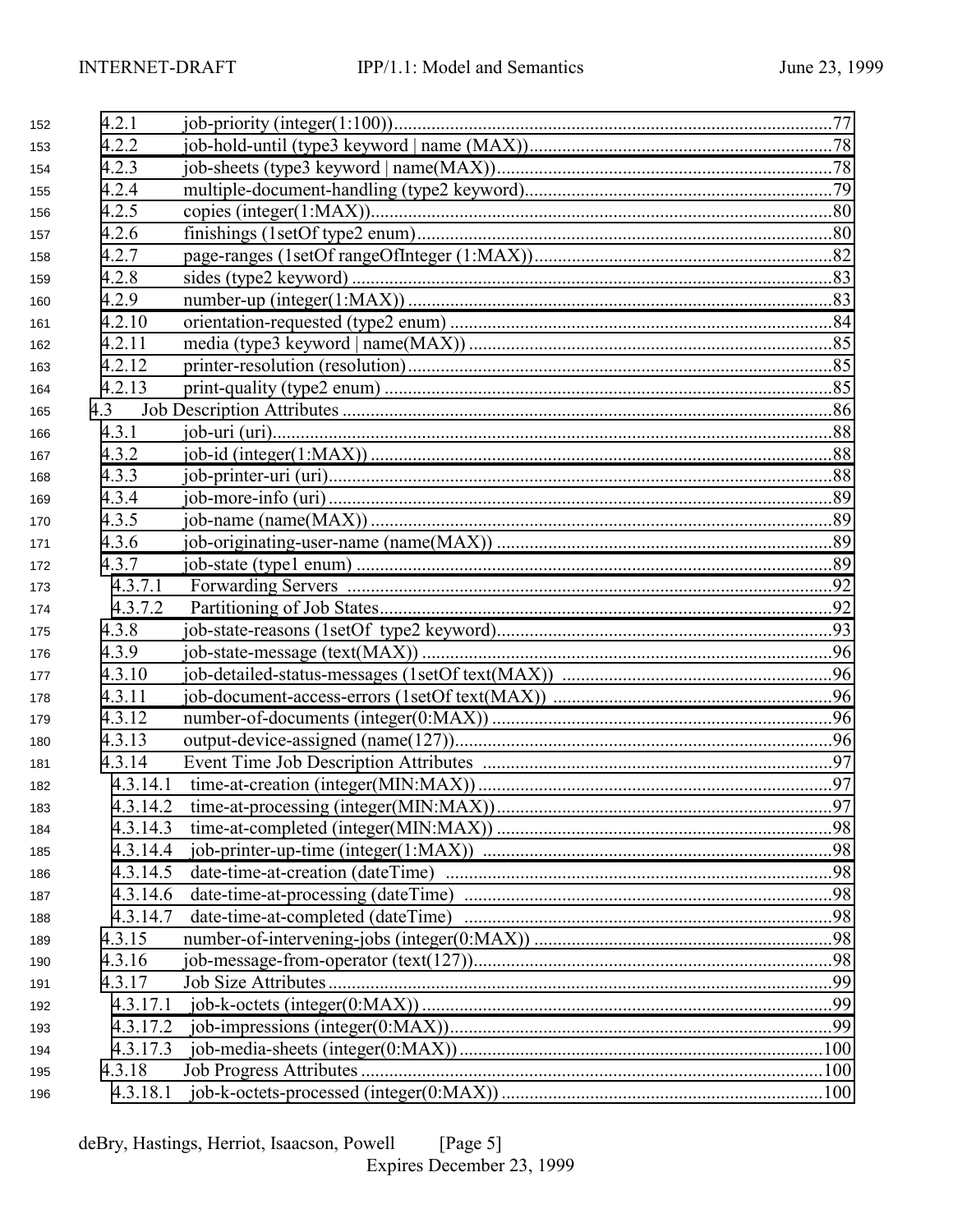4.2.1 job-priority (integer(1:100))....................................................................................77
4.2.2 job-hold-until (type3 keyword | name (MAX))......................................................78
4.2.3 job-sheets (type3 keyword | name(MAX))............................................................78
4.2.4 multiple-document-handling (type2 keyword).....................................................79
4.2.5 copies (integer(1:MAX))......................................................................................80
4.2.6 finishings (1setOf type2 enum)............................................................................80
4.2.7 page-ranges (1setOf rangeOfInteger (1:MAX))...................................................82
4.2.8 sides (type2 keyword) ..........................................................................................83
4.2.9 number-up (integer(1:MAX)) ..............................................................................83
4.2.10 orientation-requested (type2 enum) ....................................................................84
4.2.11 media (type3 keyword | name(MAX)) ................................................................85
4.2.12 printer-resolution (resolution)..............................................................................85
4.2.13 print-quality (type2 enum) ..................................................................................85
4.3 Job Description Attributes ..........................................................................................86
4.3.1 job-uri (uri)...........................................................................................................88
4.3.2 job-id (integer(1:MAX)) ......................................................................................88
4.3.3 job-printer-uri (uri)...............................................................................................88
4.3.4 job-more-info (uri) ...............................................................................................89
4.3.5 job-name (name(MAX)) ......................................................................................89
4.3.6 job-originating-user-name (name(MAX)) ...........................................................89
4.3.7 job-state (type1 enum) .........................................................................................89
4.3.7.1 Forwarding Servers ..........................................................................................92
4.3.7.2 Partitioning of Job States...................................................................................92
4.3.8 job-state-reasons (1setOf type2 keyword)...........................................................93
4.3.9 job-state-message (text(MAX)) ...........................................................................96
4.3.10 job-detailed-status-messages (1setOf text(MAX)) .............................................96
4.3.11 job-document-access-errors (1setOf text(MAX)) ..............................................96
4.3.12 number-of-documents (integer(0:MAX)) ...........................................................96
4.3.13 output-device-assigned (name(127))...................................................................96
4.3.14 Event Time Job Description Attributes ..............................................................97
4.3.14.1 time-at-creation (integer(MIN:MAX)) ............................................................97
4.3.14.2 time-at-processing (integer(MIN:MAX))........................................................97
4.3.14.3 time-at-completed (integer(MIN:MAX)) ........................................................98
4.3.14.4 job-printer-up-time (integer(1:MAX)) ............................................................98
4.3.14.5 date-time-at-creation (dateTime) ....................................................................98
4.3.14.6 date-time-at-processing (dateTime) ................................................................98
4.3.14.7 date-time-at-completed (dateTime) ................................................................98
4.3.15 number-of-intervening-jobs (integer(0:MAX)) ..................................................98
4.3.16 job-message-from-operator (text(127))..............................................................98
4.3.17 Job Size Attributes..............................................................................................99
4.3.17.1 job-k-octets (integer(0:MAX)) ........................................................................99
4.3.17.2 job-impressions (integer(0:MAX))..................................................................99
4.3.17.3 job-media-sheets (integer(0:MAX))...............................................................100
4.3.18 Job Progress Attributes .....................................................................................100
4.3.18.1 job-k-octets-processed (integer(0:MAX)) ......................................................100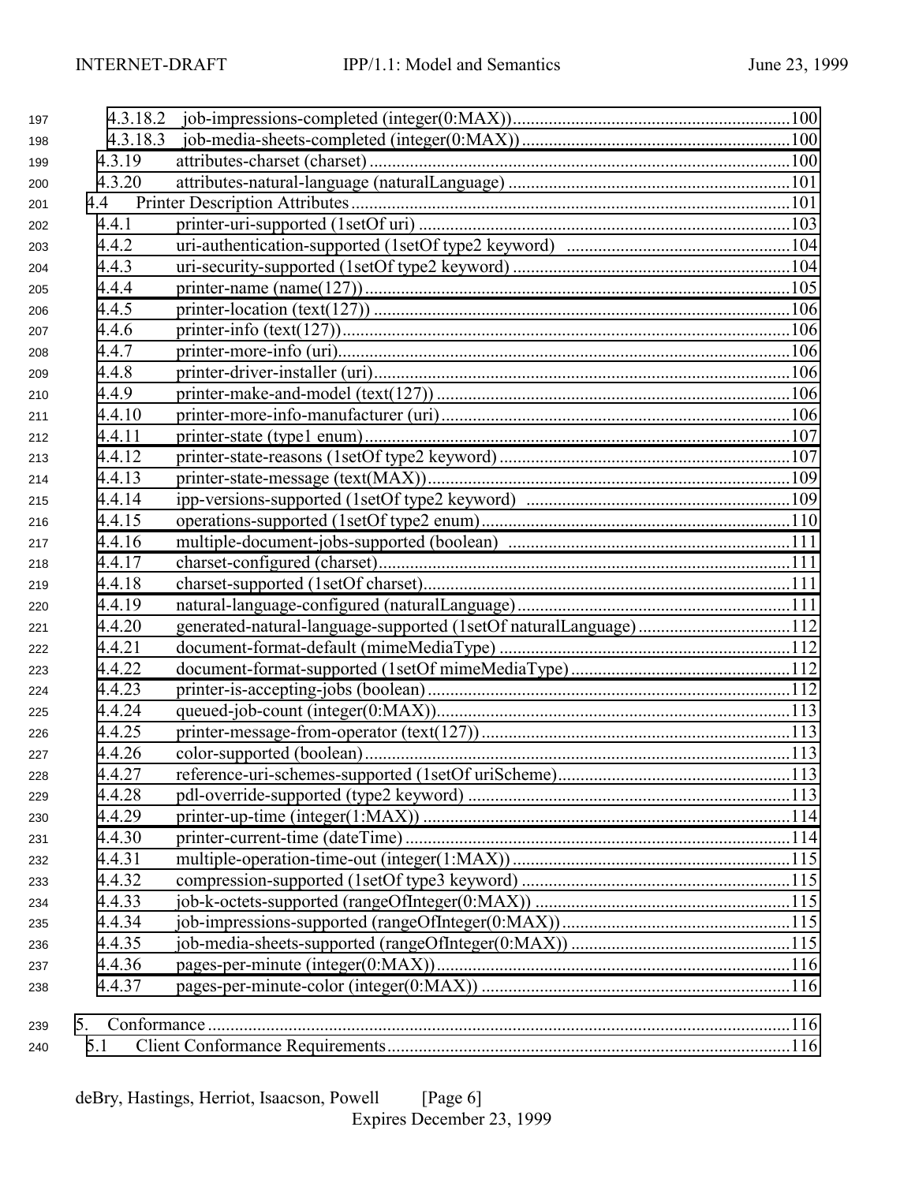4.3.18.2 job-impressions-completed (integer(0:MAX))..............................................................100
4.3.18.3 job-media-sheets-completed (integer(0:MAX))..........................................................100
4.3.19 attributes-charset (charset)..............................................................................................100
4.3.20 attributes-natural-language (naturalLanguage)...............................................................101
4.4 Printer Description Attributes..................................................................................................101
4.4.1 printer-uri-supported (1setOf uri)......................................................................................103
4.4.2 uri-authentication-supported (1setOf type2 keyword).......................................................104
4.4.3 uri-security-supported (1setOf type2 keyword)...............................................................104
4.4.4 printer-name (name(127))...................................................................................................105
4.4.5 printer-location (text(127))................................................................................................106
4.4.6 printer-info (text(127))......................................................................................................106
4.4.7 printer-more-info (uri).......................................................................................................106
4.4.8 printer-driver-installer (uri)................................................................................................106
4.4.9 printer-make-and-model (text(127))..................................................................................106
4.4.10 printer-more-info-manufacturer (uri)...............................................................................106
4.4.11 printer-state (type1 enum)................................................................................................107
4.4.12 printer-state-reasons (1setOf type2 keyword)..................................................................107
4.4.13 printer-state-message (text(MAX))..................................................................................109
4.4.14 ipp-versions-supported (1setOf type2 keyword)..............................................................109
4.4.15 operations-supported (1setOf type2 enum)......................................................................110
4.4.16 multiple-document-jobs-supported (boolean)..................................................................111
4.4.17 charset-configured (charset).............................................................................................111
4.4.18 charset-supported (1setOf charset)...................................................................................111
4.4.19 natural-language-configured (naturalLanguage)..............................................................111
4.4.20 generated-natural-language-supported (1setOf naturalLanguage)..................................112
4.4.21 document-format-default (mimeMediaType)..................................................................112
4.4.22 document-format-supported (1setOf mimeMediaType)..................................................112
4.4.23 printer-is-accepting-jobs (boolean)..................................................................................112
4.4.24 queued-job-count (integer(0:MAX))................................................................................113
4.4.25 printer-message-from-operator (text(127)).....................................................................113
4.4.26 color-supported (boolean)................................................................................................113
4.4.27 reference-uri-schemes-supported (1setOf uriScheme).....................................................113
4.4.28 pdl-override-supported (type2 keyword).........................................................................113
4.4.29 printer-up-time (integer(1:MAX))...................................................................................114
4.4.30 printer-current-time (dateTime).......................................................................................114
4.4.31 multiple-operation-time-out (integer(1:MAX))...............................................................115
4.4.32 compression-supported (1setOf type3 keyword).............................................................115
4.4.33 job-k-octets-supported (rangeOfInteger(0:MAX))..........................................................115
4.4.34 job-impressions-supported (rangeOfInteger(0:MAX))....................................................115
4.4.35 job-media-sheets-supported (rangeOfInteger(0:MAX))..................................................115
4.4.36 pages-per-minute (integer(0:MAX))................................................................................116
4.4.37 pages-per-minute-color (integer(0:MAX)).....................................................................116

5. Conformance...................................................................................................................................116
5.1 Client Conformance Requirements...........................................................................................116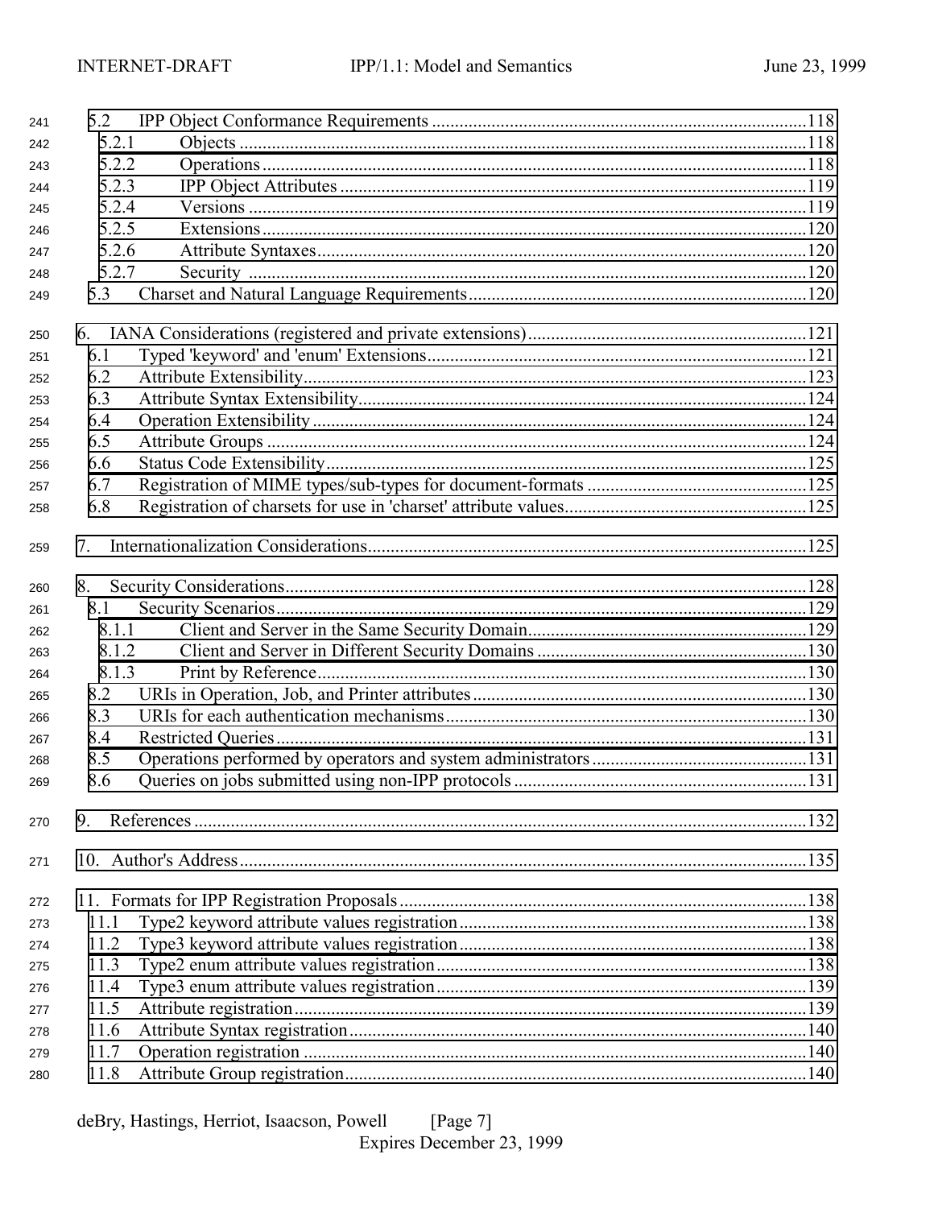5.2 IPP Object Conformance Requirements .....118
  5.2.1 Objects .....118
  5.2.2 Operations .....118
  5.2.3 IPP Object Attributes .....119
  5.2.4 Versions .....119
  5.2.5 Extensions .....120
  5.2.6 Attribute Syntaxes .....120
  5.2.7 Security .....120
5.3 Charset and Natural Language Requirements .....120

6. IANA Considerations (registered and private extensions) .....121
  6.1 Typed 'keyword' and 'enum' Extensions .....121
  6.2 Attribute Extensibility .....123
  6.3 Attribute Syntax Extensibility .....124
  6.4 Operation Extensibility .....124
  6.5 Attribute Groups .....124
  6.6 Status Code Extensibility .....125
  6.7 Registration of MIME types/sub-types for document-formats .....125
  6.8 Registration of charsets for use in 'charset' attribute values .....125

7. Internationalization Considerations .....125

8. Security Considerations .....128
  8.1 Security Scenarios .....129
    8.1.1 Client and Server in the Same Security Domain .....129
    8.1.2 Client and Server in Different Security Domains .....130
    8.1.3 Print by Reference .....130
  8.2 URIs in Operation, Job, and Printer attributes .....130
  8.3 URIs for each authentication mechanisms .....130
  8.4 Restricted Queries .....131
  8.5 Operations performed by operators and system administrators .....131
  8.6 Queries on jobs submitted using non-IPP protocols .....131

9. References .....132

10. Author's Address .....135

11. Formats for IPP Registration Proposals .....138
  11.1 Type2 keyword attribute values registration .....138
  11.2 Type3 keyword attribute values registration .....138
  11.3 Type2 enum attribute values registration .....138
  11.4 Type3 enum attribute values registration .....139
  11.5 Attribute registration .....139
  11.6 Attribute Syntax registration .....140
  11.7 Operation registration .....140
  11.8 Attribute Group registration .....140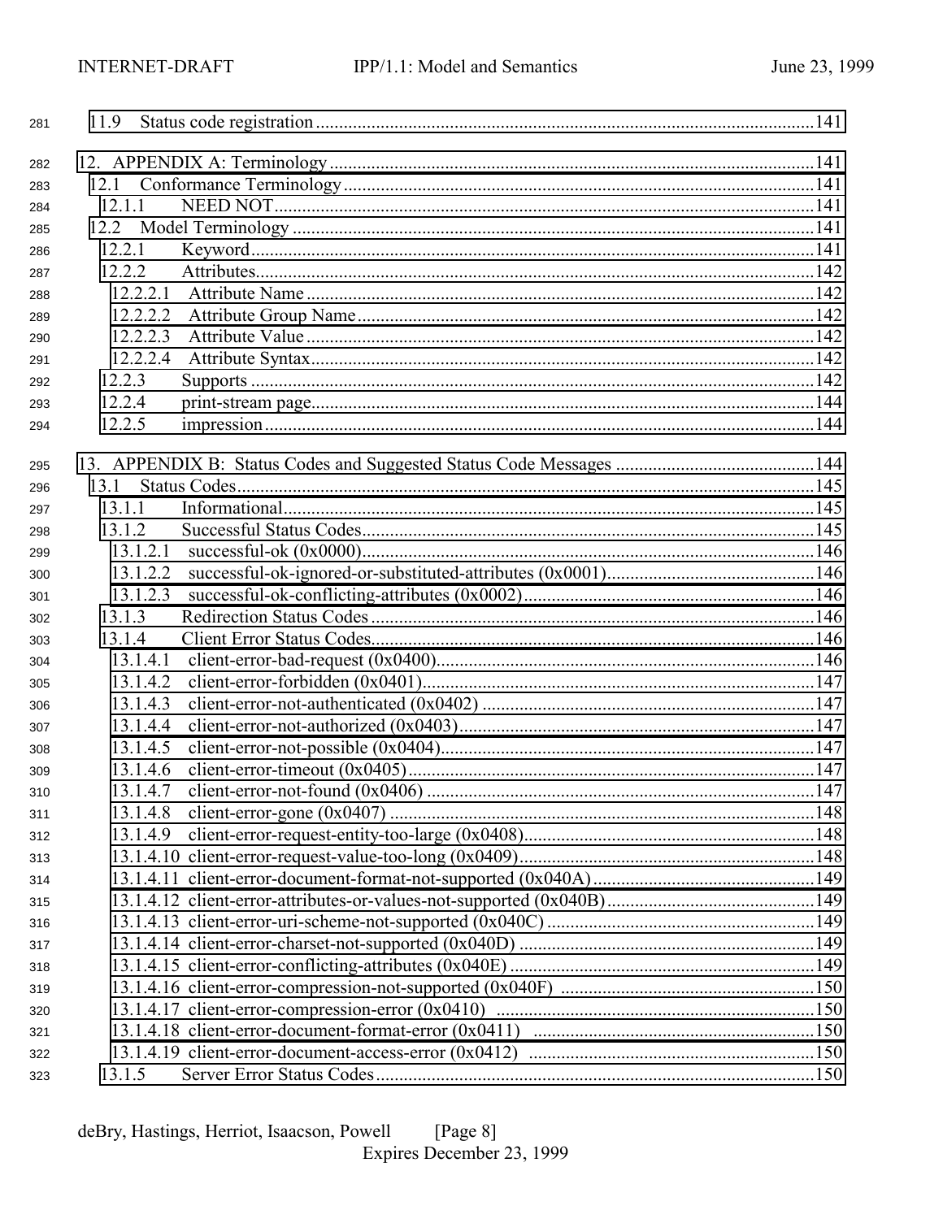11.9 Status code registration ....................................................................................................................141

12. APPENDIX A: Terminology ....................................................................................................................141
12.1 Conformance Terminology ....................................................................................................................141
12.1.1 NEED NOT....................................................................................................................141
12.2 Model Terminology ....................................................................................................................141
12.2.1 Keyword....................................................................................................................141
12.2.2 Attributes....................................................................................................................142
12.2.2.1 Attribute Name ....................................................................................................................142
12.2.2.2 Attribute Group Name....................................................................................................................142
12.2.2.3 Attribute Value ....................................................................................................................142
12.2.2.4 Attribute Syntax....................................................................................................................142
12.2.3 Supports ....................................................................................................................142
12.2.4 print-stream page....................................................................................................................144
12.2.5 impression....................................................................................................................144

13. APPENDIX B: Status Codes and Suggested Status Code Messages ....................................................................................................................144
13.1 Status Codes....................................................................................................................145
13.1.1 Informational....................................................................................................................145
13.1.2 Successful Status Codes....................................................................................................................145
13.1.2.1 successful-ok (0x0000)....................................................................................................................146
13.1.2.2 successful-ok-ignored-or-substituted-attributes (0x0001)....................................................................................................................146
13.1.2.3 successful-ok-conflicting-attributes (0x0002)....................................................................................................................146
13.1.3 Redirection Status Codes ....................................................................................................................146
13.1.4 Client Error Status Codes....................................................................................................................146
13.1.4.1 client-error-bad-request (0x0400)....................................................................................................................146
13.1.4.2 client-error-forbidden (0x0401)....................................................................................................................147
13.1.4.3 client-error-not-authenticated (0x0402) ....................................................................................................................147
13.1.4.4 client-error-not-authorized (0x0403)....................................................................................................................147
13.1.4.5 client-error-not-possible (0x0404)....................................................................................................................147
13.1.4.6 client-error-timeout (0x0405)....................................................................................................................147
13.1.4.7 client-error-not-found (0x0406) ....................................................................................................................147
13.1.4.8 client-error-gone (0x0407) ....................................................................................................................148
13.1.4.9 client-error-request-entity-too-large (0x0408)....................................................................................................................148
13.1.4.10 client-error-request-value-too-long (0x0409)....................................................................................................................148
13.1.4.11 client-error-document-format-not-supported (0x040A) ....................................................................................................................149
13.1.4.12 client-error-attributes-or-values-not-supported (0x040B)....................................................................................................................149
13.1.4.13 client-error-uri-scheme-not-supported (0x040C) ....................................................................................................................149
13.1.4.14 client-error-charset-not-supported (0x040D) ....................................................................................................................149
13.1.4.15 client-error-conflicting-attributes (0x040E) ....................................................................................................................149
13.1.4.16 client-error-compression-not-supported (0x040F) ....................................................................................................................150
13.1.4.17 client-error-compression-error (0x0410) ....................................................................................................................150
13.1.4.18 client-error-document-format-error (0x0411) ....................................................................................................................150
13.1.4.19 client-error-document-access-error (0x0412) ....................................................................................................................150
13.1.5 Server Error Status Codes....................................................................................................................150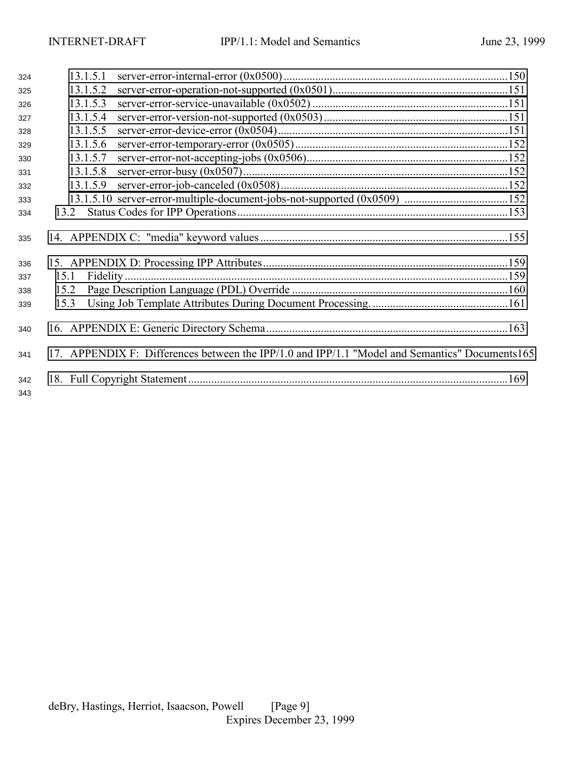13.1.5.1 server-error-internal-error (0x0500)....................................................................................150
13.1.5.2 server-error-operation-not-supported (0x0501).........................................................................151
13.1.5.3 server-error-service-unavailable (0x0502) ..................................................................................151
13.1.5.4 server-error-version-not-supported (0x0503)...............................................................................151
13.1.5.5 server-error-device-error (0x0504)...............................................................................................151
13.1.5.6 server-error-temporary-error (0x0505).........................................................................................152
13.1.5.7 server-error-not-accepting-jobs (0x0506).....................................................................................152
13.1.5.8 server-error-busy (0x0507)...........................................................................................................152
13.1.5.9 server-error-job-canceled (0x0508)..............................................................................................152
13.1.5.10 server-error-multiple-document-jobs-not-supported (0x0509) ....................................................152
13.2 Status Codes for IPP Operations.......................................................................................................153

14. APPENDIX C: "media" keyword values.........................................................................................155

15. APPENDIX D: Processing IPP Attributes.......................................................................................159
15.1 Fidelity...............................................................................................................................................159
15.2 Page Description Language (PDL) Override....................................................................................160
15.3 Using Job Template Attributes During Document Processing. .........................................................161

16. APPENDIX E: Generic Directory Schema.......................................................................................163

17. APPENDIX F: Differences between the IPP/1.0 and IPP/1.1 "Model and Semantics" Documents165

18. Full Copyright Statement...................................................................................................................169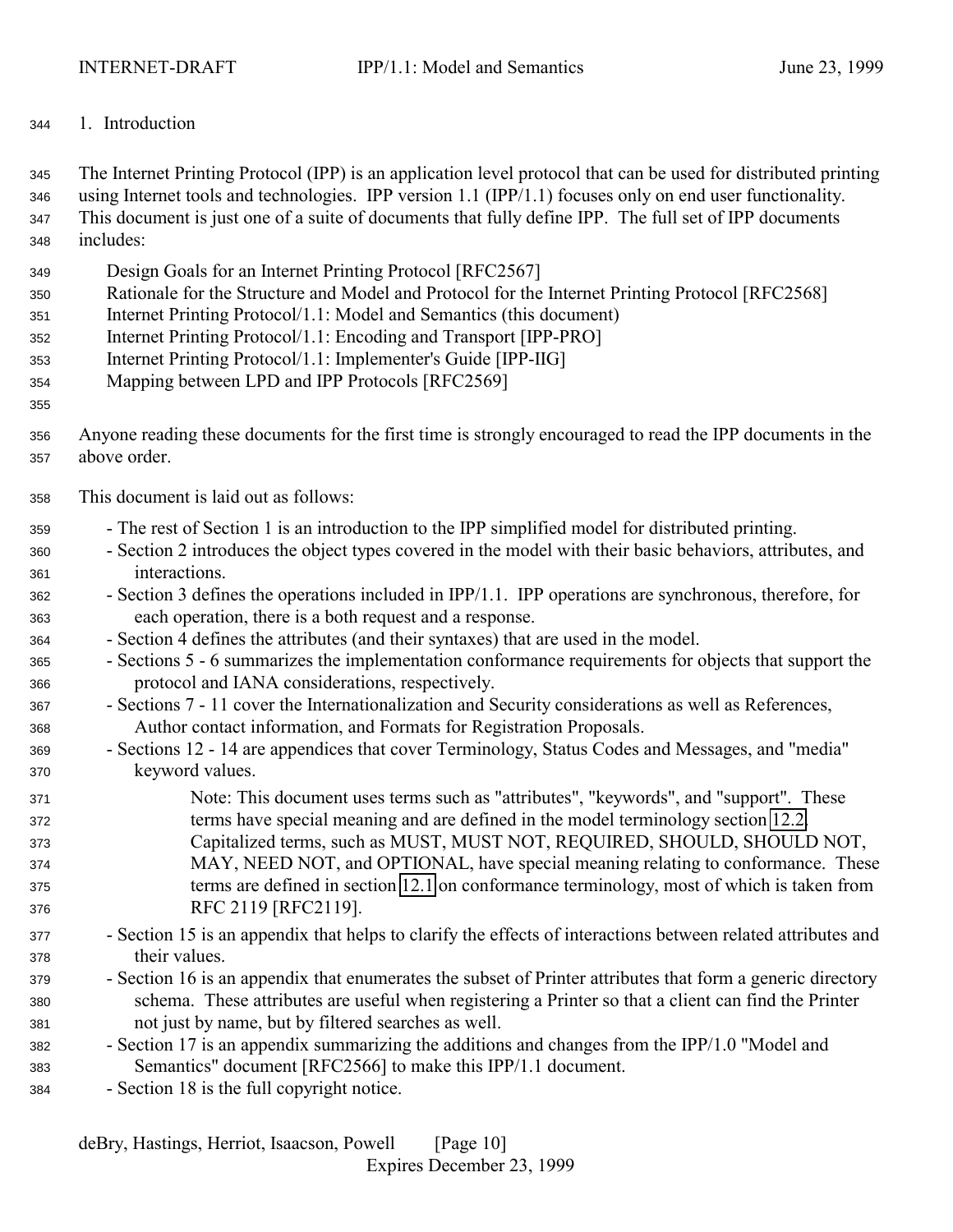# 1. Introduction

The Internet Printing Protocol (IPP) is an application level protocol that can be used for distributed printing using Internet tools and technologies. IPP version 1.1 (IPP/1.1) focuses only on end user functionality. This document is just one of a suite of documents that fully define IPP. The full set of IPP documents includes:

- Design Goals for an Internet Printing Protocol [RFC2567]
- Rationale for the Structure and Model and Protocol for the Internet Printing Protocol [RFC2568]
- Internet Printing Protocol/1.1: Model and Semantics (this document)
- Internet Printing Protocol/1.1: Encoding and Transport [IPP-PRO]
- Internet Printing Protocol/1.1: Implementer's Guide [IPP-IIG]
- Mapping between LPD and IPP Protocols [RFC2569]

Anyone reading these documents for the first time is strongly encouraged to read the IPP documents in the above order.

This document is laid out as follows:

- The rest of Section 1 is an introduction to the IPP simplified model for distributed printing.
- Section 2 introduces the object types covered in the model with their basic behaviors, attributes, and interactions.
- Section 3 defines the operations included in IPP/1.1. IPP operations are synchronous, therefore, for each operation, there is a both request and a response.
- Section 4 defines the attributes (and their syntaxes) that are used in the model.
- Sections 5 - 6 summarizes the implementation conformance requirements for objects that support the protocol and IANA considerations, respectively.
- Sections 7 - 11 cover the Internationalization and Security considerations as well as References, Author contact information, and Formats for Registration Proposals.
- Sections 12 - 14 are appendices that cover Terminology, Status Codes and Messages, and "media" keyword values.

  Note: This document uses terms such as "attributes", "keywords", and "support". These terms have special meaning and are defined in the model terminology section 12.2. Capitalized terms, such as MUST, MUST NOT, REQUIRED, SHOULD, SHOULD NOT, MAY, NEED NOT, and OPTIONAL, have special meaning relating to conformance. These terms are defined in section 12.1 on conformance terminology, most of which is taken from RFC 2119 [RFC2119].

- Section 15 is an appendix that helps to clarify the effects of interactions between related attributes and their values.
- Section 16 is an appendix that enumerates the subset of Printer attributes that form a generic directory schema. These attributes are useful when registering a Printer so that a client can find the Printer not just by name, but by filtered searches as well.
- Section 17 is an appendix summarizing the additions and changes from the IPP/1.0 "Model and Semantics" document [RFC2566] to make this IPP/1.1 document.
- Section 18 is the full copyright notice.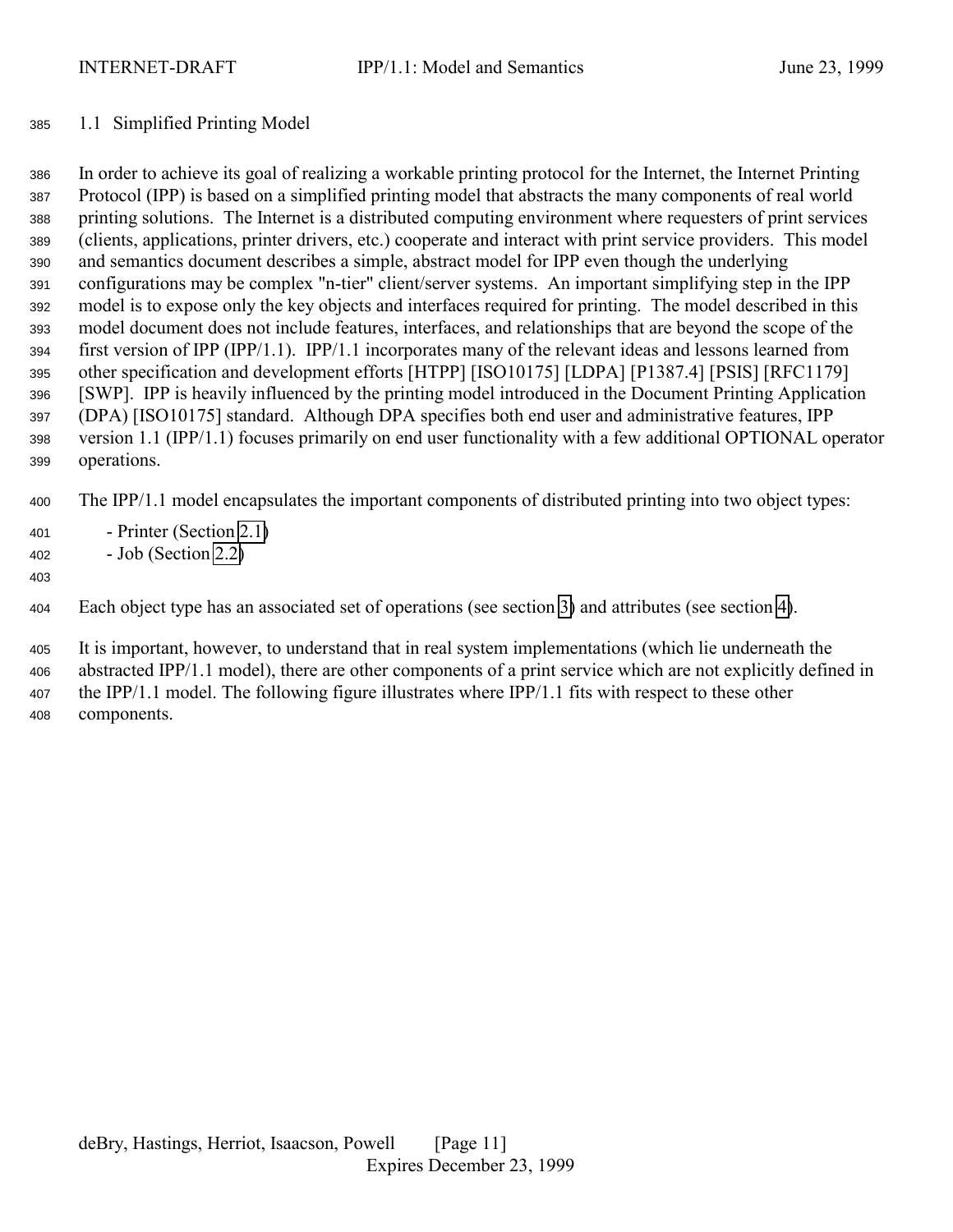## 1.1 Simplified Printing Model

In order to achieve its goal of realizing a workable printing protocol for the Internet, the Internet Printing Protocol (IPP) is based on a simplified printing model that abstracts the many components of real world printing solutions. The Internet is a distributed computing environment where requesters of print services (clients, applications, printer drivers, etc.) cooperate and interact with print service providers. This model and semantics document describes a simple, abstract model for IPP even though the underlying configurations may be complex "n-tier" client/server systems. An important simplifying step in the IPP model is to expose only the key objects and interfaces required for printing. The model described in this model document does not include features, interfaces, and relationships that are beyond the scope of the first version of IPP (IPP/1.1). IPP/1.1 incorporates many of the relevant ideas and lessons learned from other specification and development efforts [HTPP] [ISO10175] [LDPA] [P1387.4] [PSIS] [RFC1179] [SWP]. IPP is heavily influenced by the printing model introduced in the Document Printing Application (DPA) [ISO10175] standard. Although DPA specifies both end user and administrative features, IPP version 1.1 (IPP/1.1) focuses primarily on end user functionality with a few additional OPTIONAL operator operations.

The IPP/1.1 model encapsulates the important components of distributed printing into two object types:

- Printer (Section 2.1)
- Job (Section 2.2)

Each object type has an associated set of operations (see section 3) and attributes (see section 4).

It is important, however, to understand that in real system implementations (which lie underneath the abstracted IPP/1.1 model), there are other components of a print service which are not explicitly defined in the IPP/1.1 model. The following figure illustrates where IPP/1.1 fits with respect to these other components.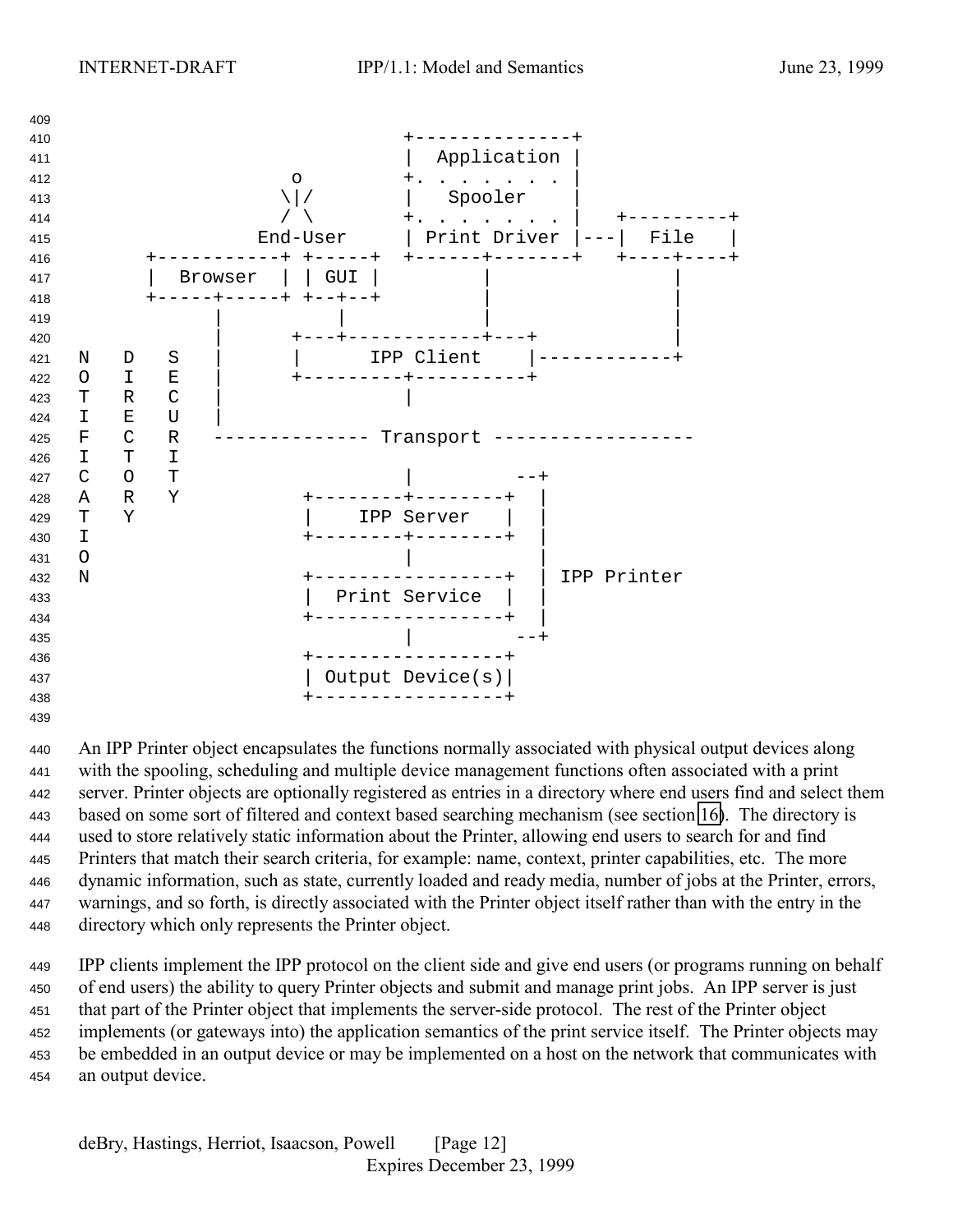```
                                       +--------------+
                                       |  Application |
                           o           +. . . . . . . |
                          \|/          |   Spooler    |
                          / \          +. . . . . . . |   +---------+
                        End-User       | Print Driver |---|  File   |
              +-----------+ +-----+    +------+-------+   +----+----+
              |  Browser  | | GUI |           |                |
              +-----+-----+ +--+--+           |                |
                    |          |              |                |
                    |      +---+------------+---+              |
        N   D   S   |      |      IPP Client    |--------------+
        O   I   E   |      +---------+----------+
        T   R   C   |                |
        I   E   U   |
        F   C   R   -------------- Transport ------------------
        I   T   I
        C   O   T                    |         --+
        A   R   Y           +--------+--------+  |
        T   Y               |    IPP Server   |  |
        I                   +--------+--------+  |
        O                            |           |
        N                   +-----------------+  | IPP Printer
                            |  Print Service  |  |
                            +-----------------+  |
                                     |         --+
                            +-----------------+
                            | Output Device(s)|
                            +-----------------+
```

An IPP Printer object encapsulates the functions normally associated with physical output devices along with the spooling, scheduling and multiple device management functions often associated with a print server. Printer objects are optionally registered as entries in a directory where end users find and select them based on some sort of filtered and context based searching mechanism (see section 16). The directory is used to store relatively static information about the Printer, allowing end users to search for and find Printers that match their search criteria, for example: name, context, printer capabilities, etc. The more dynamic information, such as state, currently loaded and ready media, number of jobs at the Printer, errors, warnings, and so forth, is directly associated with the Printer object itself rather than with the entry in the directory which only represents the Printer object.

IPP clients implement the IPP protocol on the client side and give end users (or programs running on behalf of end users) the ability to query Printer objects and submit and manage print jobs. An IPP server is just that part of the Printer object that implements the server-side protocol. The rest of the Printer object implements (or gateways into) the application semantics of the print service itself. The Printer objects may be embedded in an output device or may be implemented on a host on the network that communicates with an output device.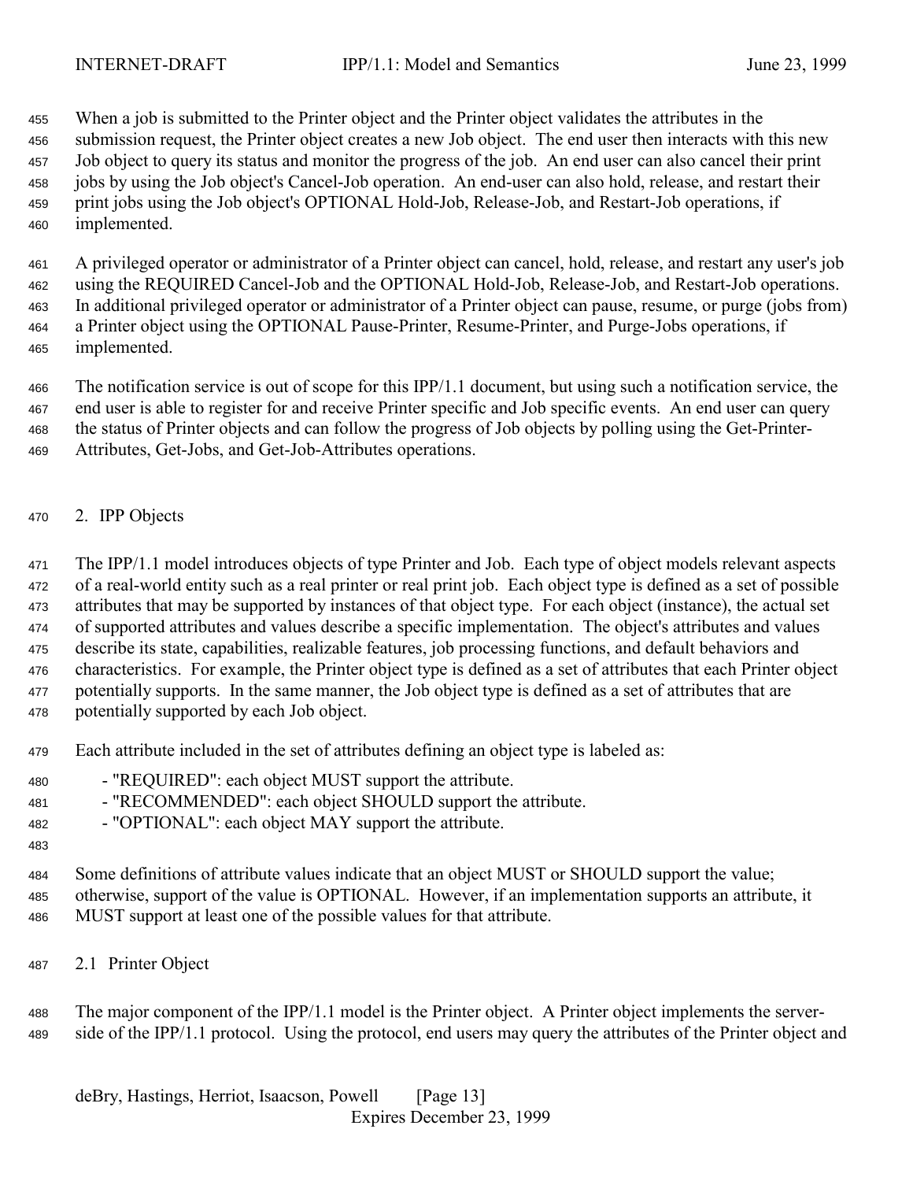When a job is submitted to the Printer object and the Printer object validates the attributes in the submission request, the Printer object creates a new Job object. The end user then interacts with this new Job object to query its status and monitor the progress of the job. An end user can also cancel their print jobs by using the Job object's Cancel-Job operation. An end-user can also hold, release, and restart their print jobs using the Job object's OPTIONAL Hold-Job, Release-Job, and Restart-Job operations, if implemented.

A privileged operator or administrator of a Printer object can cancel, hold, release, and restart any user's job using the REQUIRED Cancel-Job and the OPTIONAL Hold-Job, Release-Job, and Restart-Job operations. In additional privileged operator or administrator of a Printer object can pause, resume, or purge (jobs from) a Printer object using the OPTIONAL Pause-Printer, Resume-Printer, and Purge-Jobs operations, if implemented.

The notification service is out of scope for this IPP/1.1 document, but using such a notification service, the end user is able to register for and receive Printer specific and Job specific events. An end user can query the status of Printer objects and can follow the progress of Job objects by polling using the Get-Printer-Attributes, Get-Jobs, and Get-Job-Attributes operations.

## 2. IPP Objects

The IPP/1.1 model introduces objects of type Printer and Job. Each type of object models relevant aspects of a real-world entity such as a real printer or real print job. Each object type is defined as a set of possible attributes that may be supported by instances of that object type. For each object (instance), the actual set of supported attributes and values describe a specific implementation. The object's attributes and values describe its state, capabilities, realizable features, job processing functions, and default behaviors and characteristics. For example, the Printer object type is defined as a set of attributes that each Printer object potentially supports. In the same manner, the Job object type is defined as a set of attributes that are potentially supported by each Job object.

Each attribute included in the set of attributes defining an object type is labeled as:

- "REQUIRED": each object MUST support the attribute.
- "RECOMMENDED": each object SHOULD support the attribute.
- "OPTIONAL": each object MAY support the attribute.

Some definitions of attribute values indicate that an object MUST or SHOULD support the value; otherwise, support of the value is OPTIONAL. However, if an implementation supports an attribute, it MUST support at least one of the possible values for that attribute.

### 2.1 Printer Object

The major component of the IPP/1.1 model is the Printer object. A Printer object implements the server-side of the IPP/1.1 protocol. Using the protocol, end users may query the attributes of the Printer object and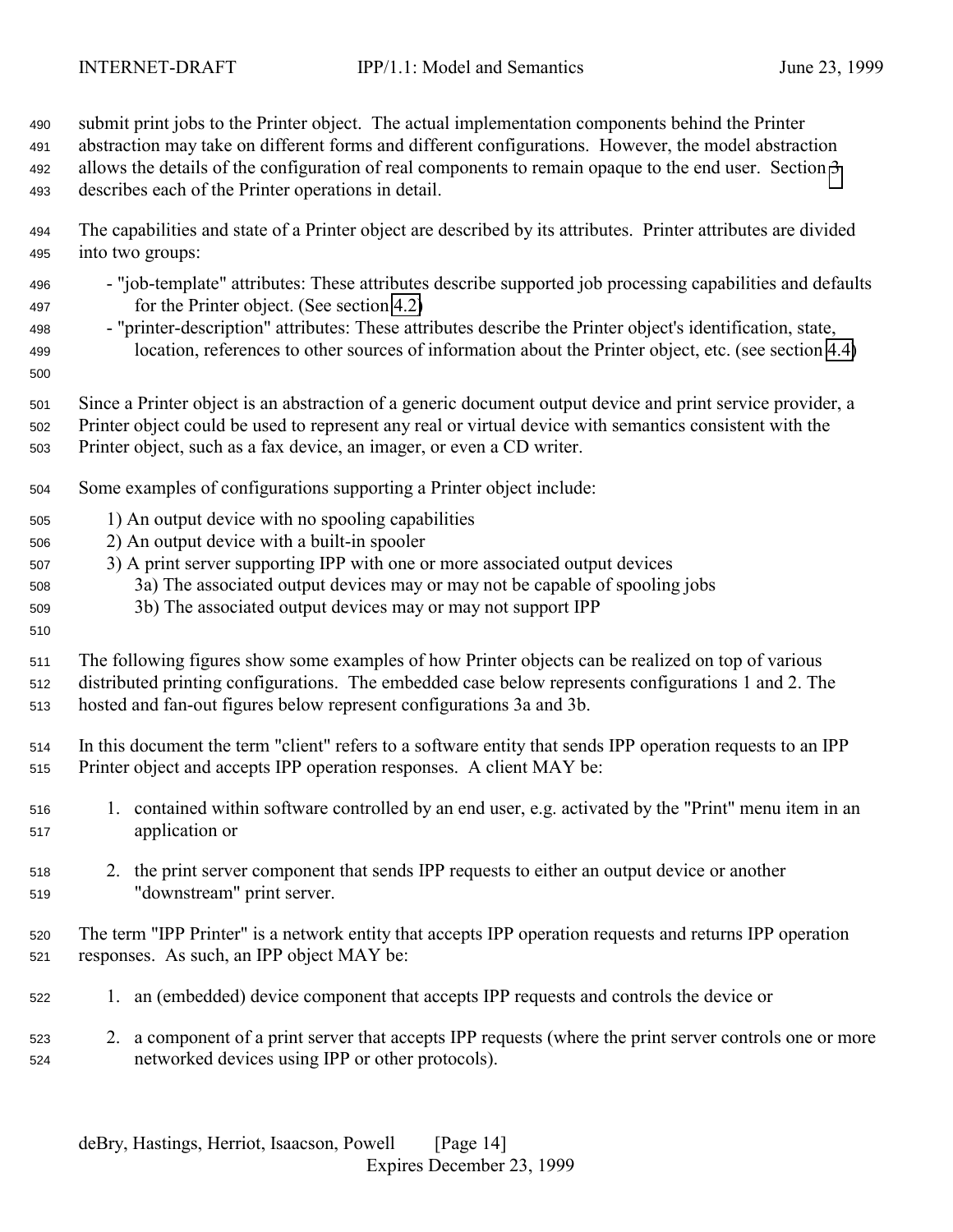submit print jobs to the Printer object. The actual implementation components behind the Printer abstraction may take on different forms and different configurations. However, the model abstraction allows the details of the configuration of real components to remain opaque to the end user. Section 3 describes each of the Printer operations in detail.

The capabilities and state of a Printer object are described by its attributes. Printer attributes are divided into two groups:

- "job-template" attributes: These attributes describe supported job processing capabilities and defaults for the Printer object. (See section 4.2)
- "printer-description" attributes: These attributes describe the Printer object's identification, state, location, references to other sources of information about the Printer object, etc. (see section 4.4)

Since a Printer object is an abstraction of a generic document output device and print service provider, a Printer object could be used to represent any real or virtual device with semantics consistent with the Printer object, such as a fax device, an imager, or even a CD writer.

Some examples of configurations supporting a Printer object include:

1) An output device with no spooling capabilities
2) An output device with a built-in spooler
3) A print server supporting IPP with one or more associated output devices
   3a) The associated output devices may or may not be capable of spooling jobs
   3b) The associated output devices may or may not support IPP

The following figures show some examples of how Printer objects can be realized on top of various distributed printing configurations. The embedded case below represents configurations 1 and 2. The hosted and fan-out figures below represent configurations 3a and 3b.

In this document the term "client" refers to a software entity that sends IPP operation requests to an IPP Printer object and accepts IPP operation responses. A client MAY be:

1. contained within software controlled by an end user, e.g. activated by the "Print" menu item in an application or

2. the print server component that sends IPP requests to either an output device or another "downstream" print server.

The term "IPP Printer" is a network entity that accepts IPP operation requests and returns IPP operation responses. As such, an IPP object MAY be:

1. an (embedded) device component that accepts IPP requests and controls the device or

2. a component of a print server that accepts IPP requests (where the print server controls one or more networked devices using IPP or other protocols).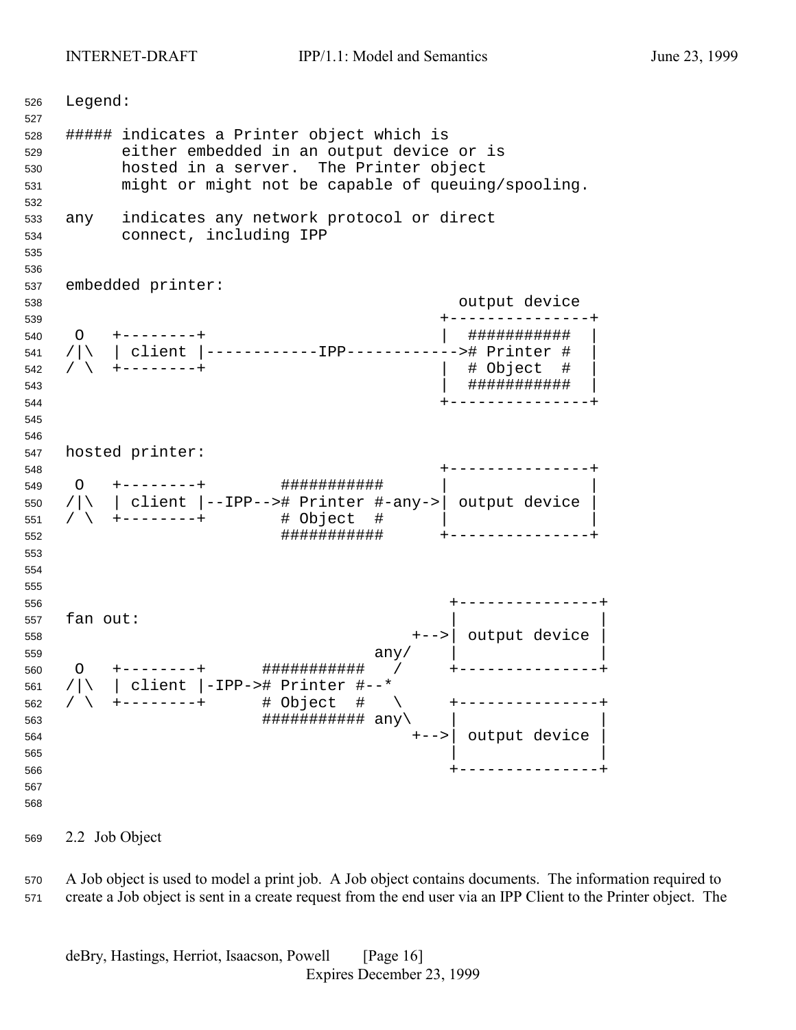```
Legend:

##### indicates a Printer object which is
      either embedded in an output device or is
      hosted in a server.  The Printer object
      might or might not be capable of queuing/spooling.

any   indicates any network protocol or direct
      connect, including IPP


embedded printer:
                                          output device
                                        +---------------+
 O   +--------+                         |  ###########  |
/|\  | client |------------IPP------------># Printer #  |
/ \  +--------+                         |  # Object  #  |
                                        |  ###########  |
                                        +---------------+


hosted printer:
                                        +---------------+
 O   +--------+        ###########      |               |
/|\  | client |--IPP--># Printer #-any->| output device |
/ \  +--------+        # Object  #      |               |
                       ###########      +---------------+



                                         +---------------+
fan out:                                 |               |
                                     +-->| output device |
                                 any/    |               |
 O   +--------+      ###########   /     +---------------+
/|\  | client |-IPP-># Printer #--*
/ \  +--------+      # Object  #   \     +---------------+
                     ########### any\    |               |
                                     +-->| output device |
                                         |               |
                                         +---------------+
```

## 2.2 Job Object

A Job object is used to model a print job. A Job object contains documents. The information required to create a Job object is sent in a create request from the end user via an IPP Client to the Printer object. The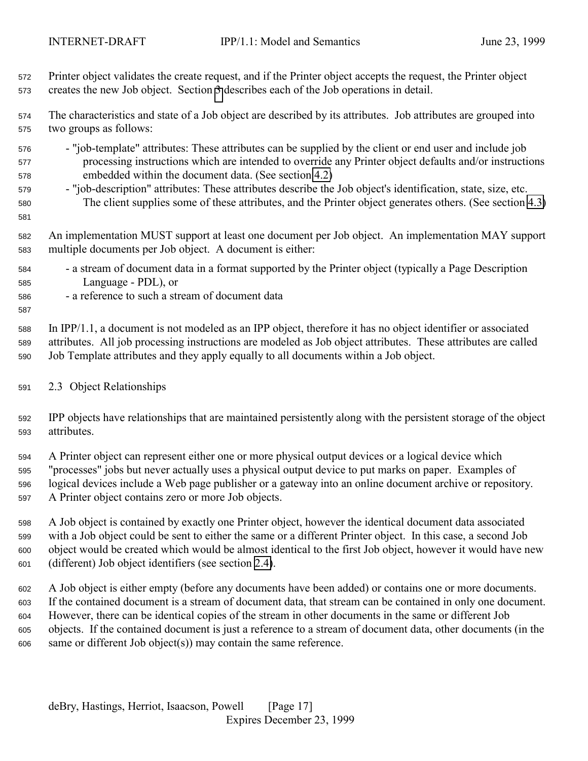Printer object validates the create request, and if the Printer object accepts the request, the Printer object creates the new Job object. Section 3 describes each of the Job operations in detail.

The characteristics and state of a Job object are described by its attributes. Job attributes are grouped into two groups as follows:

- "job-template" attributes: These attributes can be supplied by the client or end user and include job processing instructions which are intended to override any Printer object defaults and/or instructions embedded within the document data. (See section 4.2)
- "job-description" attributes: These attributes describe the Job object's identification, state, size, etc. The client supplies some of these attributes, and the Printer object generates others. (See section 4.3)

An implementation MUST support at least one document per Job object. An implementation MAY support multiple documents per Job object. A document is either:

- a stream of document data in a format supported by the Printer object (typically a Page Description Language - PDL), or
- a reference to such a stream of document data

In IPP/1.1, a document is not modeled as an IPP object, therefore it has no object identifier or associated attributes. All job processing instructions are modeled as Job object attributes. These attributes are called Job Template attributes and they apply equally to all documents within a Job object.

## 2.3 Object Relationships

IPP objects have relationships that are maintained persistently along with the persistent storage of the object attributes.

A Printer object can represent either one or more physical output devices or a logical device which "processes" jobs but never actually uses a physical output device to put marks on paper. Examples of logical devices include a Web page publisher or a gateway into an online document archive or repository. A Printer object contains zero or more Job objects.

A Job object is contained by exactly one Printer object, however the identical document data associated with a Job object could be sent to either the same or a different Printer object. In this case, a second Job object would be created which would be almost identical to the first Job object, however it would have new (different) Job object identifiers (see section 2.4).

A Job object is either empty (before any documents have been added) or contains one or more documents. If the contained document is a stream of document data, that stream can be contained in only one document. However, there can be identical copies of the stream in other documents in the same or different Job objects. If the contained document is just a reference to a stream of document data, other documents (in the same or different Job object(s)) may contain the same reference.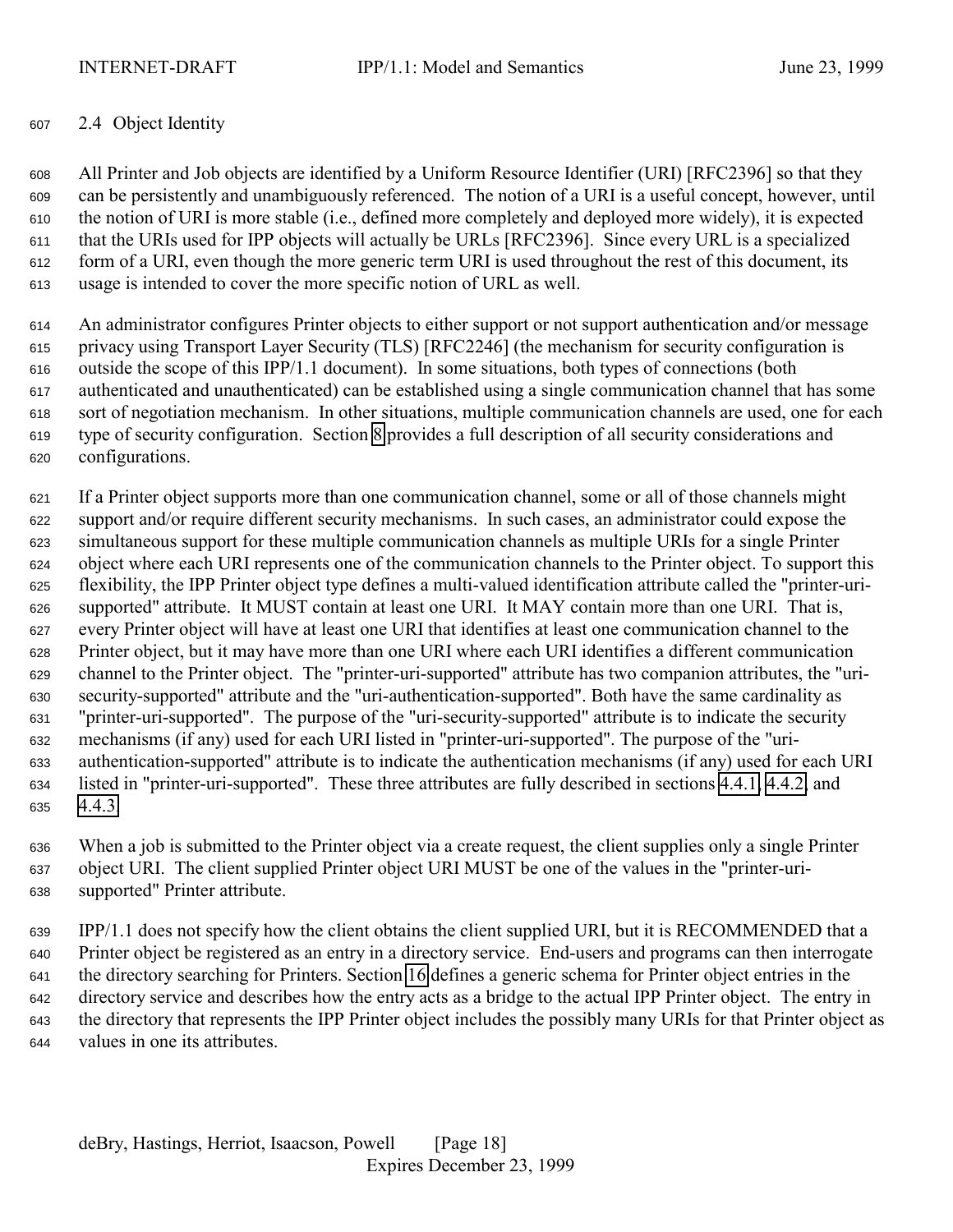## 2.4 Object Identity

All Printer and Job objects are identified by a Uniform Resource Identifier (URI) [RFC2396] so that they can be persistently and unambiguously referenced. The notion of a URI is a useful concept, however, until the notion of URI is more stable (i.e., defined more completely and deployed more widely), it is expected that the URIs used for IPP objects will actually be URLs [RFC2396]. Since every URL is a specialized form of a URI, even though the more generic term URI is used throughout the rest of this document, its usage is intended to cover the more specific notion of URL as well.

An administrator configures Printer objects to either support or not support authentication and/or message privacy using Transport Layer Security (TLS) [RFC2246] (the mechanism for security configuration is outside the scope of this IPP/1.1 document). In some situations, both types of connections (both authenticated and unauthenticated) can be established using a single communication channel that has some sort of negotiation mechanism. In other situations, multiple communication channels are used, one for each type of security configuration. Section 8 provides a full description of all security considerations and configurations.

If a Printer object supports more than one communication channel, some or all of those channels might support and/or require different security mechanisms. In such cases, an administrator could expose the simultaneous support for these multiple communication channels as multiple URIs for a single Printer object where each URI represents one of the communication channels to the Printer object. To support this flexibility, the IPP Printer object type defines a multi-valued identification attribute called the "printer-uri-supported" attribute. It MUST contain at least one URI. It MAY contain more than one URI. That is, every Printer object will have at least one URI that identifies at least one communication channel to the Printer object, but it may have more than one URI where each URI identifies a different communication channel to the Printer object. The "printer-uri-supported" attribute has two companion attributes, the "uri-security-supported" attribute and the "uri-authentication-supported". Both have the same cardinality as "printer-uri-supported". The purpose of the "uri-security-supported" attribute is to indicate the security mechanisms (if any) used for each URI listed in "printer-uri-supported". The purpose of the "uri-authentication-supported" attribute is to indicate the authentication mechanisms (if any) used for each URI listed in "printer-uri-supported". These three attributes are fully described in sections 4.4.1, 4.4.2, and 4.4.3.

When a job is submitted to the Printer object via a create request, the client supplies only a single Printer object URI. The client supplied Printer object URI MUST be one of the values in the "printer-uri-supported" Printer attribute.

IPP/1.1 does not specify how the client obtains the client supplied URI, but it is RECOMMENDED that a Printer object be registered as an entry in a directory service. End-users and programs can then interrogate the directory searching for Printers. Section 16 defines a generic schema for Printer object entries in the directory service and describes how the entry acts as a bridge to the actual IPP Printer object. The entry in the directory that represents the IPP Printer object includes the possibly many URIs for that Printer object as values in one its attributes.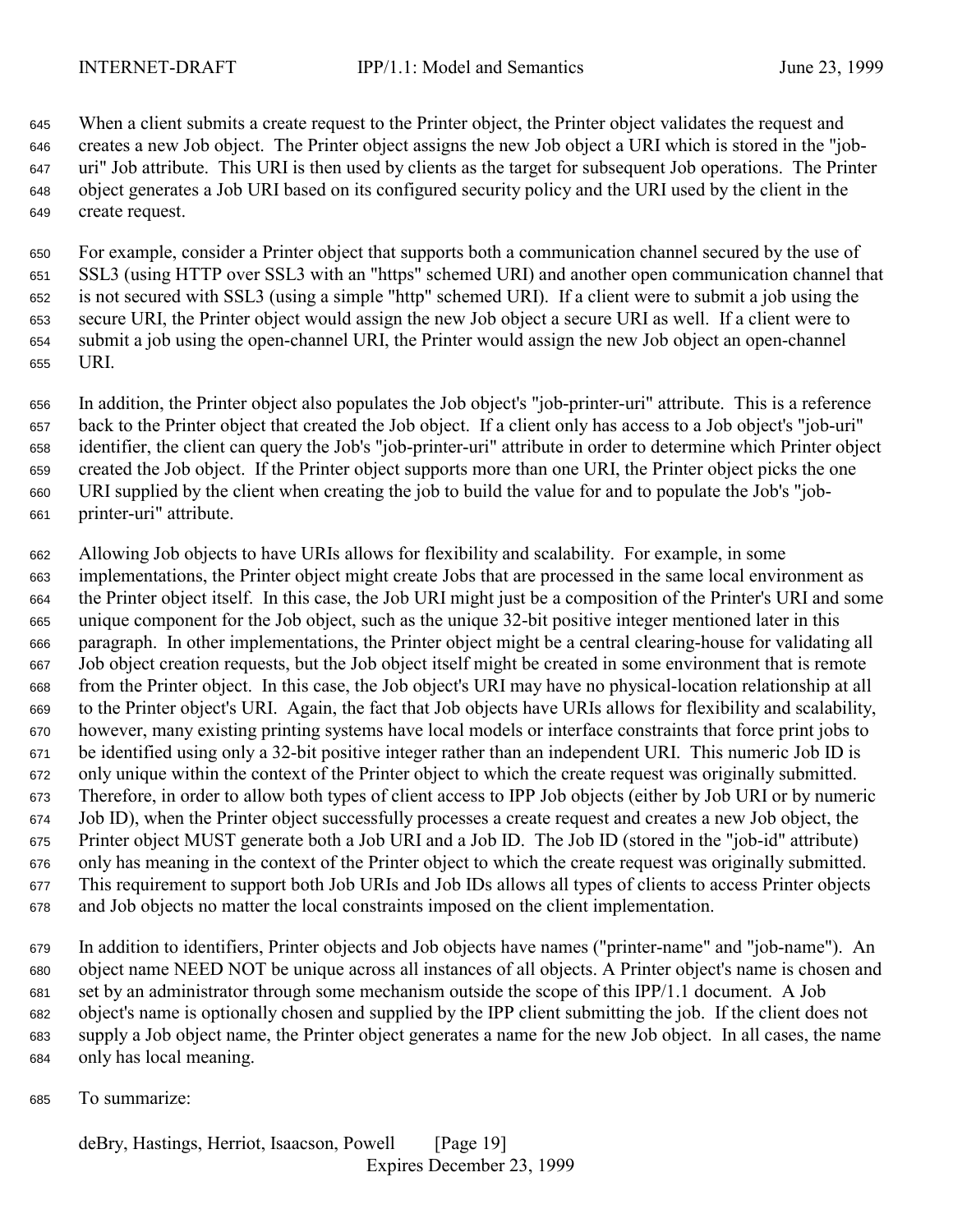When a client submits a create request to the Printer object, the Printer object validates the request and creates a new Job object. The Printer object assigns the new Job object a URI which is stored in the "job-uri" Job attribute. This URI is then used by clients as the target for subsequent Job operations. The Printer object generates a Job URI based on its configured security policy and the URI used by the client in the create request.

For example, consider a Printer object that supports both a communication channel secured by the use of SSL3 (using HTTP over SSL3 with an "https" schemed URI) and another open communication channel that is not secured with SSL3 (using a simple "http" schemed URI). If a client were to submit a job using the secure URI, the Printer object would assign the new Job object a secure URI as well. If a client were to submit a job using the open-channel URI, the Printer would assign the new Job object an open-channel URI.

In addition, the Printer object also populates the Job object's "job-printer-uri" attribute. This is a reference back to the Printer object that created the Job object. If a client only has access to a Job object's "job-uri" identifier, the client can query the Job's "job-printer-uri" attribute in order to determine which Printer object created the Job object. If the Printer object supports more than one URI, the Printer object picks the one URI supplied by the client when creating the job to build the value for and to populate the Job's "job-printer-uri" attribute.

Allowing Job objects to have URIs allows for flexibility and scalability. For example, in some implementations, the Printer object might create Jobs that are processed in the same local environment as the Printer object itself. In this case, the Job URI might just be a composition of the Printer's URI and some unique component for the Job object, such as the unique 32-bit positive integer mentioned later in this paragraph. In other implementations, the Printer object might be a central clearing-house for validating all Job object creation requests, but the Job object itself might be created in some environment that is remote from the Printer object. In this case, the Job object's URI may have no physical-location relationship at all to the Printer object's URI. Again, the fact that Job objects have URIs allows for flexibility and scalability, however, many existing printing systems have local models or interface constraints that force print jobs to be identified using only a 32-bit positive integer rather than an independent URI. This numeric Job ID is only unique within the context of the Printer object to which the create request was originally submitted. Therefore, in order to allow both types of client access to IPP Job objects (either by Job URI or by numeric Job ID), when the Printer object successfully processes a create request and creates a new Job object, the Printer object MUST generate both a Job URI and a Job ID. The Job ID (stored in the "job-id" attribute) only has meaning in the context of the Printer object to which the create request was originally submitted. This requirement to support both Job URIs and Job IDs allows all types of clients to access Printer objects and Job objects no matter the local constraints imposed on the client implementation.

In addition to identifiers, Printer objects and Job objects have names ("printer-name" and "job-name"). An object name NEED NOT be unique across all instances of all objects. A Printer object's name is chosen and set by an administrator through some mechanism outside the scope of this IPP/1.1 document. A Job object's name is optionally chosen and supplied by the IPP client submitting the job. If the client does not supply a Job object name, the Printer object generates a name for the new Job object. In all cases, the name only has local meaning.

To summarize: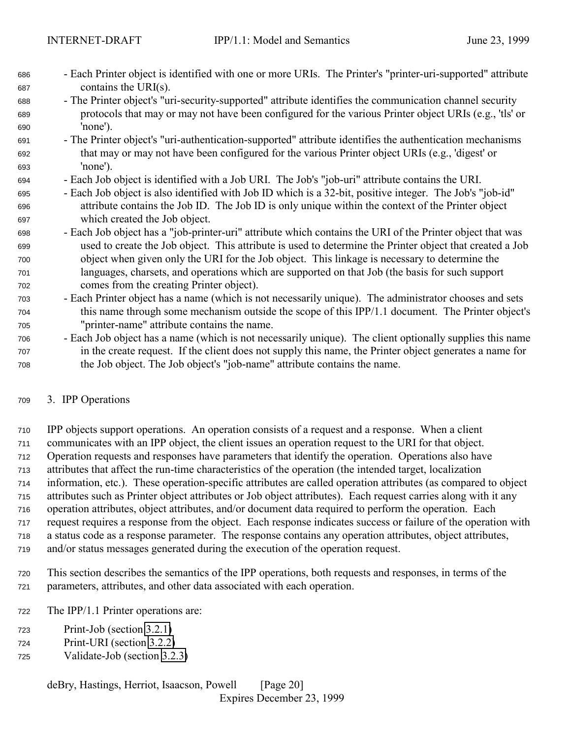- Each Printer object is identified with one or more URIs. The Printer's "printer-uri-supported" attribute contains the URI(s).
- The Printer object's "uri-security-supported" attribute identifies the communication channel security protocols that may or may not have been configured for the various Printer object URIs (e.g., 'tls' or 'none').
- The Printer object's "uri-authentication-supported" attribute identifies the authentication mechanisms that may or may not have been configured for the various Printer object URIs (e.g., 'digest' or 'none').
- Each Job object is identified with a Job URI. The Job's "job-uri" attribute contains the URI.
- Each Job object is also identified with Job ID which is a 32-bit, positive integer. The Job's "job-id" attribute contains the Job ID. The Job ID is only unique within the context of the Printer object which created the Job object.
- Each Job object has a "job-printer-uri" attribute which contains the URI of the Printer object that was used to create the Job object. This attribute is used to determine the Printer object that created a Job object when given only the URI for the Job object. This linkage is necessary to determine the languages, charsets, and operations which are supported on that Job (the basis for such support comes from the creating Printer object).
- Each Printer object has a name (which is not necessarily unique). The administrator chooses and sets this name through some mechanism outside the scope of this IPP/1.1 document. The Printer object's "printer-name" attribute contains the name.
- Each Job object has a name (which is not necessarily unique). The client optionally supplies this name in the create request. If the client does not supply this name, the Printer object generates a name for the Job object. The Job object's "job-name" attribute contains the name.

# 3. IPP Operations

IPP objects support operations. An operation consists of a request and a response. When a client communicates with an IPP object, the client issues an operation request to the URI for that object. Operation requests and responses have parameters that identify the operation. Operations also have attributes that affect the run-time characteristics of the operation (the intended target, localization information, etc.). These operation-specific attributes are called operation attributes (as compared to object attributes such as Printer object attributes or Job object attributes). Each request carries along with it any operation attributes, object attributes, and/or document data required to perform the operation. Each request requires a response from the object. Each response indicates success or failure of the operation with a status code as a response parameter. The response contains any operation attributes, object attributes, and/or status messages generated during the execution of the operation request.

This section describes the semantics of the IPP operations, both requests and responses, in terms of the parameters, attributes, and other data associated with each operation.

The IPP/1.1 Printer operations are:

Print-Job (section 3.2.1)
Print-URI (section 3.2.2)
Validate-Job (section 3.2.3)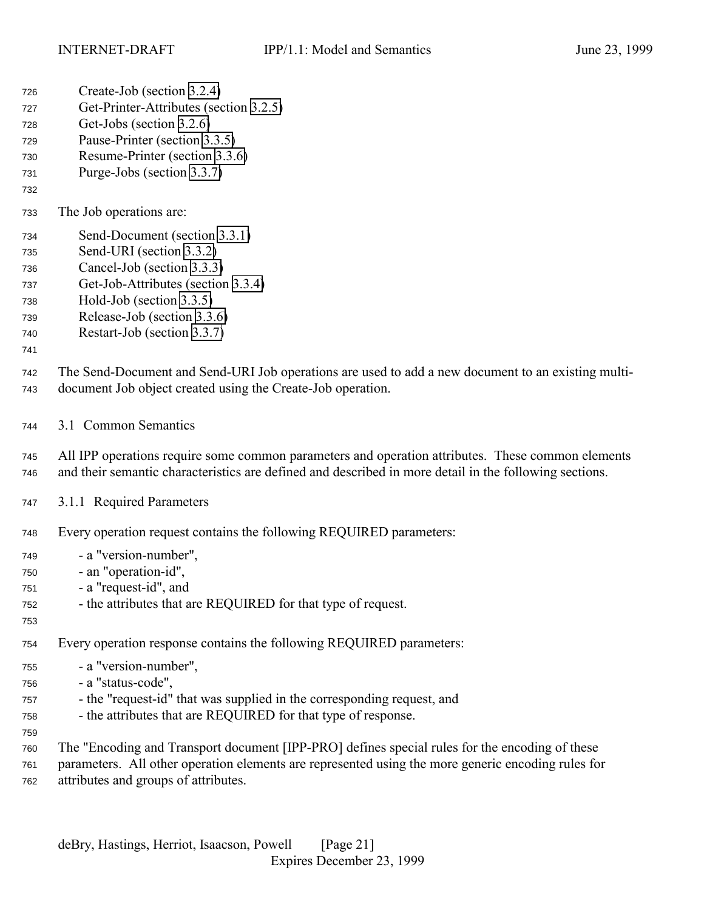Create-Job (section 3.2.4)
Get-Printer-Attributes (section 3.2.5)
Get-Jobs (section 3.2.6)
Pause-Printer (section 3.3.5)
Resume-Printer (section 3.3.6)
Purge-Jobs (section 3.3.7)

The Job operations are:

Send-Document (section 3.3.1)
Send-URI (section 3.3.2)
Cancel-Job (section 3.3.3)
Get-Job-Attributes (section 3.3.4)
Hold-Job (section 3.3.5)
Release-Job (section 3.3.6)
Restart-Job (section 3.3.7)

The Send-Document and Send-URI Job operations are used to add a new document to an existing multi-document Job object created using the Create-Job operation.

## 3.1 Common Semantics

All IPP operations require some common parameters and operation attributes. These common elements and their semantic characteristics are defined and described in more detail in the following sections.

### 3.1.1 Required Parameters

Every operation request contains the following REQUIRED parameters:

- a "version-number",
- an "operation-id",
- a "request-id", and
- the attributes that are REQUIRED for that type of request.

Every operation response contains the following REQUIRED parameters:

- a "version-number",
- a "status-code",
- the "request-id" that was supplied in the corresponding request, and
- the attributes that are REQUIRED for that type of response.

The "Encoding and Transport document [IPP-PRO] defines special rules for the encoding of these parameters. All other operation elements are represented using the more generic encoding rules for attributes and groups of attributes.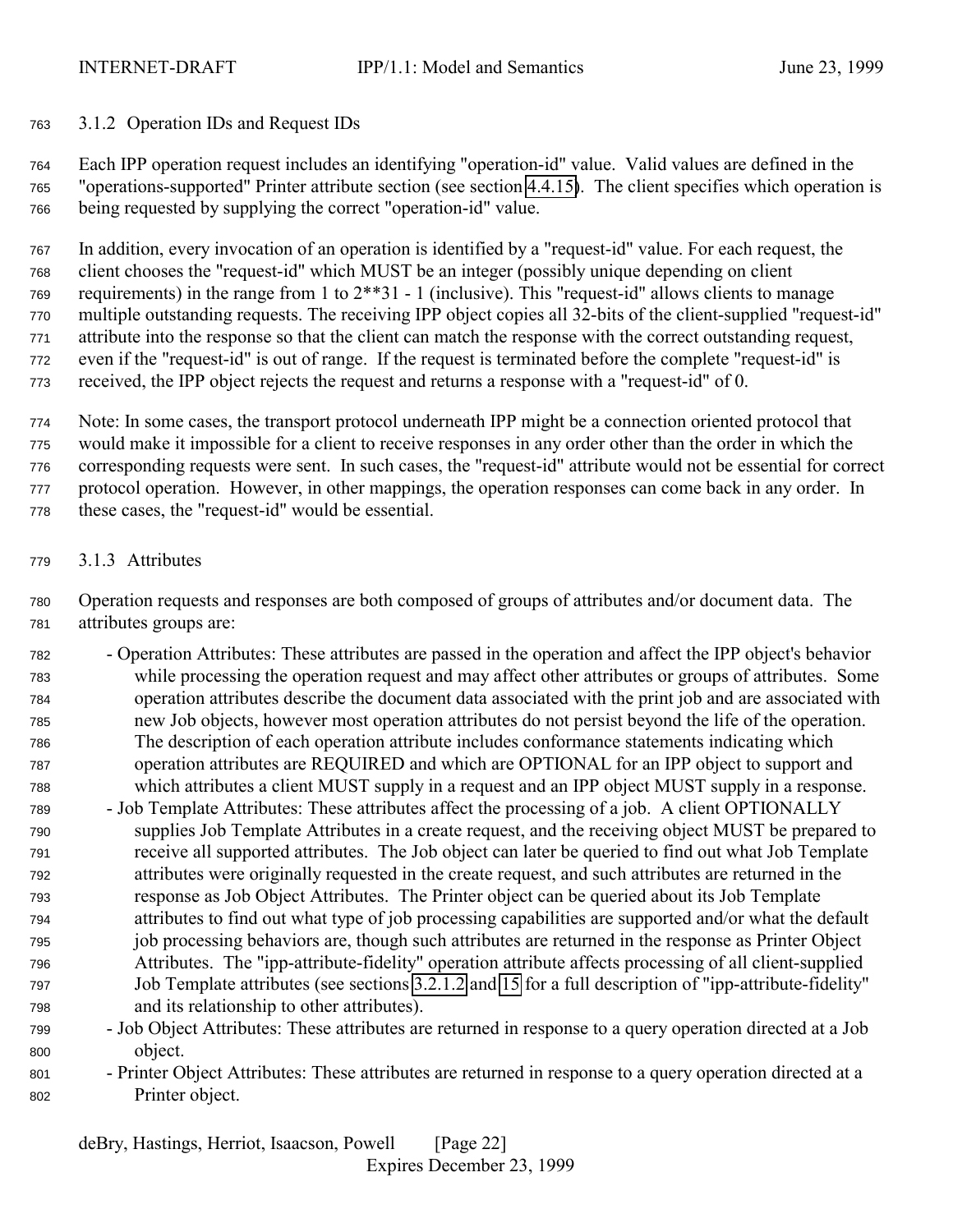### 3.1.2 Operation IDs and Request IDs

Each IPP operation request includes an identifying "operation-id" value. Valid values are defined in the "operations-supported" Printer attribute section (see section 4.4.15). The client specifies which operation is being requested by supplying the correct "operation-id" value.

In addition, every invocation of an operation is identified by a "request-id" value. For each request, the client chooses the "request-id" which MUST be an integer (possibly unique depending on client requirements) in the range from 1 to 2**31 - 1 (inclusive). This "request-id" allows clients to manage multiple outstanding requests. The receiving IPP object copies all 32-bits of the client-supplied "request-id" attribute into the response so that the client can match the response with the correct outstanding request, even if the "request-id" is out of range. If the request is terminated before the complete "request-id" is received, the IPP object rejects the request and returns a response with a "request-id" of 0.

Note: In some cases, the transport protocol underneath IPP might be a connection oriented protocol that would make it impossible for a client to receive responses in any order other than the order in which the corresponding requests were sent. In such cases, the "request-id" attribute would not be essential for correct protocol operation. However, in other mappings, the operation responses can come back in any order. In these cases, the "request-id" would be essential.

### 3.1.3 Attributes

Operation requests and responses are both composed of groups of attributes and/or document data. The attributes groups are:

- Operation Attributes: These attributes are passed in the operation and affect the IPP object's behavior while processing the operation request and may affect other attributes or groups of attributes. Some operation attributes describe the document data associated with the print job and are associated with new Job objects, however most operation attributes do not persist beyond the life of the operation. The description of each operation attribute includes conformance statements indicating which operation attributes are REQUIRED and which are OPTIONAL for an IPP object to support and which attributes a client MUST supply in a request and an IPP object MUST supply in a response.
- Job Template Attributes: These attributes affect the processing of a job. A client OPTIONALLY supplies Job Template Attributes in a create request, and the receiving object MUST be prepared to receive all supported attributes. The Job object can later be queried to find out what Job Template attributes were originally requested in the create request, and such attributes are returned in the response as Job Object Attributes. The Printer object can be queried about its Job Template attributes to find out what type of job processing capabilities are supported and/or what the default job processing behaviors are, though such attributes are returned in the response as Printer Object Attributes. The "ipp-attribute-fidelity" operation attribute affects processing of all client-supplied Job Template attributes (see sections 3.2.1.2 and 15 for a full description of "ipp-attribute-fidelity" and its relationship to other attributes).
- Job Object Attributes: These attributes are returned in response to a query operation directed at a Job object.
- Printer Object Attributes: These attributes are returned in response to a query operation directed at a Printer object.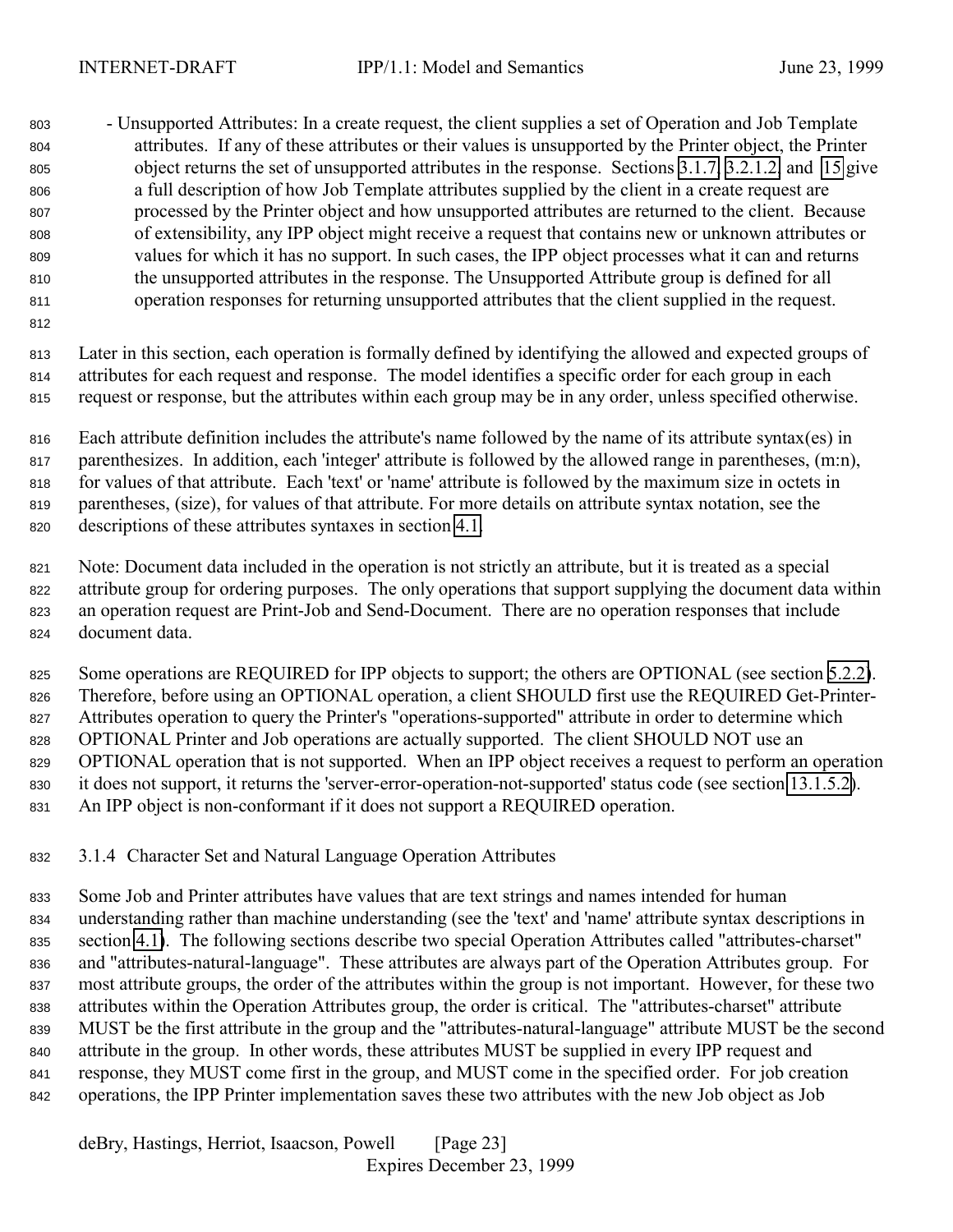- Unsupported Attributes: In a create request, the client supplies a set of Operation and Job Template attributes. If any of these attributes or their values is unsupported by the Printer object, the Printer object returns the set of unsupported attributes in the response. Sections 3.1.7, 3.2.1.2, and 15 give a full description of how Job Template attributes supplied by the client in a create request are processed by the Printer object and how unsupported attributes are returned to the client. Because of extensibility, any IPP object might receive a request that contains new or unknown attributes or values for which it has no support. In such cases, the IPP object processes what it can and returns the unsupported attributes in the response. The Unsupported Attribute group is defined for all operation responses for returning unsupported attributes that the client supplied in the request.

Later in this section, each operation is formally defined by identifying the allowed and expected groups of attributes for each request and response. The model identifies a specific order for each group in each request or response, but the attributes within each group may be in any order, unless specified otherwise.

Each attribute definition includes the attribute's name followed by the name of its attribute syntax(es) in parenthesizes. In addition, each 'integer' attribute is followed by the allowed range in parentheses, (m:n), for values of that attribute. Each 'text' or 'name' attribute is followed by the maximum size in octets in parentheses, (size), for values of that attribute. For more details on attribute syntax notation, see the descriptions of these attributes syntaxes in section 4.1.

Note: Document data included in the operation is not strictly an attribute, but it is treated as a special attribute group for ordering purposes. The only operations that support supplying the document data within an operation request are Print-Job and Send-Document. There are no operation responses that include document data.

Some operations are REQUIRED for IPP objects to support; the others are OPTIONAL (see section 5.2.2). Therefore, before using an OPTIONAL operation, a client SHOULD first use the REQUIRED Get-Printer-Attributes operation to query the Printer's "operations-supported" attribute in order to determine which OPTIONAL Printer and Job operations are actually supported. The client SHOULD NOT use an OPTIONAL operation that is not supported. When an IPP object receives a request to perform an operation it does not support, it returns the 'server-error-operation-not-supported' status code (see section 13.1.5.2). An IPP object is non-conformant if it does not support a REQUIRED operation.

### 3.1.4 Character Set and Natural Language Operation Attributes

Some Job and Printer attributes have values that are text strings and names intended for human understanding rather than machine understanding (see the 'text' and 'name' attribute syntax descriptions in section 4.1). The following sections describe two special Operation Attributes called "attributes-charset" and "attributes-natural-language". These attributes are always part of the Operation Attributes group. For most attribute groups, the order of the attributes within the group is not important. However, for these two attributes within the Operation Attributes group, the order is critical. The "attributes-charset" attribute MUST be the first attribute in the group and the "attributes-natural-language" attribute MUST be the second attribute in the group. In other words, these attributes MUST be supplied in every IPP request and response, they MUST come first in the group, and MUST come in the specified order. For job creation operations, the IPP Printer implementation saves these two attributes with the new Job object as Job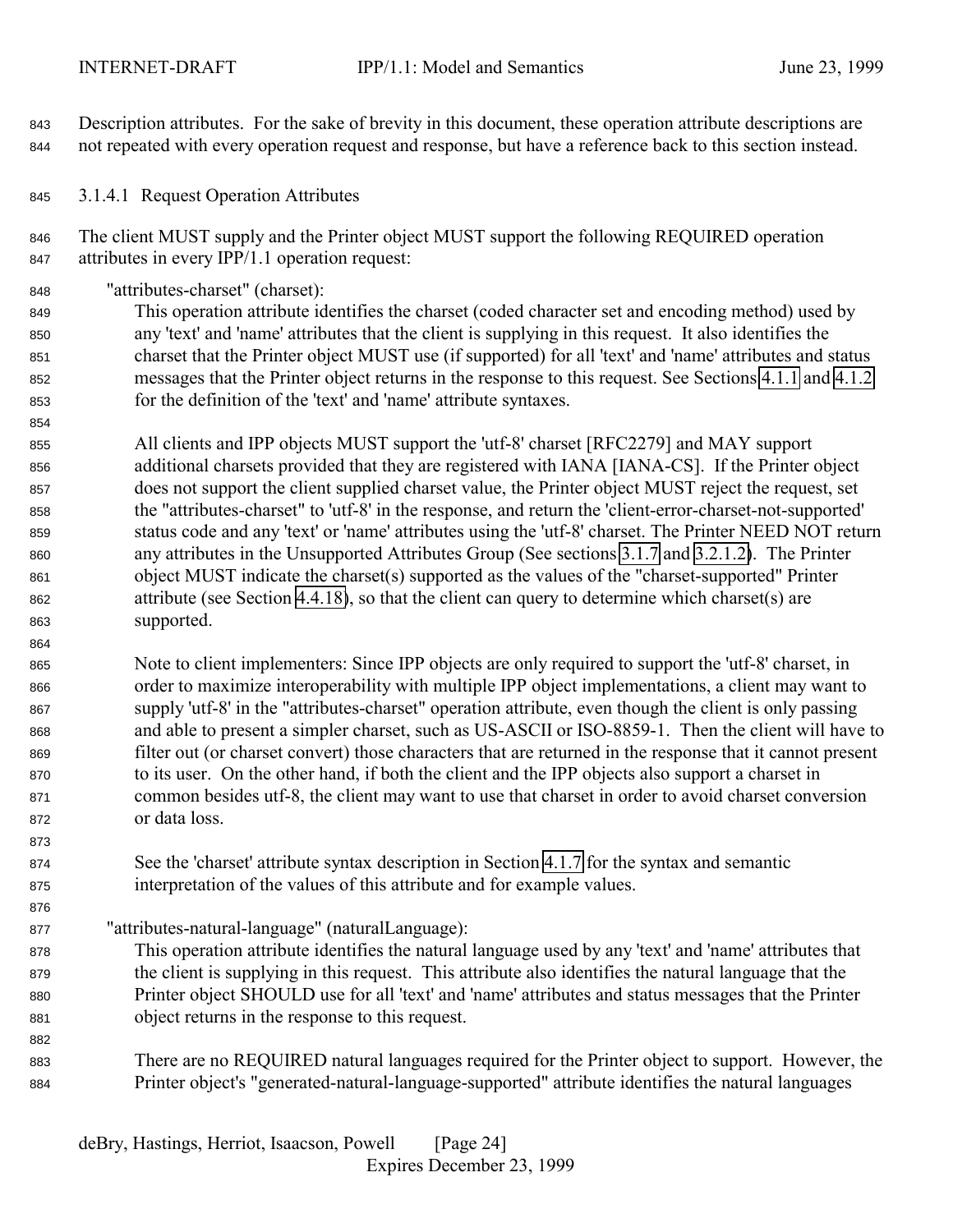Description attributes. For the sake of brevity in this document, these operation attribute descriptions are not repeated with every operation request and response, but have a reference back to this section instead.

#### 3.1.4.1 Request Operation Attributes

The client MUST supply and the Printer object MUST support the following REQUIRED operation attributes in every IPP/1.1 operation request:

"attributes-charset" (charset):

This operation attribute identifies the charset (coded character set and encoding method) used by any 'text' and 'name' attributes that the client is supplying in this request. It also identifies the charset that the Printer object MUST use (if supported) for all 'text' and 'name' attributes and status messages that the Printer object returns in the response to this request. See Sections 4.1.1 and 4.1.2 for the definition of the 'text' and 'name' attribute syntaxes.

All clients and IPP objects MUST support the 'utf-8' charset [RFC2279] and MAY support additional charsets provided that they are registered with IANA [IANA-CS]. If the Printer object does not support the client supplied charset value, the Printer object MUST reject the request, set the "attributes-charset" to 'utf-8' in the response, and return the 'client-error-charset-not-supported' status code and any 'text' or 'name' attributes using the 'utf-8' charset. The Printer NEED NOT return any attributes in the Unsupported Attributes Group (See sections 3.1.7 and 3.2.1.2). The Printer object MUST indicate the charset(s) supported as the values of the "charset-supported" Printer attribute (see Section 4.4.18), so that the client can query to determine which charset(s) are supported.

Note to client implementers: Since IPP objects are only required to support the 'utf-8' charset, in order to maximize interoperability with multiple IPP object implementations, a client may want to supply 'utf-8' in the "attributes-charset" operation attribute, even though the client is only passing and able to present a simpler charset, such as US-ASCII or ISO-8859-1. Then the client will have to filter out (or charset convert) those characters that are returned in the response that it cannot present to its user. On the other hand, if both the client and the IPP objects also support a charset in common besides utf-8, the client may want to use that charset in order to avoid charset conversion or data loss.

See the 'charset' attribute syntax description in Section 4.1.7 for the syntax and semantic interpretation of the values of this attribute and for example values.

"attributes-natural-language" (naturalLanguage):

This operation attribute identifies the natural language used by any 'text' and 'name' attributes that the client is supplying in this request. This attribute also identifies the natural language that the Printer object SHOULD use for all 'text' and 'name' attributes and status messages that the Printer object returns in the response to this request.

There are no REQUIRED natural languages required for the Printer object to support. However, the Printer object's "generated-natural-language-supported" attribute identifies the natural languages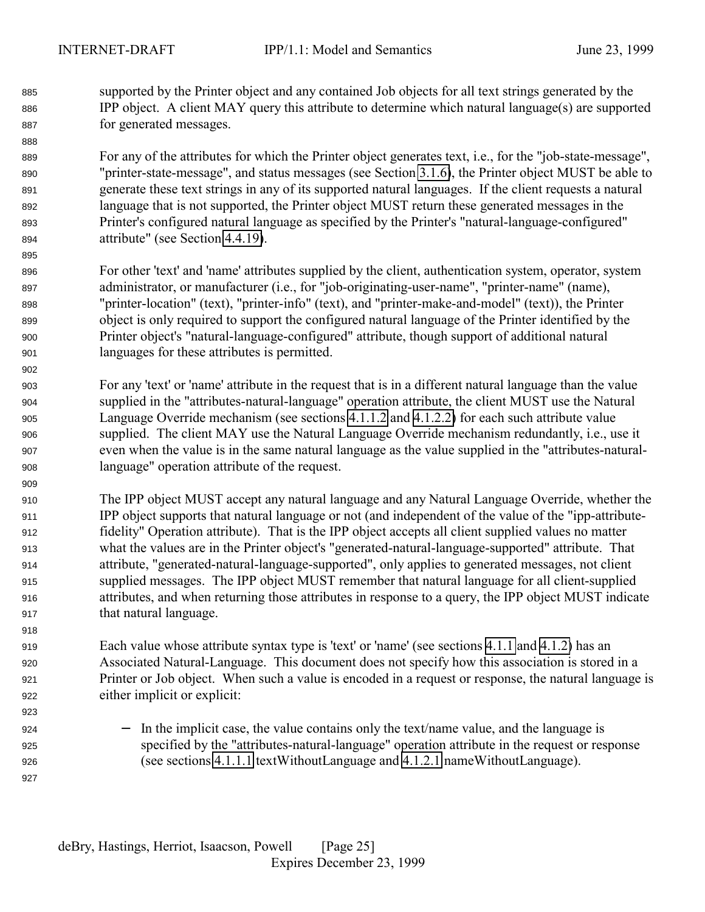supported by the Printer object and any contained Job objects for all text strings generated by the IPP object. A client MAY query this attribute to determine which natural language(s) are supported for generated messages.

For any of the attributes for which the Printer object generates text, i.e., for the "job-state-message", "printer-state-message", and status messages (see Section 3.1.6), the Printer object MUST be able to generate these text strings in any of its supported natural languages. If the client requests a natural language that is not supported, the Printer object MUST return these generated messages in the Printer's configured natural language as specified by the Printer's "natural-language-configured" attribute" (see Section 4.4.19).

For other 'text' and 'name' attributes supplied by the client, authentication system, operator, system administrator, or manufacturer (i.e., for "job-originating-user-name", "printer-name" (name), "printer-location" (text), "printer-info" (text), and "printer-make-and-model" (text)), the Printer object is only required to support the configured natural language of the Printer identified by the Printer object's "natural-language-configured" attribute, though support of additional natural languages for these attributes is permitted.

For any 'text' or 'name' attribute in the request that is in a different natural language than the value supplied in the "attributes-natural-language" operation attribute, the client MUST use the Natural Language Override mechanism (see sections 4.1.1.2 and 4.1.2.2) for each such attribute value supplied. The client MAY use the Natural Language Override mechanism redundantly, i.e., use it even when the value is in the same natural language as the value supplied in the "attributes-natural-language" operation attribute of the request.

The IPP object MUST accept any natural language and any Natural Language Override, whether the IPP object supports that natural language or not (and independent of the value of the "ipp-attribute-fidelity" Operation attribute). That is the IPP object accepts all client supplied values no matter what the values are in the Printer object's "generated-natural-language-supported" attribute. That attribute, "generated-natural-language-supported", only applies to generated messages, not client supplied messages. The IPP object MUST remember that natural language for all client-supplied attributes, and when returning those attributes in response to a query, the IPP object MUST indicate that natural language.

Each value whose attribute syntax type is 'text' or 'name' (see sections 4.1.1 and 4.1.2) has an Associated Natural-Language. This document does not specify how this association is stored in a Printer or Job object. When such a value is encoded in a request or response, the natural language is either implicit or explicit:

- In the implicit case, the value contains only the text/name value, and the language is specified by the "attributes-natural-language" operation attribute in the request or response (see sections 4.1.1.1 textWithoutLanguage and 4.1.2.1 nameWithoutLanguage).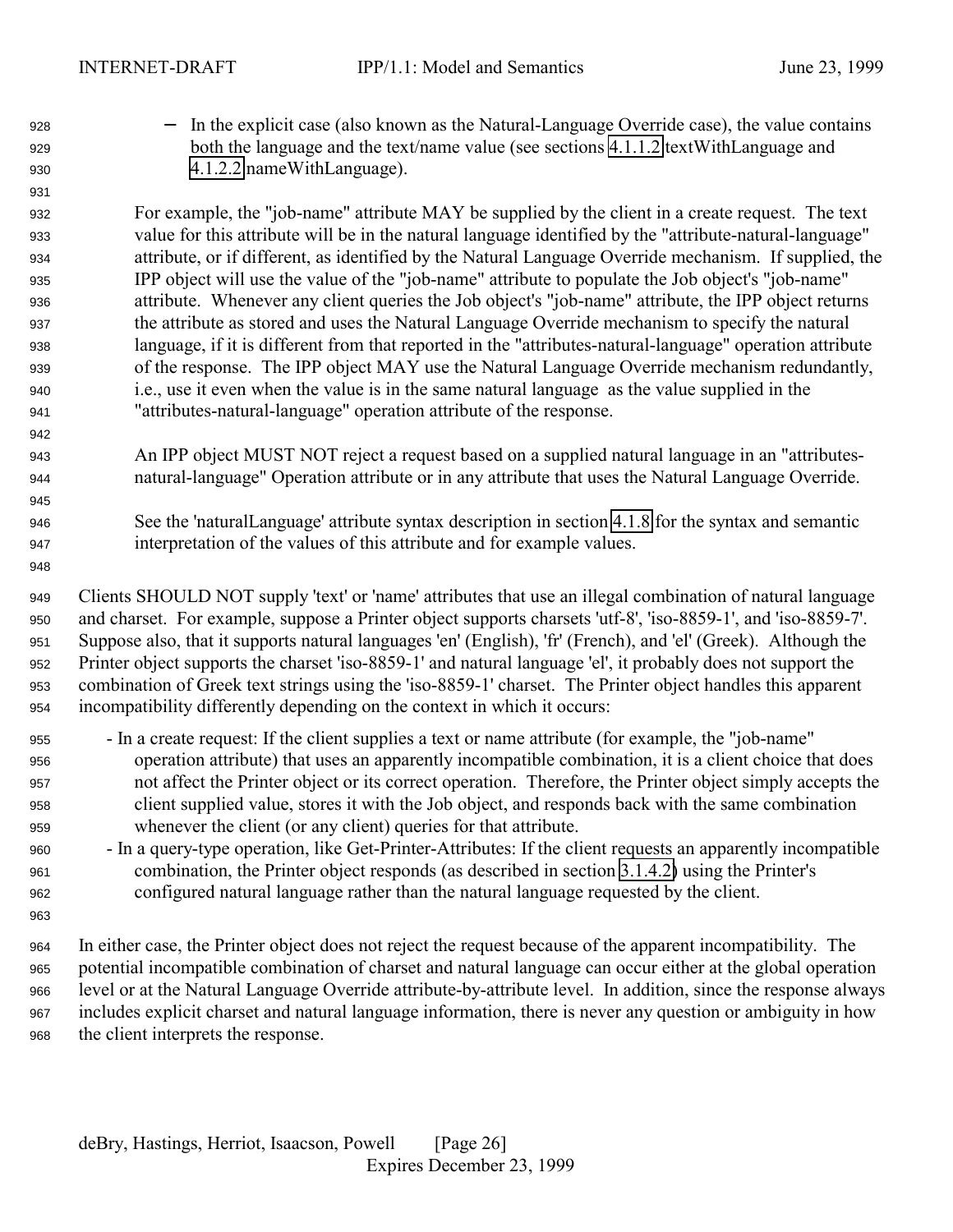- In the explicit case (also known as the Natural-Language Override case), the value contains both the language and the text/name value (see sections 4.1.1.2 textWithLanguage and 4.1.2.2 nameWithLanguage).

For example, the "job-name" attribute MAY be supplied by the client in a create request. The text value for this attribute will be in the natural language identified by the "attribute-natural-language" attribute, or if different, as identified by the Natural Language Override mechanism. If supplied, the IPP object will use the value of the "job-name" attribute to populate the Job object's "job-name" attribute. Whenever any client queries the Job object's "job-name" attribute, the IPP object returns the attribute as stored and uses the Natural Language Override mechanism to specify the natural language, if it is different from that reported in the "attributes-natural-language" operation attribute of the response. The IPP object MAY use the Natural Language Override mechanism redundantly, i.e., use it even when the value is in the same natural language as the value supplied in the "attributes-natural-language" operation attribute of the response.

An IPP object MUST NOT reject a request based on a supplied natural language in an "attributes-natural-language" Operation attribute or in any attribute that uses the Natural Language Override.

See the 'naturalLanguage' attribute syntax description in section 4.1.8 for the syntax and semantic interpretation of the values of this attribute and for example values.

Clients SHOULD NOT supply 'text' or 'name' attributes that use an illegal combination of natural language and charset. For example, suppose a Printer object supports charsets 'utf-8', 'iso-8859-1', and 'iso-8859-7'. Suppose also, that it supports natural languages 'en' (English), 'fr' (French), and 'el' (Greek). Although the Printer object supports the charset 'iso-8859-1' and natural language 'el', it probably does not support the combination of Greek text strings using the 'iso-8859-1' charset. The Printer object handles this apparent incompatibility differently depending on the context in which it occurs:

- In a create request: If the client supplies a text or name attribute (for example, the "job-name" operation attribute) that uses an apparently incompatible combination, it is a client choice that does not affect the Printer object or its correct operation. Therefore, the Printer object simply accepts the client supplied value, stores it with the Job object, and responds back with the same combination whenever the client (or any client) queries for that attribute.
- In a query-type operation, like Get-Printer-Attributes: If the client requests an apparently incompatible combination, the Printer object responds (as described in section 3.1.4.2) using the Printer's configured natural language rather than the natural language requested by the client.

In either case, the Printer object does not reject the request because of the apparent incompatibility. The potential incompatible combination of charset and natural language can occur either at the global operation level or at the Natural Language Override attribute-by-attribute level. In addition, since the response always includes explicit charset and natural language information, there is never any question or ambiguity in how the client interprets the response.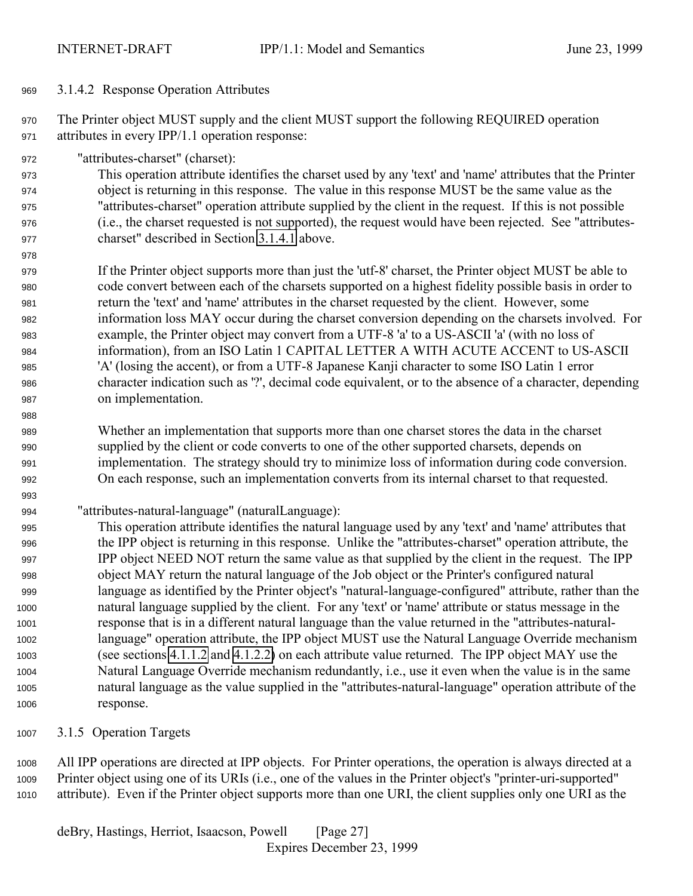#### 3.1.4.2 Response Operation Attributes

The Printer object MUST supply and the client MUST support the following REQUIRED operation attributes in every IPP/1.1 operation response:

"attributes-charset" (charset):

This operation attribute identifies the charset used by any 'text' and 'name' attributes that the Printer object is returning in this response. The value in this response MUST be the same value as the "attributes-charset" operation attribute supplied by the client in the request. If this is not possible (i.e., the charset requested is not supported), the request would have been rejected. See "attributes-charset" described in Section 3.1.4.1 above.

If the Printer object supports more than just the 'utf-8' charset, the Printer object MUST be able to code convert between each of the charsets supported on a highest fidelity possible basis in order to return the 'text' and 'name' attributes in the charset requested by the client. However, some information loss MAY occur during the charset conversion depending on the charsets involved. For example, the Printer object may convert from a UTF-8 'a' to a US-ASCII 'a' (with no loss of information), from an ISO Latin 1 CAPITAL LETTER A WITH ACUTE ACCENT to US-ASCII 'A' (losing the accent), or from a UTF-8 Japanese Kanji character to some ISO Latin 1 error character indication such as '?', decimal code equivalent, or to the absence of a character, depending on implementation.

Whether an implementation that supports more than one charset stores the data in the charset supplied by the client or code converts to one of the other supported charsets, depends on implementation. The strategy should try to minimize loss of information during code conversion. On each response, such an implementation converts from its internal charset to that requested.

"attributes-natural-language" (naturalLanguage):

This operation attribute identifies the natural language used by any 'text' and 'name' attributes that the IPP object is returning in this response. Unlike the "attributes-charset" operation attribute, the IPP object NEED NOT return the same value as that supplied by the client in the request. The IPP object MAY return the natural language of the Job object or the Printer's configured natural language as identified by the Printer object's "natural-language-configured" attribute, rather than the natural language supplied by the client. For any 'text' or 'name' attribute or status message in the response that is in a different natural language than the value returned in the "attributes-natural-language" operation attribute, the IPP object MUST use the Natural Language Override mechanism (see sections 4.1.1.2 and 4.1.2.2) on each attribute value returned. The IPP object MAY use the Natural Language Override mechanism redundantly, i.e., use it even when the value is in the same natural language as the value supplied in the "attributes-natural-language" operation attribute of the response.

### 3.1.5 Operation Targets

All IPP operations are directed at IPP objects. For Printer operations, the operation is always directed at a Printer object using one of its URIs (i.e., one of the values in the Printer object's "printer-uri-supported" attribute). Even if the Printer object supports more than one URI, the client supplies only one URI as the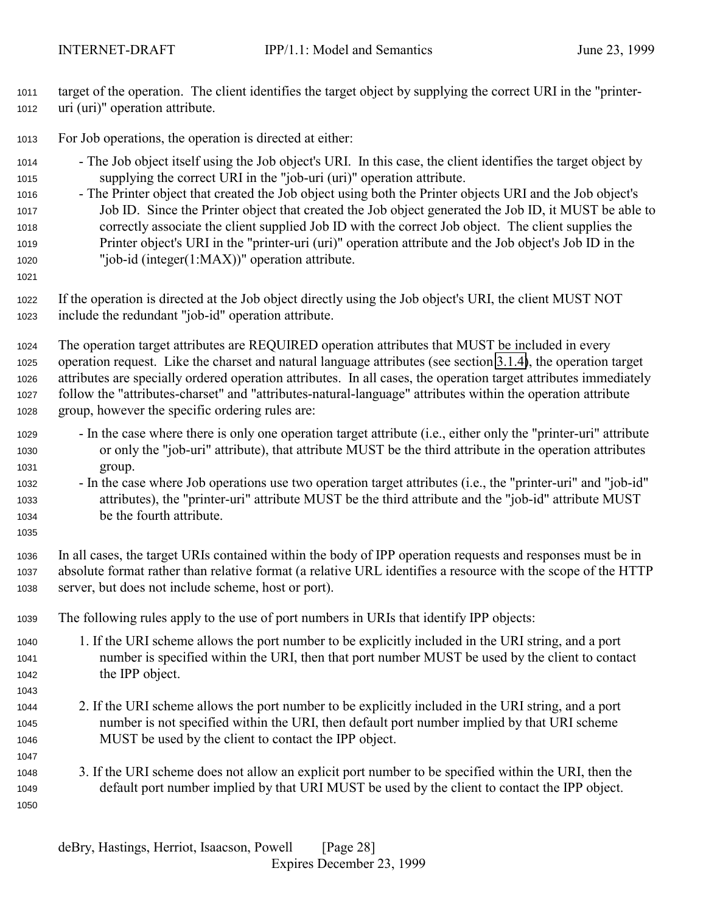target of the operation. The client identifies the target object by supplying the correct URI in the "printer-uri (uri)" operation attribute.

For Job operations, the operation is directed at either:

- The Job object itself using the Job object's URI. In this case, the client identifies the target object by supplying the correct URI in the "job-uri (uri)" operation attribute.
- The Printer object that created the Job object using both the Printer objects URI and the Job object's Job ID. Since the Printer object that created the Job object generated the Job ID, it MUST be able to correctly associate the client supplied Job ID with the correct Job object. The client supplies the Printer object's URI in the "printer-uri (uri)" operation attribute and the Job object's Job ID in the "job-id (integer(1:MAX))" operation attribute.

If the operation is directed at the Job object directly using the Job object's URI, the client MUST NOT include the redundant "job-id" operation attribute.

The operation target attributes are REQUIRED operation attributes that MUST be included in every operation request. Like the charset and natural language attributes (see section 3.1.4), the operation target attributes are specially ordered operation attributes. In all cases, the operation target attributes immediately follow the "attributes-charset" and "attributes-natural-language" attributes within the operation attribute group, however the specific ordering rules are:

- In the case where there is only one operation target attribute (i.e., either only the "printer-uri" attribute or only the "job-uri" attribute), that attribute MUST be the third attribute in the operation attributes group.
- In the case where Job operations use two operation target attributes (i.e., the "printer-uri" and "job-id" attributes), the "printer-uri" attribute MUST be the third attribute and the "job-id" attribute MUST be the fourth attribute.

In all cases, the target URIs contained within the body of IPP operation requests and responses must be in absolute format rather than relative format (a relative URL identifies a resource with the scope of the HTTP server, but does not include scheme, host or port).

The following rules apply to the use of port numbers in URIs that identify IPP objects:

1. If the URI scheme allows the port number to be explicitly included in the URI string, and a port number is specified within the URI, then that port number MUST be used by the client to contact the IPP object.

2. If the URI scheme allows the port number to be explicitly included in the URI string, and a port number is not specified within the URI, then default port number implied by that URI scheme MUST be used by the client to contact the IPP object.

3. If the URI scheme does not allow an explicit port number to be specified within the URI, then the default port number implied by that URI MUST be used by the client to contact the IPP object.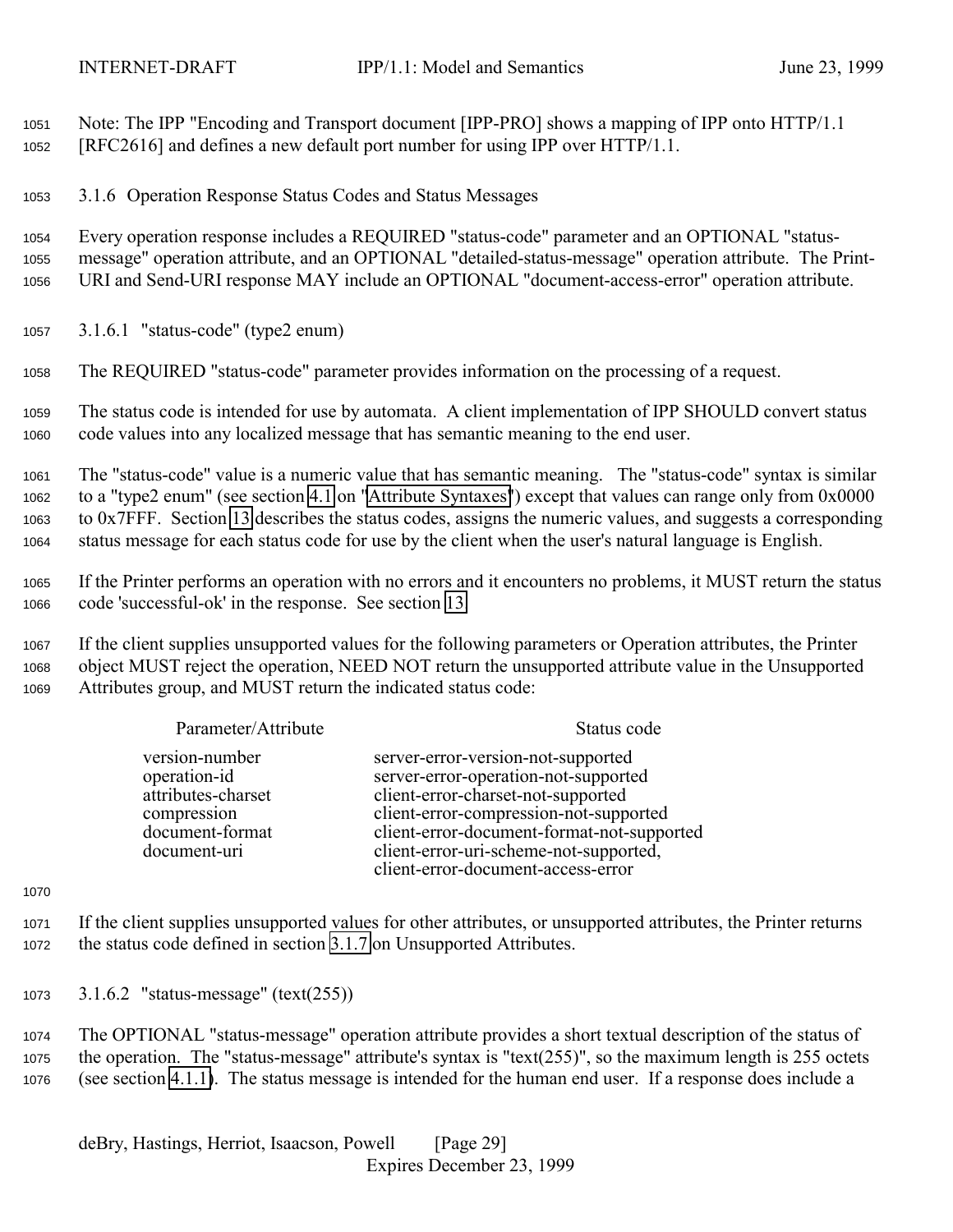Note: The IPP "Encoding and Transport document [IPP-PRO] shows a mapping of IPP onto HTTP/1.1 [RFC2616] and defines a new default port number for using IPP over HTTP/1.1.

### 3.1.6 Operation Response Status Codes and Status Messages

Every operation response includes a REQUIRED "status-code" parameter and an OPTIONAL "status-message" operation attribute, and an OPTIONAL "detailed-status-message" operation attribute. The Print-URI and Send-URI response MAY include an OPTIONAL "document-access-error" operation attribute.

#### 3.1.6.1 "status-code" (type2 enum)

The REQUIRED "status-code" parameter provides information on the processing of a request.

The status code is intended for use by automata. A client implementation of IPP SHOULD convert status code values into any localized message that has semantic meaning to the end user.

The "status-code" value is a numeric value that has semantic meaning. The "status-code" syntax is similar to a "type2 enum" (see section 4.1 on "Attribute Syntaxes") except that values can range only from 0x0000 to 0x7FFF. Section 13 describes the status codes, assigns the numeric values, and suggests a corresponding status message for each status code for use by the client when the user's natural language is English.

If the Printer performs an operation with no errors and it encounters no problems, it MUST return the status code 'successful-ok' in the response. See section 13.

If the client supplies unsupported values for the following parameters or Operation attributes, the Printer object MUST reject the operation, NEED NOT return the unsupported attribute value in the Unsupported Attributes group, and MUST return the indicated status code:

| Parameter/Attribute | Status code |
| --- | --- |
| version-number | server-error-version-not-supported |
| operation-id | server-error-operation-not-supported |
| attributes-charset | client-error-charset-not-supported |
| compression | client-error-compression-not-supported |
| document-format | client-error-document-format-not-supported |
| document-uri | client-error-uri-scheme-not-supported, client-error-document-access-error |

If the client supplies unsupported values for other attributes, or unsupported attributes, the Printer returns the status code defined in section 3.1.7 on Unsupported Attributes.

#### 3.1.6.2 "status-message" (text(255))

The OPTIONAL "status-message" operation attribute provides a short textual description of the status of the operation. The "status-message" attribute's syntax is "text(255)", so the maximum length is 255 octets (see section 4.1.1). The status message is intended for the human end user. If a response does include a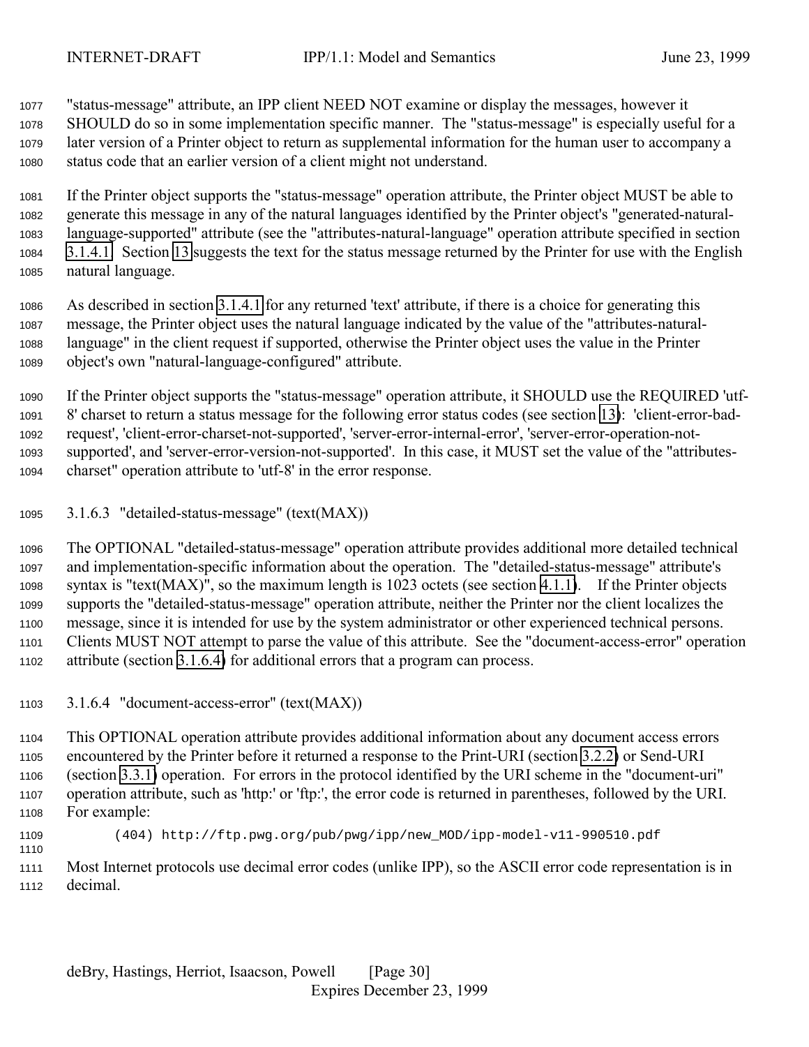"status-message" attribute, an IPP client NEED NOT examine or display the messages, however it SHOULD do so in some implementation specific manner. The "status-message" is especially useful for a later version of a Printer object to return as supplemental information for the human user to accompany a status code that an earlier version of a client might not understand.

If the Printer object supports the "status-message" operation attribute, the Printer object MUST be able to generate this message in any of the natural languages identified by the Printer object's "generated-natural-language-supported" attribute (see the "attributes-natural-language" operation attribute specified in section 3.1.4.1. Section 13 suggests the text for the status message returned by the Printer for use with the English natural language.

As described in section 3.1.4.1 for any returned 'text' attribute, if there is a choice for generating this message, the Printer object uses the natural language indicated by the value of the "attributes-natural-language" in the client request if supported, otherwise the Printer object uses the value in the Printer object's own "natural-language-configured" attribute.

If the Printer object supports the "status-message" operation attribute, it SHOULD use the REQUIRED 'utf-8' charset to return a status message for the following error status codes (see section 13): 'client-error-bad-request', 'client-error-charset-not-supported', 'server-error-internal-error', 'server-error-operation-not-supported', and 'server-error-version-not-supported'. In this case, it MUST set the value of the "attributes-charset" operation attribute to 'utf-8' in the error response.

#### 3.1.6.3 "detailed-status-message" (text(MAX))

The OPTIONAL "detailed-status-message" operation attribute provides additional more detailed technical and implementation-specific information about the operation. The "detailed-status-message" attribute's syntax is "text(MAX)", so the maximum length is 1023 octets (see section 4.1.1). If the Printer objects supports the "detailed-status-message" operation attribute, neither the Printer nor the client localizes the message, since it is intended for use by the system administrator or other experienced technical persons. Clients MUST NOT attempt to parse the value of this attribute. See the "document-access-error" operation attribute (section 3.1.6.4) for additional errors that a program can process.

#### 3.1.6.4 "document-access-error" (text(MAX))

This OPTIONAL operation attribute provides additional information about any document access errors encountered by the Printer before it returned a response to the Print-URI (section 3.2.2) or Send-URI (section 3.3.1) operation. For errors in the protocol identified by the URI scheme in the "document-uri" operation attribute, such as 'http:' or 'ftp:', the error code is returned in parentheses, followed by the URI. For example:

```
(404) http://ftp.pwg.org/pub/pwg/ipp/new_MOD/ipp-model-v11-990510.pdf
```

Most Internet protocols use decimal error codes (unlike IPP), so the ASCII error code representation is in decimal.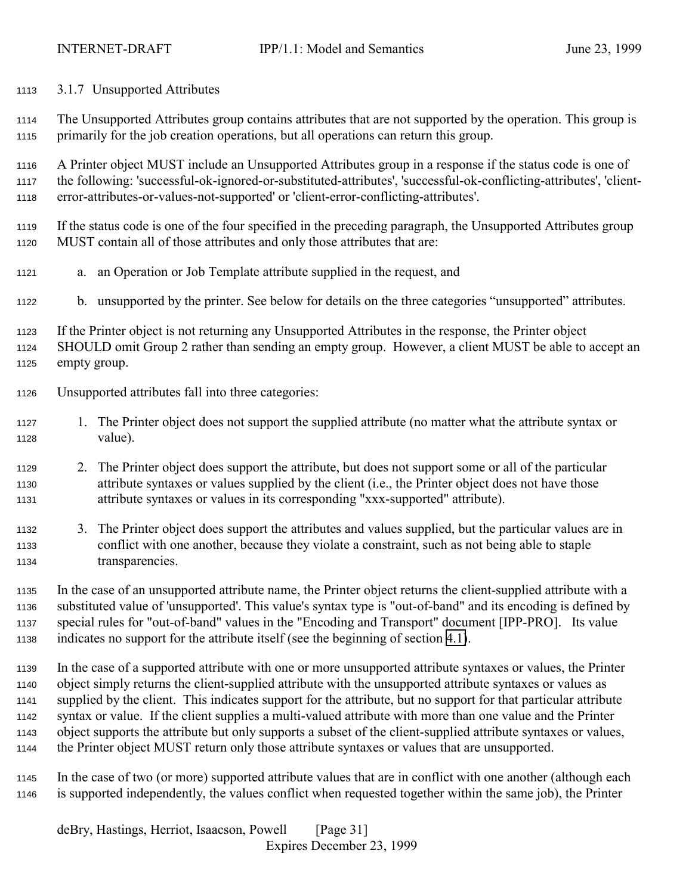### 3.1.7 Unsupported Attributes

The Unsupported Attributes group contains attributes that are not supported by the operation. This group is primarily for the job creation operations, but all operations can return this group.

A Printer object MUST include an Unsupported Attributes group in a response if the status code is one of the following: 'successful-ok-ignored-or-substituted-attributes', 'successful-ok-conflicting-attributes', 'client-error-attributes-or-values-not-supported' or 'client-error-conflicting-attributes'.

If the status code is one of the four specified in the preceding paragraph, the Unsupported Attributes group MUST contain all of those attributes and only those attributes that are:

a. an Operation or Job Template attribute supplied in the request, and

b. unsupported by the printer. See below for details on the three categories "unsupported" attributes.

If the Printer object is not returning any Unsupported Attributes in the response, the Printer object SHOULD omit Group 2 rather than sending an empty group. However, a client MUST be able to accept an empty group.

Unsupported attributes fall into three categories:

1. The Printer object does not support the supplied attribute (no matter what the attribute syntax or value).

2. The Printer object does support the attribute, but does not support some or all of the particular attribute syntaxes or values supplied by the client (i.e., the Printer object does not have those attribute syntaxes or values in its corresponding "xxx-supported" attribute).

3. The Printer object does support the attributes and values supplied, but the particular values are in conflict with one another, because they violate a constraint, such as not being able to staple transparencies.

In the case of an unsupported attribute name, the Printer object returns the client-supplied attribute with a substituted value of 'unsupported'. This value's syntax type is "out-of-band" and its encoding is defined by special rules for "out-of-band" values in the "Encoding and Transport" document [IPP-PRO]. Its value indicates no support for the attribute itself (see the beginning of section 4.1).

In the case of a supported attribute with one or more unsupported attribute syntaxes or values, the Printer object simply returns the client-supplied attribute with the unsupported attribute syntaxes or values as supplied by the client. This indicates support for the attribute, but no support for that particular attribute syntax or value. If the client supplies a multi-valued attribute with more than one value and the Printer object supports the attribute but only supports a subset of the client-supplied attribute syntaxes or values, the Printer object MUST return only those attribute syntaxes or values that are unsupported.

In the case of two (or more) supported attribute values that are in conflict with one another (although each is supported independently, the values conflict when requested together within the same job), the Printer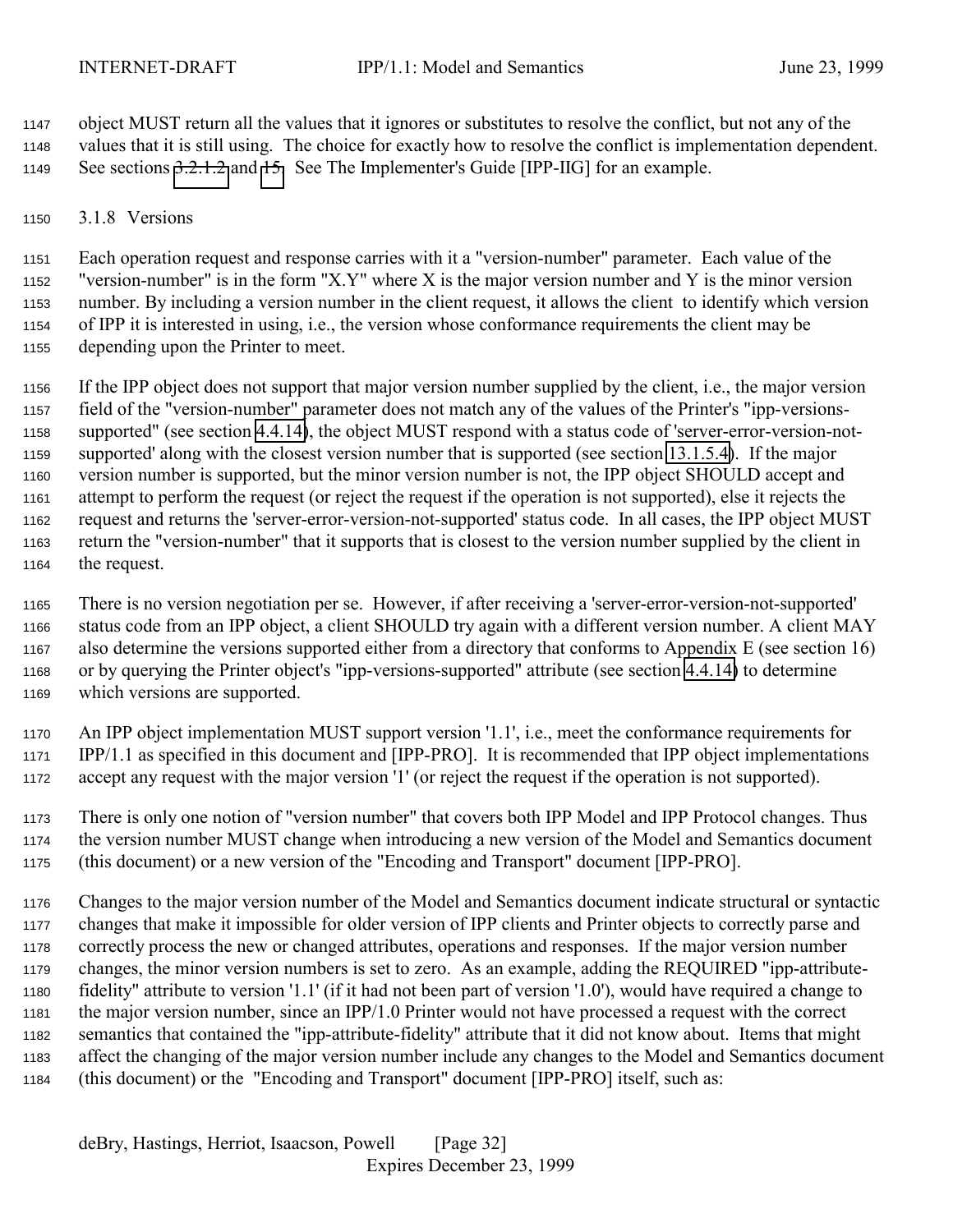object MUST return all the values that it ignores or substitutes to resolve the conflict, but not any of the values that it is still using. The choice for exactly how to resolve the conflict is implementation dependent. See sections 3.2.1.2 and 15. See The Implementer's Guide [IPP-IIG] for an example.

### 3.1.8 Versions

Each operation request and response carries with it a "version-number" parameter. Each value of the "version-number" is in the form "X.Y" where X is the major version number and Y is the minor version number. By including a version number in the client request, it allows the client to identify which version of IPP it is interested in using, i.e., the version whose conformance requirements the client may be depending upon the Printer to meet.

If the IPP object does not support that major version number supplied by the client, i.e., the major version field of the "version-number" parameter does not match any of the values of the Printer's "ipp-versions-supported" (see section 4.4.14), the object MUST respond with a status code of 'server-error-version-not-supported' along with the closest version number that is supported (see section 13.1.5.4). If the major version number is supported, but the minor version number is not, the IPP object SHOULD accept and attempt to perform the request (or reject the request if the operation is not supported), else it rejects the request and returns the 'server-error-version-not-supported' status code. In all cases, the IPP object MUST return the "version-number" that it supports that is closest to the version number supplied by the client in the request.

There is no version negotiation per se. However, if after receiving a 'server-error-version-not-supported' status code from an IPP object, a client SHOULD try again with a different version number. A client MAY also determine the versions supported either from a directory that conforms to Appendix E (see section 16) or by querying the Printer object's "ipp-versions-supported" attribute (see section 4.4.14) to determine which versions are supported.

An IPP object implementation MUST support version '1.1', i.e., meet the conformance requirements for IPP/1.1 as specified in this document and [IPP-PRO]. It is recommended that IPP object implementations accept any request with the major version '1' (or reject the request if the operation is not supported).

There is only one notion of "version number" that covers both IPP Model and IPP Protocol changes. Thus the version number MUST change when introducing a new version of the Model and Semantics document (this document) or a new version of the "Encoding and Transport" document [IPP-PRO].

Changes to the major version number of the Model and Semantics document indicate structural or syntactic changes that make it impossible for older version of IPP clients and Printer objects to correctly parse and correctly process the new or changed attributes, operations and responses. If the major version number changes, the minor version numbers is set to zero. As an example, adding the REQUIRED "ipp-attribute-fidelity" attribute to version '1.1' (if it had not been part of version '1.0'), would have required a change to the major version number, since an IPP/1.0 Printer would not have processed a request with the correct semantics that contained the "ipp-attribute-fidelity" attribute that it did not know about. Items that might affect the changing of the major version number include any changes to the Model and Semantics document (this document) or the "Encoding and Transport" document [IPP-PRO] itself, such as: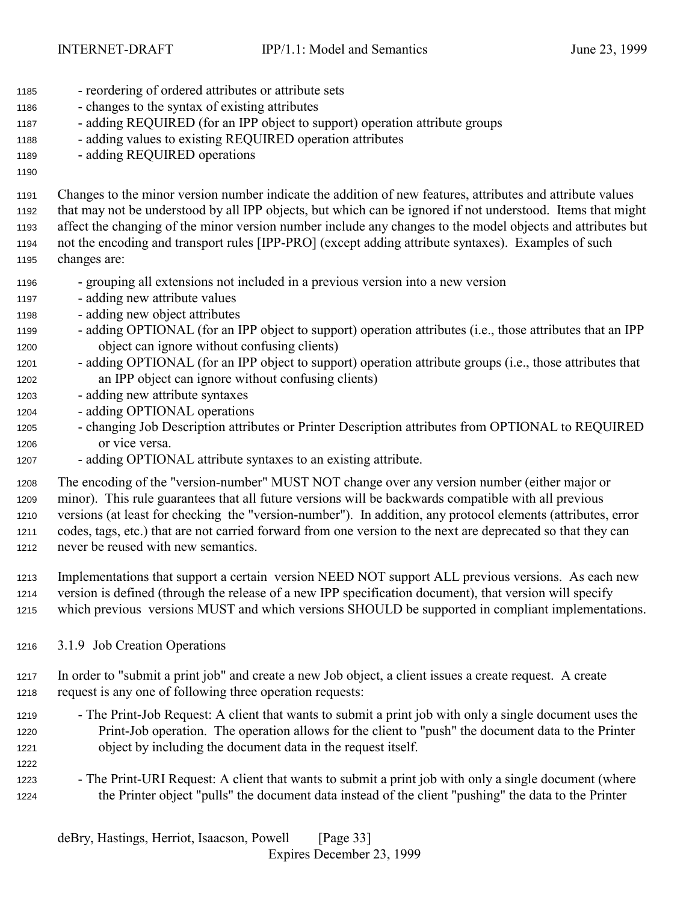- reordering of ordered attributes or attribute sets
- changes to the syntax of existing attributes
- adding REQUIRED (for an IPP object to support) operation attribute groups
- adding values to existing REQUIRED operation attributes
- adding REQUIRED operations

Changes to the minor version number indicate the addition of new features, attributes and attribute values that may not be understood by all IPP objects, but which can be ignored if not understood. Items that might affect the changing of the minor version number include any changes to the model objects and attributes but not the encoding and transport rules [IPP-PRO] (except adding attribute syntaxes). Examples of such changes are:

- grouping all extensions not included in a previous version into a new version
- adding new attribute values
- adding new object attributes
- adding OPTIONAL (for an IPP object to support) operation attributes (i.e., those attributes that an IPP object can ignore without confusing clients)
- adding OPTIONAL (for an IPP object to support) operation attribute groups (i.e., those attributes that an IPP object can ignore without confusing clients)
- adding new attribute syntaxes
- adding OPTIONAL operations
- changing Job Description attributes or Printer Description attributes from OPTIONAL to REQUIRED or vice versa.
- adding OPTIONAL attribute syntaxes to an existing attribute.

The encoding of the "version-number" MUST NOT change over any version number (either major or minor). This rule guarantees that all future versions will be backwards compatible with all previous versions (at least for checking the "version-number"). In addition, any protocol elements (attributes, error codes, tags, etc.) that are not carried forward from one version to the next are deprecated so that they can never be reused with new semantics.

Implementations that support a certain version NEED NOT support ALL previous versions. As each new version is defined (through the release of a new IPP specification document), that version will specify which previous versions MUST and which versions SHOULD be supported in compliant implementations.

### 3.1.9 Job Creation Operations

In order to "submit a print job" and create a new Job object, a client issues a create request. A create request is any one of following three operation requests:

- The Print-Job Request: A client that wants to submit a print job with only a single document uses the Print-Job operation. The operation allows for the client to "push" the document data to the Printer object by including the document data in the request itself.

- The Print-URI Request: A client that wants to submit a print job with only a single document (where the Printer object "pulls" the document data instead of the client "pushing" the data to the Printer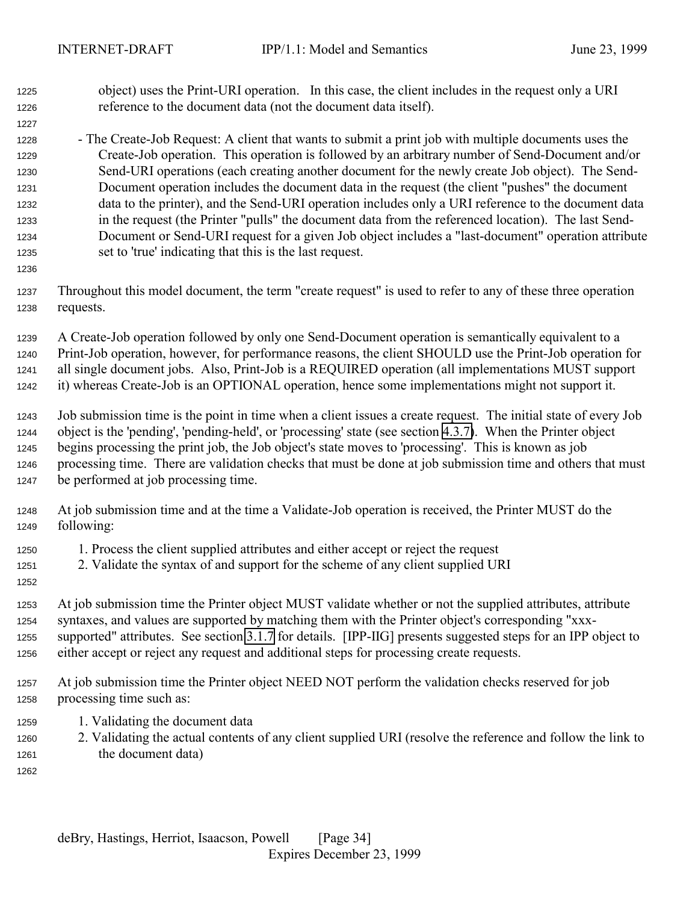object) uses the Print-URI operation. In this case, the client includes in the request only a URI reference to the document data (not the document data itself).

- The Create-Job Request: A client that wants to submit a print job with multiple documents uses the Create-Job operation. This operation is followed by an arbitrary number of Send-Document and/or Send-URI operations (each creating another document for the newly create Job object). The Send-Document operation includes the document data in the request (the client "pushes" the document data to the printer), and the Send-URI operation includes only a URI reference to the document data in the request (the Printer "pulls" the document data from the referenced location). The last Send-Document or Send-URI request for a given Job object includes a "last-document" operation attribute set to 'true' indicating that this is the last request.

Throughout this model document, the term "create request" is used to refer to any of these three operation requests.

A Create-Job operation followed by only one Send-Document operation is semantically equivalent to a Print-Job operation, however, for performance reasons, the client SHOULD use the Print-Job operation for all single document jobs. Also, Print-Job is a REQUIRED operation (all implementations MUST support it) whereas Create-Job is an OPTIONAL operation, hence some implementations might not support it.

Job submission time is the point in time when a client issues a create request. The initial state of every Job object is the 'pending', 'pending-held', or 'processing' state (see section 4.3.7). When the Printer object begins processing the print job, the Job object's state moves to 'processing'. This is known as job processing time. There are validation checks that must be done at job submission time and others that must be performed at job processing time.

At job submission time and at the time a Validate-Job operation is received, the Printer MUST do the following:

1. Process the client supplied attributes and either accept or reject the request
2. Validate the syntax of and support for the scheme of any client supplied URI

At job submission time the Printer object MUST validate whether or not the supplied attributes, attribute syntaxes, and values are supported by matching them with the Printer object's corresponding "xxx-supported" attributes. See section 3.1.7 for details. [IPP-IIG] presents suggested steps for an IPP object to either accept or reject any request and additional steps for processing create requests.

At job submission time the Printer object NEED NOT perform the validation checks reserved for job processing time such as:

1. Validating the document data
2. Validating the actual contents of any client supplied URI (resolve the reference and follow the link to the document data)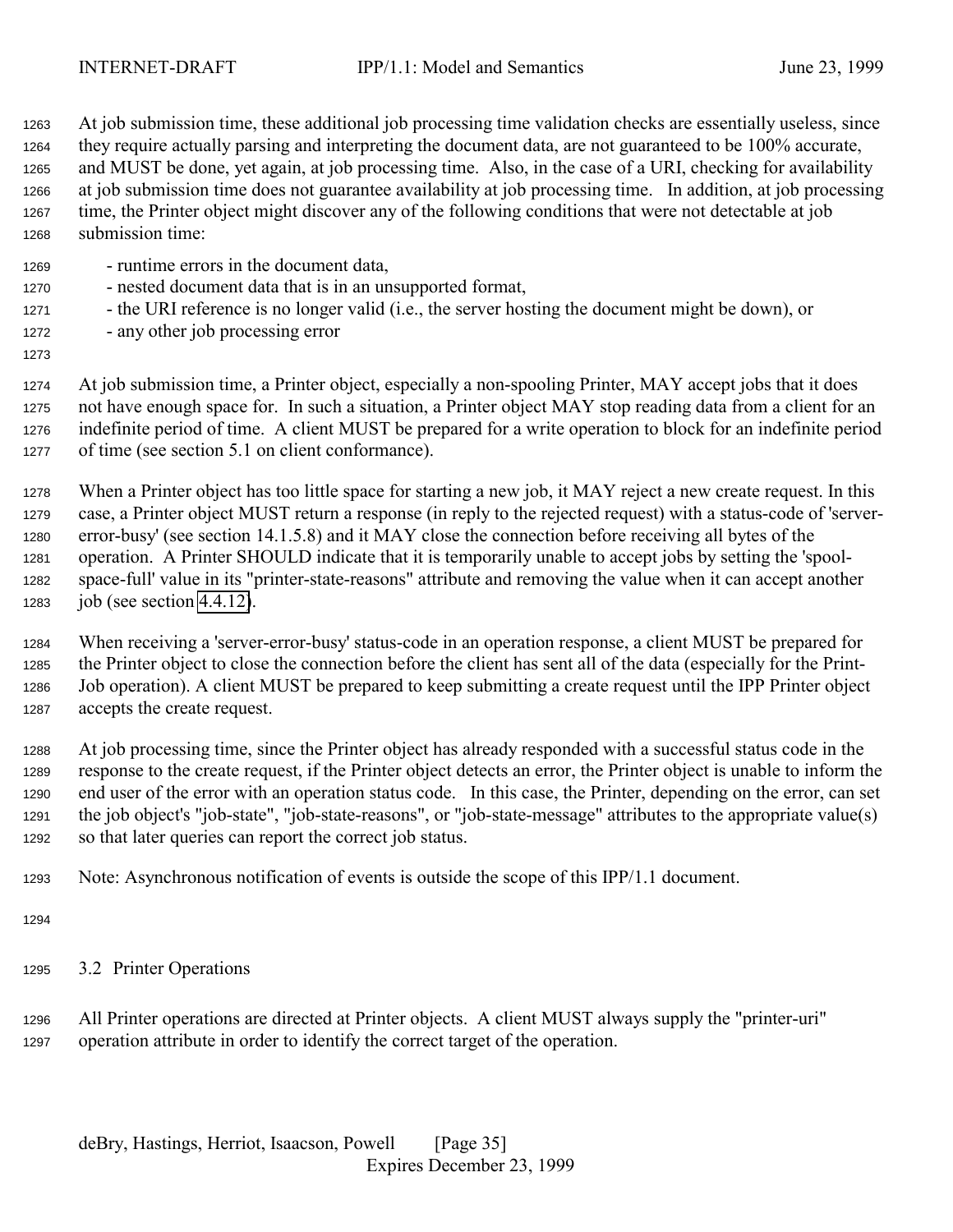At job submission time, these additional job processing time validation checks are essentially useless, since they require actually parsing and interpreting the document data, are not guaranteed to be 100% accurate, and MUST be done, yet again, at job processing time. Also, in the case of a URI, checking for availability at job submission time does not guarantee availability at job processing time. In addition, at job processing time, the Printer object might discover any of the following conditions that were not detectable at job submission time:

- runtime errors in the document data,
- nested document data that is in an unsupported format,
- the URI reference is no longer valid (i.e., the server hosting the document might be down), or
- any other job processing error

At job submission time, a Printer object, especially a non-spooling Printer, MAY accept jobs that it does not have enough space for. In such a situation, a Printer object MAY stop reading data from a client for an indefinite period of time. A client MUST be prepared for a write operation to block for an indefinite period of time (see section 5.1 on client conformance).

When a Printer object has too little space for starting a new job, it MAY reject a new create request. In this case, a Printer object MUST return a response (in reply to the rejected request) with a status-code of 'server-error-busy' (see section 14.1.5.8) and it MAY close the connection before receiving all bytes of the operation. A Printer SHOULD indicate that it is temporarily unable to accept jobs by setting the 'spool-space-full' value in its "printer-state-reasons" attribute and removing the value when it can accept another job (see section 4.4.12).

When receiving a 'server-error-busy' status-code in an operation response, a client MUST be prepared for the Printer object to close the connection before the client has sent all of the data (especially for the Print-Job operation). A client MUST be prepared to keep submitting a create request until the IPP Printer object accepts the create request.

At job processing time, since the Printer object has already responded with a successful status code in the response to the create request, if the Printer object detects an error, the Printer object is unable to inform the end user of the error with an operation status code. In this case, the Printer, depending on the error, can set the job object's "job-state", "job-state-reasons", or "job-state-message" attributes to the appropriate value(s) so that later queries can report the correct job status.

Note: Asynchronous notification of events is outside the scope of this IPP/1.1 document.

## 3.2 Printer Operations

All Printer operations are directed at Printer objects. A client MUST always supply the "printer-uri" operation attribute in order to identify the correct target of the operation.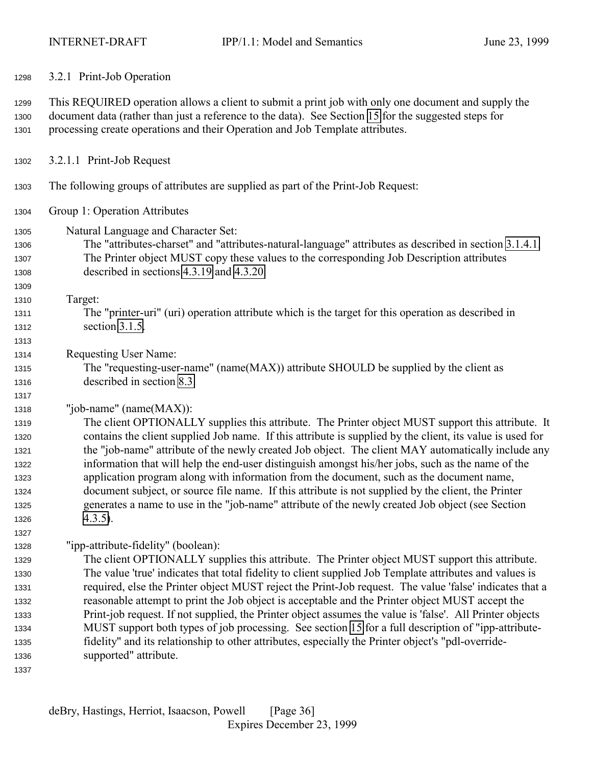#### 3.2.1 Print-Job Operation

This REQUIRED operation allows a client to submit a print job with only one document and supply the document data (rather than just a reference to the data). See Section 15 for the suggested steps for processing create operations and their Operation and Job Template attributes.

##### 3.2.1.1 Print-Job Request

The following groups of attributes are supplied as part of the Print-Job Request:

Group 1: Operation Attributes

Natural Language and Character Set:
The "attributes-charset" and "attributes-natural-language" attributes as described in section 3.1.4.1. The Printer object MUST copy these values to the corresponding Job Description attributes described in sections 4.3.19 and 4.3.20.

Target:
The "printer-uri" (uri) operation attribute which is the target for this operation as described in section 3.1.5.

Requesting User Name:
The "requesting-user-name" (name(MAX)) attribute SHOULD be supplied by the client as described in section 8.3.

"job-name" (name(MAX)):
The client OPTIONALLY supplies this attribute. The Printer object MUST support this attribute. It contains the client supplied Job name. If this attribute is supplied by the client, its value is used for the "job-name" attribute of the newly created Job object. The client MAY automatically include any information that will help the end-user distinguish amongst his/her jobs, such as the name of the application program along with information from the document, such as the document name, document subject, or source file name. If this attribute is not supplied by the client, the Printer generates a name to use in the "job-name" attribute of the newly created Job object (see Section 4.3.5).

"ipp-attribute-fidelity" (boolean):
The client OPTIONALLY supplies this attribute. The Printer object MUST support this attribute. The value 'true' indicates that total fidelity to client supplied Job Template attributes and values is required, else the Printer object MUST reject the Print-Job request. The value 'false' indicates that a reasonable attempt to print the Job object is acceptable and the Printer object MUST accept the Print-job request. If not supplied, the Printer object assumes the value is 'false'. All Printer objects MUST support both types of job processing. See section 15 for a full description of "ipp-attribute-fidelity" and its relationship to other attributes, especially the Printer object's "pdl-override-supported" attribute.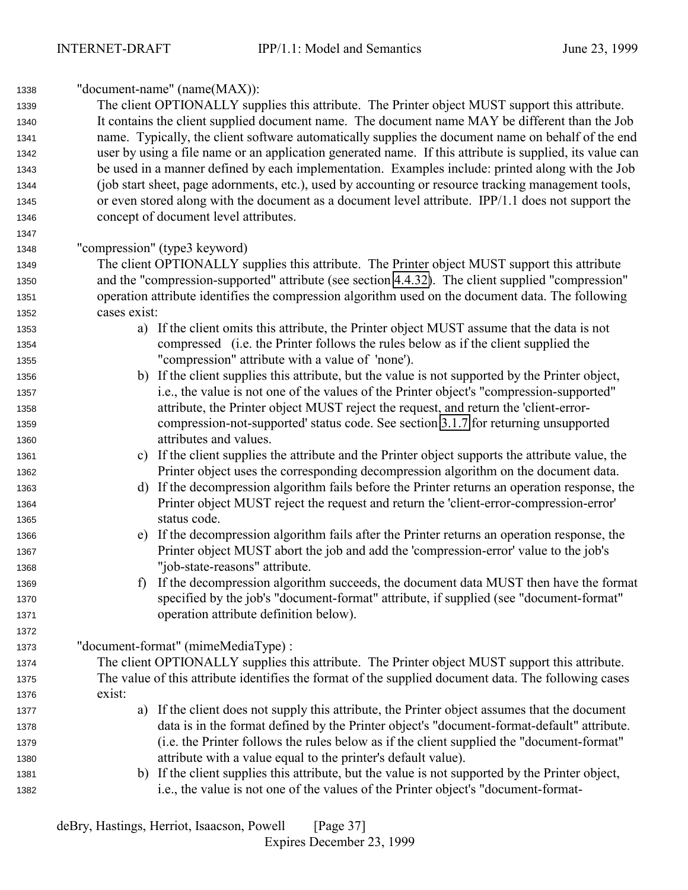"document-name" (name(MAX)):

The client OPTIONALLY supplies this attribute. The Printer object MUST support this attribute. It contains the client supplied document name. The document name MAY be different than the Job name. Typically, the client software automatically supplies the document name on behalf of the end user by using a file name or an application generated name. If this attribute is supplied, its value can be used in a manner defined by each implementation. Examples include: printed along with the Job (job start sheet, page adornments, etc.), used by accounting or resource tracking management tools, or even stored along with the document as a document level attribute. IPP/1.1 does not support the concept of document level attributes.

"compression" (type3 keyword)

The client OPTIONALLY supplies this attribute. The Printer object MUST support this attribute and the "compression-supported" attribute (see section 4.4.32). The client supplied "compression" operation attribute identifies the compression algorithm used on the document data. The following cases exist:

a) If the client omits this attribute, the Printer object MUST assume that the data is not compressed (i.e. the Printer follows the rules below as if the client supplied the "compression" attribute with a value of 'none').
b) If the client supplies this attribute, but the value is not supported by the Printer object, i.e., the value is not one of the values of the Printer object's "compression-supported" attribute, the Printer object MUST reject the request, and return the 'client-error-compression-not-supported' status code. See section 3.1.7 for returning unsupported attributes and values.
c) If the client supplies the attribute and the Printer object supports the attribute value, the Printer object uses the corresponding decompression algorithm on the document data.
d) If the decompression algorithm fails before the Printer returns an operation response, the Printer object MUST reject the request and return the 'client-error-compression-error' status code.
e) If the decompression algorithm fails after the Printer returns an operation response, the Printer object MUST abort the job and add the 'compression-error' value to the job's "job-state-reasons" attribute.
f) If the decompression algorithm succeeds, the document data MUST then have the format specified by the job's "document-format" attribute, if supplied (see "document-format" operation attribute definition below).

"document-format" (mimeMediaType) :

The client OPTIONALLY supplies this attribute. The Printer object MUST support this attribute. The value of this attribute identifies the format of the supplied document data. The following cases exist:

a) If the client does not supply this attribute, the Printer object assumes that the document data is in the format defined by the Printer object's "document-format-default" attribute. (i.e. the Printer follows the rules below as if the client supplied the "document-format" attribute with a value equal to the printer's default value).
b) If the client supplies this attribute, but the value is not supported by the Printer object, i.e., the value is not one of the values of the Printer object's "document-format-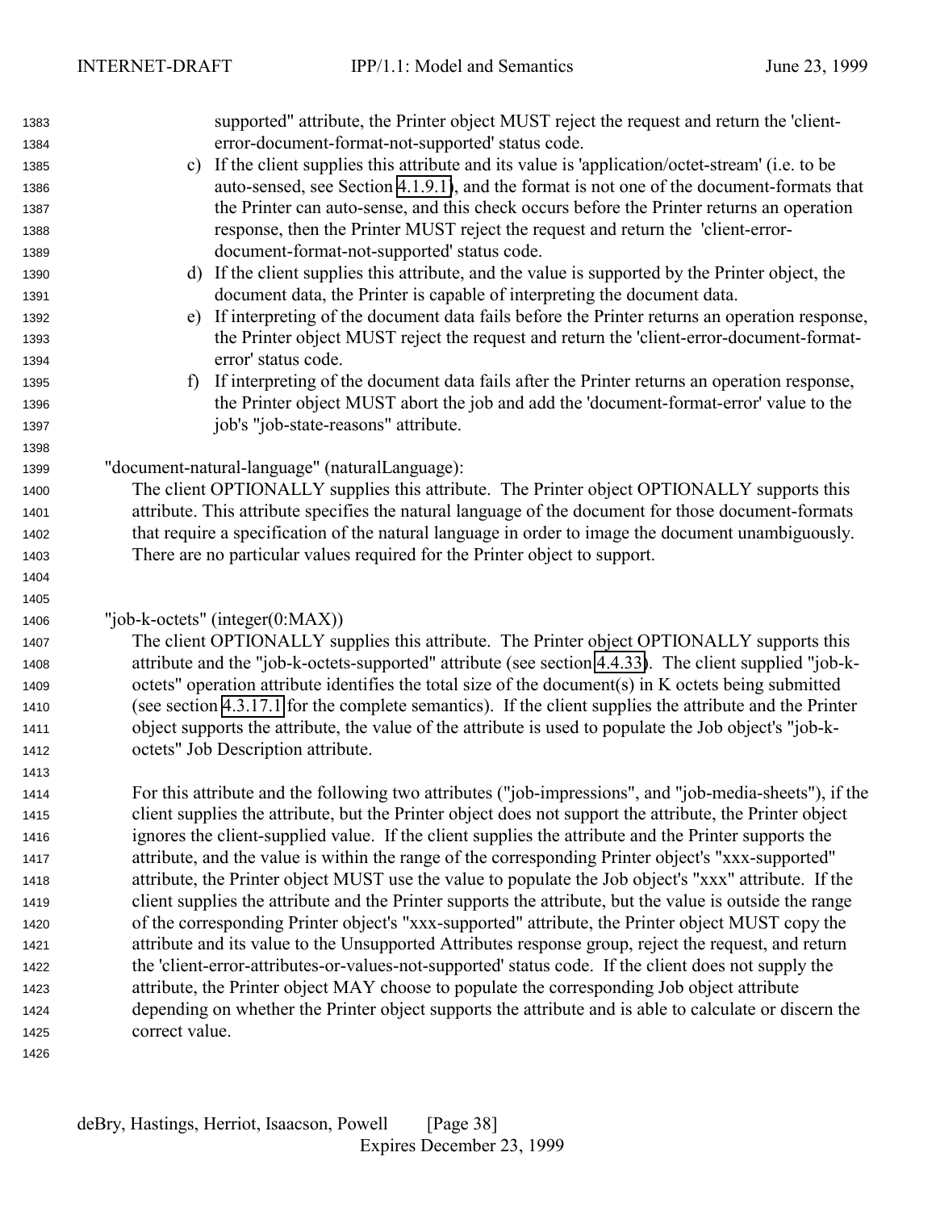supported" attribute, the Printer object MUST reject the request and return the 'client-error-document-format-not-supported' status code.

c) If the client supplies this attribute and its value is 'application/octet-stream' (i.e. to be auto-sensed, see Section 4.1.9.1), and the format is not one of the document-formats that the Printer can auto-sense, and this check occurs before the Printer returns an operation response, then the Printer MUST reject the request and return the 'client-error-document-format-not-supported' status code.

d) If the client supplies this attribute, and the value is supported by the Printer object, the document data, the Printer is capable of interpreting the document data.

e) If interpreting of the document data fails before the Printer returns an operation response, the Printer object MUST reject the request and return the 'client-error-document-format-error' status code.

f) If interpreting of the document data fails after the Printer returns an operation response, the Printer object MUST abort the job and add the 'document-format-error' value to the job's "job-state-reasons" attribute.

"document-natural-language" (naturalLanguage):

The client OPTIONALLY supplies this attribute. The Printer object OPTIONALLY supports this attribute. This attribute specifies the natural language of the document for those document-formats that require a specification of the natural language in order to image the document unambiguously. There are no particular values required for the Printer object to support.

"job-k-octets" (integer(0:MAX))

The client OPTIONALLY supplies this attribute. The Printer object OPTIONALLY supports this attribute and the "job-k-octets-supported" attribute (see section 4.4.33). The client supplied "job-k-octets" operation attribute identifies the total size of the document(s) in K octets being submitted (see section 4.3.17.1 for the complete semantics). If the client supplies the attribute and the Printer object supports the attribute, the value of the attribute is used to populate the Job object's "job-k-octets" Job Description attribute.

For this attribute and the following two attributes ("job-impressions", and "job-media-sheets"), if the client supplies the attribute, but the Printer object does not support the attribute, the Printer object ignores the client-supplied value. If the client supplies the attribute and the Printer supports the attribute, and the value is within the range of the corresponding Printer object's "xxx-supported" attribute, the Printer object MUST use the value to populate the Job object's "xxx" attribute. If the client supplies the attribute and the Printer supports the attribute, but the value is outside the range of the corresponding Printer object's "xxx-supported" attribute, the Printer object MUST copy the attribute and its value to the Unsupported Attributes response group, reject the request, and return the 'client-error-attributes-or-values-not-supported' status code. If the client does not supply the attribute, the Printer object MAY choose to populate the corresponding Job object attribute depending on whether the Printer object supports the attribute and is able to calculate or discern the correct value.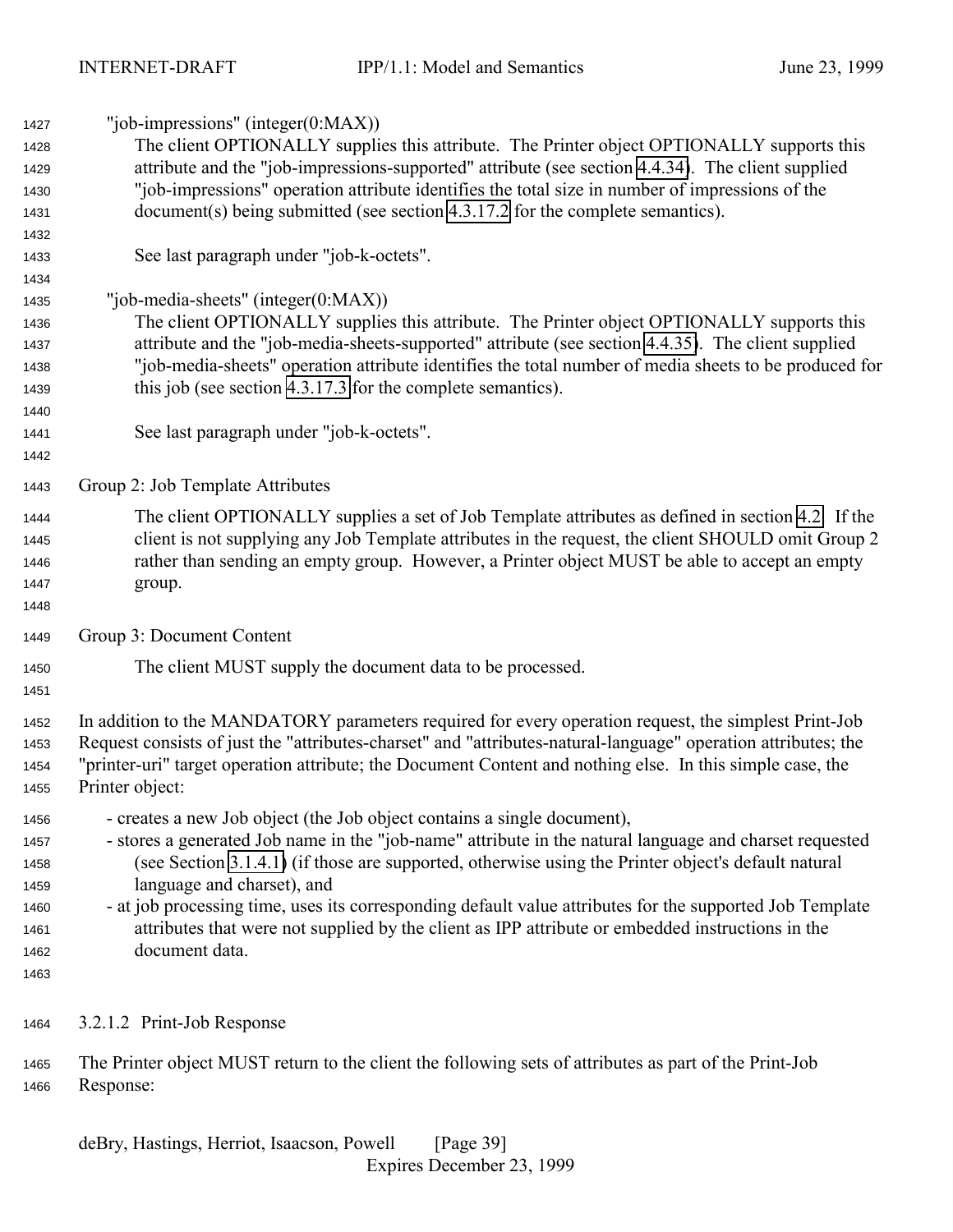"job-impressions" (integer(0:MAX))

The client OPTIONALLY supplies this attribute. The Printer object OPTIONALLY supports this attribute and the "job-impressions-supported" attribute (see section 4.4.34). The client supplied "job-impressions" operation attribute identifies the total size in number of impressions of the document(s) being submitted (see section 4.3.17.2 for the complete semantics).

See last paragraph under "job-k-octets".

"job-media-sheets" (integer(0:MAX))

The client OPTIONALLY supplies this attribute. The Printer object OPTIONALLY supports this attribute and the "job-media-sheets-supported" attribute (see section 4.4.35). The client supplied "job-media-sheets" operation attribute identifies the total number of media sheets to be produced for this job (see section 4.3.17.3 for the complete semantics).

See last paragraph under "job-k-octets".

Group 2: Job Template Attributes

The client OPTIONALLY supplies a set of Job Template attributes as defined in section 4.2. If the client is not supplying any Job Template attributes in the request, the client SHOULD omit Group 2 rather than sending an empty group. However, a Printer object MUST be able to accept an empty group.

Group 3: Document Content

The client MUST supply the document data to be processed.

In addition to the MANDATORY parameters required for every operation request, the simplest Print-Job Request consists of just the "attributes-charset" and "attributes-natural-language" operation attributes; the "printer-uri" target operation attribute; the Document Content and nothing else. In this simple case, the Printer object:

- creates a new Job object (the Job object contains a single document),
- stores a generated Job name in the "job-name" attribute in the natural language and charset requested (see Section 3.1.4.1) (if those are supported, otherwise using the Printer object's default natural language and charset), and
- at job processing time, uses its corresponding default value attributes for the supported Job Template attributes that were not supplied by the client as IPP attribute or embedded instructions in the document data.

#### 3.2.1.2 Print-Job Response

The Printer object MUST return to the client the following sets of attributes as part of the Print-Job Response: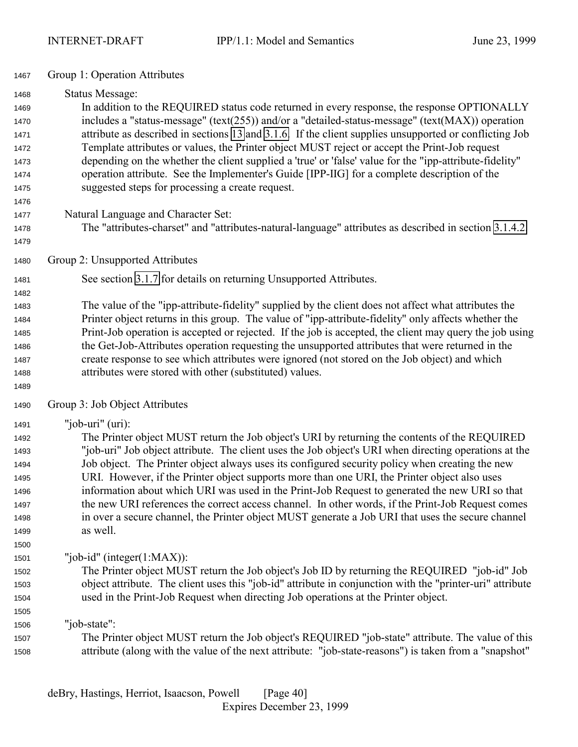Group 1: Operation Attributes

Status Message:

In addition to the REQUIRED status code returned in every response, the response OPTIONALLY includes a "status-message" (text(255)) and/or a "detailed-status-message" (text(MAX)) operation attribute as described in sections 13 and 3.1.6. If the client supplies unsupported or conflicting Job Template attributes or values, the Printer object MUST reject or accept the Print-Job request depending on the whether the client supplied a 'true' or 'false' value for the "ipp-attribute-fidelity" operation attribute. See the Implementer's Guide [IPP-IIG] for a complete description of the suggested steps for processing a create request.

Natural Language and Character Set:

The "attributes-charset" and "attributes-natural-language" attributes as described in section 3.1.4.2.

Group 2: Unsupported Attributes

See section 3.1.7 for details on returning Unsupported Attributes.

The value of the "ipp-attribute-fidelity" supplied by the client does not affect what attributes the Printer object returns in this group. The value of "ipp-attribute-fidelity" only affects whether the Print-Job operation is accepted or rejected. If the job is accepted, the client may query the job using the Get-Job-Attributes operation requesting the unsupported attributes that were returned in the create response to see which attributes were ignored (not stored on the Job object) and which attributes were stored with other (substituted) values.

Group 3: Job Object Attributes

"job-uri" (uri):

The Printer object MUST return the Job object's URI by returning the contents of the REQUIRED "job-uri" Job object attribute. The client uses the Job object's URI when directing operations at the Job object. The Printer object always uses its configured security policy when creating the new URI. However, if the Printer object supports more than one URI, the Printer object also uses information about which URI was used in the Print-Job Request to generated the new URI so that the new URI references the correct access channel. In other words, if the Print-Job Request comes in over a secure channel, the Printer object MUST generate a Job URI that uses the secure channel as well.

"job-id" (integer(1:MAX)):

The Printer object MUST return the Job object's Job ID by returning the REQUIRED "job-id" Job object attribute. The client uses this "job-id" attribute in conjunction with the "printer-uri" attribute used in the Print-Job Request when directing Job operations at the Printer object.

"job-state":

The Printer object MUST return the Job object's REQUIRED "job-state" attribute. The value of this attribute (along with the value of the next attribute: "job-state-reasons") is taken from a "snapshot"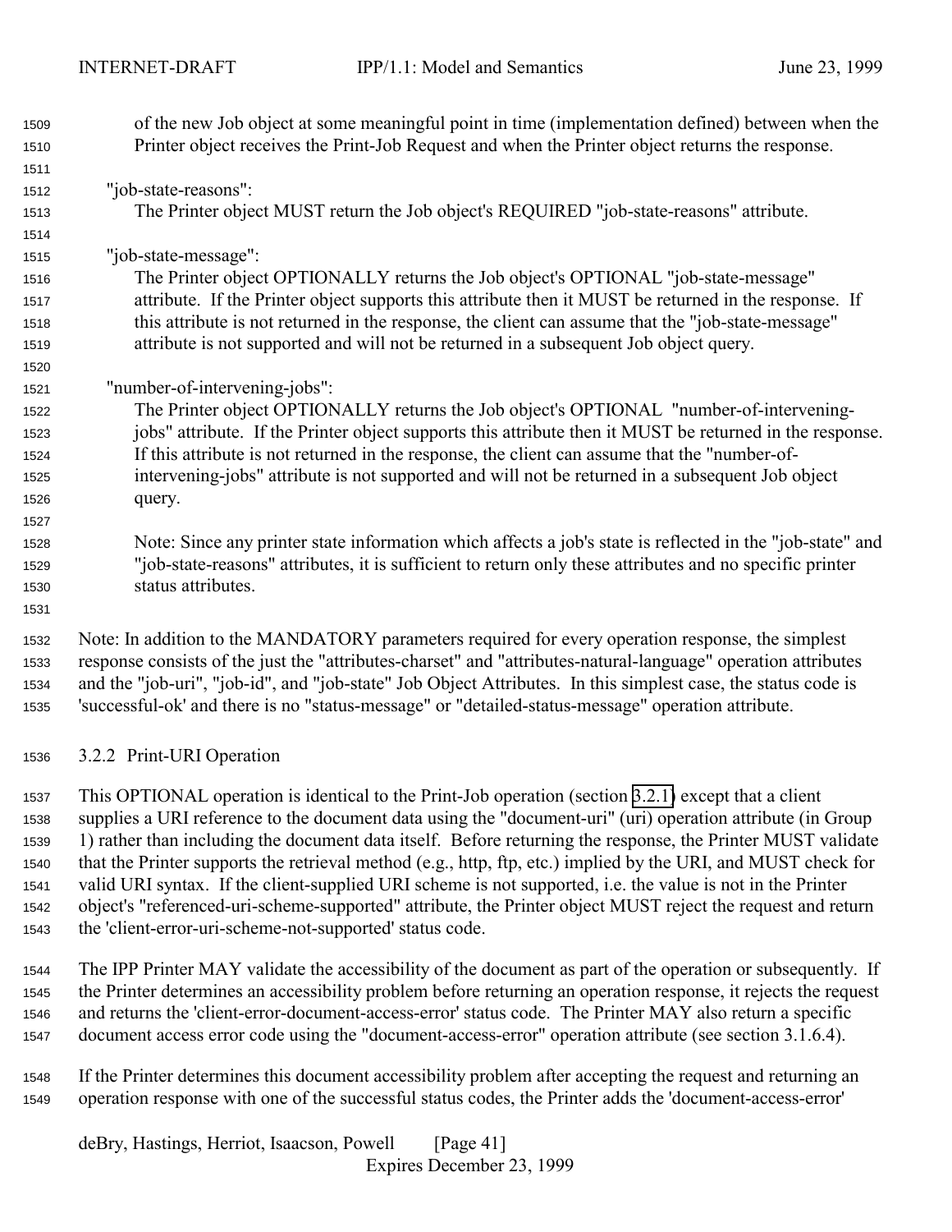of the new Job object at some meaningful point in time (implementation defined) between when the Printer object receives the Print-Job Request and when the Printer object returns the response.

"job-state-reasons":
The Printer object MUST return the Job object's REQUIRED "job-state-reasons" attribute.

"job-state-message":
The Printer object OPTIONALLY returns the Job object's OPTIONAL "job-state-message" attribute. If the Printer object supports this attribute then it MUST be returned in the response. If this attribute is not returned in the response, the client can assume that the "job-state-message" attribute is not supported and will not be returned in a subsequent Job object query.

"number-of-intervening-jobs":
The Printer object OPTIONALLY returns the Job object's OPTIONAL "number-of-intervening-jobs" attribute. If the Printer object supports this attribute then it MUST be returned in the response. If this attribute is not returned in the response, the client can assume that the "number-of-intervening-jobs" attribute is not supported and will not be returned in a subsequent Job object query.

Note: Since any printer state information which affects a job's state is reflected in the "job-state" and "job-state-reasons" attributes, it is sufficient to return only these attributes and no specific printer status attributes.

Note: In addition to the MANDATORY parameters required for every operation response, the simplest response consists of the just the "attributes-charset" and "attributes-natural-language" operation attributes and the "job-uri", "job-id", and "job-state" Job Object Attributes. In this simplest case, the status code is 'successful-ok' and there is no "status-message" or "detailed-status-message" operation attribute.

### 3.2.2 Print-URI Operation

This OPTIONAL operation is identical to the Print-Job operation (section 3.2.1) except that a client supplies a URI reference to the document data using the "document-uri" (uri) operation attribute (in Group 1) rather than including the document data itself. Before returning the response, the Printer MUST validate that the Printer supports the retrieval method (e.g., http, ftp, etc.) implied by the URI, and MUST check for valid URI syntax. If the client-supplied URI scheme is not supported, i.e. the value is not in the Printer object's "referenced-uri-scheme-supported" attribute, the Printer object MUST reject the request and return the 'client-error-uri-scheme-not-supported' status code.

The IPP Printer MAY validate the accessibility of the document as part of the operation or subsequently. If the Printer determines an accessibility problem before returning an operation response, it rejects the request and returns the 'client-error-document-access-error' status code. The Printer MAY also return a specific document access error code using the "document-access-error" operation attribute (see section 3.1.6.4).

If the Printer determines this document accessibility problem after accepting the request and returning an operation response with one of the successful status codes, the Printer adds the 'document-access-error'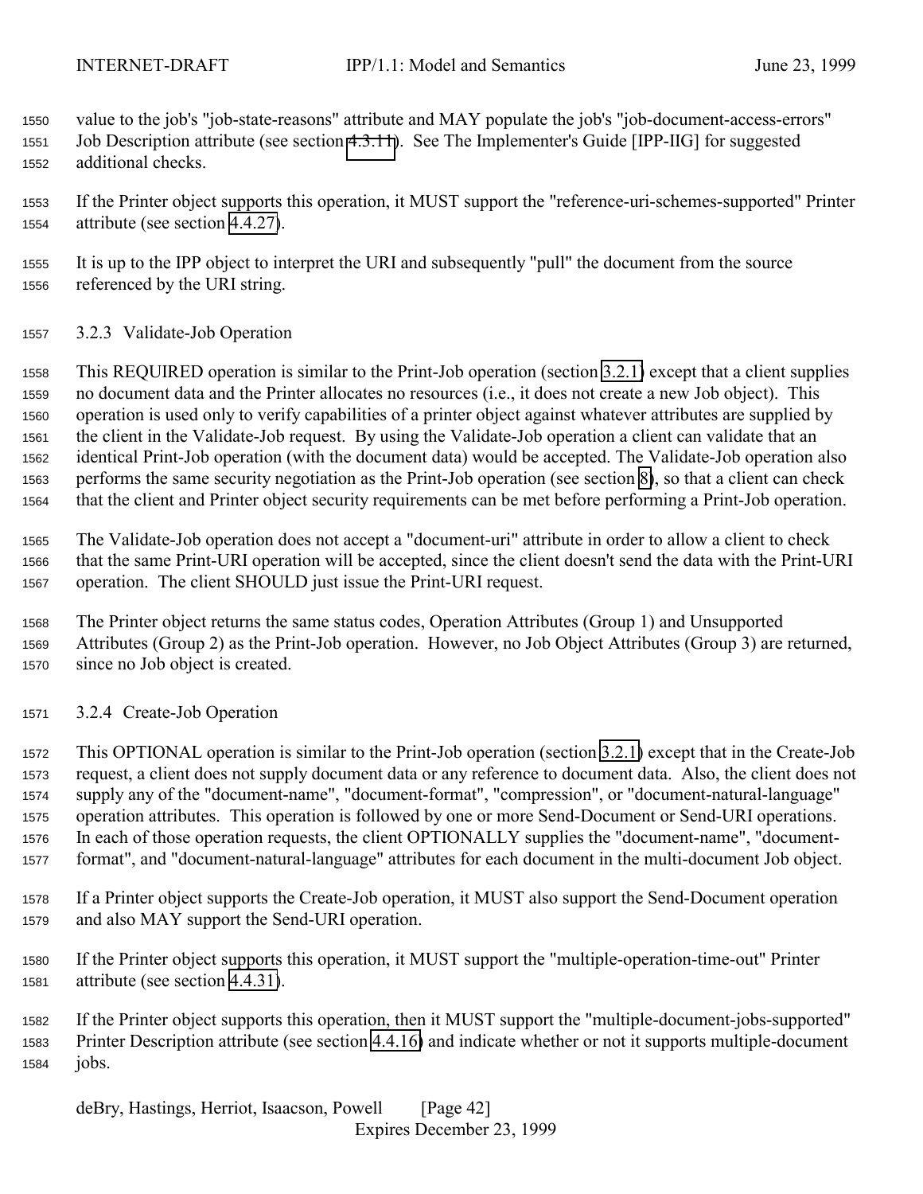value to the job's "job-state-reasons" attribute and MAY populate the job's "job-document-access-errors" Job Description attribute (see section 4.3.11). See The Implementer's Guide [IPP-IIG] for suggested additional checks.

If the Printer object supports this operation, it MUST support the "reference-uri-schemes-supported" Printer attribute (see section 4.4.27).

It is up to the IPP object to interpret the URI and subsequently "pull" the document from the source referenced by the URI string.

### 3.2.3 Validate-Job Operation

This REQUIRED operation is similar to the Print-Job operation (section 3.2.1) except that a client supplies no document data and the Printer allocates no resources (i.e., it does not create a new Job object). This operation is used only to verify capabilities of a printer object against whatever attributes are supplied by the client in the Validate-Job request. By using the Validate-Job operation a client can validate that an identical Print-Job operation (with the document data) would be accepted. The Validate-Job operation also performs the same security negotiation as the Print-Job operation (see section 8), so that a client can check that the client and Printer object security requirements can be met before performing a Print-Job operation.

The Validate-Job operation does not accept a "document-uri" attribute in order to allow a client to check that the same Print-URI operation will be accepted, since the client doesn't send the data with the Print-URI operation. The client SHOULD just issue the Print-URI request.

The Printer object returns the same status codes, Operation Attributes (Group 1) and Unsupported Attributes (Group 2) as the Print-Job operation. However, no Job Object Attributes (Group 3) are returned, since no Job object is created.

### 3.2.4 Create-Job Operation

This OPTIONAL operation is similar to the Print-Job operation (section 3.2.1) except that in the Create-Job request, a client does not supply document data or any reference to document data. Also, the client does not supply any of the "document-name", "document-format", "compression", or "document-natural-language" operation attributes. This operation is followed by one or more Send-Document or Send-URI operations. In each of those operation requests, the client OPTIONALLY supplies the "document-name", "document-format", and "document-natural-language" attributes for each document in the multi-document Job object.

If a Printer object supports the Create-Job operation, it MUST also support the Send-Document operation and also MAY support the Send-URI operation.

If the Printer object supports this operation, it MUST support the "multiple-operation-time-out" Printer attribute (see section 4.4.31).

If the Printer object supports this operation, then it MUST support the "multiple-document-jobs-supported" Printer Description attribute (see section 4.4.16) and indicate whether or not it supports multiple-document jobs.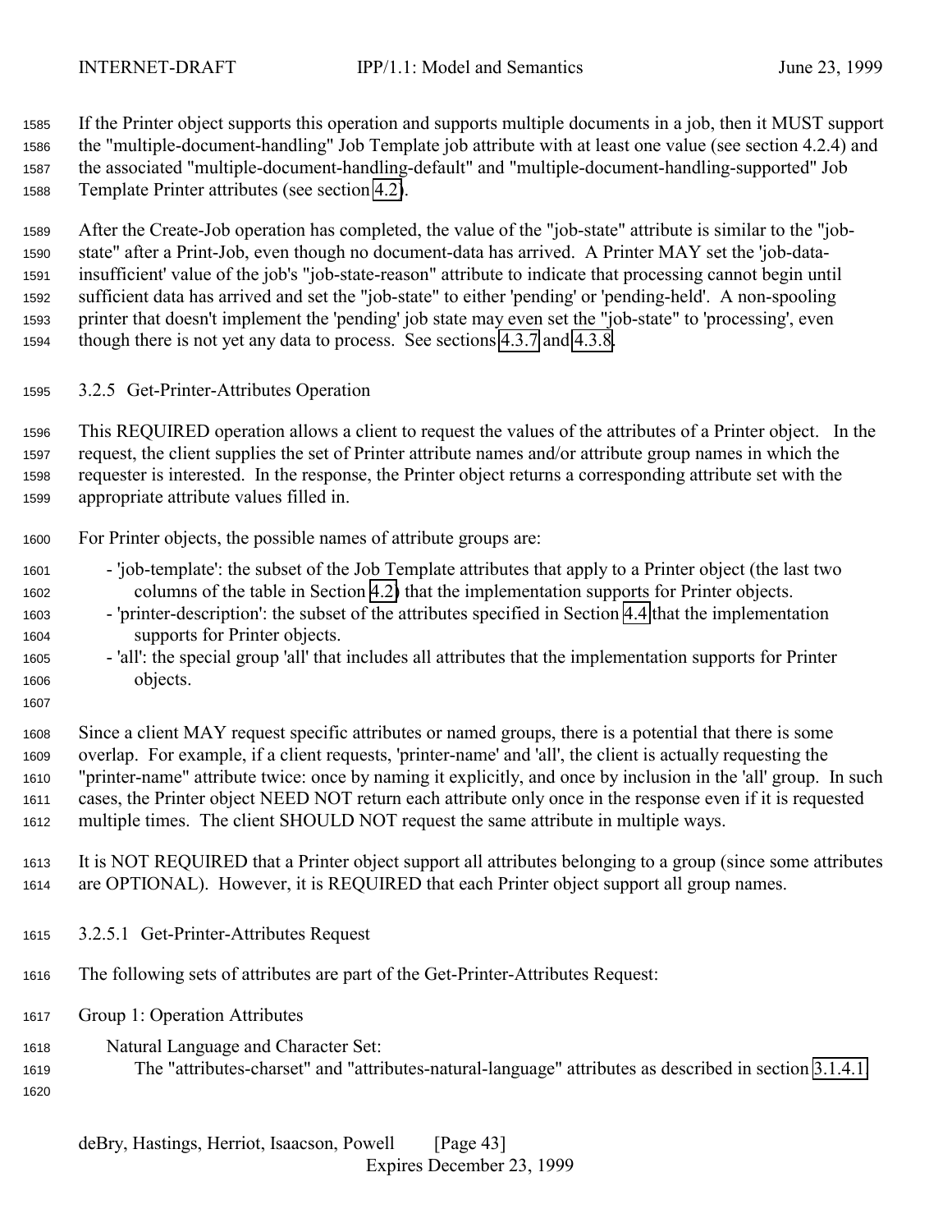If the Printer object supports this operation and supports multiple documents in a job, then it MUST support the "multiple-document-handling" Job Template job attribute with at least one value (see section 4.2.4) and the associated "multiple-document-handling-default" and "multiple-document-handling-supported" Job Template Printer attributes (see section 4.2).

After the Create-Job operation has completed, the value of the "job-state" attribute is similar to the "job-state" after a Print-Job, even though no document-data has arrived. A Printer MAY set the 'job-data-insufficient' value of the job's "job-state-reason" attribute to indicate that processing cannot begin until sufficient data has arrived and set the "job-state" to either 'pending' or 'pending-held'. A non-spooling printer that doesn't implement the 'pending' job state may even set the "job-state" to 'processing', even though there is not yet any data to process. See sections 4.3.7 and 4.3.8.

### 3.2.5 Get-Printer-Attributes Operation

This REQUIRED operation allows a client to request the values of the attributes of a Printer object. In the request, the client supplies the set of Printer attribute names and/or attribute group names in which the requester is interested. In the response, the Printer object returns a corresponding attribute set with the appropriate attribute values filled in.

For Printer objects, the possible names of attribute groups are:

- 'job-template': the subset of the Job Template attributes that apply to a Printer object (the last two columns of the table in Section 4.2) that the implementation supports for Printer objects.
- 'printer-description': the subset of the attributes specified in Section 4.4 that the implementation supports for Printer objects.
- 'all': the special group 'all' that includes all attributes that the implementation supports for Printer objects.

Since a client MAY request specific attributes or named groups, there is a potential that there is some overlap. For example, if a client requests, 'printer-name' and 'all', the client is actually requesting the "printer-name" attribute twice: once by naming it explicitly, and once by inclusion in the 'all' group. In such cases, the Printer object NEED NOT return each attribute only once in the response even if it is requested multiple times. The client SHOULD NOT request the same attribute in multiple ways.

It is NOT REQUIRED that a Printer object support all attributes belonging to a group (since some attributes are OPTIONAL). However, it is REQUIRED that each Printer object support all group names.

#### 3.2.5.1 Get-Printer-Attributes Request

The following sets of attributes are part of the Get-Printer-Attributes Request:

Group 1: Operation Attributes

Natural Language and Character Set:
The "attributes-charset" and "attributes-natural-language" attributes as described in section 3.1.4.1.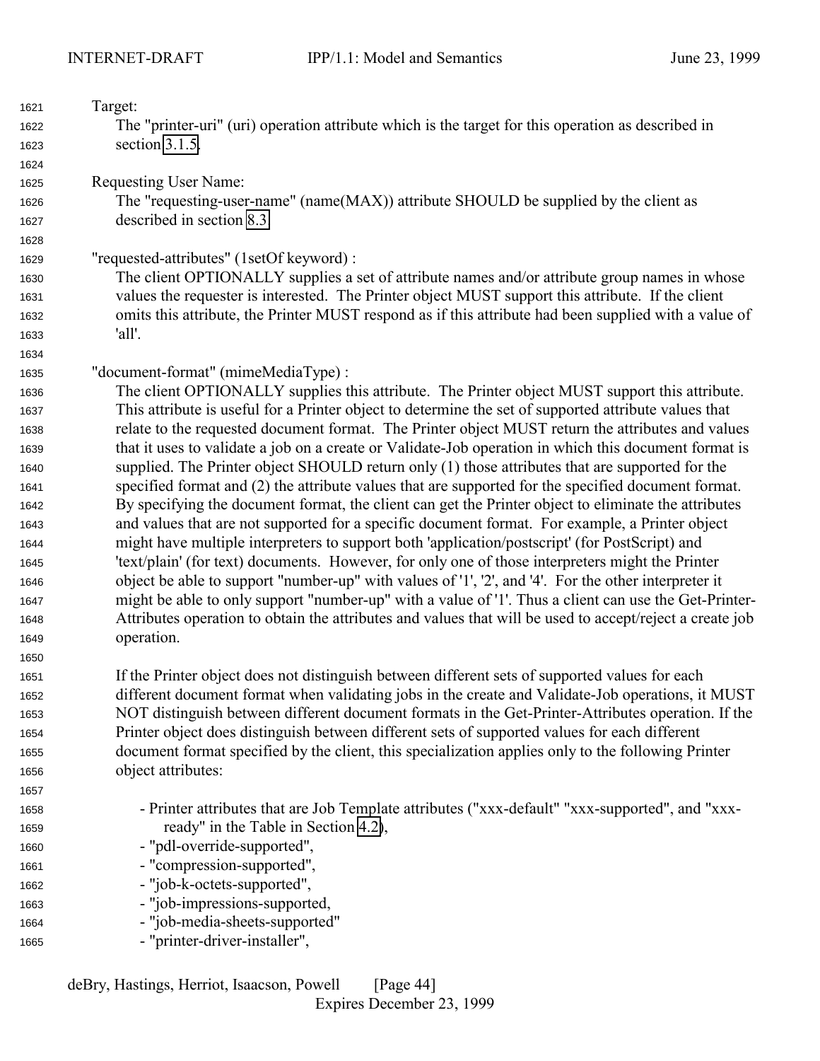Target:
The "printer-uri" (uri) operation attribute which is the target for this operation as described in section 3.1.5.

Requesting User Name:
The "requesting-user-name" (name(MAX)) attribute SHOULD be supplied by the client as described in section 8.3.

"requested-attributes" (1setOf keyword) :
The client OPTIONALLY supplies a set of attribute names and/or attribute group names in whose values the requester is interested. The Printer object MUST support this attribute. If the client omits this attribute, the Printer MUST respond as if this attribute had been supplied with a value of 'all'.

"document-format" (mimeMediaType) :
The client OPTIONALLY supplies this attribute. The Printer object MUST support this attribute. This attribute is useful for a Printer object to determine the set of supported attribute values that relate to the requested document format. The Printer object MUST return the attributes and values that it uses to validate a job on a create or Validate-Job operation in which this document format is supplied. The Printer object SHOULD return only (1) those attributes that are supported for the specified format and (2) the attribute values that are supported for the specified document format. By specifying the document format, the client can get the Printer object to eliminate the attributes and values that are not supported for a specific document format. For example, a Printer object might have multiple interpreters to support both 'application/postscript' (for PostScript) and 'text/plain' (for text) documents. However, for only one of those interpreters might the Printer object be able to support "number-up" with values of '1', '2', and '4'. For the other interpreter it might be able to only support "number-up" with a value of '1'. Thus a client can use the Get-Printer-Attributes operation to obtain the attributes and values that will be used to accept/reject a create job operation.

If the Printer object does not distinguish between different sets of supported values for each different document format when validating jobs in the create and Validate-Job operations, it MUST NOT distinguish between different document formats in the Get-Printer-Attributes operation. If the Printer object does distinguish between different sets of supported values for each different document format specified by the client, this specialization applies only to the following Printer object attributes:

- Printer attributes that are Job Template attributes ("xxx-default" "xxx-supported", and "xxx-ready" in the Table in Section 4.2),
- "pdl-override-supported",
- "compression-supported",
- "job-k-octets-supported",
- "job-impressions-supported,
- "job-media-sheets-supported"
- "printer-driver-installer",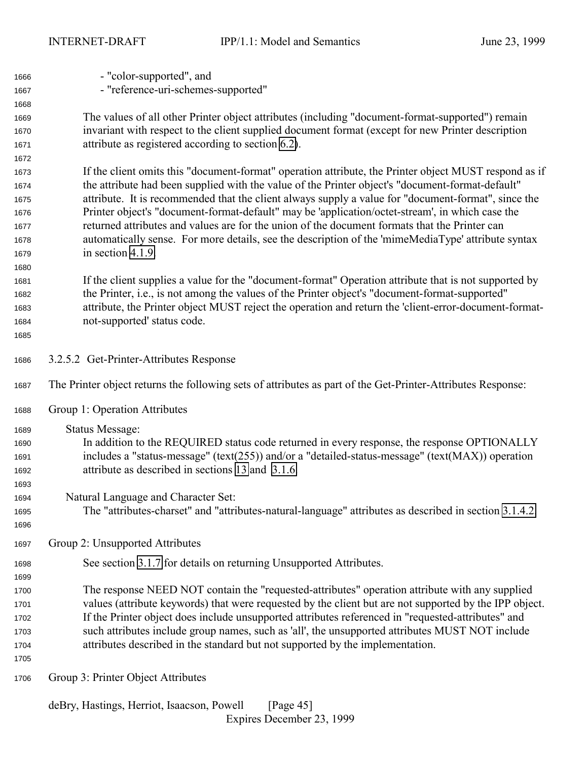- "color-supported", and
- "reference-uri-schemes-supported"

The values of all other Printer object attributes (including "document-format-supported") remain invariant with respect to the client supplied document format (except for new Printer description attribute as registered according to section 6.2).

If the client omits this "document-format" operation attribute, the Printer object MUST respond as if the attribute had been supplied with the value of the Printer object's "document-format-default" attribute. It is recommended that the client always supply a value for "document-format", since the Printer object's "document-format-default" may be 'application/octet-stream', in which case the returned attributes and values are for the union of the document formats that the Printer can automatically sense. For more details, see the description of the 'mimeMediaType' attribute syntax in section 4.1.9.

If the client supplies a value for the "document-format" Operation attribute that is not supported by the Printer, i.e., is not among the values of the Printer object's "document-format-supported" attribute, the Printer object MUST reject the operation and return the 'client-error-document-format-not-supported' status code.

#### 3.2.5.2 Get-Printer-Attributes Response

The Printer object returns the following sets of attributes as part of the Get-Printer-Attributes Response:

Group 1: Operation Attributes

Status Message:
In addition to the REQUIRED status code returned in every response, the response OPTIONALLY includes a "status-message" (text(255)) and/or a "detailed-status-message" (text(MAX)) operation attribute as described in sections 13 and 3.1.6.

Natural Language and Character Set:
The "attributes-charset" and "attributes-natural-language" attributes as described in section 3.1.4.2.

Group 2: Unsupported Attributes

See section 3.1.7 for details on returning Unsupported Attributes.

The response NEED NOT contain the "requested-attributes" operation attribute with any supplied values (attribute keywords) that were requested by the client but are not supported by the IPP object. If the Printer object does include unsupported attributes referenced in "requested-attributes" and such attributes include group names, such as 'all', the unsupported attributes MUST NOT include attributes described in the standard but not supported by the implementation.

Group 3: Printer Object Attributes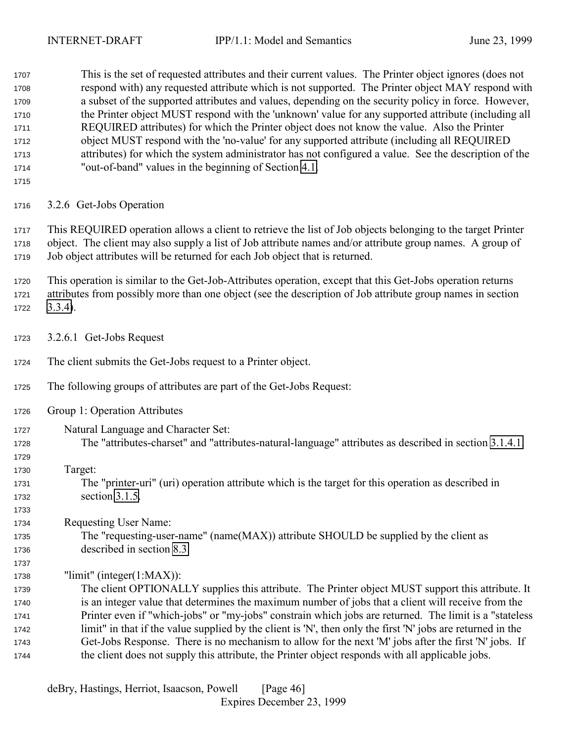This is the set of requested attributes and their current values. The Printer object ignores (does not respond with) any requested attribute which is not supported. The Printer object MAY respond with a subset of the supported attributes and values, depending on the security policy in force. However, the Printer object MUST respond with the 'unknown' value for any supported attribute (including all REQUIRED attributes) for which the Printer object does not know the value. Also the Printer object MUST respond with the 'no-value' for any supported attribute (including all REQUIRED attributes) for which the system administrator has not configured a value. See the description of the "out-of-band" values in the beginning of Section 4.1.

### 3.2.6 Get-Jobs Operation

This REQUIRED operation allows a client to retrieve the list of Job objects belonging to the target Printer object. The client may also supply a list of Job attribute names and/or attribute group names. A group of Job object attributes will be returned for each Job object that is returned.

This operation is similar to the Get-Job-Attributes operation, except that this Get-Jobs operation returns attributes from possibly more than one object (see the description of Job attribute group names in section 3.3.4).

#### 3.2.6.1 Get-Jobs Request

The client submits the Get-Jobs request to a Printer object.

The following groups of attributes are part of the Get-Jobs Request:

Group 1: Operation Attributes

Natural Language and Character Set:
The "attributes-charset" and "attributes-natural-language" attributes as described in section 3.1.4.1.

Target:
The "printer-uri" (uri) operation attribute which is the target for this operation as described in section 3.1.5.

Requesting User Name:
The "requesting-user-name" (name(MAX)) attribute SHOULD be supplied by the client as described in section 8.3.

"limit" (integer(1:MAX)):
The client OPTIONALLY supplies this attribute. The Printer object MUST support this attribute. It is an integer value that determines the maximum number of jobs that a client will receive from the Printer even if "which-jobs" or "my-jobs" constrain which jobs are returned. The limit is a "stateless limit" in that if the value supplied by the client is 'N', then only the first 'N' jobs are returned in the Get-Jobs Response. There is no mechanism to allow for the next 'M' jobs after the first 'N' jobs. If the client does not supply this attribute, the Printer object responds with all applicable jobs.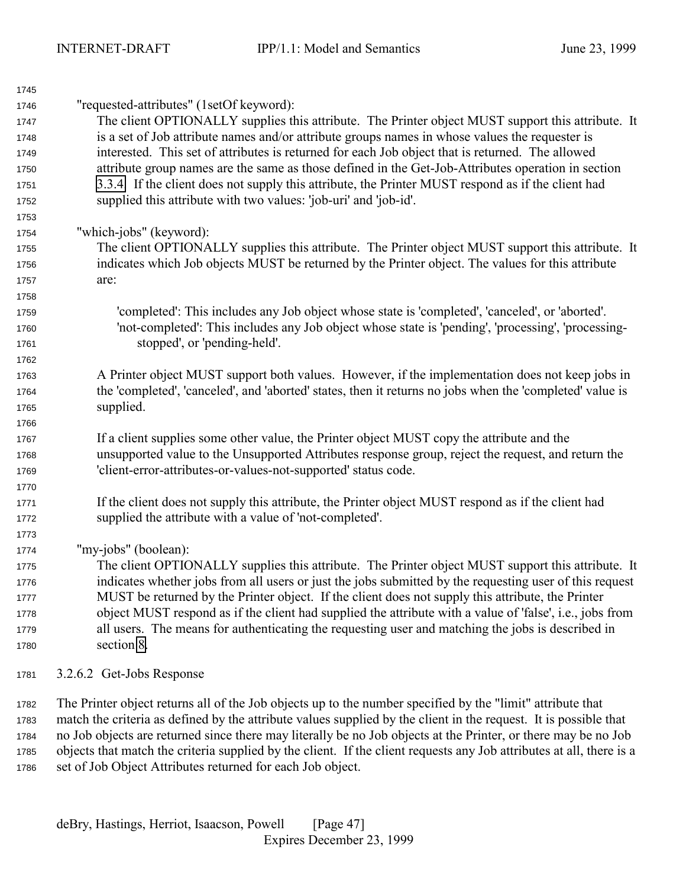"requested-attributes" (1setOf keyword):

The client OPTIONALLY supplies this attribute. The Printer object MUST support this attribute. It is a set of Job attribute names and/or attribute groups names in whose values the requester is interested. This set of attributes is returned for each Job object that is returned. The allowed attribute group names are the same as those defined in the Get-Job-Attributes operation in section 3.3.4. If the client does not supply this attribute, the Printer MUST respond as if the client had supplied this attribute with two values: 'job-uri' and 'job-id'.

"which-jobs" (keyword):

The client OPTIONALLY supplies this attribute. The Printer object MUST support this attribute. It indicates which Job objects MUST be returned by the Printer object. The values for this attribute are:

- 'completed': This includes any Job object whose state is 'completed', 'canceled', or 'aborted'.
- 'not-completed': This includes any Job object whose state is 'pending', 'processing', 'processing-stopped', or 'pending-held'.

A Printer object MUST support both values. However, if the implementation does not keep jobs in the 'completed', 'canceled', and 'aborted' states, then it returns no jobs when the 'completed' value is supplied.

If a client supplies some other value, the Printer object MUST copy the attribute and the unsupported value to the Unsupported Attributes response group, reject the request, and return the 'client-error-attributes-or-values-not-supported' status code.

If the client does not supply this attribute, the Printer object MUST respond as if the client had supplied the attribute with a value of 'not-completed'.

"my-jobs" (boolean):

The client OPTIONALLY supplies this attribute. The Printer object MUST support this attribute. It indicates whether jobs from all users or just the jobs submitted by the requesting user of this request MUST be returned by the Printer object. If the client does not supply this attribute, the Printer object MUST respond as if the client had supplied the attribute with a value of 'false', i.e., jobs from all users. The means for authenticating the requesting user and matching the jobs is described in section 8.

#### 3.2.6.2 Get-Jobs Response

The Printer object returns all of the Job objects up to the number specified by the "limit" attribute that match the criteria as defined by the attribute values supplied by the client in the request. It is possible that no Job objects are returned since there may literally be no Job objects at the Printer, or there may be no Job objects that match the criteria supplied by the client. If the client requests any Job attributes at all, there is a set of Job Object Attributes returned for each Job object.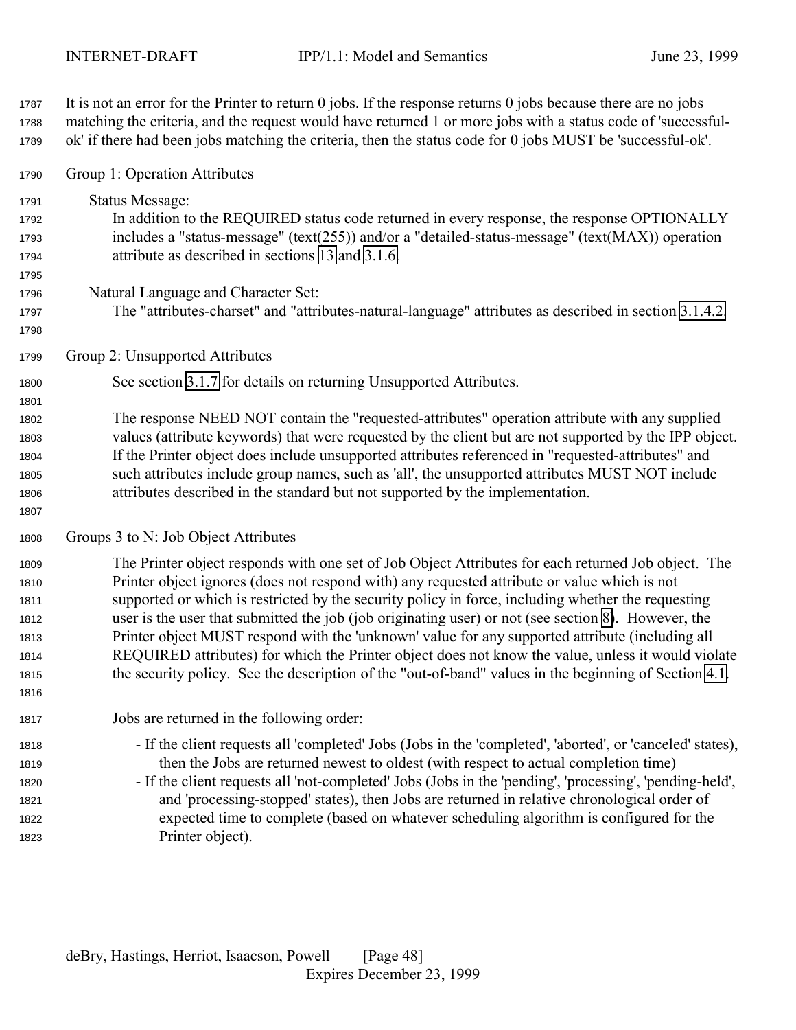It is not an error for the Printer to return 0 jobs. If the response returns 0 jobs because there are no jobs matching the criteria, and the request would have returned 1 or more jobs with a status code of 'successful-ok' if there had been jobs matching the criteria, then the status code for 0 jobs MUST be 'successful-ok'.

Group 1: Operation Attributes

Status Message:
In addition to the REQUIRED status code returned in every response, the response OPTIONALLY includes a "status-message" (text(255)) and/or a "detailed-status-message" (text(MAX)) operation attribute as described in sections 13 and 3.1.6.

Natural Language and Character Set:
The "attributes-charset" and "attributes-natural-language" attributes as described in section 3.1.4.2.

Group 2: Unsupported Attributes

See section 3.1.7 for details on returning Unsupported Attributes.

The response NEED NOT contain the "requested-attributes" operation attribute with any supplied values (attribute keywords) that were requested by the client but are not supported by the IPP object. If the Printer object does include unsupported attributes referenced in "requested-attributes" and such attributes include group names, such as 'all', the unsupported attributes MUST NOT include attributes described in the standard but not supported by the implementation.

Groups 3 to N: Job Object Attributes

The Printer object responds with one set of Job Object Attributes for each returned Job object. The Printer object ignores (does not respond with) any requested attribute or value which is not supported or which is restricted by the security policy in force, including whether the requesting user is the user that submitted the job (job originating user) or not (see section 8). However, the Printer object MUST respond with the 'unknown' value for any supported attribute (including all REQUIRED attributes) for which the Printer object does not know the value, unless it would violate the security policy. See the description of the "out-of-band" values in the beginning of Section 4.1.

Jobs are returned in the following order:

- If the client requests all 'completed' Jobs (Jobs in the 'completed', 'aborted', or 'canceled' states), then the Jobs are returned newest to oldest (with respect to actual completion time)
- If the client requests all 'not-completed' Jobs (Jobs in the 'pending', 'processing', 'pending-held', and 'processing-stopped' states), then Jobs are returned in relative chronological order of expected time to complete (based on whatever scheduling algorithm is configured for the Printer object).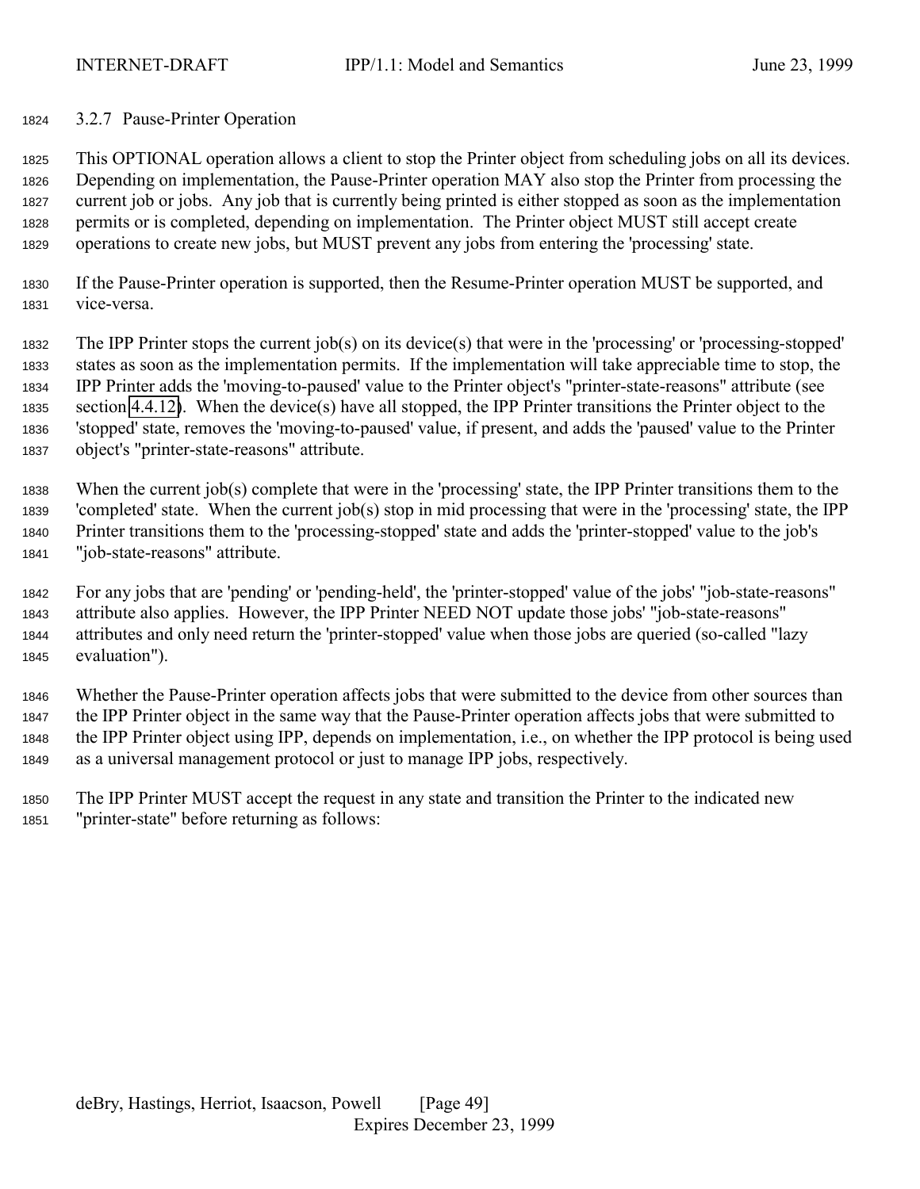### 3.2.7 Pause-Printer Operation

This OPTIONAL operation allows a client to stop the Printer object from scheduling jobs on all its devices. Depending on implementation, the Pause-Printer operation MAY also stop the Printer from processing the current job or jobs. Any job that is currently being printed is either stopped as soon as the implementation permits or is completed, depending on implementation. The Printer object MUST still accept create operations to create new jobs, but MUST prevent any jobs from entering the 'processing' state.

If the Pause-Printer operation is supported, then the Resume-Printer operation MUST be supported, and vice-versa.

The IPP Printer stops the current job(s) on its device(s) that were in the 'processing' or 'processing-stopped' states as soon as the implementation permits. If the implementation will take appreciable time to stop, the IPP Printer adds the 'moving-to-paused' value to the Printer object's "printer-state-reasons" attribute (see section 4.4.12). When the device(s) have all stopped, the IPP Printer transitions the Printer object to the 'stopped' state, removes the 'moving-to-paused' value, if present, and adds the 'paused' value to the Printer object's "printer-state-reasons" attribute.

When the current job(s) complete that were in the 'processing' state, the IPP Printer transitions them to the 'completed' state. When the current job(s) stop in mid processing that were in the 'processing' state, the IPP Printer transitions them to the 'processing-stopped' state and adds the 'printer-stopped' value to the job's "job-state-reasons" attribute.

For any jobs that are 'pending' or 'pending-held', the 'printer-stopped' value of the jobs' "job-state-reasons" attribute also applies. However, the IPP Printer NEED NOT update those jobs' "job-state-reasons" attributes and only need return the 'printer-stopped' value when those jobs are queried (so-called "lazy evaluation").

Whether the Pause-Printer operation affects jobs that were submitted to the device from other sources than the IPP Printer object in the same way that the Pause-Printer operation affects jobs that were submitted to the IPP Printer object using IPP, depends on implementation, i.e., on whether the IPP protocol is being used as a universal management protocol or just to manage IPP jobs, respectively.

The IPP Printer MUST accept the request in any state and transition the Printer to the indicated new "printer-state" before returning as follows: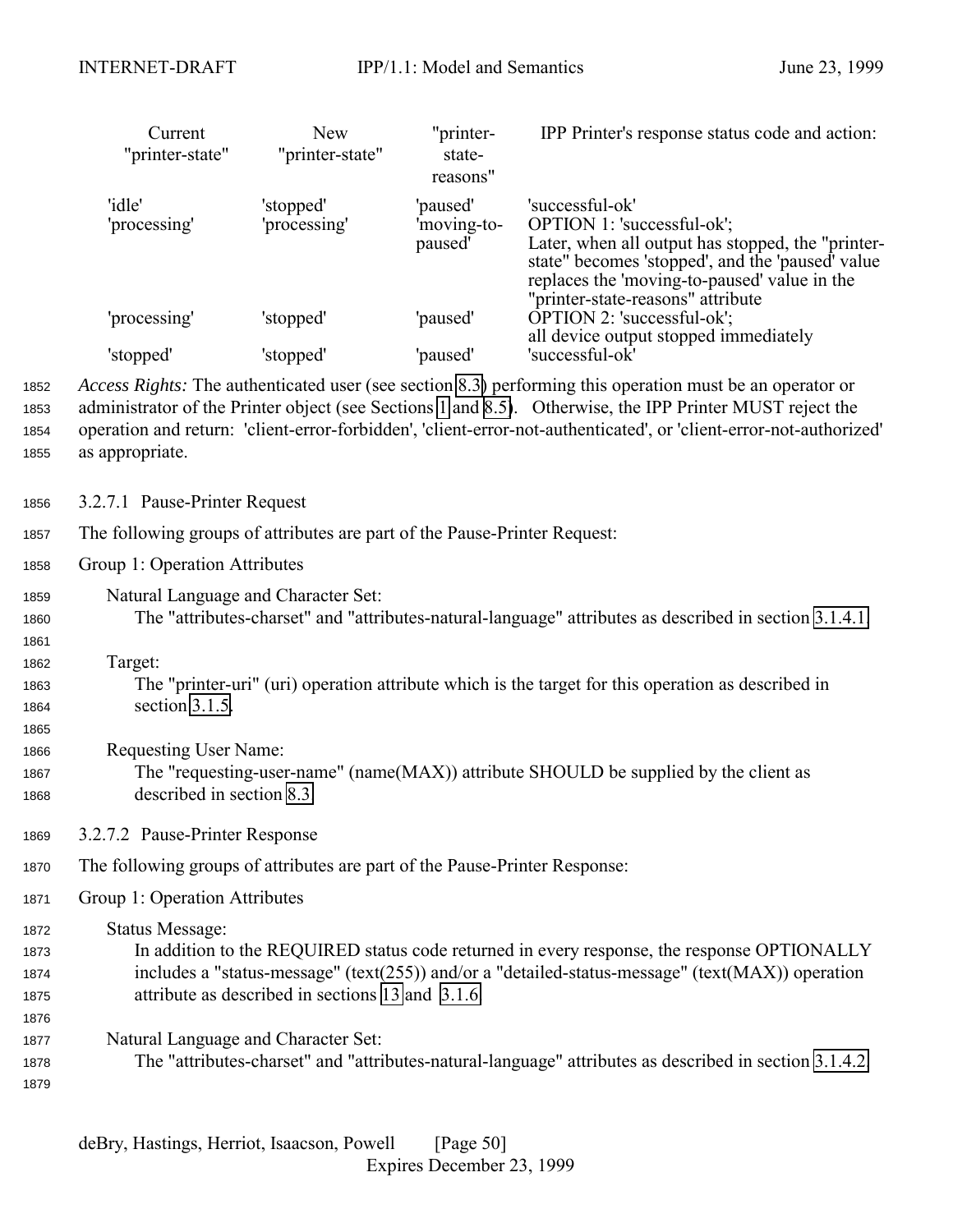| Current "printer-state" | New "printer-state" | "printer-state-reasons" | IPP Printer's response status code and action: |
| --- | --- | --- | --- |
| 'idle' | 'stopped' | 'paused' | 'successful-ok' |
| 'processing' | 'processing' | 'moving-to-paused' | OPTION 1: 'successful-ok'; Later, when all output has stopped, the "printer-state" becomes 'stopped', and the 'paused' value replaces the 'moving-to-paused' value in the "printer-state-reasons" attribute |
| 'processing' | 'stopped' | 'paused' | OPTION 2: 'successful-ok'; all device output stopped immediately |
| 'stopped' | 'stopped' | 'paused' | 'successful-ok' |

*Access Rights:* The authenticated user (see section 8.3) performing this operation must be an operator or administrator of the Printer object (see Sections 1 and 8.5). Otherwise, the IPP Printer MUST reject the operation and return: 'client-error-forbidden', 'client-error-not-authenticated', or 'client-error-not-authorized' as appropriate.

#### 3.2.7.1 Pause-Printer Request

The following groups of attributes are part of the Pause-Printer Request:

Group 1: Operation Attributes

Natural Language and Character Set:
The "attributes-charset" and "attributes-natural-language" attributes as described in section 3.1.4.1.

Target:
The "printer-uri" (uri) operation attribute which is the target for this operation as described in section 3.1.5.

Requesting User Name:
The "requesting-user-name" (name(MAX)) attribute SHOULD be supplied by the client as described in section 8.3.

#### 3.2.7.2 Pause-Printer Response

The following groups of attributes are part of the Pause-Printer Response:

Group 1: Operation Attributes

Status Message:
In addition to the REQUIRED status code returned in every response, the response OPTIONALLY includes a "status-message" (text(255)) and/or a "detailed-status-message" (text(MAX)) operation attribute as described in sections 13 and 3.1.6.

Natural Language and Character Set:
The "attributes-charset" and "attributes-natural-language" attributes as described in section 3.1.4.2.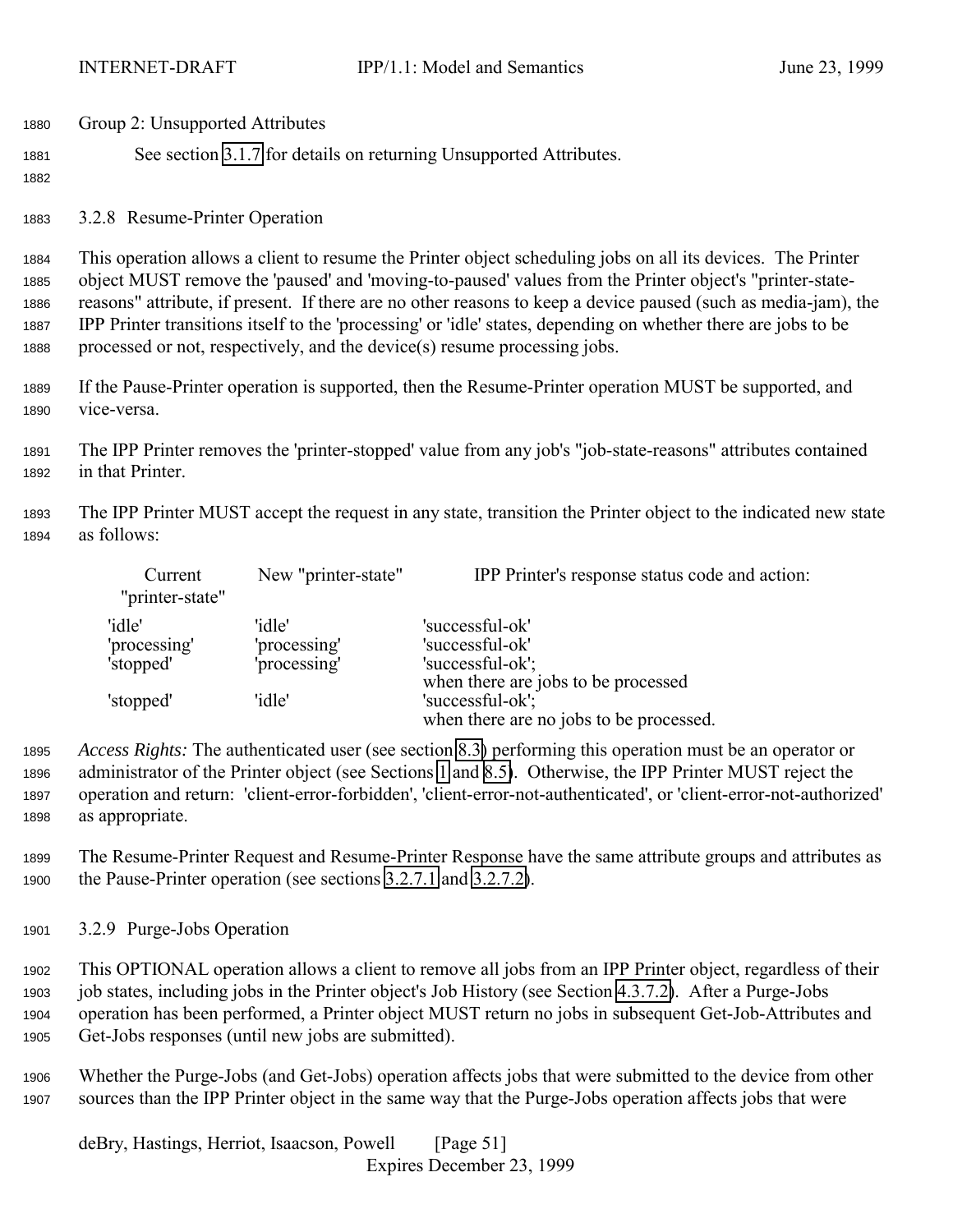Group 2: Unsupported Attributes

See section 3.1.7 for details on returning Unsupported Attributes.

### 3.2.8 Resume-Printer Operation

This operation allows a client to resume the Printer object scheduling jobs on all its devices. The Printer object MUST remove the 'paused' and 'moving-to-paused' values from the Printer object's "printer-state-reasons" attribute, if present. If there are no other reasons to keep a device paused (such as media-jam), the IPP Printer transitions itself to the 'processing' or 'idle' states, depending on whether there are jobs to be processed or not, respectively, and the device(s) resume processing jobs.

If the Pause-Printer operation is supported, then the Resume-Printer operation MUST be supported, and vice-versa.

The IPP Printer removes the 'printer-stopped' value from any job's "job-state-reasons" attributes contained in that Printer.

The IPP Printer MUST accept the request in any state, transition the Printer object to the indicated new state as follows:

| Current "printer-state" | New "printer-state" | IPP Printer's response status code and action: |
|---|---|---|
| 'idle' | 'idle' | 'successful-ok' |
| 'processing' | 'processing' | 'successful-ok' |
| 'stopped' | 'processing' | 'successful-ok'; when there are jobs to be processed |
| 'stopped' | 'idle' | 'successful-ok'; when there are no jobs to be processed. |

*Access Rights:* The authenticated user (see section 8.3) performing this operation must be an operator or administrator of the Printer object (see Sections 1 and 8.5). Otherwise, the IPP Printer MUST reject the operation and return: 'client-error-forbidden', 'client-error-not-authenticated', or 'client-error-not-authorized' as appropriate.

The Resume-Printer Request and Resume-Printer Response have the same attribute groups and attributes as the Pause-Printer operation (see sections 3.2.7.1 and 3.2.7.2).

### 3.2.9 Purge-Jobs Operation

This OPTIONAL operation allows a client to remove all jobs from an IPP Printer object, regardless of their job states, including jobs in the Printer object's Job History (see Section 4.3.7.2). After a Purge-Jobs operation has been performed, a Printer object MUST return no jobs in subsequent Get-Job-Attributes and Get-Jobs responses (until new jobs are submitted).

Whether the Purge-Jobs (and Get-Jobs) operation affects jobs that were submitted to the device from other sources than the IPP Printer object in the same way that the Purge-Jobs operation affects jobs that were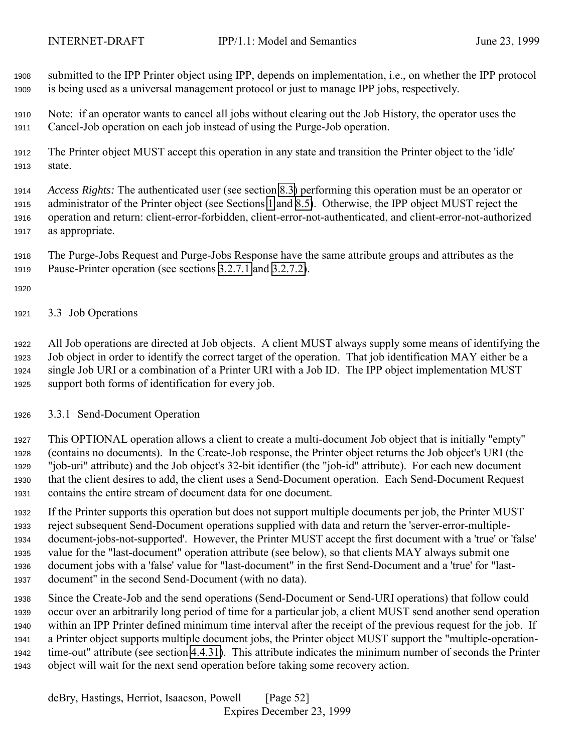submitted to the IPP Printer object using IPP, depends on implementation, i.e., on whether the IPP protocol is being used as a universal management protocol or just to manage IPP jobs, respectively.

Note: if an operator wants to cancel all jobs without clearing out the Job History, the operator uses the Cancel-Job operation on each job instead of using the Purge-Job operation.

The Printer object MUST accept this operation in any state and transition the Printer object to the 'idle' state.

*Access Rights:* The authenticated user (see section 8.3) performing this operation must be an operator or administrator of the Printer object (see Sections 1 and 8.5). Otherwise, the IPP object MUST reject the operation and return: client-error-forbidden, client-error-not-authenticated, and client-error-not-authorized as appropriate.

The Purge-Jobs Request and Purge-Jobs Response have the same attribute groups and attributes as the Pause-Printer operation (see sections 3.2.7.1 and 3.2.7.2).

## 3.3 Job Operations

All Job operations are directed at Job objects. A client MUST always supply some means of identifying the Job object in order to identify the correct target of the operation. That job identification MAY either be a single Job URI or a combination of a Printer URI with a Job ID. The IPP object implementation MUST support both forms of identification for every job.

### 3.3.1 Send-Document Operation

This OPTIONAL operation allows a client to create a multi-document Job object that is initially "empty" (contains no documents). In the Create-Job response, the Printer object returns the Job object's URI (the "job-uri" attribute) and the Job object's 32-bit identifier (the "job-id" attribute). For each new document that the client desires to add, the client uses a Send-Document operation. Each Send-Document Request contains the entire stream of document data for one document.

If the Printer supports this operation but does not support multiple documents per job, the Printer MUST reject subsequent Send-Document operations supplied with data and return the 'server-error-multiple-document-jobs-not-supported'. However, the Printer MUST accept the first document with a 'true' or 'false' value for the "last-document" operation attribute (see below), so that clients MAY always submit one document jobs with a 'false' value for "last-document" in the first Send-Document and a 'true' for "last-document" in the second Send-Document (with no data).

Since the Create-Job and the send operations (Send-Document or Send-URI operations) that follow could occur over an arbitrarily long period of time for a particular job, a client MUST send another send operation within an IPP Printer defined minimum time interval after the receipt of the previous request for the job. If a Printer object supports multiple document jobs, the Printer object MUST support the "multiple-operation-time-out" attribute (see section 4.4.31). This attribute indicates the minimum number of seconds the Printer object will wait for the next send operation before taking some recovery action.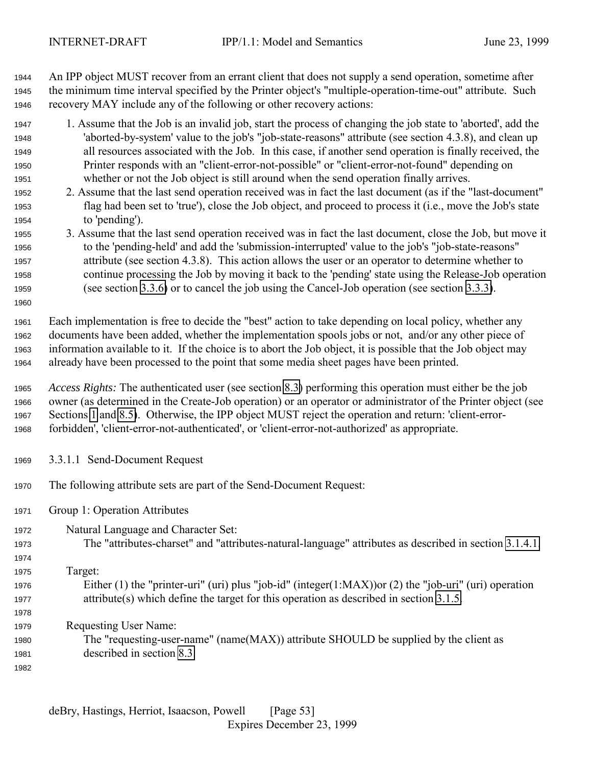An IPP object MUST recover from an errant client that does not supply a send operation, sometime after the minimum time interval specified by the Printer object's "multiple-operation-time-out" attribute. Such recovery MAY include any of the following or other recovery actions:

1. Assume that the Job is an invalid job, start the process of changing the job state to 'aborted', add the 'aborted-by-system' value to the job's "job-state-reasons" attribute (see section 4.3.8), and clean up all resources associated with the Job. In this case, if another send operation is finally received, the Printer responds with an "client-error-not-possible" or "client-error-not-found" depending on whether or not the Job object is still around when the send operation finally arrives.
2. Assume that the last send operation received was in fact the last document (as if the "last-document" flag had been set to 'true'), close the Job object, and proceed to process it (i.e., move the Job's state to 'pending').
3. Assume that the last send operation received was in fact the last document, close the Job, but move it to the 'pending-held' and add the 'submission-interrupted' value to the job's "job-state-reasons" attribute (see section 4.3.8). This action allows the user or an operator to determine whether to continue processing the Job by moving it back to the 'pending' state using the Release-Job operation (see section 3.3.6) or to cancel the job using the Cancel-Job operation (see section 3.3.3).

Each implementation is free to decide the "best" action to take depending on local policy, whether any documents have been added, whether the implementation spools jobs or not, and/or any other piece of information available to it. If the choice is to abort the Job object, it is possible that the Job object may already have been processed to the point that some media sheet pages have been printed.

*Access Rights:* The authenticated user (see section 8.3) performing this operation must either be the job owner (as determined in the Create-Job operation) or an operator or administrator of the Printer object (see Sections 1 and 8.5). Otherwise, the IPP object MUST reject the operation and return: 'client-error-forbidden', 'client-error-not-authenticated', or 'client-error-not-authorized' as appropriate.

#### 3.3.1.1 Send-Document Request

The following attribute sets are part of the Send-Document Request:

Group 1: Operation Attributes

Natural Language and Character Set:
The "attributes-charset" and "attributes-natural-language" attributes as described in section 3.1.4.1.

Target:
Either (1) the "printer-uri" (uri) plus "job-id" (integer(1:MAX))or (2) the "job-uri" (uri) operation attribute(s) which define the target for this operation as described in section 3.1.5.

Requesting User Name:
The "requesting-user-name" (name(MAX)) attribute SHOULD be supplied by the client as described in section 8.3.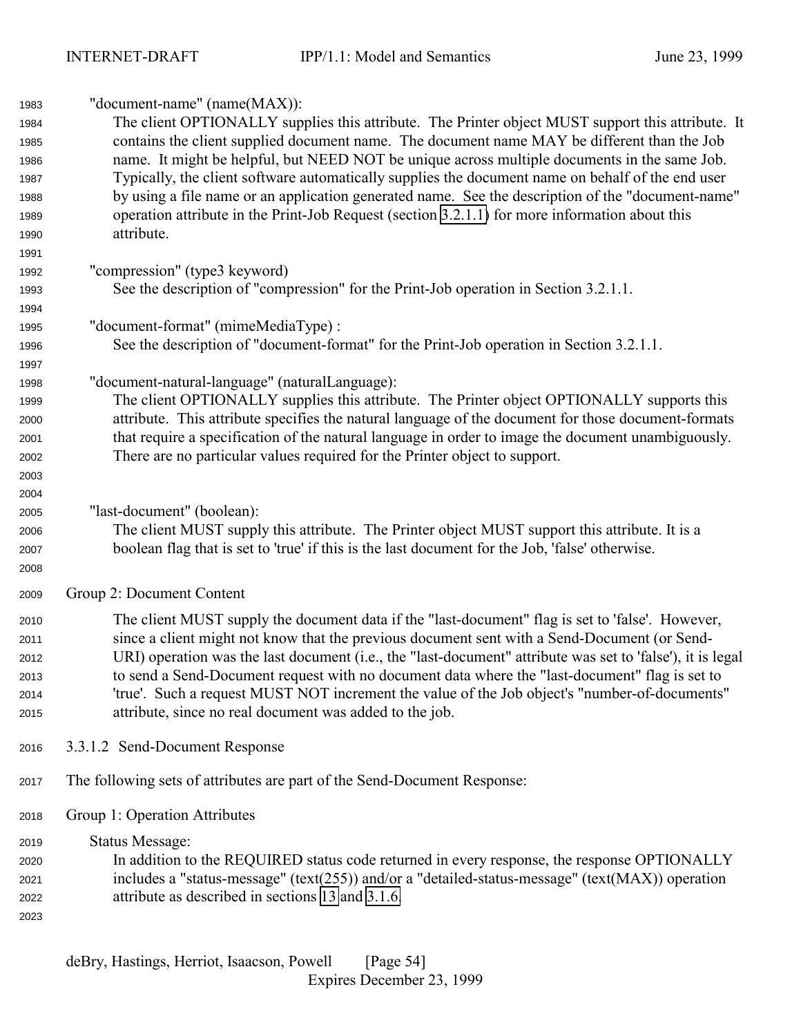"document-name" (name(MAX)):

The client OPTIONALLY supplies this attribute. The Printer object MUST support this attribute. It contains the client supplied document name. The document name MAY be different than the Job name. It might be helpful, but NEED NOT be unique across multiple documents in the same Job. Typically, the client software automatically supplies the document name on behalf of the end user by using a file name or an application generated name. See the description of the "document-name" operation attribute in the Print-Job Request (section 3.2.1.1) for more information about this attribute.

"compression" (type3 keyword)

See the description of "compression" for the Print-Job operation in Section 3.2.1.1.

"document-format" (mimeMediaType) :

See the description of "document-format" for the Print-Job operation in Section 3.2.1.1.

"document-natural-language" (naturalLanguage):

The client OPTIONALLY supplies this attribute. The Printer object OPTIONALLY supports this attribute. This attribute specifies the natural language of the document for those document-formats that require a specification of the natural language in order to image the document unambiguously. There are no particular values required for the Printer object to support.

"last-document" (boolean):

The client MUST supply this attribute. The Printer object MUST support this attribute. It is a boolean flag that is set to 'true' if this is the last document for the Job, 'false' otherwise.

Group 2: Document Content

The client MUST supply the document data if the "last-document" flag is set to 'false'. However, since a client might not know that the previous document sent with a Send-Document (or Send-URI) operation was the last document (i.e., the "last-document" attribute was set to 'false'), it is legal to send a Send-Document request with no document data where the "last-document" flag is set to 'true'. Such a request MUST NOT increment the value of the Job object's "number-of-documents" attribute, since no real document was added to the job.

#### 3.3.1.2 Send-Document Response

The following sets of attributes are part of the Send-Document Response:

Group 1: Operation Attributes

Status Message:

In addition to the REQUIRED status code returned in every response, the response OPTIONALLY includes a "status-message" (text(255)) and/or a "detailed-status-message" (text(MAX)) operation attribute as described in sections 13 and 3.1.6.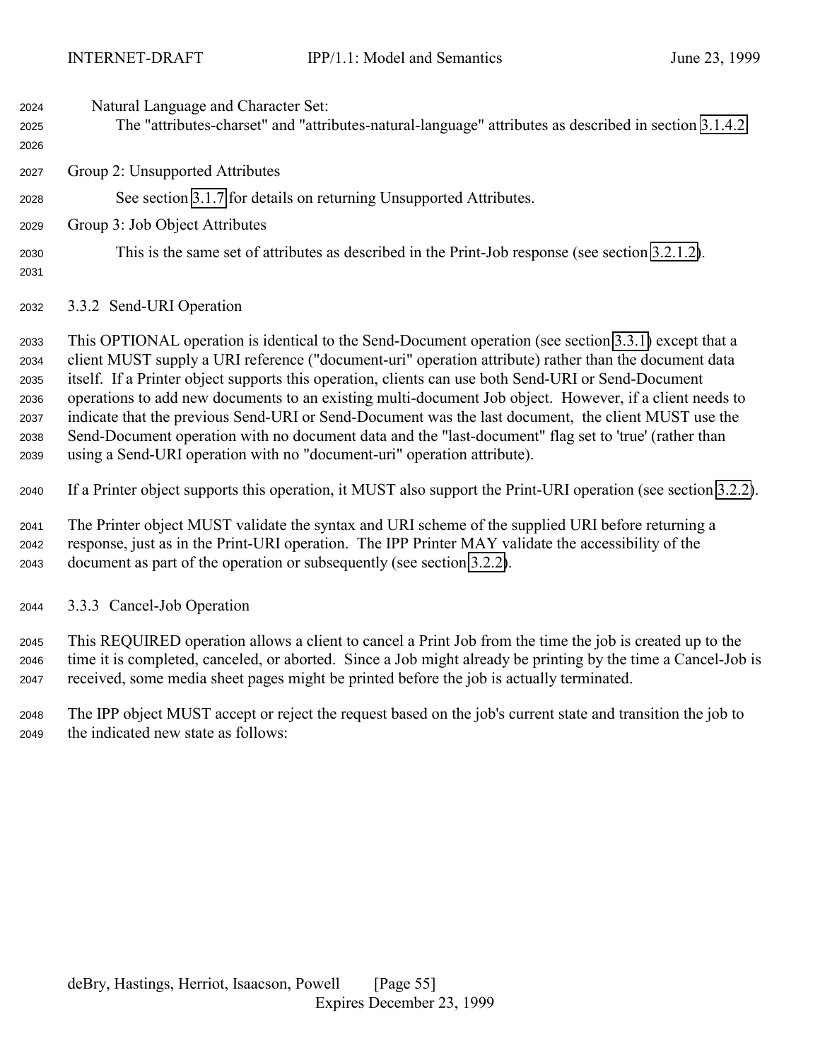Natural Language and Character Set:

The "attributes-charset" and "attributes-natural-language" attributes as described in section 3.1.4.2.

Group 2: Unsupported Attributes

See section 3.1.7 for details on returning Unsupported Attributes.

Group 3: Job Object Attributes

This is the same set of attributes as described in the Print-Job response (see section 3.2.1.2).

### 3.3.2 Send-URI Operation

This OPTIONAL operation is identical to the Send-Document operation (see section 3.3.1) except that a client MUST supply a URI reference ("document-uri" operation attribute) rather than the document data itself. If a Printer object supports this operation, clients can use both Send-URI or Send-Document operations to add new documents to an existing multi-document Job object. However, if a client needs to indicate that the previous Send-URI or Send-Document was the last document, the client MUST use the Send-Document operation with no document data and the "last-document" flag set to 'true' (rather than using a Send-URI operation with no "document-uri" operation attribute).

If a Printer object supports this operation, it MUST also support the Print-URI operation (see section 3.2.2).

The Printer object MUST validate the syntax and URI scheme of the supplied URI before returning a response, just as in the Print-URI operation. The IPP Printer MAY validate the accessibility of the document as part of the operation or subsequently (see section 3.2.2).

### 3.3.3 Cancel-Job Operation

This REQUIRED operation allows a client to cancel a Print Job from the time the job is created up to the time it is completed, canceled, or aborted. Since a Job might already be printing by the time a Cancel-Job is received, some media sheet pages might be printed before the job is actually terminated.

The IPP object MUST accept or reject the request based on the job's current state and transition the job to the indicated new state as follows: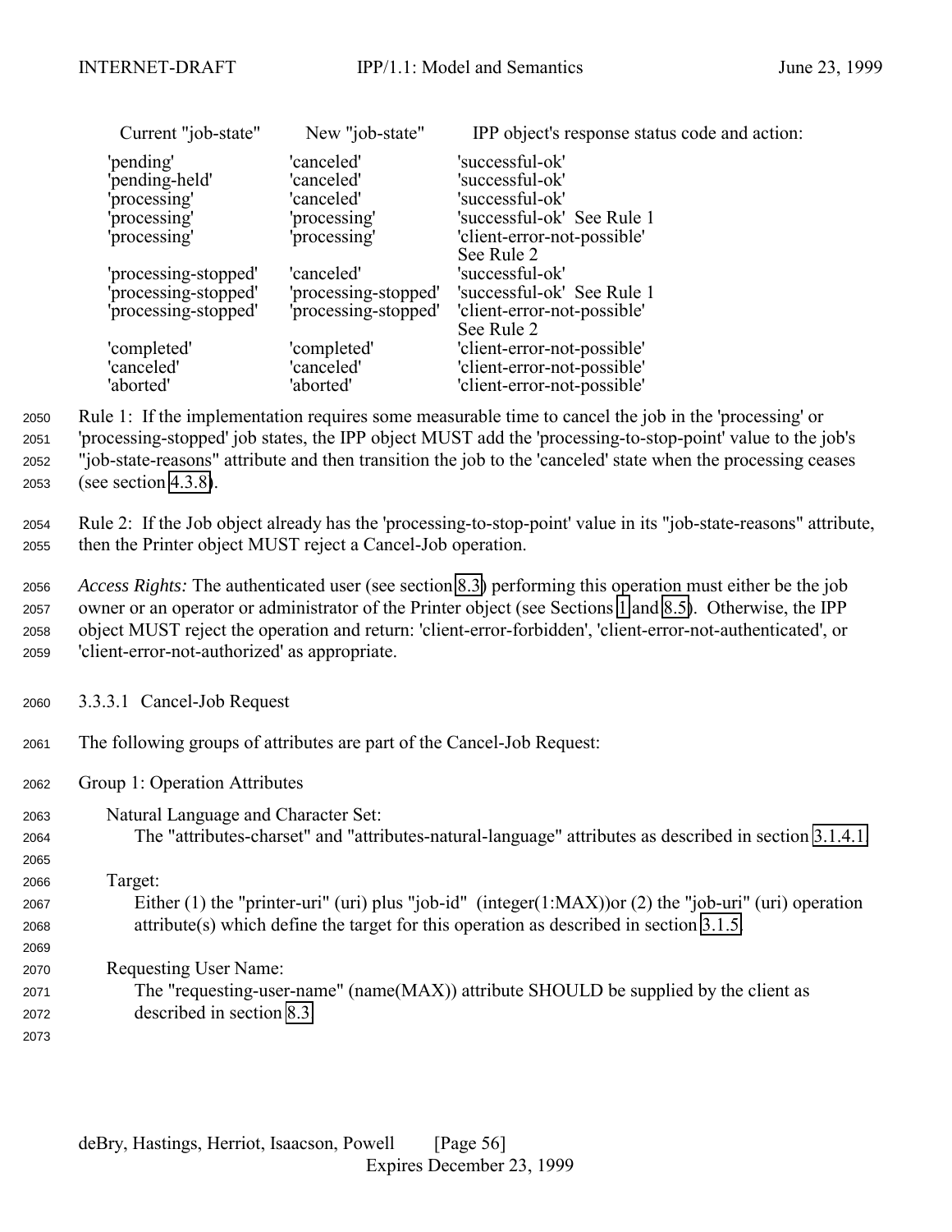| Current "job-state" | New "job-state" | IPP object's response status code and action: |
|---|---|---|
| 'pending' | 'canceled' | 'successful-ok' |
| 'pending-held' | 'canceled' | 'successful-ok' |
| 'processing' | 'canceled' | 'successful-ok' |
| 'processing' | 'processing' | 'successful-ok' See Rule 1 |
| 'processing' | 'processing' | 'client-error-not-possible' See Rule 2 |
| 'processing-stopped' | 'canceled' | 'successful-ok' |
| 'processing-stopped' | 'processing-stopped' | 'successful-ok' See Rule 1 |
| 'processing-stopped' | 'processing-stopped' | 'client-error-not-possible' See Rule 2 |
| 'completed' | 'completed' | 'client-error-not-possible' |
| 'canceled' | 'canceled' | 'client-error-not-possible' |
| 'aborted' | 'aborted' | 'client-error-not-possible' |

Rule 1: If the implementation requires some measurable time to cancel the job in the 'processing' or 'processing-stopped' job states, the IPP object MUST add the 'processing-to-stop-point' value to the job's "job-state-reasons" attribute and then transition the job to the 'canceled' state when the processing ceases (see section 4.3.8).

Rule 2: If the Job object already has the 'processing-to-stop-point' value in its "job-state-reasons" attribute, then the Printer object MUST reject a Cancel-Job operation.

*Access Rights:* The authenticated user (see section 8.3) performing this operation must either be the job owner or an operator or administrator of the Printer object (see Sections 1 and 8.5). Otherwise, the IPP object MUST reject the operation and return: 'client-error-forbidden', 'client-error-not-authenticated', or 'client-error-not-authorized' as appropriate.

#### 3.3.3.1 Cancel-Job Request

The following groups of attributes are part of the Cancel-Job Request:

Group 1: Operation Attributes

Natural Language and Character Set:
The "attributes-charset" and "attributes-natural-language" attributes as described in section 3.1.4.1.

Target:
Either (1) the "printer-uri" (uri) plus "job-id" (integer(1:MAX))or (2) the "job-uri" (uri) operation attribute(s) which define the target for this operation as described in section 3.1.5.

Requesting User Name:
The "requesting-user-name" (name(MAX)) attribute SHOULD be supplied by the client as described in section 8.3.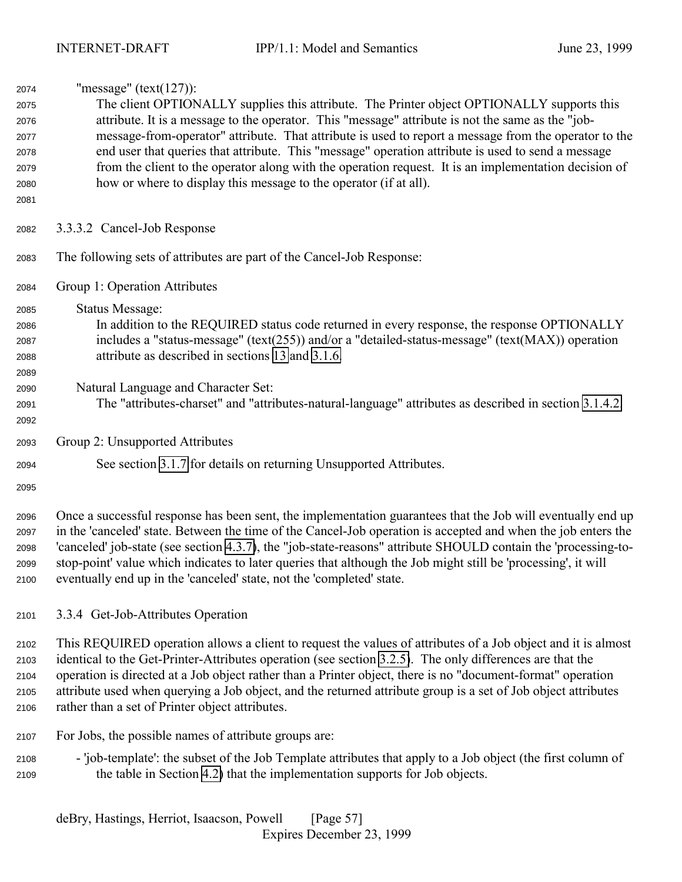"message" (text(127)):

The client OPTIONALLY supplies this attribute. The Printer object OPTIONALLY supports this attribute. It is a message to the operator. This "message" attribute is not the same as the "job-message-from-operator" attribute. That attribute is used to report a message from the operator to the end user that queries that attribute. This "message" operation attribute is used to send a message from the client to the operator along with the operation request. It is an implementation decision of how or where to display this message to the operator (if at all).

#### 3.3.3.2 Cancel-Job Response

The following sets of attributes are part of the Cancel-Job Response:

Group 1: Operation Attributes

Status Message:

In addition to the REQUIRED status code returned in every response, the response OPTIONALLY includes a "status-message" (text(255)) and/or a "detailed-status-message" (text(MAX)) operation attribute as described in sections 13 and 3.1.6.

Natural Language and Character Set:

The "attributes-charset" and "attributes-natural-language" attributes as described in section 3.1.4.2.

Group 2: Unsupported Attributes

See section 3.1.7 for details on returning Unsupported Attributes.

Once a successful response has been sent, the implementation guarantees that the Job will eventually end up in the 'canceled' state. Between the time of the Cancel-Job operation is accepted and when the job enters the 'canceled' job-state (see section 4.3.7), the "job-state-reasons" attribute SHOULD contain the 'processing-to-stop-point' value which indicates to later queries that although the Job might still be 'processing', it will eventually end up in the 'canceled' state, not the 'completed' state.

### 3.3.4 Get-Job-Attributes Operation

This REQUIRED operation allows a client to request the values of attributes of a Job object and it is almost identical to the Get-Printer-Attributes operation (see section 3.2.5). The only differences are that the operation is directed at a Job object rather than a Printer object, there is no "document-format" operation attribute used when querying a Job object, and the returned attribute group is a set of Job object attributes rather than a set of Printer object attributes.

For Jobs, the possible names of attribute groups are:

- 'job-template': the subset of the Job Template attributes that apply to a Job object (the first column of the table in Section 4.2) that the implementation supports for Job objects.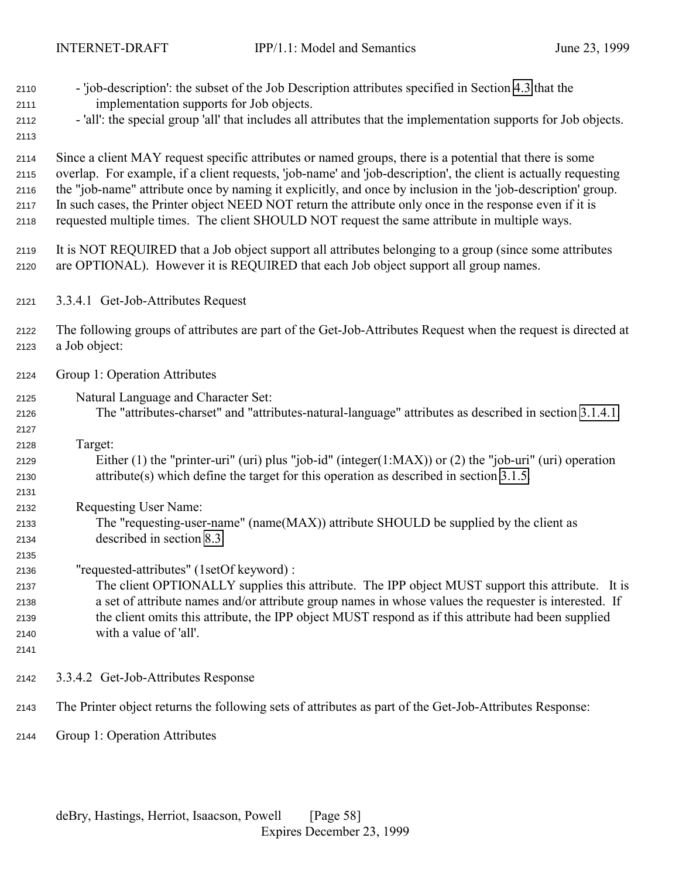- 'job-description': the subset of the Job Description attributes specified in Section 4.3 that the implementation supports for Job objects.
- 'all': the special group 'all' that includes all attributes that the implementation supports for Job objects.

Since a client MAY request specific attributes or named groups, there is a potential that there is some overlap. For example, if a client requests, 'job-name' and 'job-description', the client is actually requesting the "job-name" attribute once by naming it explicitly, and once by inclusion in the 'job-description' group. In such cases, the Printer object NEED NOT return the attribute only once in the response even if it is requested multiple times. The client SHOULD NOT request the same attribute in multiple ways.

It is NOT REQUIRED that a Job object support all attributes belonging to a group (since some attributes are OPTIONAL). However it is REQUIRED that each Job object support all group names.

#### 3.3.4.1 Get-Job-Attributes Request

The following groups of attributes are part of the Get-Job-Attributes Request when the request is directed at a Job object:

Group 1: Operation Attributes

Natural Language and Character Set:
The "attributes-charset" and "attributes-natural-language" attributes as described in section 3.1.4.1.

Target:
Either (1) the "printer-uri" (uri) plus "job-id" (integer(1:MAX)) or (2) the "job-uri" (uri) operation attribute(s) which define the target for this operation as described in section 3.1.5.

Requesting User Name:
The "requesting-user-name" (name(MAX)) attribute SHOULD be supplied by the client as described in section 8.3.

"requested-attributes" (1setOf keyword) :
The client OPTIONALLY supplies this attribute. The IPP object MUST support this attribute. It is a set of attribute names and/or attribute group names in whose values the requester is interested. If the client omits this attribute, the IPP object MUST respond as if this attribute had been supplied with a value of 'all'.

#### 3.3.4.2 Get-Job-Attributes Response

The Printer object returns the following sets of attributes as part of the Get-Job-Attributes Response:

Group 1: Operation Attributes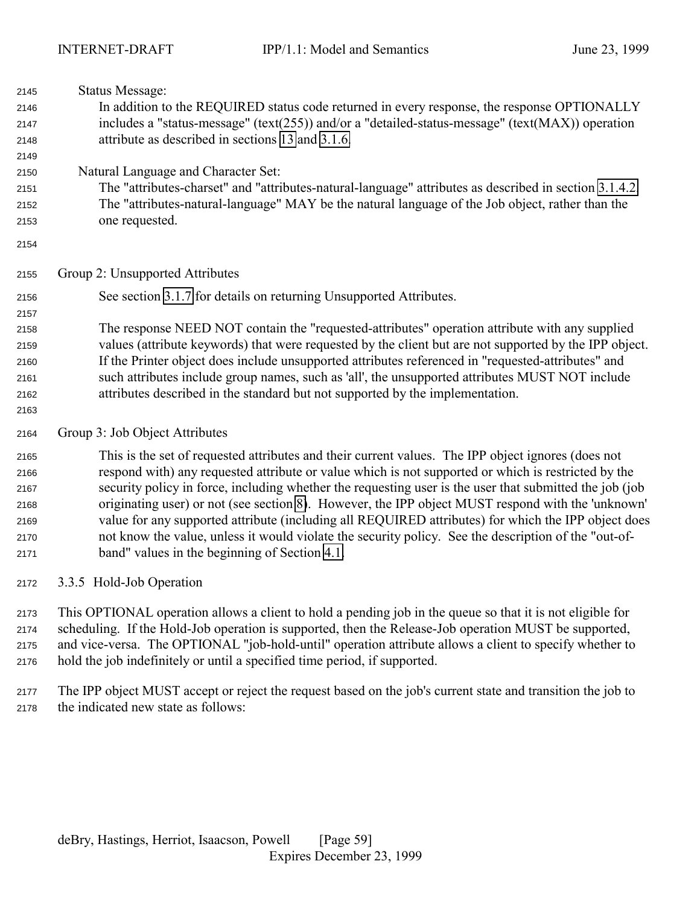Status Message:

In addition to the REQUIRED status code returned in every response, the response OPTIONALLY includes a "status-message" (text(255)) and/or a "detailed-status-message" (text(MAX)) operation attribute as described in sections 13 and 3.1.6.

Natural Language and Character Set:

The "attributes-charset" and "attributes-natural-language" attributes as described in section 3.1.4.2. The "attributes-natural-language" MAY be the natural language of the Job object, rather than the one requested.

Group 2: Unsupported Attributes

See section 3.1.7 for details on returning Unsupported Attributes.

The response NEED NOT contain the "requested-attributes" operation attribute with any supplied values (attribute keywords) that were requested by the client but are not supported by the IPP object. If the Printer object does include unsupported attributes referenced in "requested-attributes" and such attributes include group names, such as 'all', the unsupported attributes MUST NOT include attributes described in the standard but not supported by the implementation.

Group 3: Job Object Attributes

This is the set of requested attributes and their current values. The IPP object ignores (does not respond with) any requested attribute or value which is not supported or which is restricted by the security policy in force, including whether the requesting user is the user that submitted the job (job originating user) or not (see section 8). However, the IPP object MUST respond with the 'unknown' value for any supported attribute (including all REQUIRED attributes) for which the IPP object does not know the value, unless it would violate the security policy. See the description of the "out-of-band" values in the beginning of Section 4.1.

### 3.3.5 Hold-Job Operation

This OPTIONAL operation allows a client to hold a pending job in the queue so that it is not eligible for scheduling. If the Hold-Job operation is supported, then the Release-Job operation MUST be supported, and vice-versa. The OPTIONAL "job-hold-until" operation attribute allows a client to specify whether to hold the job indefinitely or until a specified time period, if supported.

The IPP object MUST accept or reject the request based on the job's current state and transition the job to the indicated new state as follows: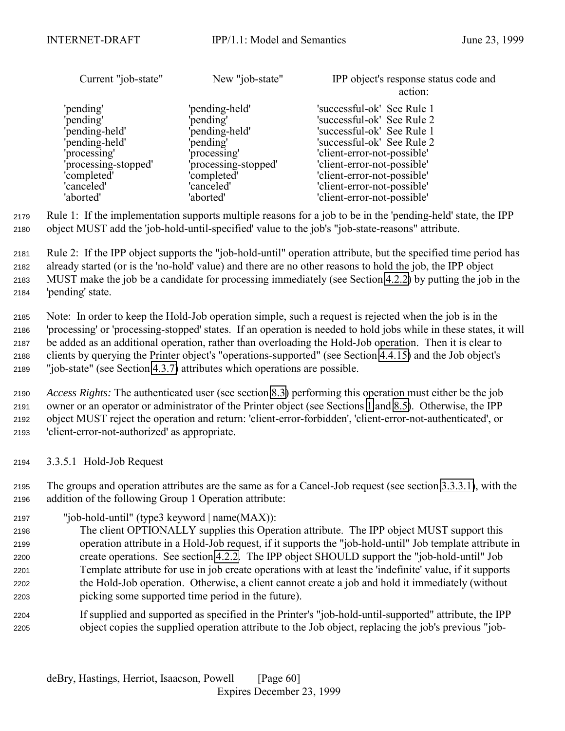| Current "job-state" | New "job-state" | IPP object's response status code and action: |
|---|---|---|
| 'pending' | 'pending-held' | 'successful-ok' See Rule 1 |
| 'pending' | 'pending' | 'successful-ok' See Rule 2 |
| 'pending-held' | 'pending-held' | 'successful-ok' See Rule 1 |
| 'pending-held' | 'pending' | 'successful-ok' See Rule 2 |
| 'processing' | 'processing' | 'client-error-not-possible' |
| 'processing-stopped' | 'processing-stopped' | 'client-error-not-possible' |
| 'completed' | 'completed' | 'client-error-not-possible' |
| 'canceled' | 'canceled' | 'client-error-not-possible' |
| 'aborted' | 'aborted' | 'client-error-not-possible' |

Rule 1: If the implementation supports multiple reasons for a job to be in the 'pending-held' state, the IPP object MUST add the 'job-hold-until-specified' value to the job's "job-state-reasons" attribute.

Rule 2: If the IPP object supports the "job-hold-until" operation attribute, but the specified time period has already started (or is the 'no-hold' value) and there are no other reasons to hold the job, the IPP object MUST make the job be a candidate for processing immediately (see Section 4.2.2) by putting the job in the 'pending' state.

Note: In order to keep the Hold-Job operation simple, such a request is rejected when the job is in the 'processing' or 'processing-stopped' states. If an operation is needed to hold jobs while in these states, it will be added as an additional operation, rather than overloading the Hold-Job operation. Then it is clear to clients by querying the Printer object's "operations-supported" (see Section 4.4.15) and the Job object's "job-state" (see Section 4.3.7) attributes which operations are possible.

*Access Rights:* The authenticated user (see section 8.3) performing this operation must either be the job owner or an operator or administrator of the Printer object (see Sections 1 and 8.5). Otherwise, the IPP object MUST reject the operation and return: 'client-error-forbidden', 'client-error-not-authenticated', or 'client-error-not-authorized' as appropriate.

#### 3.3.5.1 Hold-Job Request

The groups and operation attributes are the same as for a Cancel-Job request (see section 3.3.3.1), with the addition of the following Group 1 Operation attribute:

"job-hold-until" (type3 keyword | name(MAX)):
The client OPTIONALLY supplies this Operation attribute. The IPP object MUST support this operation attribute in a Hold-Job request, if it supports the "job-hold-until" Job template attribute in create operations. See section 4.2.2. The IPP object SHOULD support the "job-hold-until" Job Template attribute for use in job create operations with at least the 'indefinite' value, if it supports the Hold-Job operation. Otherwise, a client cannot create a job and hold it immediately (without picking some supported time period in the future).

If supplied and supported as specified in the Printer's "job-hold-until-supported" attribute, the IPP object copies the supplied operation attribute to the Job object, replacing the job's previous "job-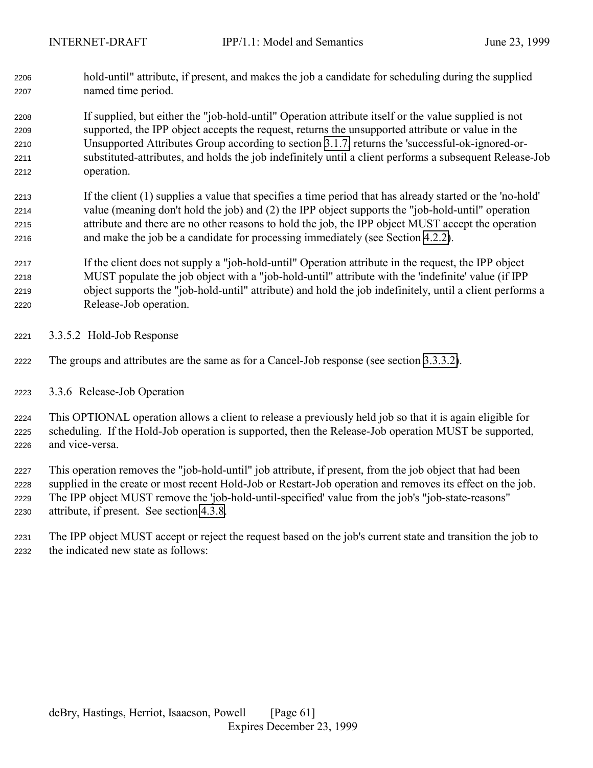hold-until" attribute, if present, and makes the job a candidate for scheduling during the supplied named time period.

If supplied, but either the "job-hold-until" Operation attribute itself or the value supplied is not supported, the IPP object accepts the request, returns the unsupported attribute or value in the Unsupported Attributes Group according to section 3.1.7, returns the 'successful-ok-ignored-or-substituted-attributes, and holds the job indefinitely until a client performs a subsequent Release-Job operation.

If the client (1) supplies a value that specifies a time period that has already started or the 'no-hold' value (meaning don't hold the job) and (2) the IPP object supports the "job-hold-until" operation attribute and there are no other reasons to hold the job, the IPP object MUST accept the operation and make the job be a candidate for processing immediately (see Section 4.2.2).

If the client does not supply a "job-hold-until" Operation attribute in the request, the IPP object MUST populate the job object with a "job-hold-until" attribute with the 'indefinite' value (if IPP object supports the "job-hold-until" attribute) and hold the job indefinitely, until a client performs a Release-Job operation.

#### 3.3.5.2 Hold-Job Response

The groups and attributes are the same as for a Cancel-Job response (see section 3.3.3.2).

### 3.3.6 Release-Job Operation

This OPTIONAL operation allows a client to release a previously held job so that it is again eligible for scheduling. If the Hold-Job operation is supported, then the Release-Job operation MUST be supported, and vice-versa.

This operation removes the "job-hold-until" job attribute, if present, from the job object that had been supplied in the create or most recent Hold-Job or Restart-Job operation and removes its effect on the job. The IPP object MUST remove the 'job-hold-until-specified' value from the job's "job-state-reasons" attribute, if present. See section 4.3.8.

The IPP object MUST accept or reject the request based on the job's current state and transition the job to the indicated new state as follows: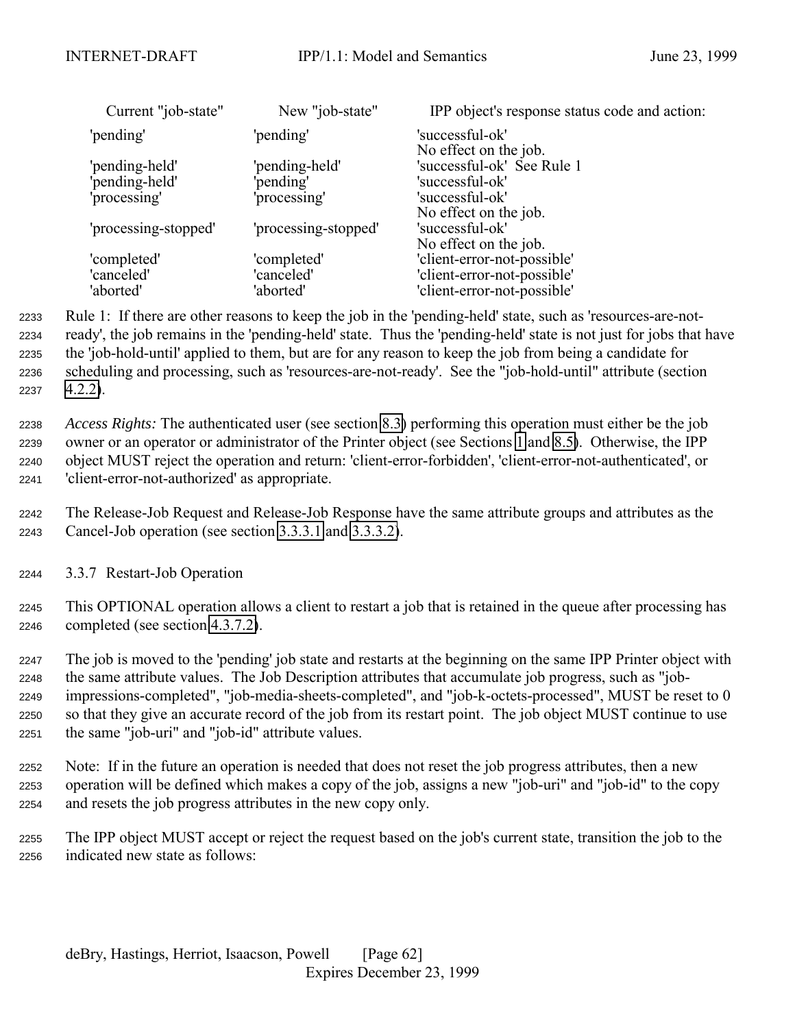| Current "job-state" | New "job-state" | IPP object's response status code and action: |
| --- | --- | --- |
| 'pending' | 'pending' | 'successful-ok' No effect on the job. |
| 'pending-held' | 'pending-held' | 'successful-ok' See Rule 1 |
| 'pending-held' | 'pending' | 'successful-ok' |
| 'processing' | 'processing' | 'successful-ok' No effect on the job. |
| 'processing-stopped' | 'processing-stopped' | 'successful-ok' No effect on the job. |
| 'completed' | 'completed' | 'client-error-not-possible' |
| 'canceled' | 'canceled' | 'client-error-not-possible' |
| 'aborted' | 'aborted' | 'client-error-not-possible' |

Rule 1: If there are other reasons to keep the job in the 'pending-held' state, such as 'resources-are-not-ready', the job remains in the 'pending-held' state. Thus the 'pending-held' state is not just for jobs that have the 'job-hold-until' applied to them, but are for any reason to keep the job from being a candidate for scheduling and processing, such as 'resources-are-not-ready'. See the "job-hold-until" attribute (section 4.2.2).

*Access Rights:* The authenticated user (see section 8.3) performing this operation must either be the job owner or an operator or administrator of the Printer object (see Sections 1 and 8.5). Otherwise, the IPP object MUST reject the operation and return: 'client-error-forbidden', 'client-error-not-authenticated', or 'client-error-not-authorized' as appropriate.

The Release-Job Request and Release-Job Response have the same attribute groups and attributes as the Cancel-Job operation (see section 3.3.3.1 and 3.3.3.2).

### 3.3.7 Restart-Job Operation

This OPTIONAL operation allows a client to restart a job that is retained in the queue after processing has completed (see section 4.3.7.2).

The job is moved to the 'pending' job state and restarts at the beginning on the same IPP Printer object with the same attribute values. The Job Description attributes that accumulate job progress, such as "job-impressions-completed", "job-media-sheets-completed", and "job-k-octets-processed", MUST be reset to 0 so that they give an accurate record of the job from its restart point. The job object MUST continue to use the same "job-uri" and "job-id" attribute values.

Note: If in the future an operation is needed that does not reset the job progress attributes, then a new operation will be defined which makes a copy of the job, assigns a new "job-uri" and "job-id" to the copy and resets the job progress attributes in the new copy only.

The IPP object MUST accept or reject the request based on the job's current state, transition the job to the indicated new state as follows: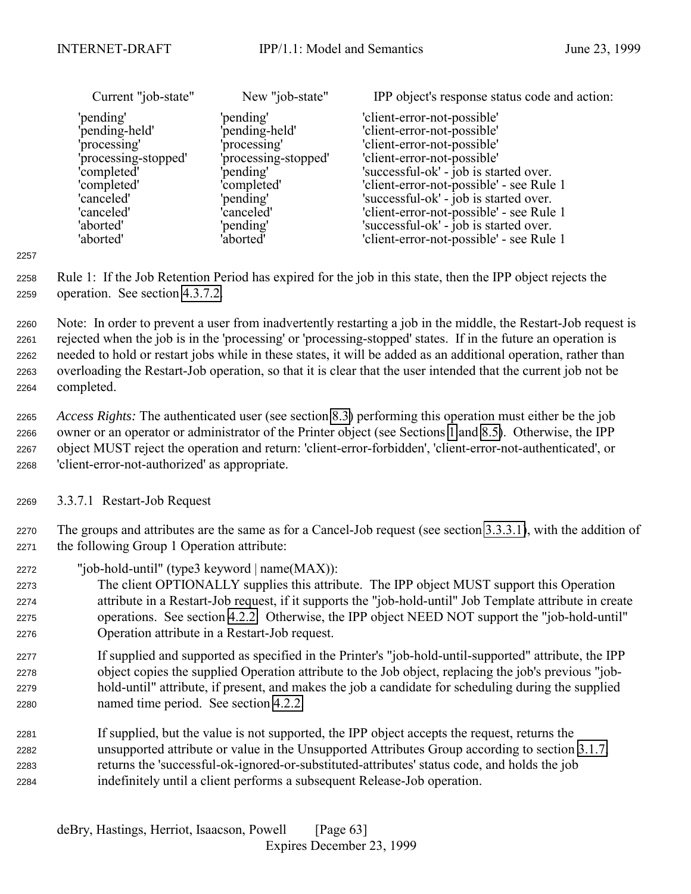| Current "job-state" | New "job-state" | IPP object's response status code and action: |
| --- | --- | --- |
| 'pending' | 'pending' | 'client-error-not-possible' |
| 'pending-held' | 'pending-held' | 'client-error-not-possible' |
| 'processing' | 'processing' | 'client-error-not-possible' |
| 'processing-stopped' | 'processing-stopped' | 'client-error-not-possible' |
| 'completed' | 'pending' | 'successful-ok' - job is started over. |
| 'completed' | 'completed' | 'client-error-not-possible' - see Rule 1 |
| 'canceled' | 'pending' | 'successful-ok' - job is started over. |
| 'canceled' | 'canceled' | 'client-error-not-possible' - see Rule 1 |
| 'aborted' | 'pending' | 'successful-ok' - job is started over. |
| 'aborted' | 'aborted' | 'client-error-not-possible' - see Rule 1 |

Rule 1: If the Job Retention Period has expired for the job in this state, then the IPP object rejects the operation. See section 4.3.7.2.

Note: In order to prevent a user from inadvertently restarting a job in the middle, the Restart-Job request is rejected when the job is in the 'processing' or 'processing-stopped' states. If in the future an operation is needed to hold or restart jobs while in these states, it will be added as an additional operation, rather than overloading the Restart-Job operation, so that it is clear that the user intended that the current job not be completed.

*Access Rights:* The authenticated user (see section 8.3) performing this operation must either be the job owner or an operator or administrator of the Printer object (see Sections 1 and 8.5). Otherwise, the IPP object MUST reject the operation and return: 'client-error-forbidden', 'client-error-not-authenticated', or 'client-error-not-authorized' as appropriate.

#### 3.3.7.1 Restart-Job Request

The groups and attributes are the same as for a Cancel-Job request (see section 3.3.3.1), with the addition of the following Group 1 Operation attribute:

"job-hold-until" (type3 keyword | name(MAX)):
The client OPTIONALLY supplies this attribute. The IPP object MUST support this Operation attribute in a Restart-Job request, if it supports the "job-hold-until" Job Template attribute in create operations. See section 4.2.2. Otherwise, the IPP object NEED NOT support the "job-hold-until" Operation attribute in a Restart-Job request.

If supplied and supported as specified in the Printer's "job-hold-until-supported" attribute, the IPP object copies the supplied Operation attribute to the Job object, replacing the job's previous "job-hold-until" attribute, if present, and makes the job a candidate for scheduling during the supplied named time period. See section 4.2.2.

If supplied, but the value is not supported, the IPP object accepts the request, returns the unsupported attribute or value in the Unsupported Attributes Group according to section 3.1.7, returns the 'successful-ok-ignored-or-substituted-attributes' status code, and holds the job indefinitely until a client performs a subsequent Release-Job operation.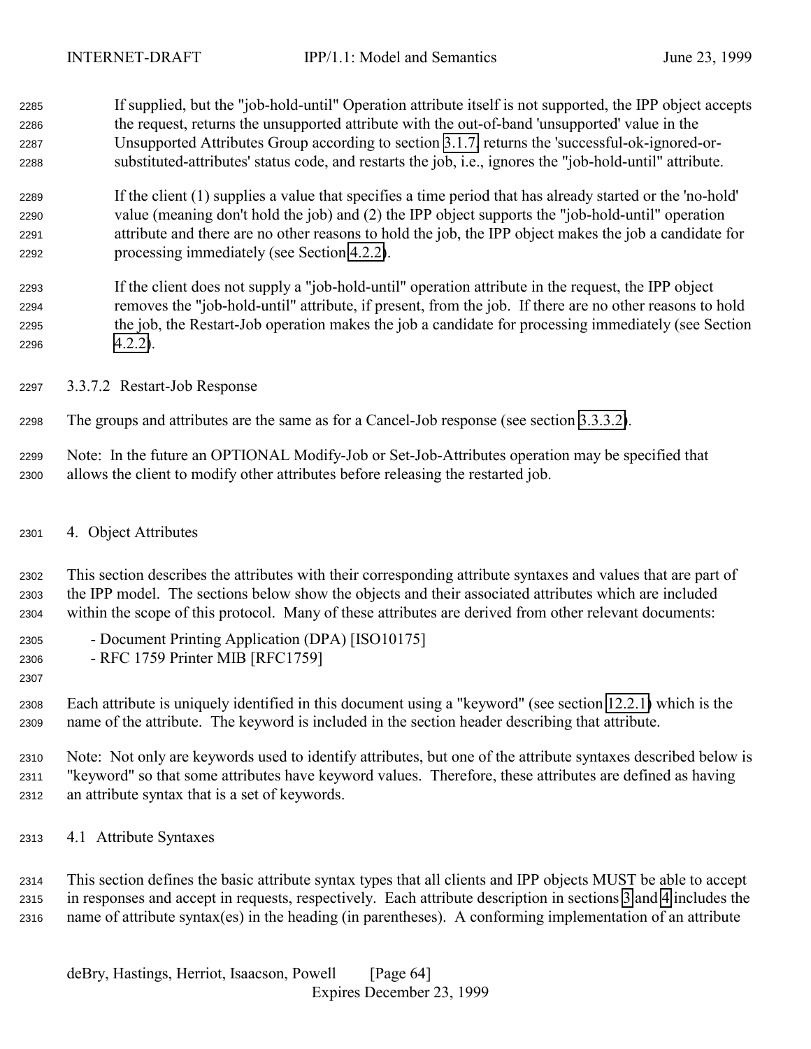If supplied, but the "job-hold-until" Operation attribute itself is not supported, the IPP object accepts the request, returns the unsupported attribute with the out-of-band 'unsupported' value in the Unsupported Attributes Group according to section 3.1.7, returns the 'successful-ok-ignored-or-substituted-attributes' status code, and restarts the job, i.e., ignores the "job-hold-until" attribute.

If the client (1) supplies a value that specifies a time period that has already started or the 'no-hold' value (meaning don't hold the job) and (2) the IPP object supports the "job-hold-until" operation attribute and there are no other reasons to hold the job, the IPP object makes the job a candidate for processing immediately (see Section 4.2.2).

If the client does not supply a "job-hold-until" operation attribute in the request, the IPP object removes the "job-hold-until" attribute, if present, from the job. If there are no other reasons to hold the job, the Restart-Job operation makes the job a candidate for processing immediately (see Section 4.2.2).

#### 3.3.7.2 Restart-Job Response

The groups and attributes are the same as for a Cancel-Job response (see section 3.3.3.2).

Note: In the future an OPTIONAL Modify-Job or Set-Job-Attributes operation may be specified that allows the client to modify other attributes before releasing the restarted job.

# 4. Object Attributes

This section describes the attributes with their corresponding attribute syntaxes and values that are part of the IPP model. The sections below show the objects and their associated attributes which are included within the scope of this protocol. Many of these attributes are derived from other relevant documents:

- Document Printing Application (DPA) [ISO10175]
- RFC 1759 Printer MIB [RFC1759]

Each attribute is uniquely identified in this document using a "keyword" (see section 12.2.1) which is the name of the attribute. The keyword is included in the section header describing that attribute.

Note: Not only are keywords used to identify attributes, but one of the attribute syntaxes described below is "keyword" so that some attributes have keyword values. Therefore, these attributes are defined as having an attribute syntax that is a set of keywords.

## 4.1 Attribute Syntaxes

This section defines the basic attribute syntax types that all clients and IPP objects MUST be able to accept in responses and accept in requests, respectively. Each attribute description in sections 3 and 4 includes the name of attribute syntax(es) in the heading (in parentheses). A conforming implementation of an attribute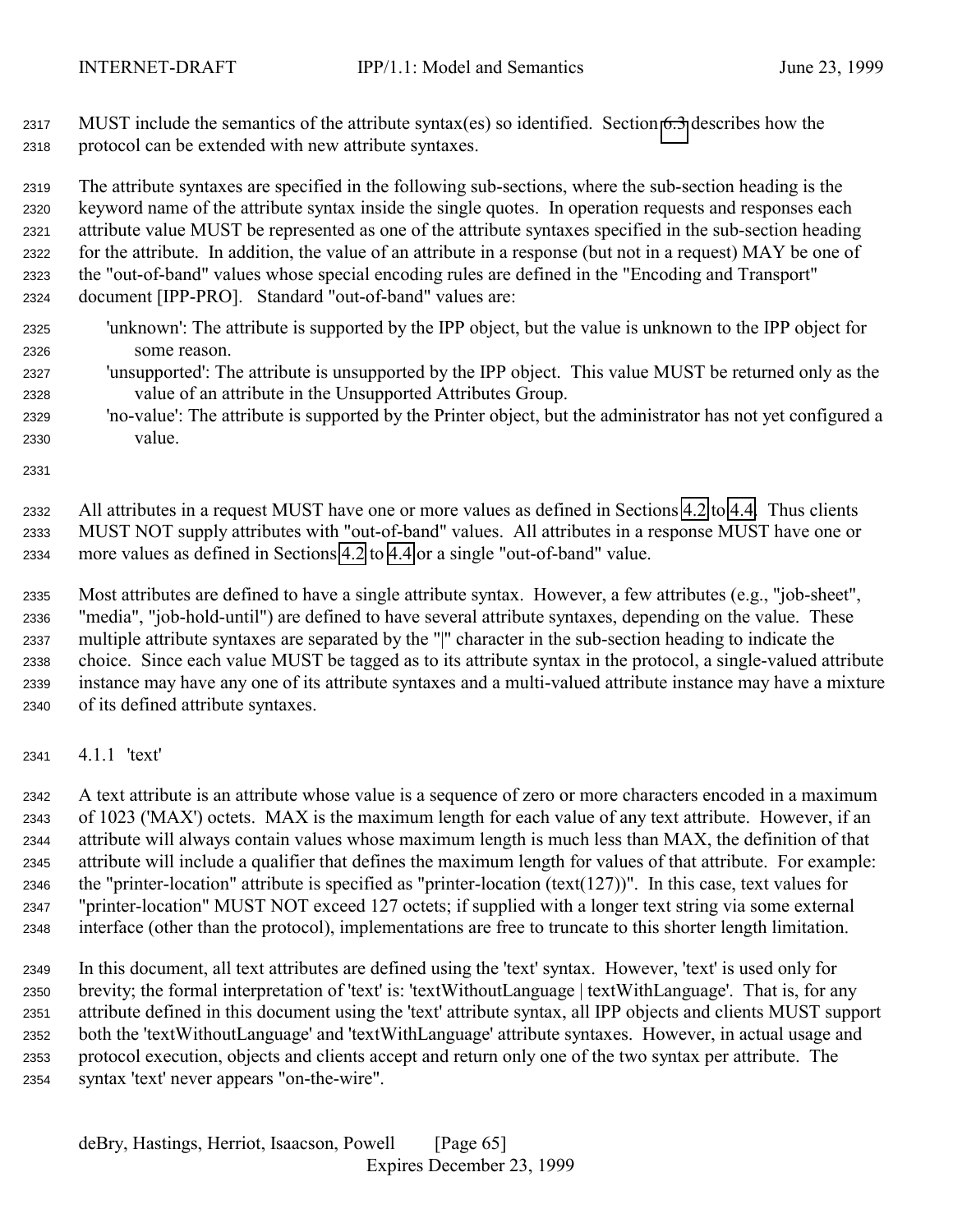MUST include the semantics of the attribute syntax(es) so identified. Section 6.3 describes how the protocol can be extended with new attribute syntaxes.

The attribute syntaxes are specified in the following sub-sections, where the sub-section heading is the keyword name of the attribute syntax inside the single quotes. In operation requests and responses each attribute value MUST be represented as one of the attribute syntaxes specified in the sub-section heading for the attribute. In addition, the value of an attribute in a response (but not in a request) MAY be one of the "out-of-band" values whose special encoding rules are defined in the "Encoding and Transport" document [IPP-PRO]. Standard "out-of-band" values are:

- 'unknown': The attribute is supported by the IPP object, but the value is unknown to the IPP object for some reason.
- 'unsupported': The attribute is unsupported by the IPP object. This value MUST be returned only as the value of an attribute in the Unsupported Attributes Group.
- 'no-value': The attribute is supported by the Printer object, but the administrator has not yet configured a value.

All attributes in a request MUST have one or more values as defined in Sections 4.2 to 4.4. Thus clients MUST NOT supply attributes with "out-of-band" values. All attributes in a response MUST have one or more values as defined in Sections 4.2 to 4.4 or a single "out-of-band" value.

Most attributes are defined to have a single attribute syntax. However, a few attributes (e.g., "job-sheet", "media", "job-hold-until") are defined to have several attribute syntaxes, depending on the value. These multiple attribute syntaxes are separated by the "|" character in the sub-section heading to indicate the choice. Since each value MUST be tagged as to its attribute syntax in the protocol, a single-valued attribute instance may have any one of its attribute syntaxes and a multi-valued attribute instance may have a mixture of its defined attribute syntaxes.

### 4.1.1 'text'

A text attribute is an attribute whose value is a sequence of zero or more characters encoded in a maximum of 1023 ('MAX') octets. MAX is the maximum length for each value of any text attribute. However, if an attribute will always contain values whose maximum length is much less than MAX, the definition of that attribute will include a qualifier that defines the maximum length for values of that attribute. For example: the "printer-location" attribute is specified as "printer-location (text(127))". In this case, text values for "printer-location" MUST NOT exceed 127 octets; if supplied with a longer text string via some external interface (other than the protocol), implementations are free to truncate to this shorter length limitation.

In this document, all text attributes are defined using the 'text' syntax. However, 'text' is used only for brevity; the formal interpretation of 'text' is: 'textWithoutLanguage | textWithLanguage'. That is, for any attribute defined in this document using the 'text' attribute syntax, all IPP objects and clients MUST support both the 'textWithoutLanguage' and 'textWithLanguage' attribute syntaxes. However, in actual usage and protocol execution, objects and clients accept and return only one of the two syntax per attribute. The syntax 'text' never appears "on-the-wire".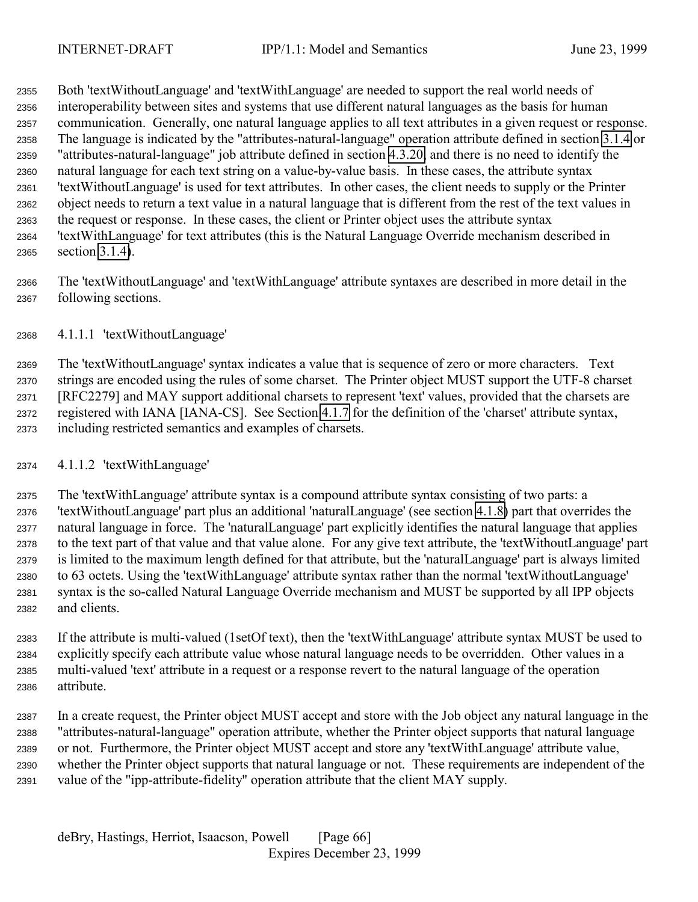Both 'textWithoutLanguage' and 'textWithLanguage' are needed to support the real world needs of interoperability between sites and systems that use different natural languages as the basis for human communication. Generally, one natural language applies to all text attributes in a given request or response. The language is indicated by the "attributes-natural-language" operation attribute defined in section 3.1.4 or "attributes-natural-language" job attribute defined in section 4.3.20, and there is no need to identify the natural language for each text string on a value-by-value basis. In these cases, the attribute syntax 'textWithoutLanguage' is used for text attributes. In other cases, the client needs to supply or the Printer object needs to return a text value in a natural language that is different from the rest of the text values in the request or response. In these cases, the client or Printer object uses the attribute syntax 'textWithLanguage' for text attributes (this is the Natural Language Override mechanism described in section 3.1.4).

The 'textWithoutLanguage' and 'textWithLanguage' attribute syntaxes are described in more detail in the following sections.

#### 4.1.1.1 'textWithoutLanguage'

The 'textWithoutLanguage' syntax indicates a value that is sequence of zero or more characters. Text strings are encoded using the rules of some charset. The Printer object MUST support the UTF-8 charset [RFC2279] and MAY support additional charsets to represent 'text' values, provided that the charsets are registered with IANA [IANA-CS]. See Section 4.1.7 for the definition of the 'charset' attribute syntax, including restricted semantics and examples of charsets.

#### 4.1.1.2 'textWithLanguage'

The 'textWithLanguage' attribute syntax is a compound attribute syntax consisting of two parts: a 'textWithoutLanguage' part plus an additional 'naturalLanguage' (see section 4.1.8) part that overrides the natural language in force. The 'naturalLanguage' part explicitly identifies the natural language that applies to the text part of that value and that value alone. For any give text attribute, the 'textWithoutLanguage' part is limited to the maximum length defined for that attribute, but the 'naturalLanguage' part is always limited to 63 octets. Using the 'textWithLanguage' attribute syntax rather than the normal 'textWithoutLanguage' syntax is the so-called Natural Language Override mechanism and MUST be supported by all IPP objects and clients.

If the attribute is multi-valued (1setOf text), then the 'textWithLanguage' attribute syntax MUST be used to explicitly specify each attribute value whose natural language needs to be overridden. Other values in a multi-valued 'text' attribute in a request or a response revert to the natural language of the operation attribute.

In a create request, the Printer object MUST accept and store with the Job object any natural language in the "attributes-natural-language" operation attribute, whether the Printer object supports that natural language or not. Furthermore, the Printer object MUST accept and store any 'textWithLanguage' attribute value, whether the Printer object supports that natural language or not. These requirements are independent of the value of the "ipp-attribute-fidelity" operation attribute that the client MAY supply.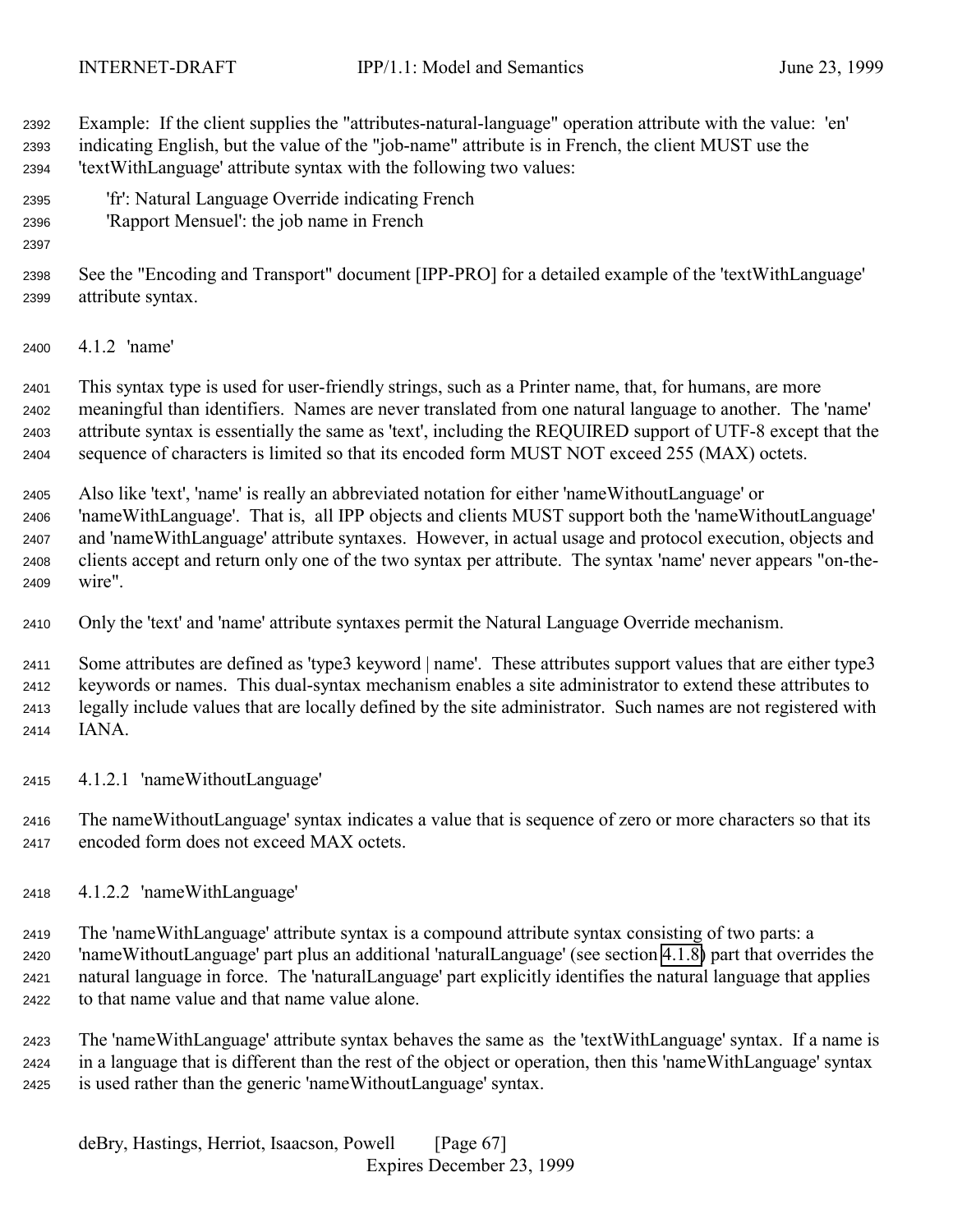Example: If the client supplies the "attributes-natural-language" operation attribute with the value: 'en' indicating English, but the value of the "job-name" attribute is in French, the client MUST use the 'textWithLanguage' attribute syntax with the following two values:

'fr': Natural Language Override indicating French
'Rapport Mensuel': the job name in French

See the "Encoding and Transport" document [IPP-PRO] for a detailed example of the 'textWithLanguage' attribute syntax.

#### 4.1.2 'name'

This syntax type is used for user-friendly strings, such as a Printer name, that, for humans, are more meaningful than identifiers. Names are never translated from one natural language to another. The 'name' attribute syntax is essentially the same as 'text', including the REQUIRED support of UTF-8 except that the sequence of characters is limited so that its encoded form MUST NOT exceed 255 (MAX) octets.

Also like 'text', 'name' is really an abbreviated notation for either 'nameWithoutLanguage' or 'nameWithLanguage'. That is, all IPP objects and clients MUST support both the 'nameWithoutLanguage' and 'nameWithLanguage' attribute syntaxes. However, in actual usage and protocol execution, objects and clients accept and return only one of the two syntax per attribute. The syntax 'name' never appears "on-the-wire".

Only the 'text' and 'name' attribute syntaxes permit the Natural Language Override mechanism.

Some attributes are defined as 'type3 keyword | name'. These attributes support values that are either type3 keywords or names. This dual-syntax mechanism enables a site administrator to extend these attributes to legally include values that are locally defined by the site administrator. Such names are not registered with IANA.

##### 4.1.2.1 'nameWithoutLanguage'

The nameWithoutLanguage' syntax indicates a value that is sequence of zero or more characters so that its encoded form does not exceed MAX octets.

##### 4.1.2.2 'nameWithLanguage'

The 'nameWithLanguage' attribute syntax is a compound attribute syntax consisting of two parts: a 'nameWithoutLanguage' part plus an additional 'naturalLanguage' (see section 4.1.8) part that overrides the natural language in force. The 'naturalLanguage' part explicitly identifies the natural language that applies to that name value and that name value alone.

The 'nameWithLanguage' attribute syntax behaves the same as the 'textWithLanguage' syntax. If a name is in a language that is different than the rest of the object or operation, then this 'nameWithLanguage' syntax is used rather than the generic 'nameWithoutLanguage' syntax.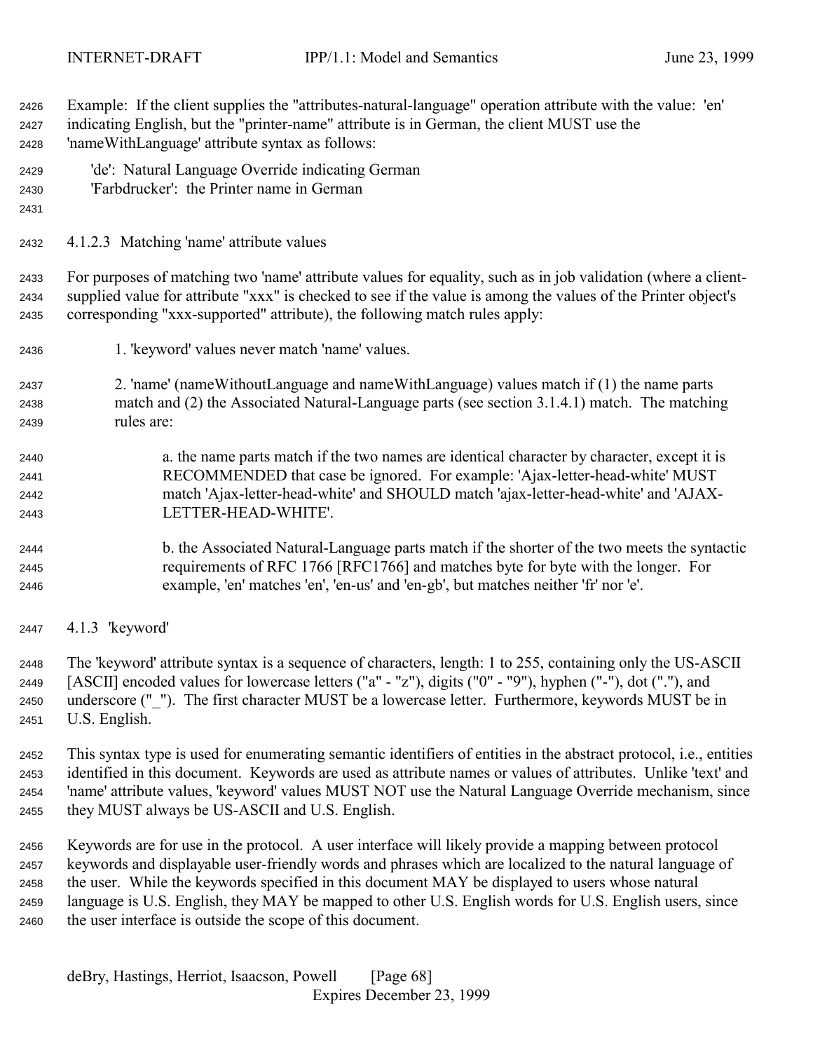Example: If the client supplies the "attributes-natural-language" operation attribute with the value: 'en' indicating English, but the "printer-name" attribute is in German, the client MUST use the 'nameWithLanguage' attribute syntax as follows:

'de': Natural Language Override indicating German
'Farbdrucker': the Printer name in German

#### 4.1.2.3 Matching 'name' attribute values

For purposes of matching two 'name' attribute values for equality, such as in job validation (where a client-supplied value for attribute "xxx" is checked to see if the value is among the values of the Printer object's corresponding "xxx-supported" attribute), the following match rules apply:

1. 'keyword' values never match 'name' values.

2. 'name' (nameWithoutLanguage and nameWithLanguage) values match if (1) the name parts match and (2) the Associated Natural-Language parts (see section 3.1.4.1) match. The matching rules are:

   a. the name parts match if the two names are identical character by character, except it is RECOMMENDED that case be ignored. For example: 'Ajax-letter-head-white' MUST match 'Ajax-letter-head-white' and SHOULD match 'ajax-letter-head-white' and 'AJAX-LETTER-HEAD-WHITE'.

   b. the Associated Natural-Language parts match if the shorter of the two meets the syntactic requirements of RFC 1766 [RFC1766] and matches byte for byte with the longer. For example, 'en' matches 'en', 'en-us' and 'en-gb', but matches neither 'fr' nor 'e'.

### 4.1.3 'keyword'

The 'keyword' attribute syntax is a sequence of characters, length: 1 to 255, containing only the US-ASCII [ASCII] encoded values for lowercase letters ("a" - "z"), digits ("0" - "9"), hyphen ("-"), dot ("."), and underscore ("_"). The first character MUST be a lowercase letter. Furthermore, keywords MUST be in U.S. English.

This syntax type is used for enumerating semantic identifiers of entities in the abstract protocol, i.e., entities identified in this document. Keywords are used as attribute names or values of attributes. Unlike 'text' and 'name' attribute values, 'keyword' values MUST NOT use the Natural Language Override mechanism, since they MUST always be US-ASCII and U.S. English.

Keywords are for use in the protocol. A user interface will likely provide a mapping between protocol keywords and displayable user-friendly words and phrases which are localized to the natural language of the user. While the keywords specified in this document MAY be displayed to users whose natural language is U.S. English, they MAY be mapped to other U.S. English words for U.S. English users, since the user interface is outside the scope of this document.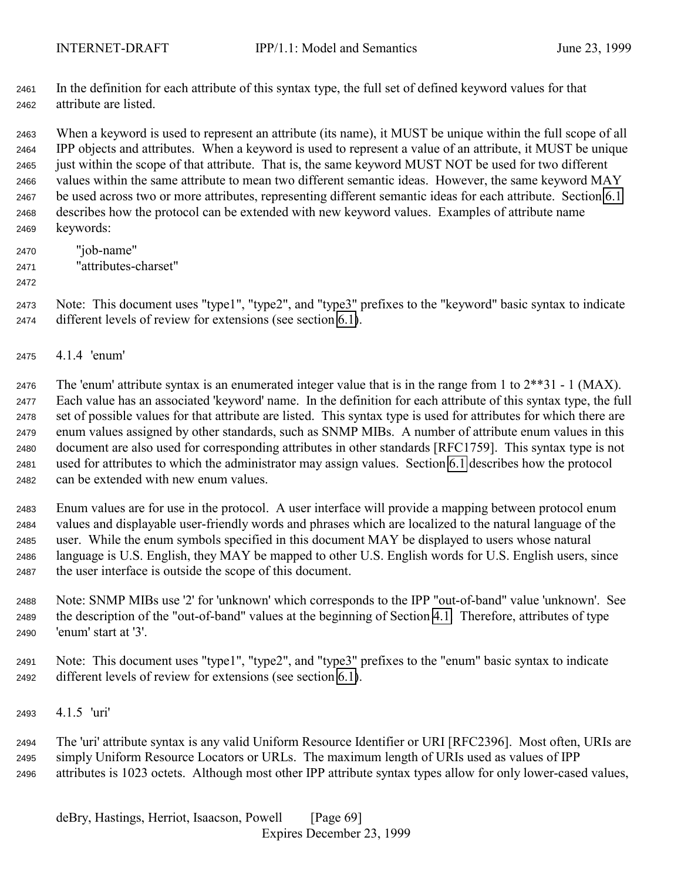In the definition for each attribute of this syntax type, the full set of defined keyword values for that attribute are listed.

When a keyword is used to represent an attribute (its name), it MUST be unique within the full scope of all IPP objects and attributes. When a keyword is used to represent a value of an attribute, it MUST be unique just within the scope of that attribute. That is, the same keyword MUST NOT be used for two different values within the same attribute to mean two different semantic ideas. However, the same keyword MAY be used across two or more attributes, representing different semantic ideas for each attribute. Section 6.1 describes how the protocol can be extended with new keyword values. Examples of attribute name keywords:

"job-name"
"attributes-charset"

Note: This document uses "type1", "type2", and "type3" prefixes to the "keyword" basic syntax to indicate different levels of review for extensions (see section 6.1).

### 4.1.4 'enum'

The 'enum' attribute syntax is an enumerated integer value that is in the range from 1 to 2**31 - 1 (MAX). Each value has an associated 'keyword' name. In the definition for each attribute of this syntax type, the full set of possible values for that attribute are listed. This syntax type is used for attributes for which there are enum values assigned by other standards, such as SNMP MIBs. A number of attribute enum values in this document are also used for corresponding attributes in other standards [RFC1759]. This syntax type is not used for attributes to which the administrator may assign values. Section 6.1 describes how the protocol can be extended with new enum values.

Enum values are for use in the protocol. A user interface will provide a mapping between protocol enum values and displayable user-friendly words and phrases which are localized to the natural language of the user. While the enum symbols specified in this document MAY be displayed to users whose natural language is U.S. English, they MAY be mapped to other U.S. English words for U.S. English users, since the user interface is outside the scope of this document.

Note: SNMP MIBs use '2' for 'unknown' which corresponds to the IPP "out-of-band" value 'unknown'. See the description of the "out-of-band" values at the beginning of Section 4.1. Therefore, attributes of type 'enum' start at '3'.

Note: This document uses "type1", "type2", and "type3" prefixes to the "enum" basic syntax to indicate different levels of review for extensions (see section 6.1).

### 4.1.5 'uri'

The 'uri' attribute syntax is any valid Uniform Resource Identifier or URI [RFC2396]. Most often, URIs are simply Uniform Resource Locators or URLs. The maximum length of URIs used as values of IPP attributes is 1023 octets. Although most other IPP attribute syntax types allow for only lower-cased values,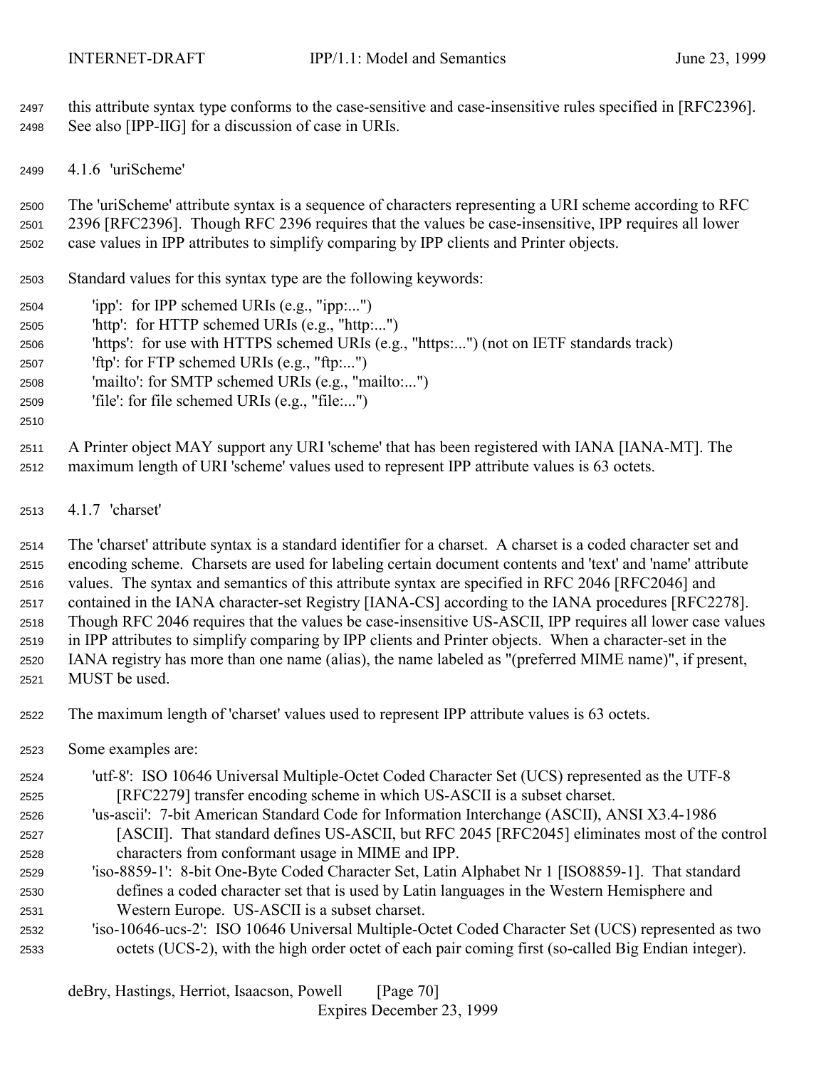this attribute syntax type conforms to the case-sensitive and case-insensitive rules specified in [RFC2396]. See also [IPP-IIG] for a discussion of case in URIs.

### 4.1.6 'uriScheme'

The 'uriScheme' attribute syntax is a sequence of characters representing a URI scheme according to RFC 2396 [RFC2396]. Though RFC 2396 requires that the values be case-insensitive, IPP requires all lower case values in IPP attributes to simplify comparing by IPP clients and Printer objects.

Standard values for this syntax type are the following keywords:

- 'ipp': for IPP schemed URIs (e.g., "ipp:...")
- 'http': for HTTP schemed URIs (e.g., "http:...")
- 'https': for use with HTTPS schemed URIs (e.g., "https:...") (not on IETF standards track)
- 'ftp': for FTP schemed URIs (e.g., "ftp:...")
- 'mailto': for SMTP schemed URIs (e.g., "mailto:...")
- 'file': for file schemed URIs (e.g., "file:...")

A Printer object MAY support any URI 'scheme' that has been registered with IANA [IANA-MT]. The maximum length of URI 'scheme' values used to represent IPP attribute values is 63 octets.

### 4.1.7 'charset'

The 'charset' attribute syntax is a standard identifier for a charset. A charset is a coded character set and encoding scheme. Charsets are used for labeling certain document contents and 'text' and 'name' attribute values. The syntax and semantics of this attribute syntax are specified in RFC 2046 [RFC2046] and contained in the IANA character-set Registry [IANA-CS] according to the IANA procedures [RFC2278]. Though RFC 2046 requires that the values be case-insensitive US-ASCII, IPP requires all lower case values in IPP attributes to simplify comparing by IPP clients and Printer objects. When a character-set in the IANA registry has more than one name (alias), the name labeled as "(preferred MIME name)", if present, MUST be used.

The maximum length of 'charset' values used to represent IPP attribute values is 63 octets.

Some examples are:

- 'utf-8': ISO 10646 Universal Multiple-Octet Coded Character Set (UCS) represented as the UTF-8 [RFC2279] transfer encoding scheme in which US-ASCII is a subset charset.
- 'us-ascii': 7-bit American Standard Code for Information Interchange (ASCII), ANSI X3.4-1986 [ASCII]. That standard defines US-ASCII, but RFC 2045 [RFC2045] eliminates most of the control characters from conformant usage in MIME and IPP.
- 'iso-8859-1': 8-bit One-Byte Coded Character Set, Latin Alphabet Nr 1 [ISO8859-1]. That standard defines a coded character set that is used by Latin languages in the Western Hemisphere and Western Europe. US-ASCII is a subset charset.
- 'iso-10646-ucs-2': ISO 10646 Universal Multiple-Octet Coded Character Set (UCS) represented as two octets (UCS-2), with the high order octet of each pair coming first (so-called Big Endian integer).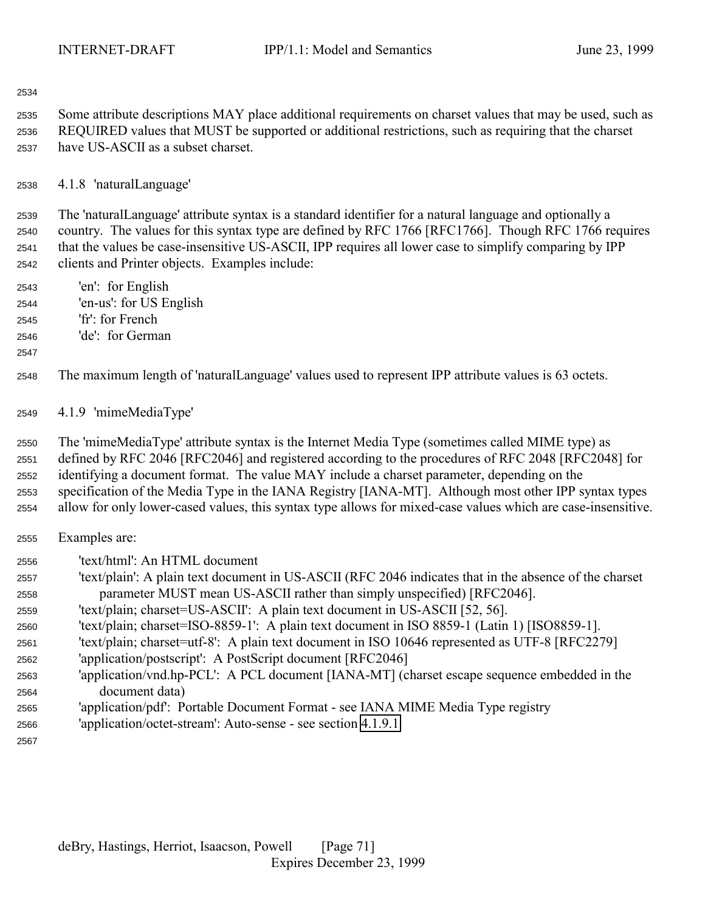Some attribute descriptions MAY place additional requirements on charset values that may be used, such as REQUIRED values that MUST be supported or additional restrictions, such as requiring that the charset have US-ASCII as a subset charset.

#### 4.1.8 'naturalLanguage'

The 'naturalLanguage' attribute syntax is a standard identifier for a natural language and optionally a country. The values for this syntax type are defined by RFC 1766 [RFC1766]. Though RFC 1766 requires that the values be case-insensitive US-ASCII, IPP requires all lower case to simplify comparing by IPP clients and Printer objects. Examples include:

- 'en': for English
- 'en-us': for US English
- 'fr': for French
- 'de': for German

The maximum length of 'naturalLanguage' values used to represent IPP attribute values is 63 octets.

#### 4.1.9 'mimeMediaType'

The 'mimeMediaType' attribute syntax is the Internet Media Type (sometimes called MIME type) as defined by RFC 2046 [RFC2046] and registered according to the procedures of RFC 2048 [RFC2048] for identifying a document format. The value MAY include a charset parameter, depending on the specification of the Media Type in the IANA Registry [IANA-MT]. Although most other IPP syntax types allow for only lower-cased values, this syntax type allows for mixed-case values which are case-insensitive.

Examples are:

- 'text/html': An HTML document
- 'text/plain': A plain text document in US-ASCII (RFC 2046 indicates that in the absence of the charset parameter MUST mean US-ASCII rather than simply unspecified) [RFC2046].
- 'text/plain; charset=US-ASCII': A plain text document in US-ASCII [52, 56].
- 'text/plain; charset=ISO-8859-1': A plain text document in ISO 8859-1 (Latin 1) [ISO8859-1].
- 'text/plain; charset=utf-8': A plain text document in ISO 10646 represented as UTF-8 [RFC2279]
- 'application/postscript': A PostScript document [RFC2046]
- 'application/vnd.hp-PCL': A PCL document [IANA-MT] (charset escape sequence embedded in the document data)
- 'application/pdf': Portable Document Format - see IANA MIME Media Type registry
- 'application/octet-stream': Auto-sense - see section 4.1.9.1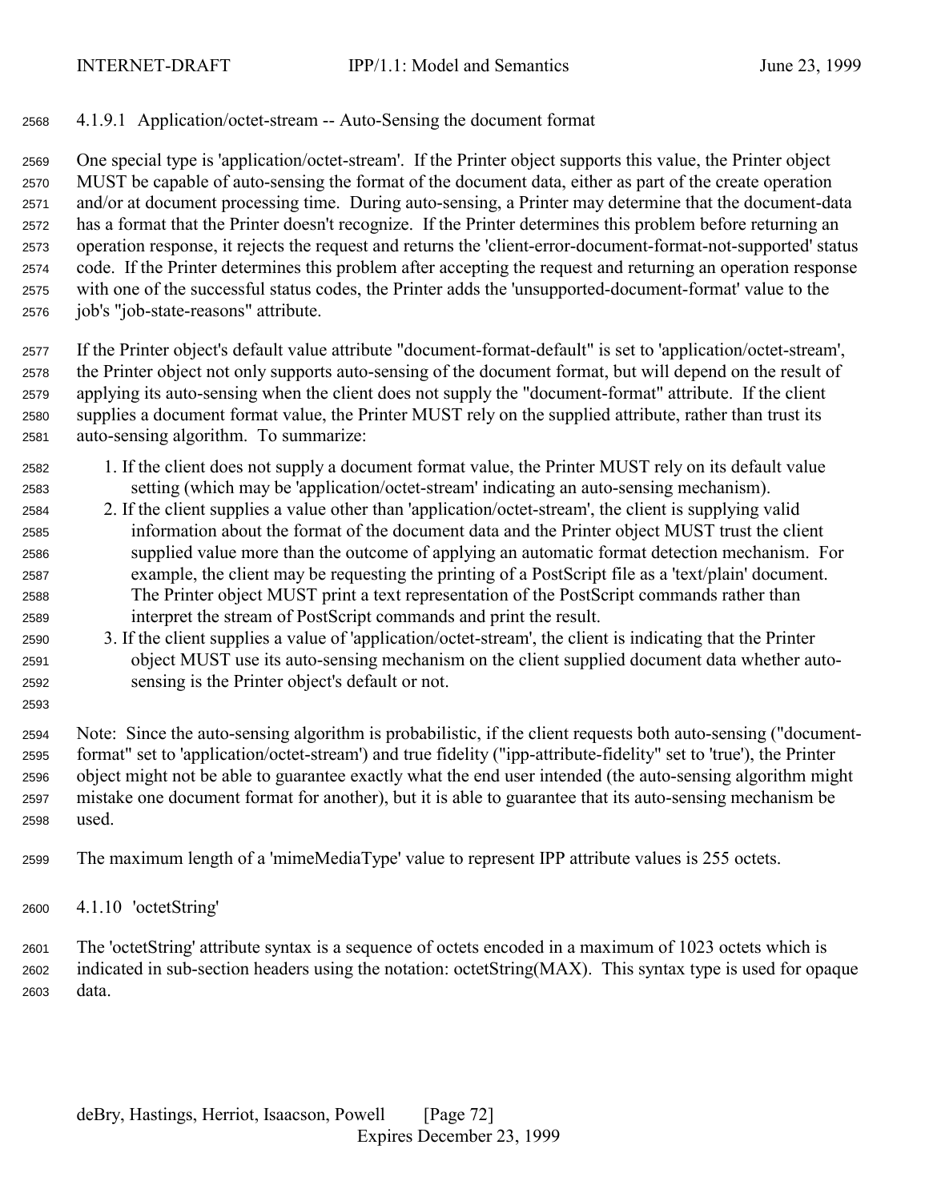#### 4.1.9.1 Application/octet-stream -- Auto-Sensing the document format

One special type is 'application/octet-stream'. If the Printer object supports this value, the Printer object MUST be capable of auto-sensing the format of the document data, either as part of the create operation and/or at document processing time. During auto-sensing, a Printer may determine that the document-data has a format that the Printer doesn't recognize. If the Printer determines this problem before returning an operation response, it rejects the request and returns the 'client-error-document-format-not-supported' status code. If the Printer determines this problem after accepting the request and returning an operation response with one of the successful status codes, the Printer adds the 'unsupported-document-format' value to the job's "job-state-reasons" attribute.

If the Printer object's default value attribute "document-format-default" is set to 'application/octet-stream', the Printer object not only supports auto-sensing of the document format, but will depend on the result of applying its auto-sensing when the client does not supply the "document-format" attribute. If the client supplies a document format value, the Printer MUST rely on the supplied attribute, rather than trust its auto-sensing algorithm. To summarize:

1. If the client does not supply a document format value, the Printer MUST rely on its default value setting (which may be 'application/octet-stream' indicating an auto-sensing mechanism).
2. If the client supplies a value other than 'application/octet-stream', the client is supplying valid information about the format of the document data and the Printer object MUST trust the client supplied value more than the outcome of applying an automatic format detection mechanism. For example, the client may be requesting the printing of a PostScript file as a 'text/plain' document. The Printer object MUST print a text representation of the PostScript commands rather than interpret the stream of PostScript commands and print the result.
3. If the client supplies a value of 'application/octet-stream', the client is indicating that the Printer object MUST use its auto-sensing mechanism on the client supplied document data whether auto-sensing is the Printer object's default or not.

Note: Since the auto-sensing algorithm is probabilistic, if the client requests both auto-sensing ("document-format" set to 'application/octet-stream') and true fidelity ("ipp-attribute-fidelity" set to 'true'), the Printer object might not be able to guarantee exactly what the end user intended (the auto-sensing algorithm might mistake one document format for another), but it is able to guarantee that its auto-sensing mechanism be used.

The maximum length of a 'mimeMediaType' value to represent IPP attribute values is 255 octets.

### 4.1.10 'octetString'

The 'octetString' attribute syntax is a sequence of octets encoded in a maximum of 1023 octets which is indicated in sub-section headers using the notation: octetString(MAX). This syntax type is used for opaque data.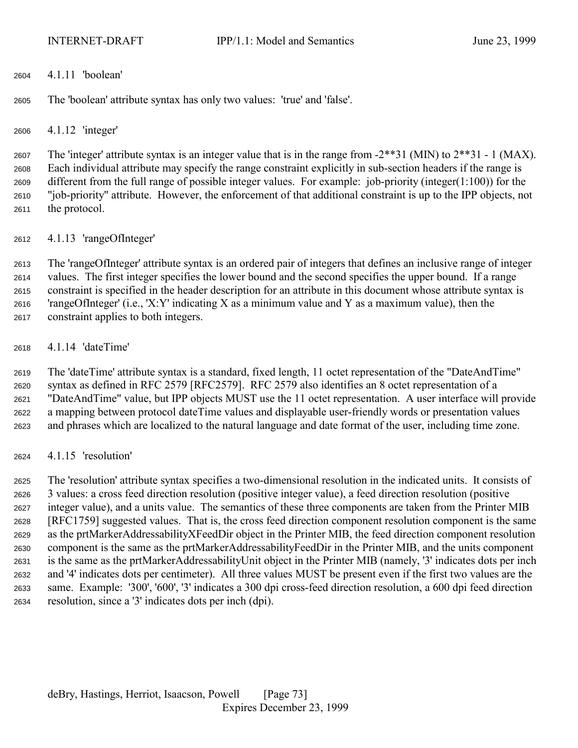#### 4.1.11 'boolean'

The 'boolean' attribute syntax has only two values: 'true' and 'false'.

#### 4.1.12 'integer'

The 'integer' attribute syntax is an integer value that is in the range from -2**31 (MIN) to 2**31 - 1 (MAX). Each individual attribute may specify the range constraint explicitly in sub-section headers if the range is different from the full range of possible integer values. For example: job-priority (integer(1:100)) for the "job-priority" attribute. However, the enforcement of that additional constraint is up to the IPP objects, not the protocol.

#### 4.1.13 'rangeOfInteger'

The 'rangeOfInteger' attribute syntax is an ordered pair of integers that defines an inclusive range of integer values. The first integer specifies the lower bound and the second specifies the upper bound. If a range constraint is specified in the header description for an attribute in this document whose attribute syntax is 'rangeOfInteger' (i.e., 'X:Y' indicating X as a minimum value and Y as a maximum value), then the constraint applies to both integers.

#### 4.1.14 'dateTime'

The 'dateTime' attribute syntax is a standard, fixed length, 11 octet representation of the "DateAndTime" syntax as defined in RFC 2579 [RFC2579]. RFC 2579 also identifies an 8 octet representation of a "DateAndTime" value, but IPP objects MUST use the 11 octet representation. A user interface will provide a mapping between protocol dateTime values and displayable user-friendly words or presentation values and phrases which are localized to the natural language and date format of the user, including time zone.

#### 4.1.15 'resolution'

The 'resolution' attribute syntax specifies a two-dimensional resolution in the indicated units. It consists of 3 values: a cross feed direction resolution (positive integer value), a feed direction resolution (positive integer value), and a units value. The semantics of these three components are taken from the Printer MIB [RFC1759] suggested values. That is, the cross feed direction component resolution component is the same as the prtMarkerAddressabilityXFeedDir object in the Printer MIB, the feed direction component resolution component is the same as the prtMarkerAddressabilityFeedDir in the Printer MIB, and the units component is the same as the prtMarkerAddressabilityUnit object in the Printer MIB (namely, '3' indicates dots per inch and '4' indicates dots per centimeter). All three values MUST be present even if the first two values are the same. Example: '300', '600', '3' indicates a 300 dpi cross-feed direction resolution, a 600 dpi feed direction resolution, since a '3' indicates dots per inch (dpi).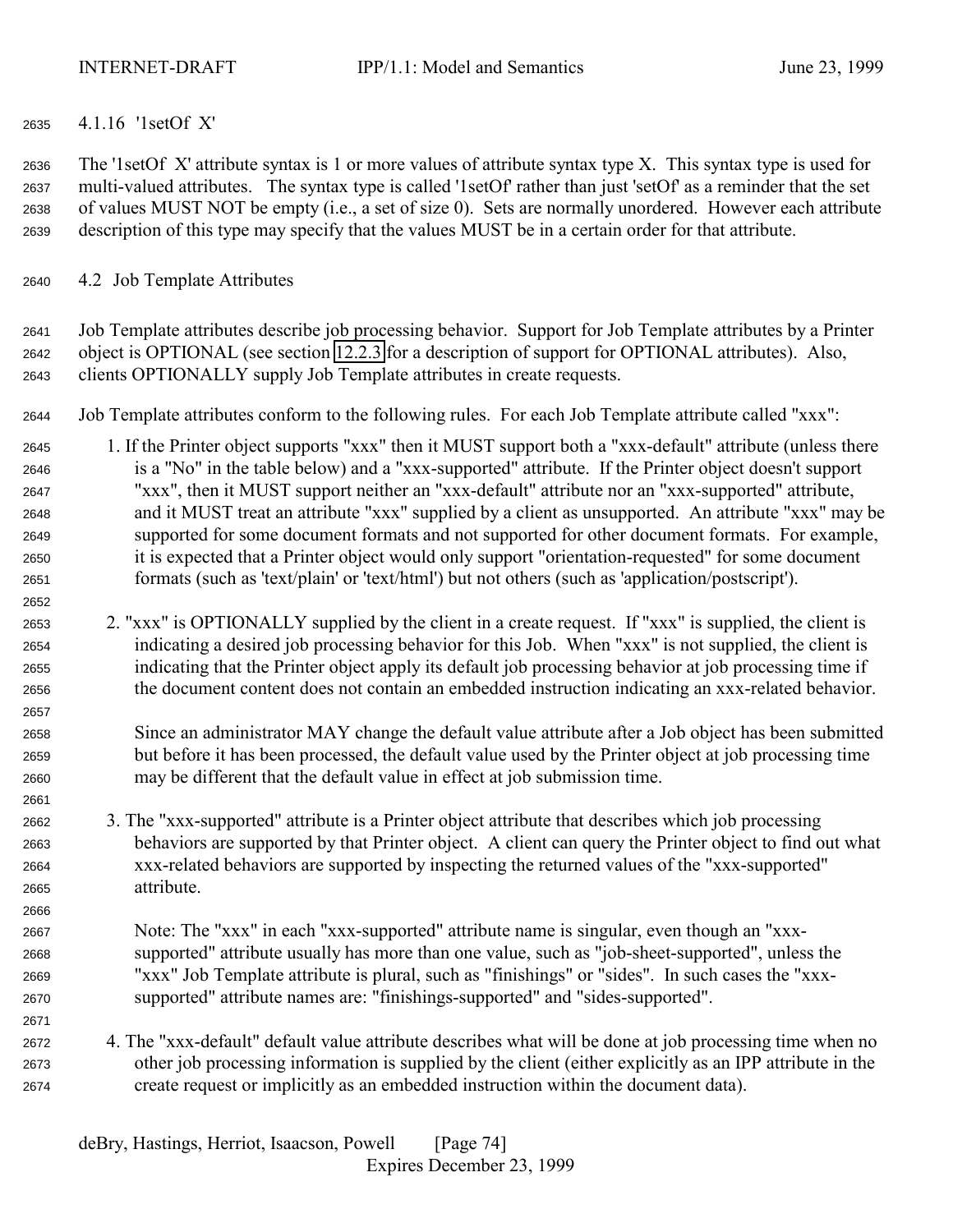### 4.1.16 '1setOf X'

The '1setOf X' attribute syntax is 1 or more values of attribute syntax type X. This syntax type is used for multi-valued attributes. The syntax type is called '1setOf' rather than just 'setOf' as a reminder that the set of values MUST NOT be empty (i.e., a set of size 0). Sets are normally unordered. However each attribute description of this type may specify that the values MUST be in a certain order for that attribute.

## 4.2 Job Template Attributes

Job Template attributes describe job processing behavior. Support for Job Template attributes by a Printer object is OPTIONAL (see section 12.2.3 for a description of support for OPTIONAL attributes). Also, clients OPTIONALLY supply Job Template attributes in create requests.

Job Template attributes conform to the following rules. For each Job Template attribute called "xxx":

1. If the Printer object supports "xxx" then it MUST support both a "xxx-default" attribute (unless there is a "No" in the table below) and a "xxx-supported" attribute. If the Printer object doesn't support "xxx", then it MUST support neither an "xxx-default" attribute nor an "xxx-supported" attribute, and it MUST treat an attribute "xxx" supplied by a client as unsupported. An attribute "xxx" may be supported for some document formats and not supported for other document formats. For example, it is expected that a Printer object would only support "orientation-requested" for some document formats (such as 'text/plain' or 'text/html') but not others (such as 'application/postscript').

2. "xxx" is OPTIONALLY supplied by the client in a create request. If "xxx" is supplied, the client is indicating a desired job processing behavior for this Job. When "xxx" is not supplied, the client is indicating that the Printer object apply its default job processing behavior at job processing time if the document content does not contain an embedded instruction indicating an xxx-related behavior.

   Since an administrator MAY change the default value attribute after a Job object has been submitted but before it has been processed, the default value used by the Printer object at job processing time may be different that the default value in effect at job submission time.

3. The "xxx-supported" attribute is a Printer object attribute that describes which job processing behaviors are supported by that Printer object. A client can query the Printer object to find out what xxx-related behaviors are supported by inspecting the returned values of the "xxx-supported" attribute.

   Note: The "xxx" in each "xxx-supported" attribute name is singular, even though an "xxx-supported" attribute usually has more than one value, such as "job-sheet-supported", unless the "xxx" Job Template attribute is plural, such as "finishings" or "sides". In such cases the "xxx-supported" attribute names are: "finishings-supported" and "sides-supported".

4. The "xxx-default" default value attribute describes what will be done at job processing time when no other job processing information is supplied by the client (either explicitly as an IPP attribute in the create request or implicitly as an embedded instruction within the document data).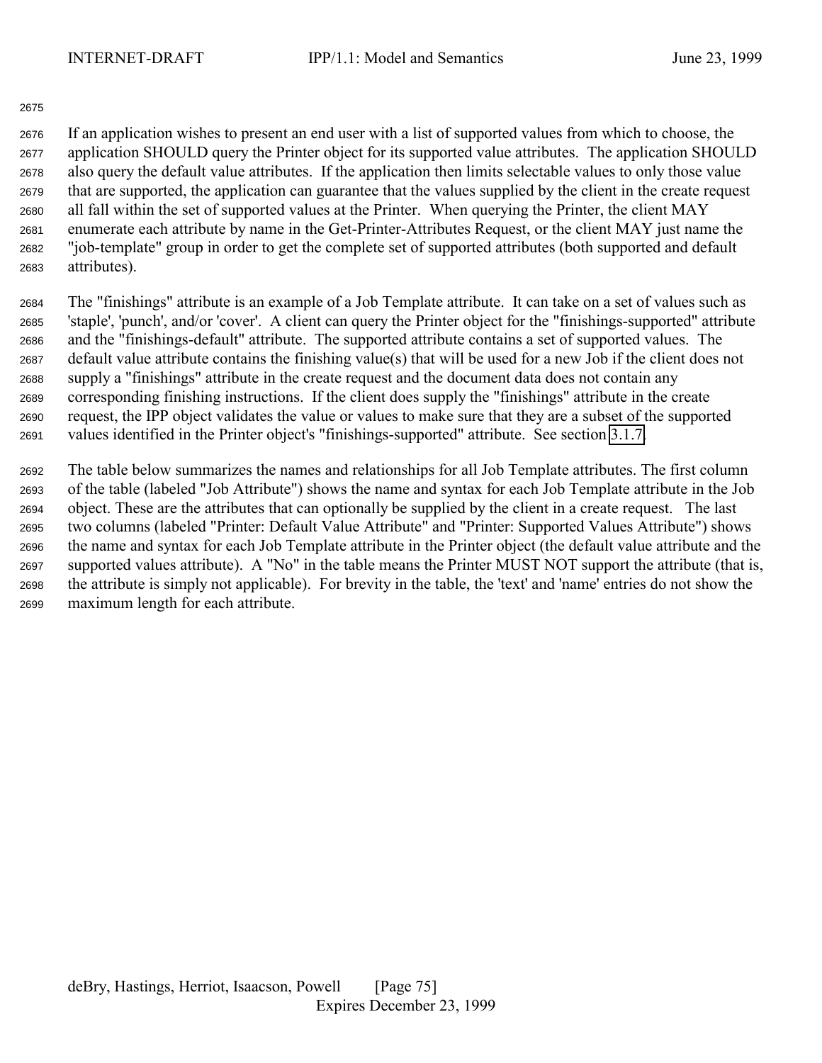If an application wishes to present an end user with a list of supported values from which to choose, the application SHOULD query the Printer object for its supported value attributes. The application SHOULD also query the default value attributes. If the application then limits selectable values to only those value that are supported, the application can guarantee that the values supplied by the client in the create request all fall within the set of supported values at the Printer. When querying the Printer, the client MAY enumerate each attribute by name in the Get-Printer-Attributes Request, or the client MAY just name the "job-template" group in order to get the complete set of supported attributes (both supported and default attributes).

The "finishings" attribute is an example of a Job Template attribute. It can take on a set of values such as 'staple', 'punch', and/or 'cover'. A client can query the Printer object for the "finishings-supported" attribute and the "finishings-default" attribute. The supported attribute contains a set of supported values. The default value attribute contains the finishing value(s) that will be used for a new Job if the client does not supply a "finishings" attribute in the create request and the document data does not contain any corresponding finishing instructions. If the client does supply the "finishings" attribute in the create request, the IPP object validates the value or values to make sure that they are a subset of the supported values identified in the Printer object's "finishings-supported" attribute. See section 3.1.7.

The table below summarizes the names and relationships for all Job Template attributes. The first column of the table (labeled "Job Attribute") shows the name and syntax for each Job Template attribute in the Job object. These are the attributes that can optionally be supplied by the client in a create request. The last two columns (labeled "Printer: Default Value Attribute" and "Printer: Supported Values Attribute") shows the name and syntax for each Job Template attribute in the Printer object (the default value attribute and the supported values attribute). A "No" in the table means the Printer MUST NOT support the attribute (that is, the attribute is simply not applicable). For brevity in the table, the 'text' and 'name' entries do not show the maximum length for each attribute.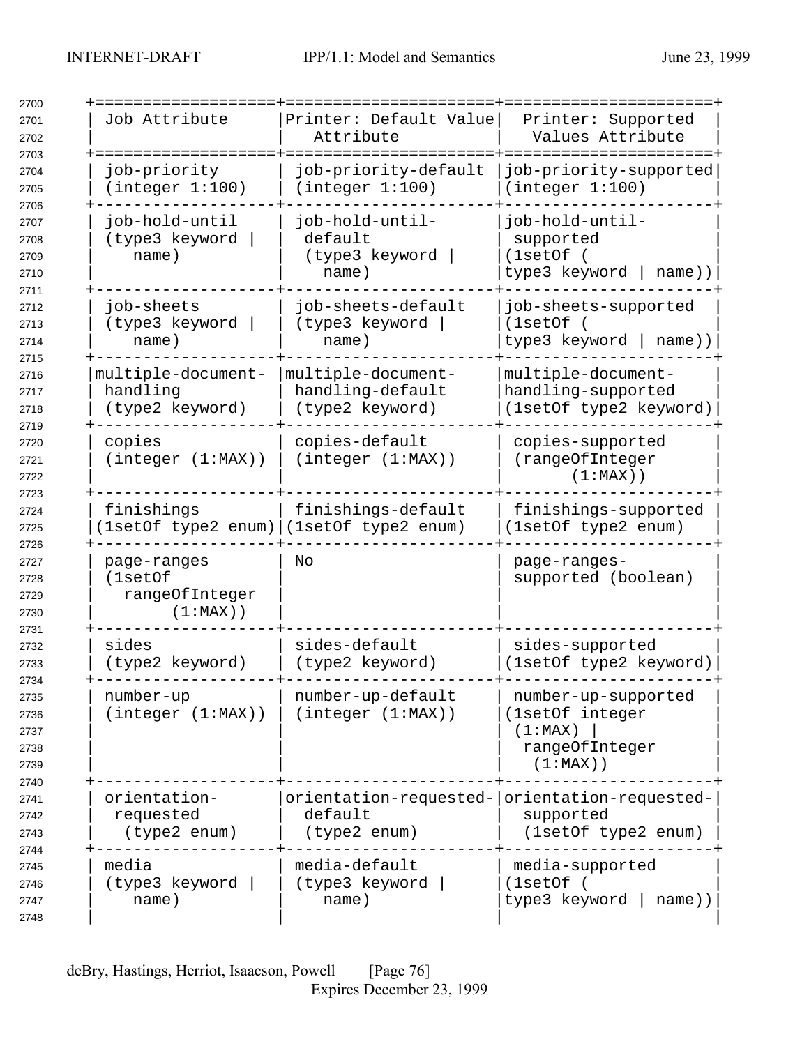| Job Attribute | Printer: Default Value Attribute | Printer: Supported Values Attribute |
|---|---|---|
| job-priority (integer 1:100) | job-priority-default (integer 1:100) | job-priority-supported (integer 1:100) |
| job-hold-until (type3 keyword \| name) | job-hold-until-default (type3 keyword \| name) | job-hold-until-supported (1setOf ( type3 keyword \| name)) |
| job-sheets (type3 keyword \| name) | job-sheets-default (type3 keyword \| name) | job-sheets-supported (1setOf ( type3 keyword \| name)) |
| multiple-document-handling (type2 keyword) | multiple-document-handling-default (type2 keyword) | multiple-document-handling-supported (1setOf type2 keyword) |
| copies (integer (1:MAX)) | copies-default (integer (1:MAX)) | copies-supported (rangeOfInteger (1:MAX)) |
| finishings (1setOf type2 enum) | finishings-default (1setOf type2 enum) | finishings-supported (1setOf type2 enum) |
| page-ranges (1setOf rangeOfInteger (1:MAX)) | No | page-ranges-supported (boolean) |
| sides (type2 keyword) | sides-default (type2 keyword) | sides-supported (1setOf type2 keyword) |
| number-up (integer (1:MAX)) | number-up-default (integer (1:MAX)) | number-up-supported (1setOf integer (1:MAX) \| rangeOfInteger (1:MAX)) |
| orientation-requested (type2 enum) | orientation-requested-default (type2 enum) | orientation-requested-supported (1setOf type2 enum) |
| media (type3 keyword \| name) | media-default (type3 keyword \| name) | media-supported (1setOf ( type3 keyword \| name)) |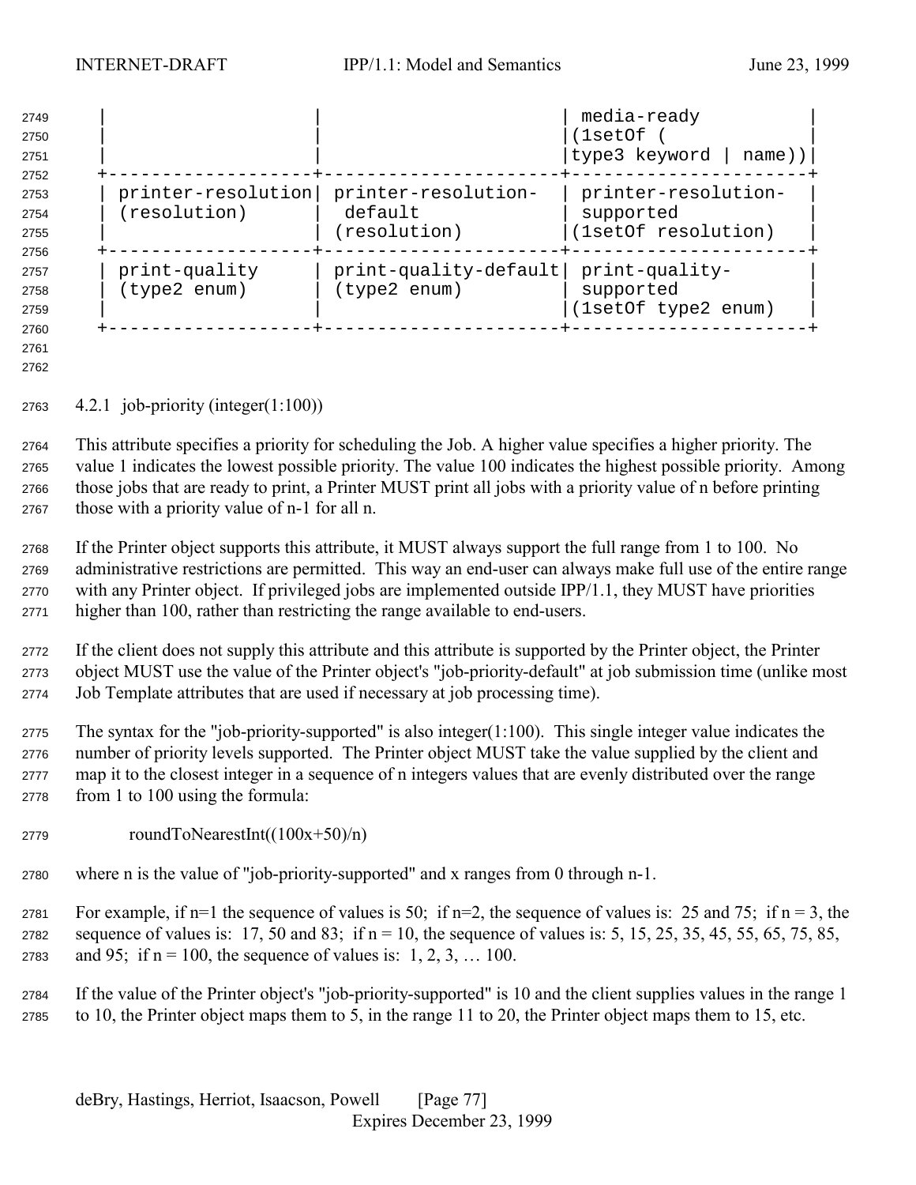| | | media-ready (1setOf ( type3 keyword \| name)) |
|---|---|---|
| printer-resolution (resolution) | printer-resolution-default (resolution) | printer-resolution-supported (1setOf resolution) |
| print-quality (type2 enum) | print-quality-default (type2 enum) | print-quality-supported (1setOf type2 enum) |

### 4.2.1 job-priority (integer(1:100))

This attribute specifies a priority for scheduling the Job. A higher value specifies a higher priority. The value 1 indicates the lowest possible priority. The value 100 indicates the highest possible priority. Among those jobs that are ready to print, a Printer MUST print all jobs with a priority value of n before printing those with a priority value of n-1 for all n.

If the Printer object supports this attribute, it MUST always support the full range from 1 to 100. No administrative restrictions are permitted. This way an end-user can always make full use of the entire range with any Printer object. If privileged jobs are implemented outside IPP/1.1, they MUST have priorities higher than 100, rather than restricting the range available to end-users.

If the client does not supply this attribute and this attribute is supported by the Printer object, the Printer object MUST use the value of the Printer object's "job-priority-default" at job submission time (unlike most Job Template attributes that are used if necessary at job processing time).

The syntax for the "job-priority-supported" is also integer(1:100). This single integer value indicates the number of priority levels supported. The Printer object MUST take the value supplied by the client and map it to the closest integer in a sequence of n integers values that are evenly distributed over the range from 1 to 100 using the formula:

roundToNearestInt((100x+50)/n)

where n is the value of "job-priority-supported" and x ranges from 0 through n-1.

For example, if n=1 the sequence of values is 50; if n=2, the sequence of values is: 25 and 75; if n = 3, the sequence of values is: 17, 50 and 83; if n = 10, the sequence of values is: 5, 15, 25, 35, 45, 55, 65, 75, 85, and 95; if n = 100, the sequence of values is: 1, 2, 3, … 100.

If the value of the Printer object's "job-priority-supported" is 10 and the client supplies values in the range 1 to 10, the Printer object maps them to 5, in the range 11 to 20, the Printer object maps them to 15, etc.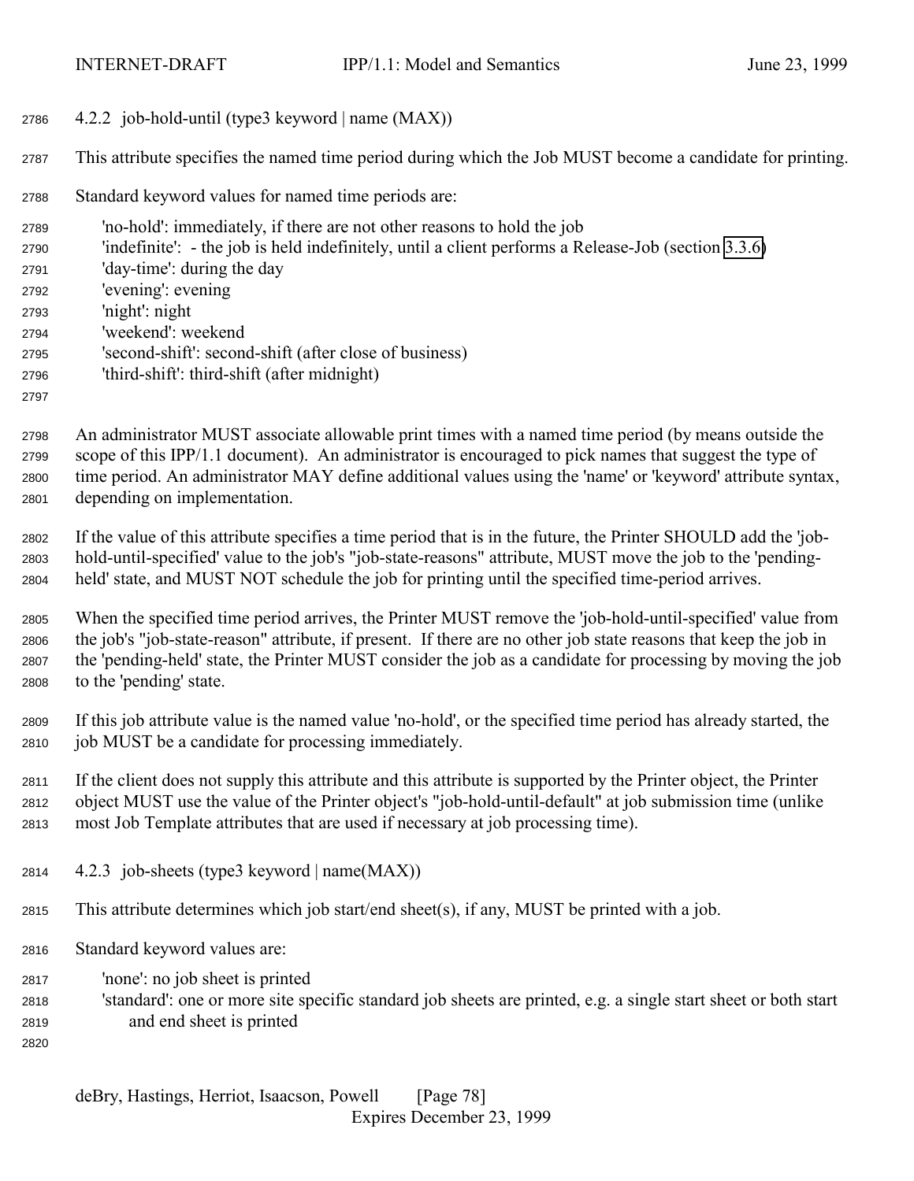#### 4.2.2 job-hold-until (type3 keyword | name (MAX))

This attribute specifies the named time period during which the Job MUST become a candidate for printing.

Standard keyword values for named time periods are:

- 'no-hold': immediately, if there are not other reasons to hold the job
- 'indefinite': - the job is held indefinitely, until a client performs a Release-Job (section 3.3.6)
- 'day-time': during the day
- 'evening': evening
- 'night': night
- 'weekend': weekend
- 'second-shift': second-shift (after close of business)
- 'third-shift': third-shift (after midnight)

An administrator MUST associate allowable print times with a named time period (by means outside the scope of this IPP/1.1 document). An administrator is encouraged to pick names that suggest the type of time period. An administrator MAY define additional values using the 'name' or 'keyword' attribute syntax, depending on implementation.

If the value of this attribute specifies a time period that is in the future, the Printer SHOULD add the 'job-hold-until-specified' value to the job's "job-state-reasons" attribute, MUST move the job to the 'pending-held' state, and MUST NOT schedule the job for printing until the specified time-period arrives.

When the specified time period arrives, the Printer MUST remove the 'job-hold-until-specified' value from the job's "job-state-reason" attribute, if present. If there are no other job state reasons that keep the job in the 'pending-held' state, the Printer MUST consider the job as a candidate for processing by moving the job to the 'pending' state.

If this job attribute value is the named value 'no-hold', or the specified time period has already started, the job MUST be a candidate for processing immediately.

If the client does not supply this attribute and this attribute is supported by the Printer object, the Printer object MUST use the value of the Printer object's "job-hold-until-default" at job submission time (unlike most Job Template attributes that are used if necessary at job processing time).

#### 4.2.3 job-sheets (type3 keyword | name(MAX))

This attribute determines which job start/end sheet(s), if any, MUST be printed with a job.

Standard keyword values are:

- 'none': no job sheet is printed
- 'standard': one or more site specific standard job sheets are printed, e.g. a single start sheet or both start and end sheet is printed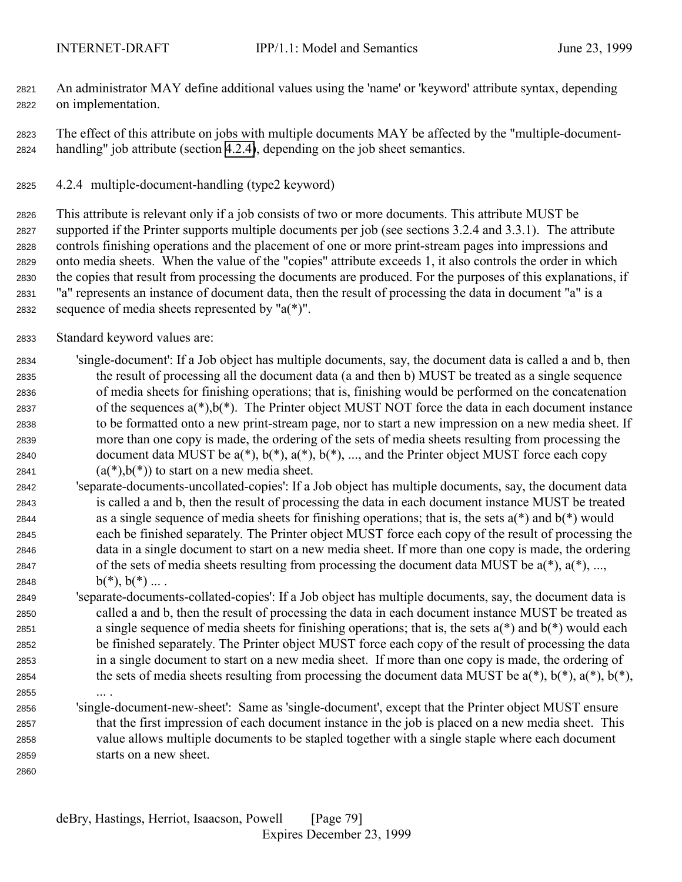An administrator MAY define additional values using the 'name' or 'keyword' attribute syntax, depending on implementation.

The effect of this attribute on jobs with multiple documents MAY be affected by the "multiple-document-handling" job attribute (section 4.2.4), depending on the job sheet semantics.

### 4.2.4 multiple-document-handling (type2 keyword)

This attribute is relevant only if a job consists of two or more documents. This attribute MUST be supported if the Printer supports multiple documents per job (see sections 3.2.4 and 3.3.1). The attribute controls finishing operations and the placement of one or more print-stream pages into impressions and onto media sheets. When the value of the "copies" attribute exceeds 1, it also controls the order in which the copies that result from processing the documents are produced. For the purposes of this explanations, if "a" represents an instance of document data, then the result of processing the data in document "a" is a sequence of media sheets represented by "a(*)".

Standard keyword values are:

'single-document': If a Job object has multiple documents, say, the document data is called a and b, then the result of processing all the document data (a and then b) MUST be treated as a single sequence of media sheets for finishing operations; that is, finishing would be performed on the concatenation of the sequences a(*),b(*). The Printer object MUST NOT force the data in each document instance to be formatted onto a new print-stream page, nor to start a new impression on a new media sheet. If more than one copy is made, the ordering of the sets of media sheets resulting from processing the document data MUST be a(*), b(*), a(*), b(*), ..., and the Printer object MUST force each copy (a(*),b(*)) to start on a new media sheet.

'separate-documents-uncollated-copies': If a Job object has multiple documents, say, the document data is called a and b, then the result of processing the data in each document instance MUST be treated as a single sequence of media sheets for finishing operations; that is, the sets a(*) and b(*) would each be finished separately. The Printer object MUST force each copy of the result of processing the data in a single document to start on a new media sheet. If more than one copy is made, the ordering of the sets of media sheets resulting from processing the document data MUST be a(*), a(*), ..., b(*), b(*) ... .

'separate-documents-collated-copies': If a Job object has multiple documents, say, the document data is called a and b, then the result of processing the data in each document instance MUST be treated as a single sequence of media sheets for finishing operations; that is, the sets a(*) and b(*) would each be finished separately. The Printer object MUST force each copy of the result of processing the data in a single document to start on a new media sheet. If more than one copy is made, the ordering of the sets of media sheets resulting from processing the document data MUST be a(*), b(*), a(*), b(*), ... .

'single-document-new-sheet': Same as 'single-document', except that the Printer object MUST ensure that the first impression of each document instance in the job is placed on a new media sheet. This value allows multiple documents to be stapled together with a single staple where each document starts on a new sheet.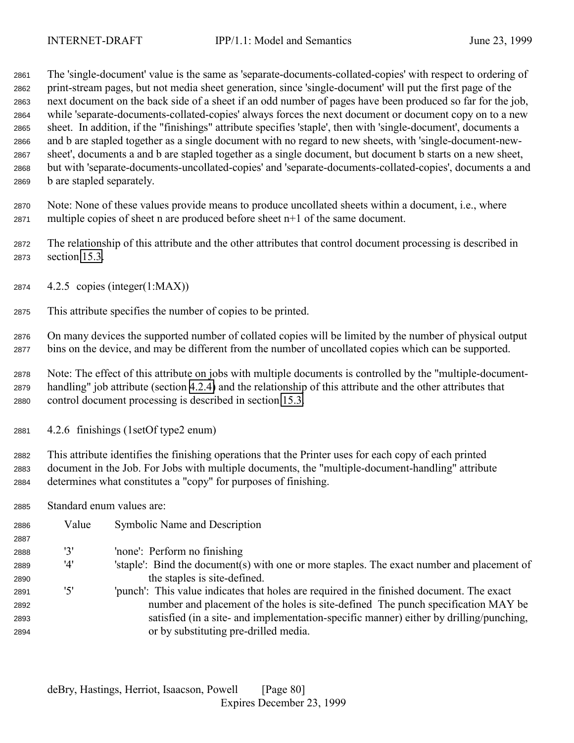The 'single-document' value is the same as 'separate-documents-collated-copies' with respect to ordering of print-stream pages, but not media sheet generation, since 'single-document' will put the first page of the next document on the back side of a sheet if an odd number of pages have been produced so far for the job, while 'separate-documents-collated-copies' always forces the next document or document copy on to a new sheet. In addition, if the "finishings" attribute specifies 'staple', then with 'single-document', documents a and b are stapled together as a single document with no regard to new sheets, with 'single-document-new-sheet', documents a and b are stapled together as a single document, but document b starts on a new sheet, but with 'separate-documents-uncollated-copies' and 'separate-documents-collated-copies', documents a and b are stapled separately.

Note: None of these values provide means to produce uncollated sheets within a document, i.e., where multiple copies of sheet n are produced before sheet n+1 of the same document.

The relationship of this attribute and the other attributes that control document processing is described in section 15.3.

### 4.2.5 copies (integer(1:MAX))

This attribute specifies the number of copies to be printed.

On many devices the supported number of collated copies will be limited by the number of physical output bins on the device, and may be different from the number of uncollated copies which can be supported.

Note: The effect of this attribute on jobs with multiple documents is controlled by the "multiple-document-handling" job attribute (section 4.2.4) and the relationship of this attribute and the other attributes that control document processing is described in section 15.3.

### 4.2.6 finishings (1setOf type2 enum)

This attribute identifies the finishing operations that the Printer uses for each copy of each printed document in the Job. For Jobs with multiple documents, the "multiple-document-handling" attribute determines what constitutes a "copy" for purposes of finishing.

Standard enum values are:

| Value | Symbolic Name and Description |
|---|---|
| '3' | 'none': Perform no finishing |
| '4' | 'staple': Bind the document(s) with one or more staples. The exact number and placement of the staples is site-defined. |
| '5' | 'punch': This value indicates that holes are required in the finished document. The exact number and placement of the holes is site-defined The punch specification MAY be satisfied (in a site- and implementation-specific manner) either by drilling/punching, or by substituting pre-drilled media. |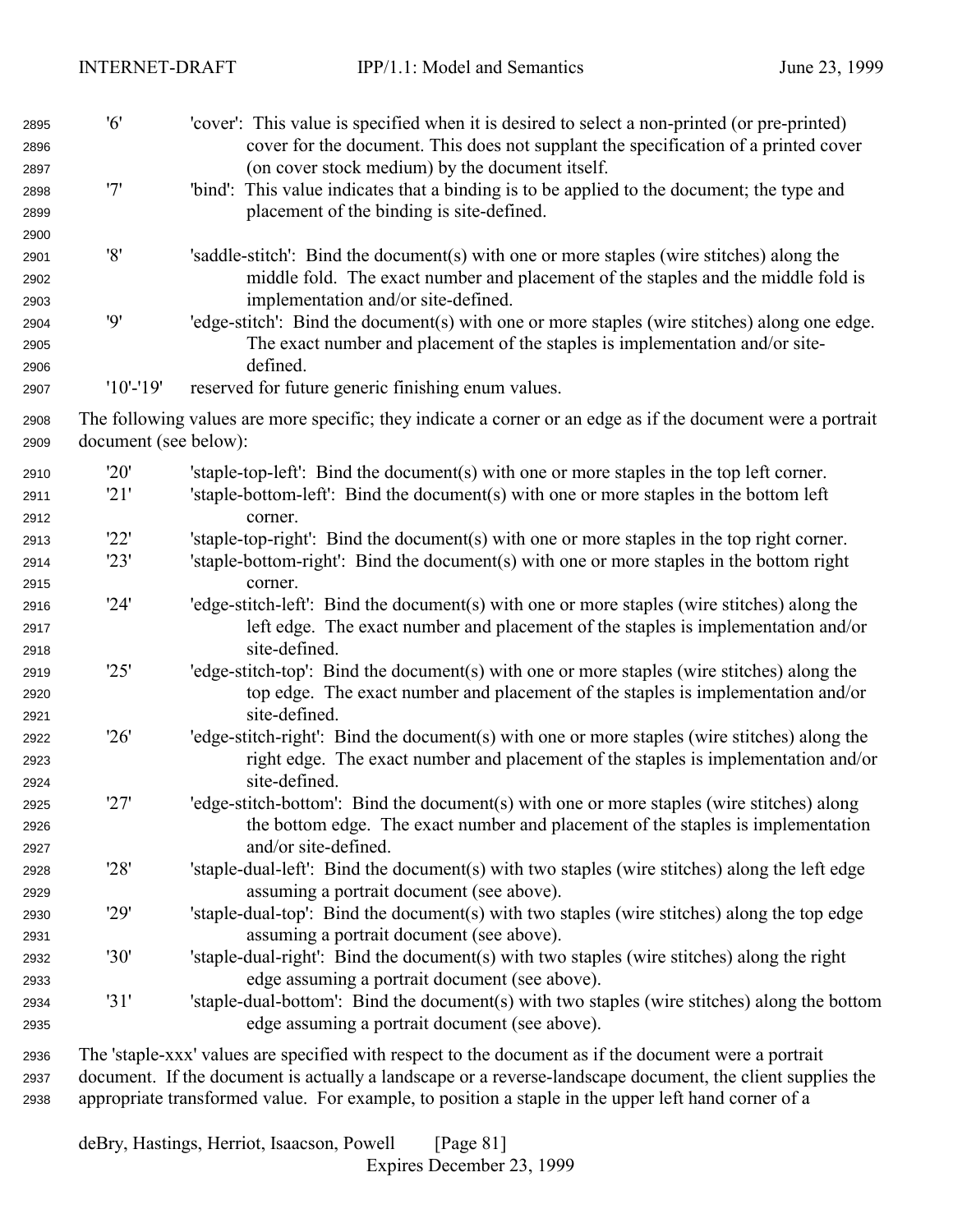'6' 'cover': This value is specified when it is desired to select a non-printed (or pre-printed) cover for the document. This does not supplant the specification of a printed cover (on cover stock medium) by the document itself.

'7' 'bind': This value indicates that a binding is to be applied to the document; the type and placement of the binding is site-defined.

'8' 'saddle-stitch': Bind the document(s) with one or more staples (wire stitches) along the middle fold. The exact number and placement of the staples and the middle fold is implementation and/or site-defined.

'9' 'edge-stitch': Bind the document(s) with one or more staples (wire stitches) along one edge. The exact number and placement of the staples is implementation and/or site-defined.

'10'-'19' reserved for future generic finishing enum values.

The following values are more specific; they indicate a corner or an edge as if the document were a portrait document (see below):

'20' 'staple-top-left': Bind the document(s) with one or more staples in the top left corner.

'21' 'staple-bottom-left': Bind the document(s) with one or more staples in the bottom left corner.

'22' 'staple-top-right': Bind the document(s) with one or more staples in the top right corner.

'23' 'staple-bottom-right': Bind the document(s) with one or more staples in the bottom right corner.

'24' 'edge-stitch-left': Bind the document(s) with one or more staples (wire stitches) along the left edge. The exact number and placement of the staples is implementation and/or site-defined.

'25' 'edge-stitch-top': Bind the document(s) with one or more staples (wire stitches) along the top edge. The exact number and placement of the staples is implementation and/or site-defined.

'26' 'edge-stitch-right': Bind the document(s) with one or more staples (wire stitches) along the right edge. The exact number and placement of the staples is implementation and/or site-defined.

'27' 'edge-stitch-bottom': Bind the document(s) with one or more staples (wire stitches) along the bottom edge. The exact number and placement of the staples is implementation and/or site-defined.

'28' 'staple-dual-left': Bind the document(s) with two staples (wire stitches) along the left edge assuming a portrait document (see above).

'29' 'staple-dual-top': Bind the document(s) with two staples (wire stitches) along the top edge assuming a portrait document (see above).

'30' 'staple-dual-right': Bind the document(s) with two staples (wire stitches) along the right edge assuming a portrait document (see above).

'31' 'staple-dual-bottom': Bind the document(s) with two staples (wire stitches) along the bottom edge assuming a portrait document (see above).

The 'staple-xxx' values are specified with respect to the document as if the document were a portrait document. If the document is actually a landscape or a reverse-landscape document, the client supplies the appropriate transformed value. For example, to position a staple in the upper left hand corner of a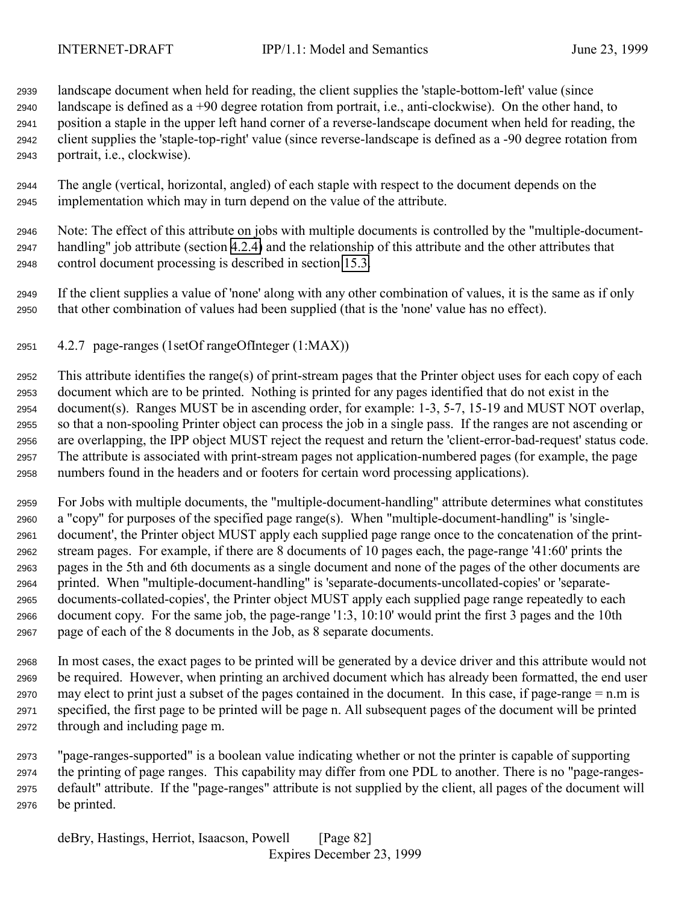landscape document when held for reading, the client supplies the 'staple-bottom-left' value (since landscape is defined as a +90 degree rotation from portrait, i.e., anti-clockwise). On the other hand, to position a staple in the upper left hand corner of a reverse-landscape document when held for reading, the client supplies the 'staple-top-right' value (since reverse-landscape is defined as a -90 degree rotation from portrait, i.e., clockwise).

The angle (vertical, horizontal, angled) of each staple with respect to the document depends on the implementation which may in turn depend on the value of the attribute.

Note: The effect of this attribute on jobs with multiple documents is controlled by the "multiple-document-handling" job attribute (section 4.2.4) and the relationship of this attribute and the other attributes that control document processing is described in section 15.3.

If the client supplies a value of 'none' along with any other combination of values, it is the same as if only that other combination of values had been supplied (that is the 'none' value has no effect).

### 4.2.7 page-ranges (1setOf rangeOfInteger (1:MAX))

This attribute identifies the range(s) of print-stream pages that the Printer object uses for each copy of each document which are to be printed. Nothing is printed for any pages identified that do not exist in the document(s). Ranges MUST be in ascending order, for example: 1-3, 5-7, 15-19 and MUST NOT overlap, so that a non-spooling Printer object can process the job in a single pass. If the ranges are not ascending or are overlapping, the IPP object MUST reject the request and return the 'client-error-bad-request' status code. The attribute is associated with print-stream pages not application-numbered pages (for example, the page numbers found in the headers and or footers for certain word processing applications).

For Jobs with multiple documents, the "multiple-document-handling" attribute determines what constitutes a "copy" for purposes of the specified page range(s). When "multiple-document-handling" is 'single-document', the Printer object MUST apply each supplied page range once to the concatenation of the print-stream pages. For example, if there are 8 documents of 10 pages each, the page-range '41:60' prints the pages in the 5th and 6th documents as a single document and none of the pages of the other documents are printed. When "multiple-document-handling" is 'separate-documents-uncollated-copies' or 'separate-documents-collated-copies', the Printer object MUST apply each supplied page range repeatedly to each document copy. For the same job, the page-range '1:3, 10:10' would print the first 3 pages and the 10th page of each of the 8 documents in the Job, as 8 separate documents.

In most cases, the exact pages to be printed will be generated by a device driver and this attribute would not be required. However, when printing an archived document which has already been formatted, the end user may elect to print just a subset of the pages contained in the document. In this case, if page-range = n.m is specified, the first page to be printed will be page n. All subsequent pages of the document will be printed through and including page m.

"page-ranges-supported" is a boolean value indicating whether or not the printer is capable of supporting the printing of page ranges. This capability may differ from one PDL to another. There is no "page-ranges-default" attribute. If the "page-ranges" attribute is not supplied by the client, all pages of the document will be printed.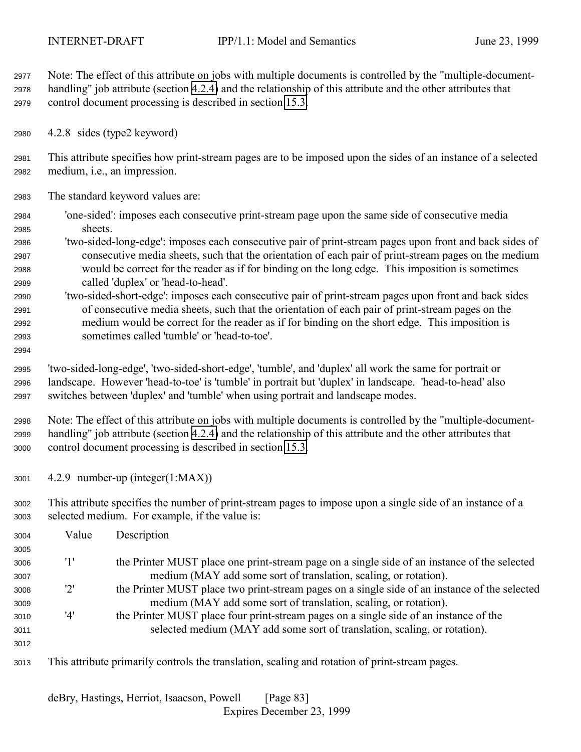Note: The effect of this attribute on jobs with multiple documents is controlled by the "multiple-document-handling" job attribute (section 4.2.4) and the relationship of this attribute and the other attributes that control document processing is described in section 15.3.

### 4.2.8 sides (type2 keyword)

This attribute specifies how print-stream pages are to be imposed upon the sides of an instance of a selected medium, i.e., an impression.

The standard keyword values are:

- 'one-sided': imposes each consecutive print-stream page upon the same side of consecutive media sheets.
- 'two-sided-long-edge': imposes each consecutive pair of print-stream pages upon front and back sides of consecutive media sheets, such that the orientation of each pair of print-stream pages on the medium would be correct for the reader as if for binding on the long edge. This imposition is sometimes called 'duplex' or 'head-to-head'.
- 'two-sided-short-edge': imposes each consecutive pair of print-stream pages upon front and back sides of consecutive media sheets, such that the orientation of each pair of print-stream pages on the medium would be correct for the reader as if for binding on the short edge. This imposition is sometimes called 'tumble' or 'head-to-toe'.

'two-sided-long-edge', 'two-sided-short-edge', 'tumble', and 'duplex' all work the same for portrait or landscape. However 'head-to-toe' is 'tumble' in portrait but 'duplex' in landscape. 'head-to-head' also switches between 'duplex' and 'tumble' when using portrait and landscape modes.

Note: The effect of this attribute on jobs with multiple documents is controlled by the "multiple-document-handling" job attribute (section 4.2.4) and the relationship of this attribute and the other attributes that control document processing is described in section 15.3.

### 4.2.9 number-up (integer(1:MAX))

This attribute specifies the number of print-stream pages to impose upon a single side of an instance of a selected medium. For example, if the value is:

| Value | Description |
|---|---|
| '1' | the Printer MUST place one print-stream page on a single side of an instance of the selected medium (MAY add some sort of translation, scaling, or rotation). |
| '2' | the Printer MUST place two print-stream pages on a single side of an instance of the selected medium (MAY add some sort of translation, scaling, or rotation). |
| '4' | the Printer MUST place four print-stream pages on a single side of an instance of the selected medium (MAY add some sort of translation, scaling, or rotation). |

This attribute primarily controls the translation, scaling and rotation of print-stream pages.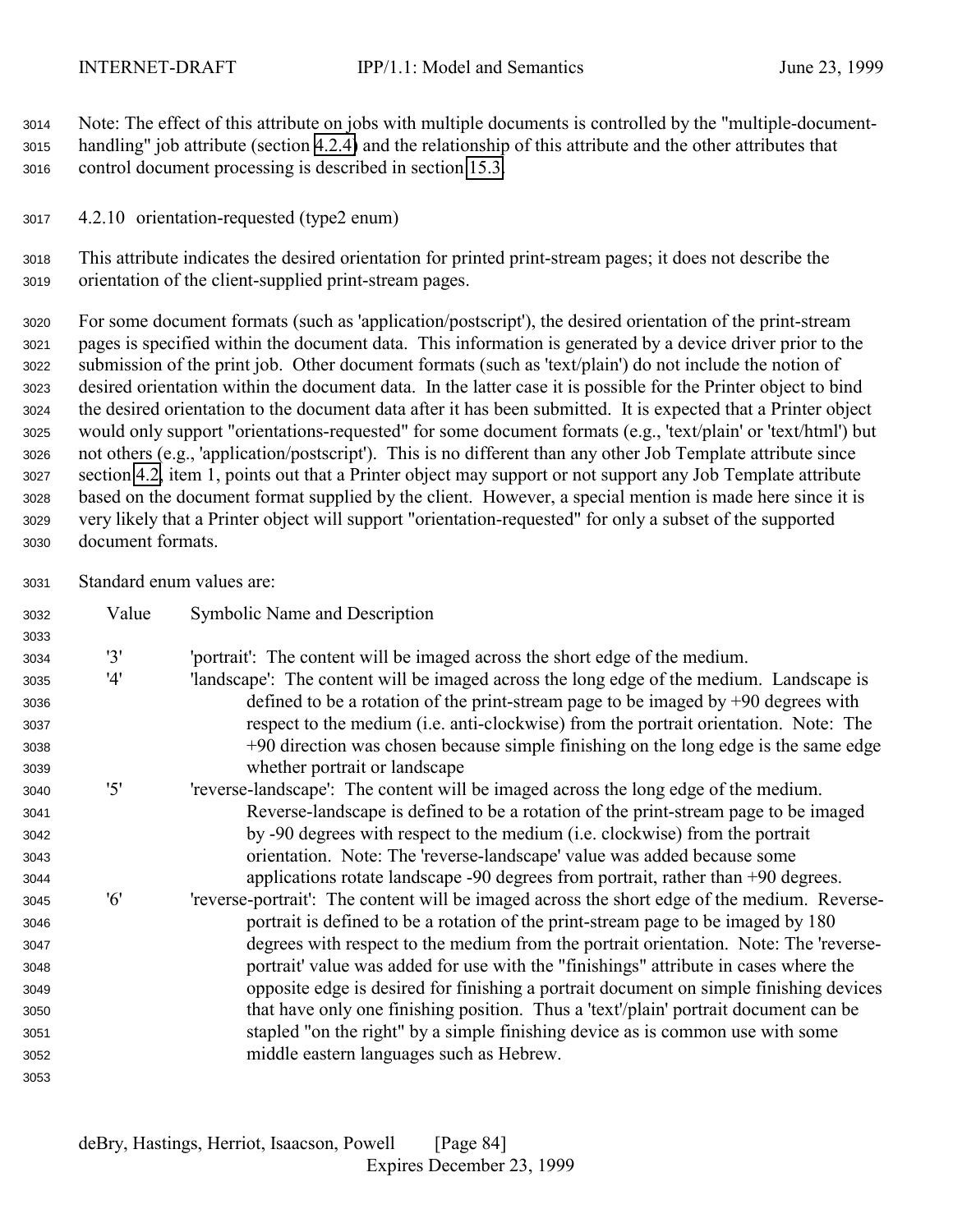Note: The effect of this attribute on jobs with multiple documents is controlled by the "multiple-document-handling" job attribute (section 4.2.4) and the relationship of this attribute and the other attributes that control document processing is described in section 15.3.

### 4.2.10 orientation-requested (type2 enum)

This attribute indicates the desired orientation for printed print-stream pages; it does not describe the orientation of the client-supplied print-stream pages.

For some document formats (such as 'application/postscript'), the desired orientation of the print-stream pages is specified within the document data. This information is generated by a device driver prior to the submission of the print job. Other document formats (such as 'text/plain') do not include the notion of desired orientation within the document data. In the latter case it is possible for the Printer object to bind the desired orientation to the document data after it has been submitted. It is expected that a Printer object would only support "orientations-requested" for some document formats (e.g., 'text/plain' or 'text/html') but not others (e.g., 'application/postscript'). This is no different than any other Job Template attribute since section 4.2, item 1, points out that a Printer object may support or not support any Job Template attribute based on the document format supplied by the client. However, a special mention is made here since it is very likely that a Printer object will support "orientation-requested" for only a subset of the supported document formats.

Standard enum values are:

| Value | Symbolic Name and Description |
|---|---|
| '3' | 'portrait': The content will be imaged across the short edge of the medium. |
| '4' | 'landscape': The content will be imaged across the long edge of the medium. Landscape is defined to be a rotation of the print-stream page to be imaged by +90 degrees with respect to the medium (i.e. anti-clockwise) from the portrait orientation. Note: The +90 direction was chosen because simple finishing on the long edge is the same edge whether portrait or landscape |
| '5' | 'reverse-landscape': The content will be imaged across the long edge of the medium. Reverse-landscape is defined to be a rotation of the print-stream page to be imaged by -90 degrees with respect to the medium (i.e. clockwise) from the portrait orientation. Note: The 'reverse-landscape' value was added because some applications rotate landscape -90 degrees from portrait, rather than +90 degrees. |
| '6' | 'reverse-portrait': The content will be imaged across the short edge of the medium. Reverse-portrait is defined to be a rotation of the print-stream page to be imaged by 180 degrees with respect to the medium from the portrait orientation. Note: The 'reverse-portrait' value was added for use with the "finishings" attribute in cases where the opposite edge is desired for finishing a portrait document on simple finishing devices that have only one finishing position. Thus a 'text'/plain' portrait document can be stapled "on the right" by a simple finishing device as is common use with some middle eastern languages such as Hebrew. |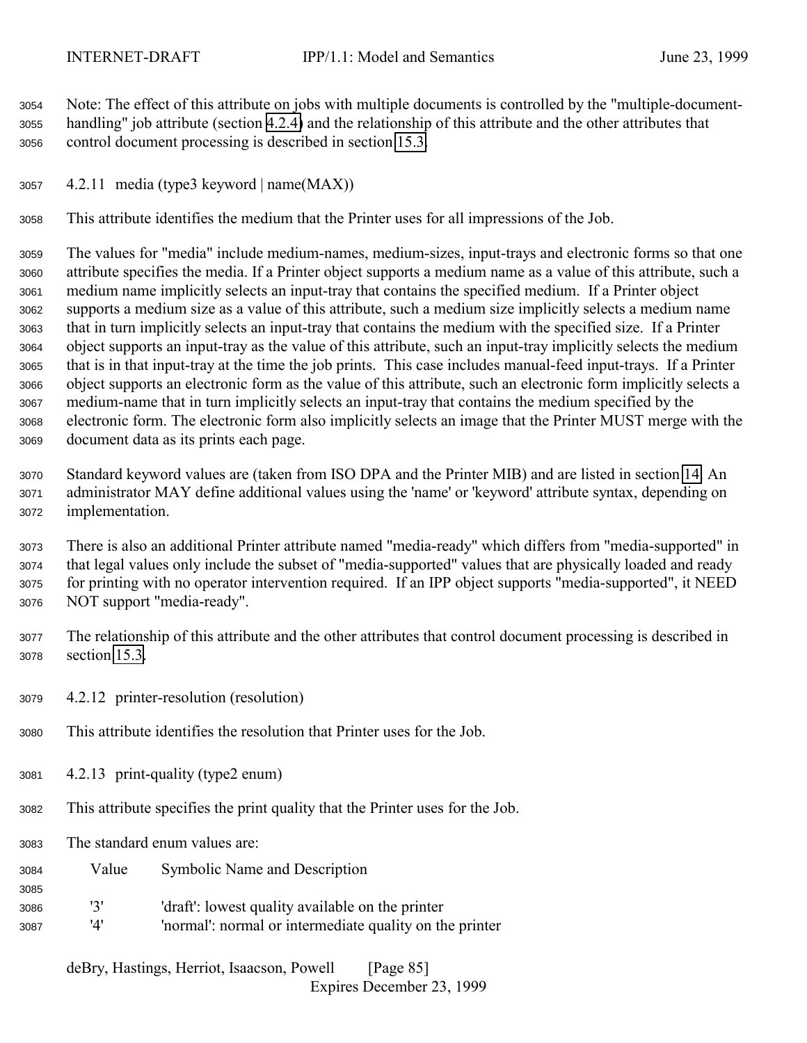Note: The effect of this attribute on jobs with multiple documents is controlled by the "multiple-document-handling" job attribute (section 4.2.4) and the relationship of this attribute and the other attributes that control document processing is described in section 15.3.

#### 4.2.11 media (type3 keyword | name(MAX))

This attribute identifies the medium that the Printer uses for all impressions of the Job.

The values for "media" include medium-names, medium-sizes, input-trays and electronic forms so that one attribute specifies the media. If a Printer object supports a medium name as a value of this attribute, such a medium name implicitly selects an input-tray that contains the specified medium. If a Printer object supports a medium size as a value of this attribute, such a medium size implicitly selects a medium name that in turn implicitly selects an input-tray that contains the medium with the specified size. If a Printer object supports an input-tray as the value of this attribute, such an input-tray implicitly selects the medium that is in that input-tray at the time the job prints. This case includes manual-feed input-trays. If a Printer object supports an electronic form as the value of this attribute, such an electronic form implicitly selects a medium-name that in turn implicitly selects an input-tray that contains the medium specified by the electronic form. The electronic form also implicitly selects an image that the Printer MUST merge with the document data as its prints each page.

Standard keyword values are (taken from ISO DPA and the Printer MIB) and are listed in section 14. An administrator MAY define additional values using the 'name' or 'keyword' attribute syntax, depending on implementation.

There is also an additional Printer attribute named "media-ready" which differs from "media-supported" in that legal values only include the subset of "media-supported" values that are physically loaded and ready for printing with no operator intervention required. If an IPP object supports "media-supported", it NEED NOT support "media-ready".

The relationship of this attribute and the other attributes that control document processing is described in section 15.3.

#### 4.2.12 printer-resolution (resolution)

This attribute identifies the resolution that Printer uses for the Job.

#### 4.2.13 print-quality (type2 enum)

This attribute specifies the print quality that the Printer uses for the Job.

The standard enum values are:

| Value | Symbolic Name and Description |
|---|---|
| '3' | 'draft': lowest quality available on the printer |
| '4' | 'normal': normal or intermediate quality on the printer |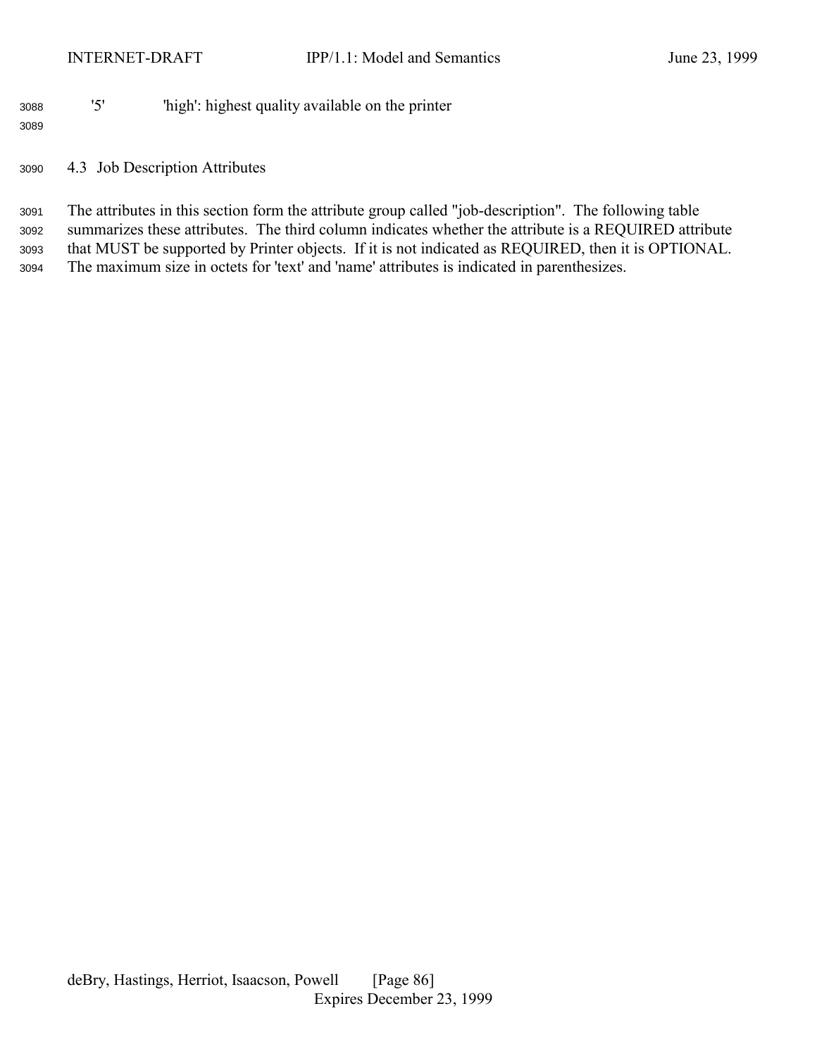'5' 'high': highest quality available on the printer

### 4.3 Job Description Attributes

The attributes in this section form the attribute group called "job-description". The following table summarizes these attributes. The third column indicates whether the attribute is a REQUIRED attribute that MUST be supported by Printer objects. If it is not indicated as REQUIRED, then it is OPTIONAL. The maximum size in octets for 'text' and 'name' attributes is indicated in parenthesizes.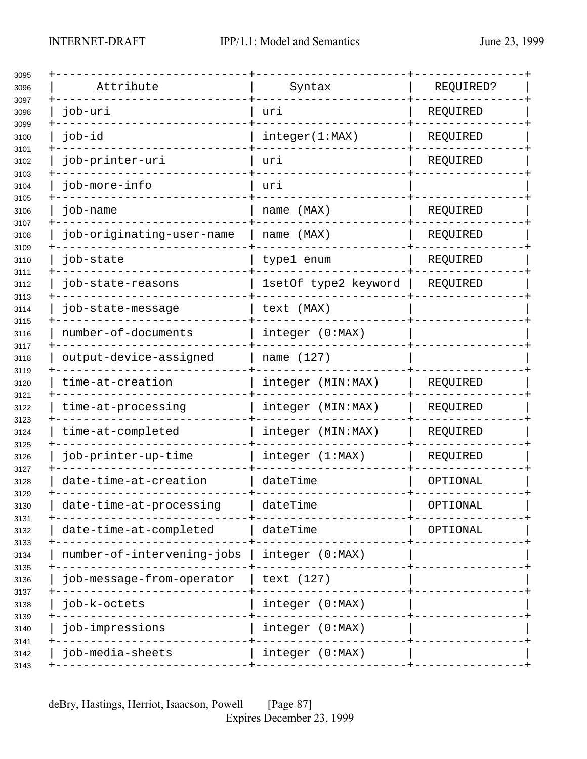| Attribute | Syntax | REQUIRED? |
|---|---|---|
| job-uri | uri | REQUIRED |
| job-id | integer(1:MAX) | REQUIRED |
| job-printer-uri | uri | REQUIRED |
| job-more-info | uri | |
| job-name | name (MAX) | REQUIRED |
| job-originating-user-name | name (MAX) | REQUIRED |
| job-state | type1 enum | REQUIRED |
| job-state-reasons | 1setOf type2 keyword | REQUIRED |
| job-state-message | text (MAX) | |
| number-of-documents | integer (0:MAX) | |
| output-device-assigned | name (127) | |
| time-at-creation | integer (MIN:MAX) | REQUIRED |
| time-at-processing | integer (MIN:MAX) | REQUIRED |
| time-at-completed | integer (MIN:MAX) | REQUIRED |
| job-printer-up-time | integer (1:MAX) | REQUIRED |
| date-time-at-creation | dateTime | OPTIONAL |
| date-time-at-processing | dateTime | OPTIONAL |
| date-time-at-completed | dateTime | OPTIONAL |
| number-of-intervening-jobs | integer (0:MAX) | |
| job-message-from-operator | text (127) | |
| job-k-octets | integer (0:MAX) | |
| job-impressions | integer (0:MAX) | |
| job-media-sheets | integer (0:MAX) | |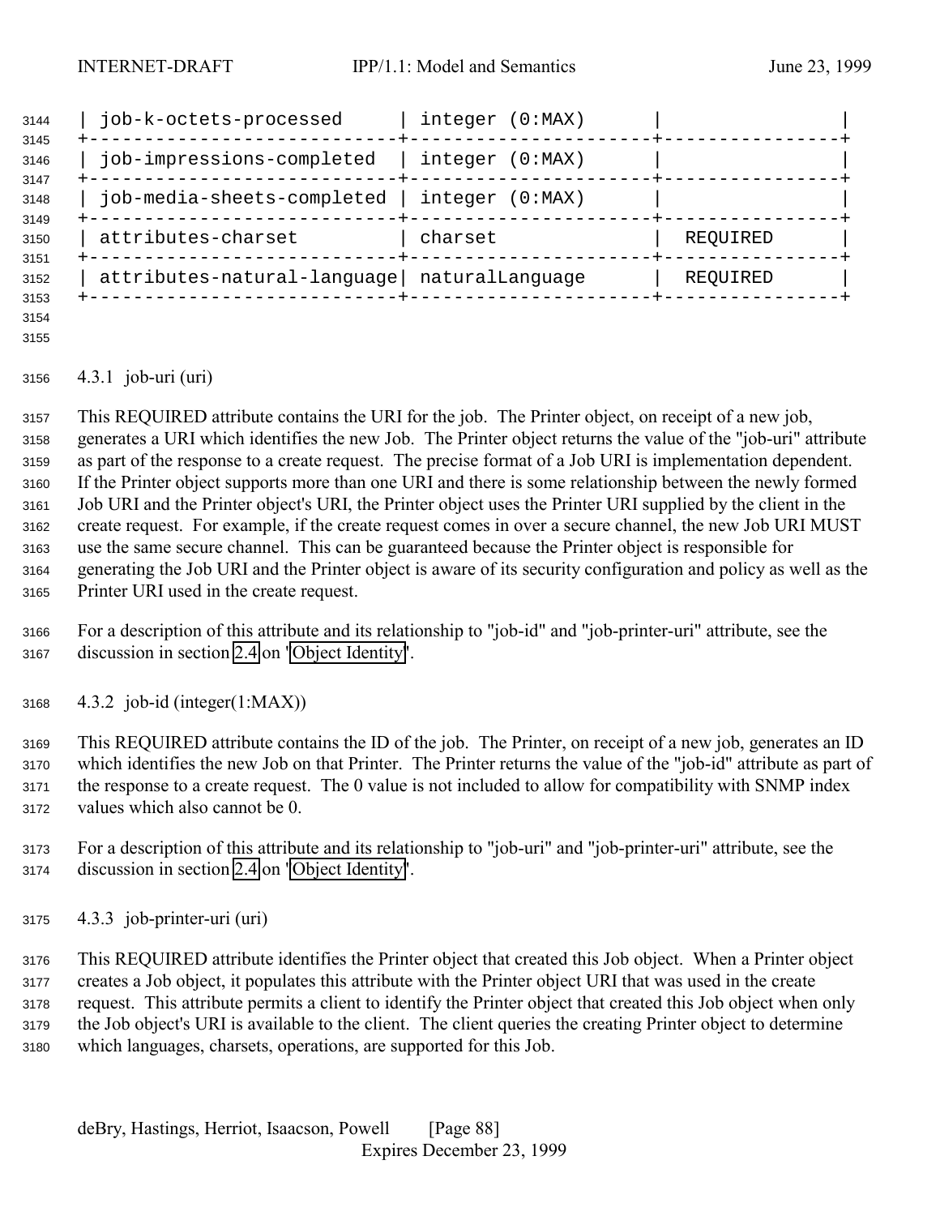| job-k-octets-processed | integer (0:MAX) | |
|---|---|---|
| job-impressions-completed | integer (0:MAX) | |
| job-media-sheets-completed | integer (0:MAX) | |
| attributes-charset | charset | REQUIRED |
| attributes-natural-language | naturalLanguage | REQUIRED |

### 4.3.1 job-uri (uri)

This REQUIRED attribute contains the URI for the job. The Printer object, on receipt of a new job, generates a URI which identifies the new Job. The Printer object returns the value of the "job-uri" attribute as part of the response to a create request. The precise format of a Job URI is implementation dependent. If the Printer object supports more than one URI and there is some relationship between the newly formed Job URI and the Printer object's URI, the Printer object uses the Printer URI supplied by the client in the create request. For example, if the create request comes in over a secure channel, the new Job URI MUST use the same secure channel. This can be guaranteed because the Printer object is responsible for generating the Job URI and the Printer object is aware of its security configuration and policy as well as the Printer URI used in the create request.

For a description of this attribute and its relationship to "job-id" and "job-printer-uri" attribute, see the discussion in section 2.4 on "Object Identity".

### 4.3.2 job-id (integer(1:MAX))

This REQUIRED attribute contains the ID of the job. The Printer, on receipt of a new job, generates an ID which identifies the new Job on that Printer. The Printer returns the value of the "job-id" attribute as part of the response to a create request. The 0 value is not included to allow for compatibility with SNMP index values which also cannot be 0.

For a description of this attribute and its relationship to "job-uri" and "job-printer-uri" attribute, see the discussion in section 2.4 on "Object Identity".

### 4.3.3 job-printer-uri (uri)

This REQUIRED attribute identifies the Printer object that created this Job object. When a Printer object creates a Job object, it populates this attribute with the Printer object URI that was used in the create request. This attribute permits a client to identify the Printer object that created this Job object when only the Job object's URI is available to the client. The client queries the creating Printer object to determine which languages, charsets, operations, are supported for this Job.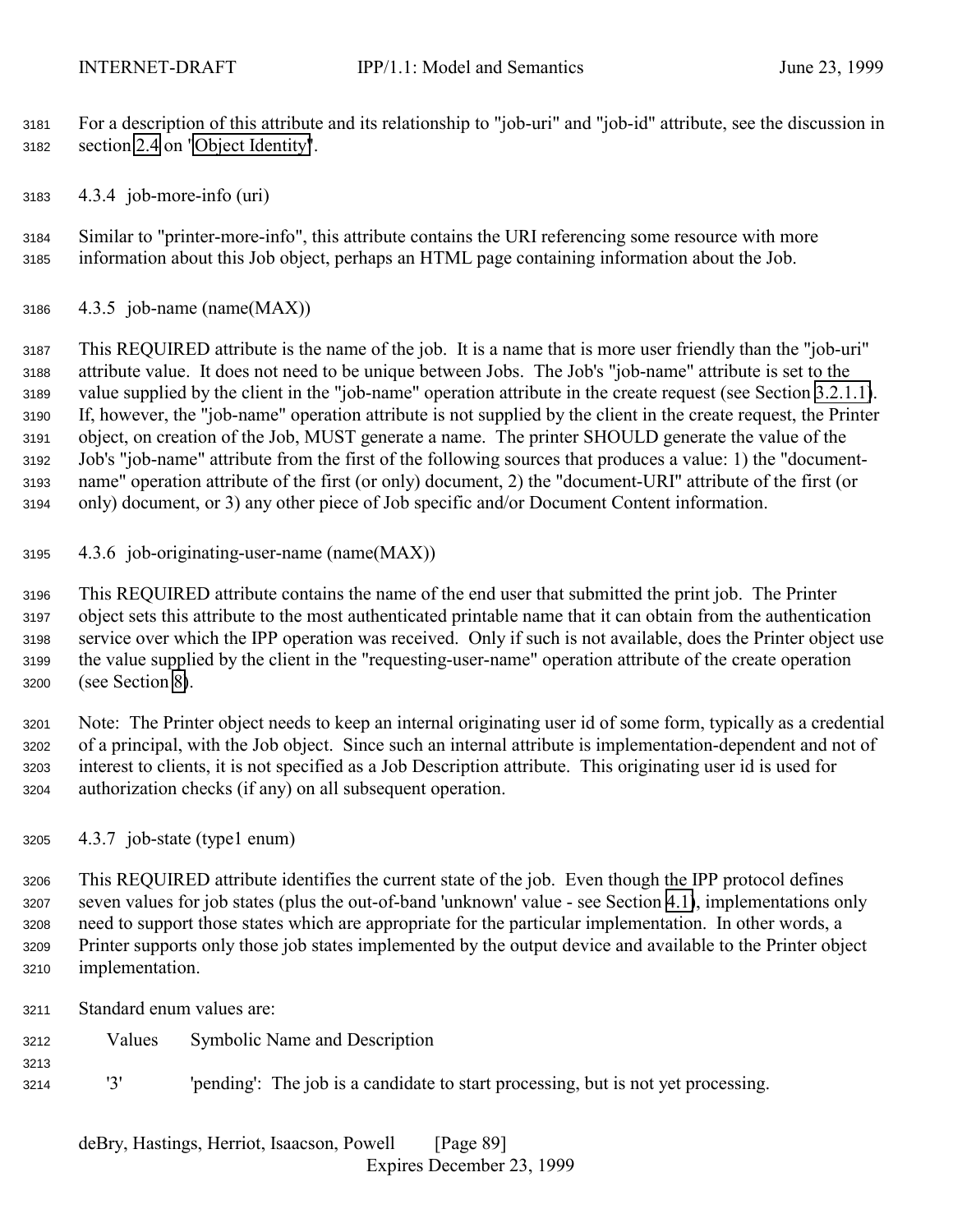For a description of this attribute and its relationship to "job-uri" and "job-id" attribute, see the discussion in section 2.4 on "Object Identity".

#### 4.3.4 job-more-info (uri)

Similar to "printer-more-info", this attribute contains the URI referencing some resource with more information about this Job object, perhaps an HTML page containing information about the Job.

#### 4.3.5 job-name (name(MAX))

This REQUIRED attribute is the name of the job. It is a name that is more user friendly than the "job-uri" attribute value. It does not need to be unique between Jobs. The Job's "job-name" attribute is set to the value supplied by the client in the "job-name" operation attribute in the create request (see Section 3.2.1.1). If, however, the "job-name" operation attribute is not supplied by the client in the create request, the Printer object, on creation of the Job, MUST generate a name. The printer SHOULD generate the value of the Job's "job-name" attribute from the first of the following sources that produces a value: 1) the "document-name" operation attribute of the first (or only) document, 2) the "document-URI" attribute of the first (or only) document, or 3) any other piece of Job specific and/or Document Content information.

#### 4.3.6 job-originating-user-name (name(MAX))

This REQUIRED attribute contains the name of the end user that submitted the print job. The Printer object sets this attribute to the most authenticated printable name that it can obtain from the authentication service over which the IPP operation was received. Only if such is not available, does the Printer object use the value supplied by the client in the "requesting-user-name" operation attribute of the create operation (see Section 8).

Note: The Printer object needs to keep an internal originating user id of some form, typically as a credential of a principal, with the Job object. Since such an internal attribute is implementation-dependent and not of interest to clients, it is not specified as a Job Description attribute. This originating user id is used for authorization checks (if any) on all subsequent operation.

#### 4.3.7 job-state (type1 enum)

This REQUIRED attribute identifies the current state of the job. Even though the IPP protocol defines seven values for job states (plus the out-of-band 'unknown' value - see Section 4.1), implementations only need to support those states which are appropriate for the particular implementation. In other words, a Printer supports only those job states implemented by the output device and available to the Printer object implementation.

Standard enum values are:

| Values | Symbolic Name and Description |
|---|---|
| '3' | 'pending': The job is a candidate to start processing, but is not yet processing. |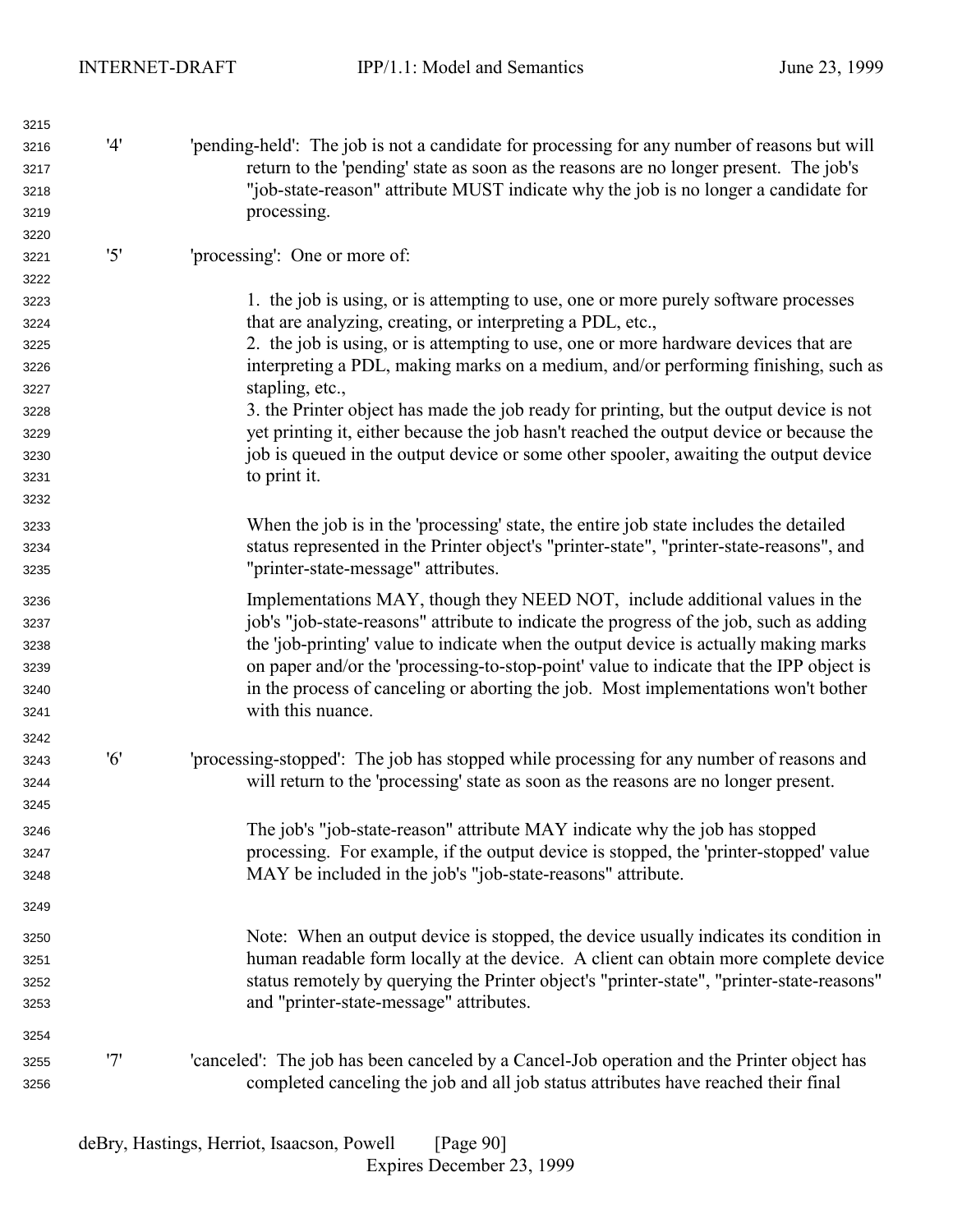'4' 'pending-held': The job is not a candidate for processing for any number of reasons but will return to the 'pending' state as soon as the reasons are no longer present. The job's "job-state-reason" attribute MUST indicate why the job is no longer a candidate for processing.

'5' 'processing': One or more of:

1. the job is using, or is attempting to use, one or more purely software processes that are analyzing, creating, or interpreting a PDL, etc.,
2. the job is using, or is attempting to use, one or more hardware devices that are interpreting a PDL, making marks on a medium, and/or performing finishing, such as stapling, etc.,
3. the Printer object has made the job ready for printing, but the output device is not yet printing it, either because the job hasn't reached the output device or because the job is queued in the output device or some other spooler, awaiting the output device to print it.

When the job is in the 'processing' state, the entire job state includes the detailed status represented in the Printer object's "printer-state", "printer-state-reasons", and "printer-state-message" attributes.

Implementations MAY, though they NEED NOT, include additional values in the job's "job-state-reasons" attribute to indicate the progress of the job, such as adding the 'job-printing' value to indicate when the output device is actually making marks on paper and/or the 'processing-to-stop-point' value to indicate that the IPP object is in the process of canceling or aborting the job. Most implementations won't bother with this nuance.

'6' 'processing-stopped': The job has stopped while processing for any number of reasons and will return to the 'processing' state as soon as the reasons are no longer present.

The job's "job-state-reason" attribute MAY indicate why the job has stopped processing. For example, if the output device is stopped, the 'printer-stopped' value MAY be included in the job's "job-state-reasons" attribute.

Note: When an output device is stopped, the device usually indicates its condition in human readable form locally at the device. A client can obtain more complete device status remotely by querying the Printer object's "printer-state", "printer-state-reasons" and "printer-state-message" attributes.

'7' 'canceled': The job has been canceled by a Cancel-Job operation and the Printer object has completed canceling the job and all job status attributes have reached their final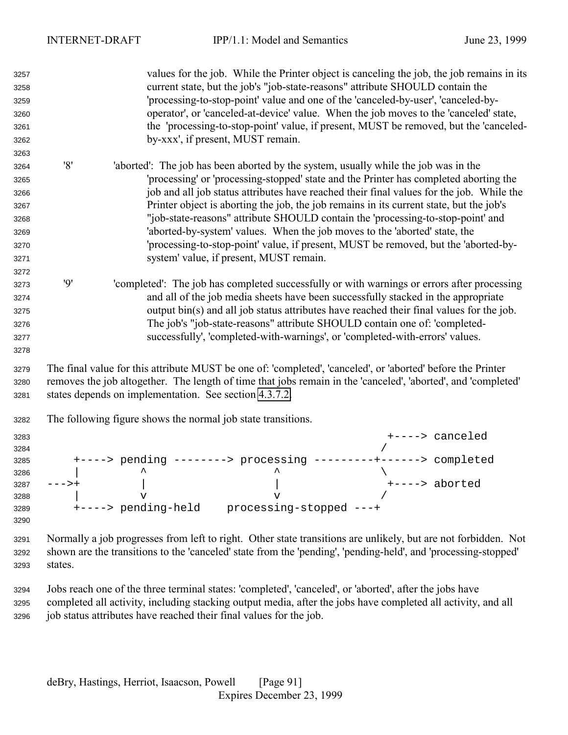values for the job. While the Printer object is canceling the job, the job remains in its current state, but the job's "job-state-reasons" attribute SHOULD contain the 'processing-to-stop-point' value and one of the 'canceled-by-user', 'canceled-by-operator', or 'canceled-at-device' value. When the job moves to the 'canceled' state, the 'processing-to-stop-point' value, if present, MUST be removed, but the 'canceled-by-xxx', if present, MUST remain.

'8' 'aborted': The job has been aborted by the system, usually while the job was in the 'processing' or 'processing-stopped' state and the Printer has completed aborting the job and all job status attributes have reached their final values for the job. While the Printer object is aborting the job, the job remains in its current state, but the job's "job-state-reasons" attribute SHOULD contain the 'processing-to-stop-point' and 'aborted-by-system' values. When the job moves to the 'aborted' state, the 'processing-to-stop-point' value, if present, MUST be removed, but the 'aborted-by-system' value, if present, MUST remain.

'9' 'completed': The job has completed successfully or with warnings or errors after processing and all of the job media sheets have been successfully stacked in the appropriate output bin(s) and all job status attributes have reached their final values for the job. The job's "job-state-reasons" attribute SHOULD contain one of: 'completed-successfully', 'completed-with-warnings', or 'completed-with-errors' values.

The final value for this attribute MUST be one of: 'completed', 'canceled', or 'aborted' before the Printer removes the job altogether. The length of time that jobs remain in the 'canceled', 'aborted', and 'completed' states depends on implementation. See section 4.3.7.2.

The following figure shows the normal job state transitions.

```
                                                           +----> canceled
                                                          /
    +----> pending --------> processing ---------+------> completed
    |         ^                   ^               \
--->+         |                   |                +----> aborted
    |         v                   v               /
    +----> pending-held    processing-stopped ---+
```

Normally a job progresses from left to right. Other state transitions are unlikely, but are not forbidden. Not shown are the transitions to the 'canceled' state from the 'pending', 'pending-held', and 'processing-stopped' states.

Jobs reach one of the three terminal states: 'completed', 'canceled', or 'aborted', after the jobs have completed all activity, including stacking output media, after the jobs have completed all activity, and all job status attributes have reached their final values for the job.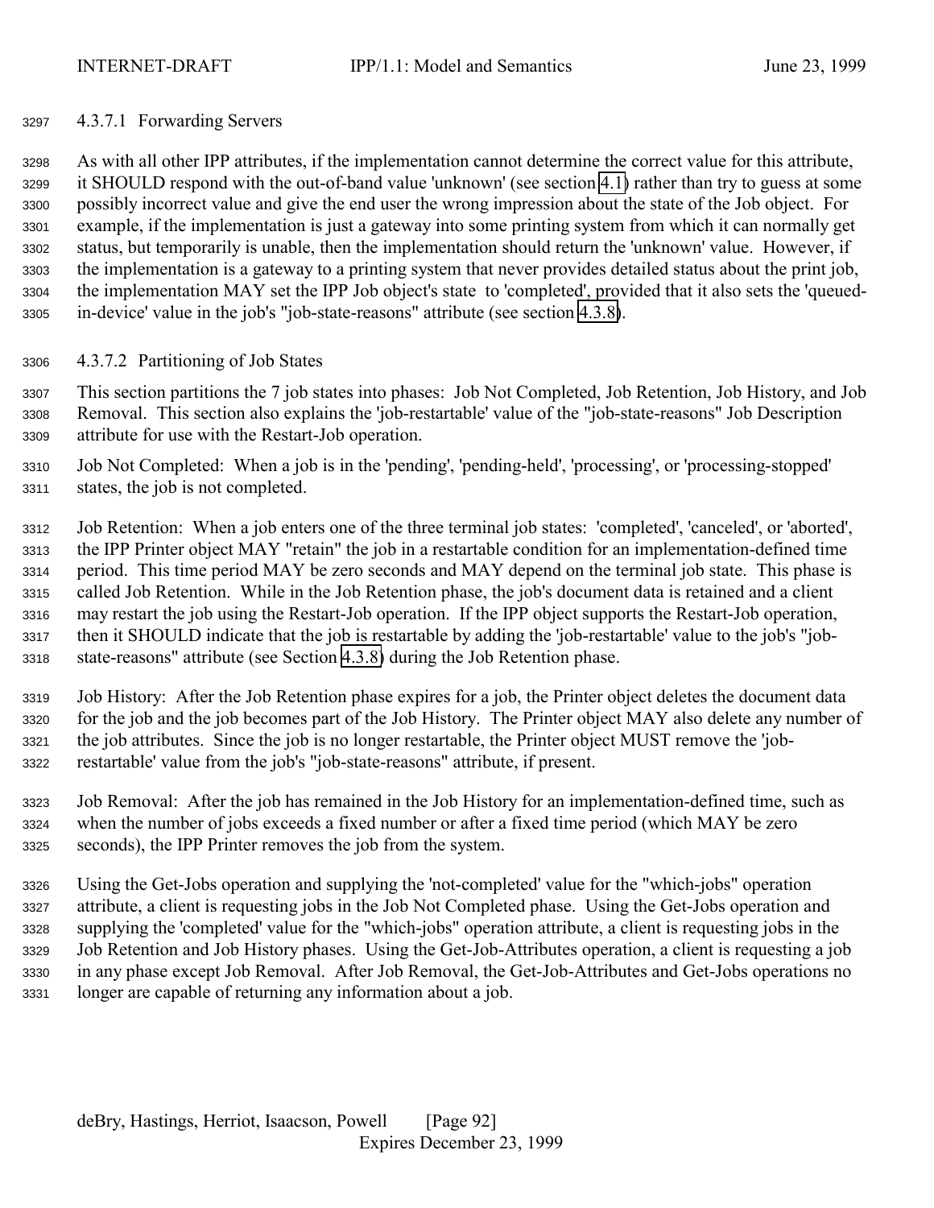#### 4.3.7.1 Forwarding Servers

As with all other IPP attributes, if the implementation cannot determine the correct value for this attribute, it SHOULD respond with the out-of-band value 'unknown' (see section 4.1) rather than try to guess at some possibly incorrect value and give the end user the wrong impression about the state of the Job object. For example, if the implementation is just a gateway into some printing system from which it can normally get status, but temporarily is unable, then the implementation should return the 'unknown' value. However, if the implementation is a gateway to a printing system that never provides detailed status about the print job, the implementation MAY set the IPP Job object's state to 'completed', provided that it also sets the 'queued-in-device' value in the job's "job-state-reasons" attribute (see section 4.3.8).

#### 4.3.7.2 Partitioning of Job States

This section partitions the 7 job states into phases: Job Not Completed, Job Retention, Job History, and Job Removal. This section also explains the 'job-restartable' value of the "job-state-reasons" Job Description attribute for use with the Restart-Job operation.

Job Not Completed: When a job is in the 'pending', 'pending-held', 'processing', or 'processing-stopped' states, the job is not completed.

Job Retention: When a job enters one of the three terminal job states: 'completed', 'canceled', or 'aborted', the IPP Printer object MAY "retain" the job in a restartable condition for an implementation-defined time period. This time period MAY be zero seconds and MAY depend on the terminal job state. This phase is called Job Retention. While in the Job Retention phase, the job's document data is retained and a client may restart the job using the Restart-Job operation. If the IPP object supports the Restart-Job operation, then it SHOULD indicate that the job is restartable by adding the 'job-restartable' value to the job's "job-state-reasons" attribute (see Section 4.3.8) during the Job Retention phase.

Job History: After the Job Retention phase expires for a job, the Printer object deletes the document data for the job and the job becomes part of the Job History. The Printer object MAY also delete any number of the job attributes. Since the job is no longer restartable, the Printer object MUST remove the 'job-restartable' value from the job's "job-state-reasons" attribute, if present.

Job Removal: After the job has remained in the Job History for an implementation-defined time, such as when the number of jobs exceeds a fixed number or after a fixed time period (which MAY be zero seconds), the IPP Printer removes the job from the system.

Using the Get-Jobs operation and supplying the 'not-completed' value for the "which-jobs" operation attribute, a client is requesting jobs in the Job Not Completed phase. Using the Get-Jobs operation and supplying the 'completed' value for the "which-jobs" operation attribute, a client is requesting jobs in the Job Retention and Job History phases. Using the Get-Job-Attributes operation, a client is requesting a job in any phase except Job Removal. After Job Removal, the Get-Job-Attributes and Get-Jobs operations no longer are capable of returning any information about a job.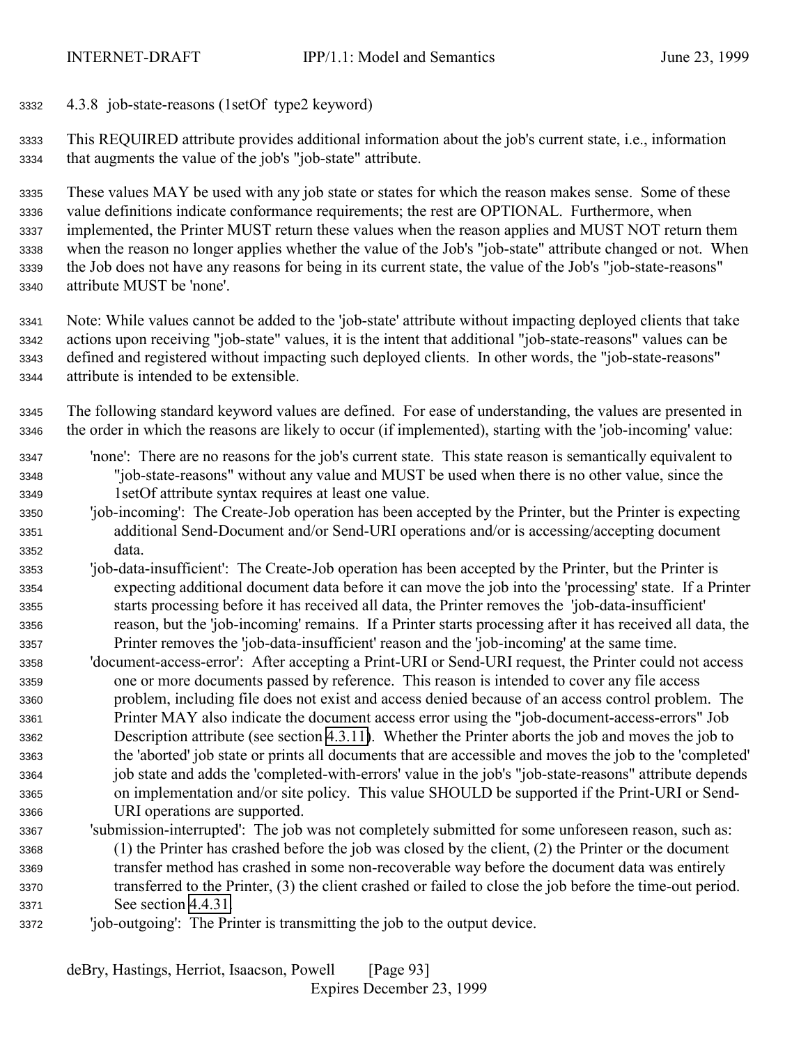### 4.3.8 job-state-reasons (1setOf type2 keyword)

This REQUIRED attribute provides additional information about the job's current state, i.e., information that augments the value of the job's "job-state" attribute.

These values MAY be used with any job state or states for which the reason makes sense. Some of these value definitions indicate conformance requirements; the rest are OPTIONAL. Furthermore, when implemented, the Printer MUST return these values when the reason applies and MUST NOT return them when the reason no longer applies whether the value of the Job's "job-state" attribute changed or not. When the Job does not have any reasons for being in its current state, the value of the Job's "job-state-reasons" attribute MUST be 'none'.

Note: While values cannot be added to the 'job-state' attribute without impacting deployed clients that take actions upon receiving "job-state" values, it is the intent that additional "job-state-reasons" values can be defined and registered without impacting such deployed clients. In other words, the "job-state-reasons" attribute is intended to be extensible.

The following standard keyword values are defined. For ease of understanding, the values are presented in the order in which the reasons are likely to occur (if implemented), starting with the 'job-incoming' value:

'none': There are no reasons for the job's current state. This state reason is semantically equivalent to "job-state-reasons" without any value and MUST be used when there is no other value, since the 1setOf attribute syntax requires at least one value.

'job-incoming': The Create-Job operation has been accepted by the Printer, but the Printer is expecting additional Send-Document and/or Send-URI operations and/or is accessing/accepting document data.

'job-data-insufficient': The Create-Job operation has been accepted by the Printer, but the Printer is expecting additional document data before it can move the job into the 'processing' state. If a Printer starts processing before it has received all data, the Printer removes the 'job-data-insufficient' reason, but the 'job-incoming' remains. If a Printer starts processing after it has received all data, the Printer removes the 'job-data-insufficient' reason and the 'job-incoming' at the same time.

'document-access-error': After accepting a Print-URI or Send-URI request, the Printer could not access one or more documents passed by reference. This reason is intended to cover any file access problem, including file does not exist and access denied because of an access control problem. The Printer MAY also indicate the document access error using the "job-document-access-errors" Job Description attribute (see section 4.3.11). Whether the Printer aborts the job and moves the job to the 'aborted' job state or prints all documents that are accessible and moves the job to the 'completed' job state and adds the 'completed-with-errors' value in the job's "job-state-reasons" attribute depends on implementation and/or site policy. This value SHOULD be supported if the Print-URI or Send-URI operations are supported.

'submission-interrupted': The job was not completely submitted for some unforeseen reason, such as: (1) the Printer has crashed before the job was closed by the client, (2) the Printer or the document transfer method has crashed in some non-recoverable way before the document data was entirely transferred to the Printer, (3) the client crashed or failed to close the job before the time-out period. See section 4.4.31.

'job-outgoing': The Printer is transmitting the job to the output device.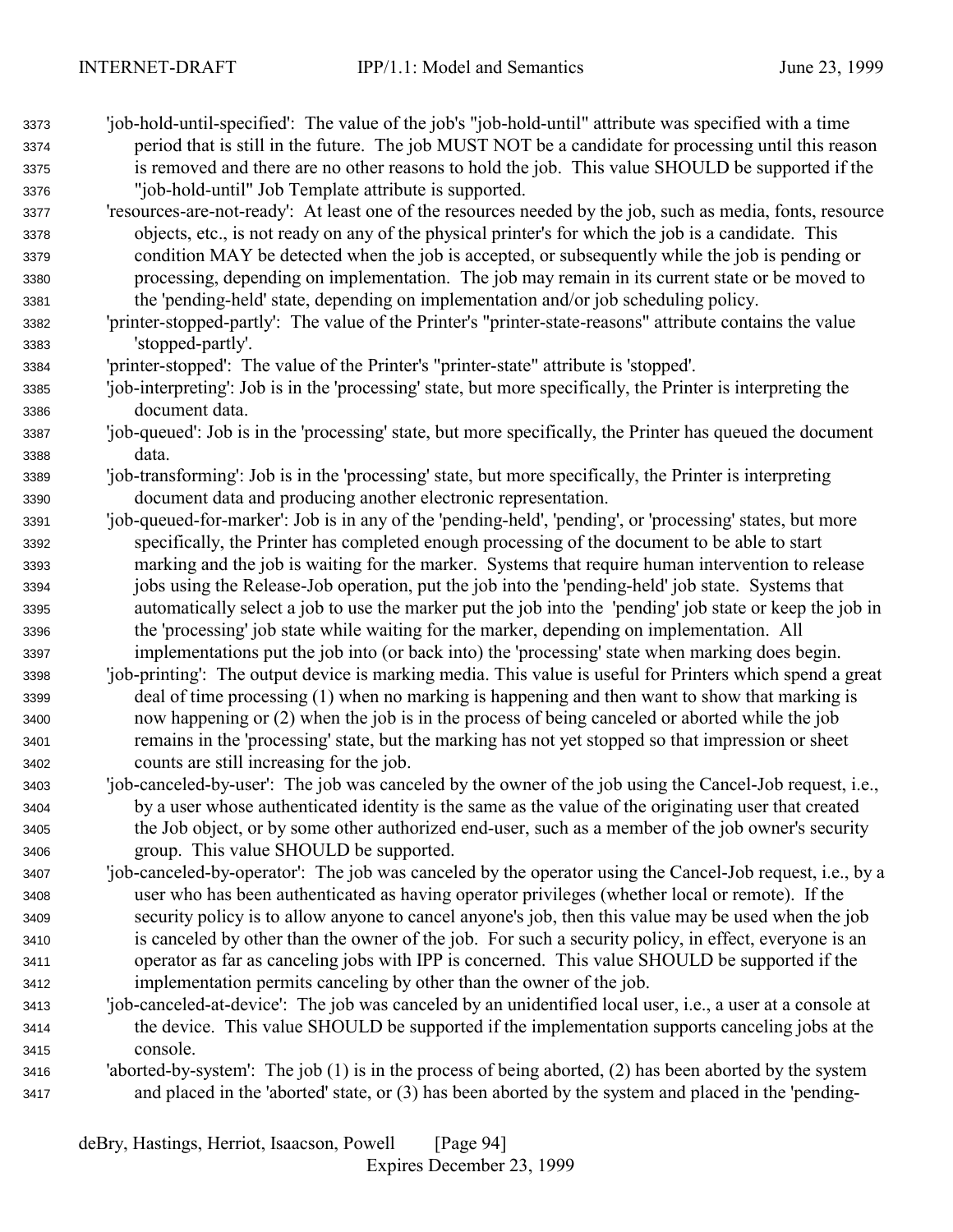'job-hold-until-specified': The value of the job's "job-hold-until" attribute was specified with a time period that is still in the future. The job MUST NOT be a candidate for processing until this reason is removed and there are no other reasons to hold the job. This value SHOULD be supported if the "job-hold-until" Job Template attribute is supported.

'resources-are-not-ready': At least one of the resources needed by the job, such as media, fonts, resource objects, etc., is not ready on any of the physical printer's for which the job is a candidate. This condition MAY be detected when the job is accepted, or subsequently while the job is pending or processing, depending on implementation. The job may remain in its current state or be moved to the 'pending-held' state, depending on implementation and/or job scheduling policy.

'printer-stopped-partly': The value of the Printer's "printer-state-reasons" attribute contains the value 'stopped-partly'.

'printer-stopped': The value of the Printer's "printer-state" attribute is 'stopped'.

'job-interpreting': Job is in the 'processing' state, but more specifically, the Printer is interpreting the document data.

'job-queued': Job is in the 'processing' state, but more specifically, the Printer has queued the document data.

'job-transforming': Job is in the 'processing' state, but more specifically, the Printer is interpreting document data and producing another electronic representation.

'job-queued-for-marker': Job is in any of the 'pending-held', 'pending', or 'processing' states, but more specifically, the Printer has completed enough processing of the document to be able to start marking and the job is waiting for the marker. Systems that require human intervention to release jobs using the Release-Job operation, put the job into the 'pending-held' job state. Systems that automatically select a job to use the marker put the job into the 'pending' job state or keep the job in the 'processing' job state while waiting for the marker, depending on implementation. All implementations put the job into (or back into) the 'processing' state when marking does begin.

'job-printing': The output device is marking media. This value is useful for Printers which spend a great deal of time processing (1) when no marking is happening and then want to show that marking is now happening or (2) when the job is in the process of being canceled or aborted while the job remains in the 'processing' state, but the marking has not yet stopped so that impression or sheet counts are still increasing for the job.

'job-canceled-by-user': The job was canceled by the owner of the job using the Cancel-Job request, i.e., by a user whose authenticated identity is the same as the value of the originating user that created the Job object, or by some other authorized end-user, such as a member of the job owner's security group. This value SHOULD be supported.

'job-canceled-by-operator': The job was canceled by the operator using the Cancel-Job request, i.e., by a user who has been authenticated as having operator privileges (whether local or remote). If the security policy is to allow anyone to cancel anyone's job, then this value may be used when the job is canceled by other than the owner of the job. For such a security policy, in effect, everyone is an operator as far as canceling jobs with IPP is concerned. This value SHOULD be supported if the implementation permits canceling by other than the owner of the job.

'job-canceled-at-device': The job was canceled by an unidentified local user, i.e., a user at a console at the device. This value SHOULD be supported if the implementation supports canceling jobs at the console.

'aborted-by-system': The job (1) is in the process of being aborted, (2) has been aborted by the system and placed in the 'aborted' state, or (3) has been aborted by the system and placed in the 'pending-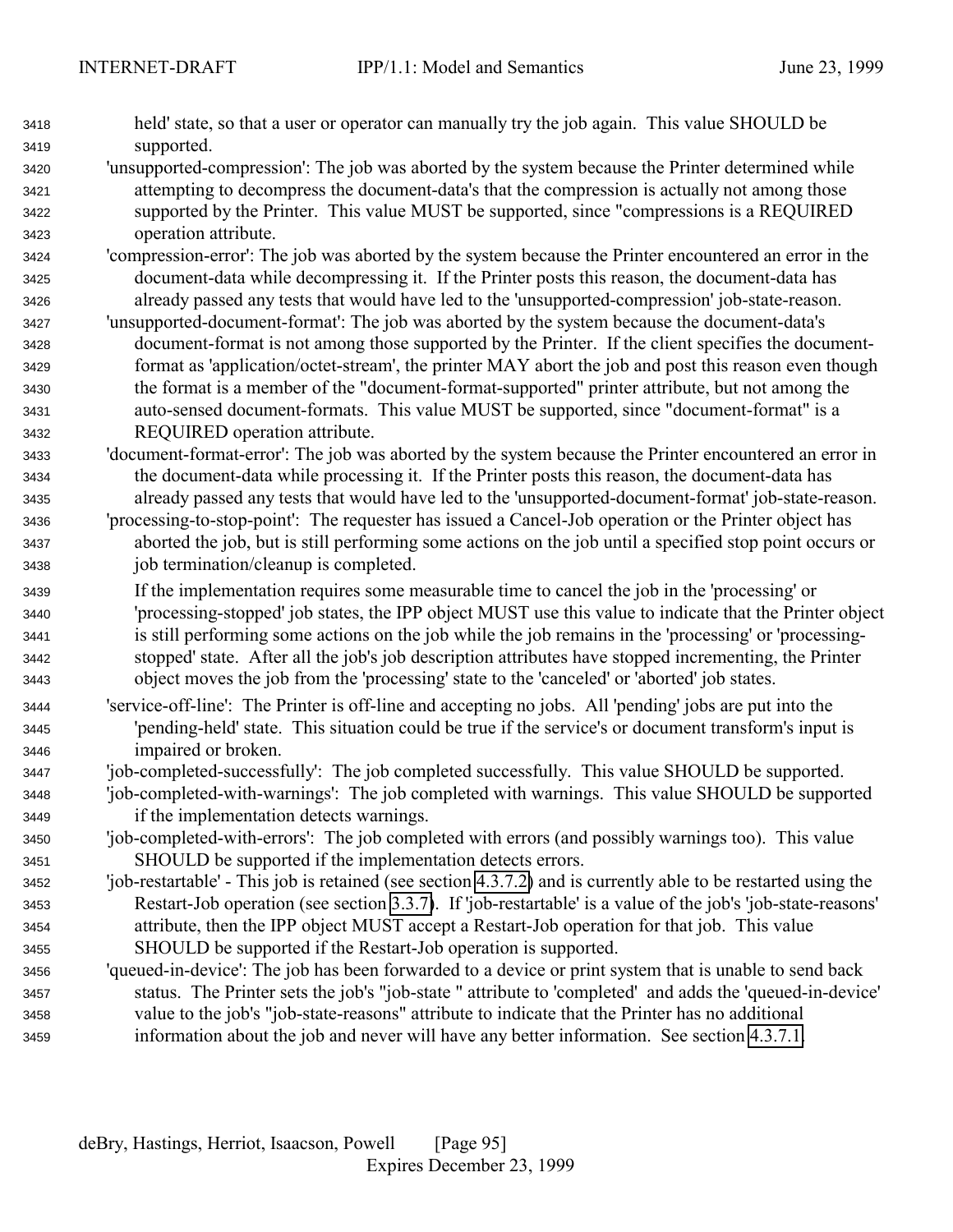held' state, so that a user or operator can manually try the job again. This value SHOULD be supported.

'unsupported-compression': The job was aborted by the system because the Printer determined while attempting to decompress the document-data's that the compression is actually not among those supported by the Printer. This value MUST be supported, since "compressions is a REQUIRED operation attribute.

'compression-error': The job was aborted by the system because the Printer encountered an error in the document-data while decompressing it. If the Printer posts this reason, the document-data has already passed any tests that would have led to the 'unsupported-compression' job-state-reason.

'unsupported-document-format': The job was aborted by the system because the document-data's document-format is not among those supported by the Printer. If the client specifies the document-format as 'application/octet-stream', the printer MAY abort the job and post this reason even though the format is a member of the "document-format-supported" printer attribute, but not among the auto-sensed document-formats. This value MUST be supported, since "document-format" is a REQUIRED operation attribute.

'document-format-error': The job was aborted by the system because the Printer encountered an error in the document-data while processing it. If the Printer posts this reason, the document-data has already passed any tests that would have led to the 'unsupported-document-format' job-state-reason.

'processing-to-stop-point': The requester has issued a Cancel-Job operation or the Printer object has aborted the job, but is still performing some actions on the job until a specified stop point occurs or job termination/cleanup is completed.

If the implementation requires some measurable time to cancel the job in the 'processing' or 'processing-stopped' job states, the IPP object MUST use this value to indicate that the Printer object is still performing some actions on the job while the job remains in the 'processing' or 'processing-stopped' state. After all the job's job description attributes have stopped incrementing, the Printer object moves the job from the 'processing' state to the 'canceled' or 'aborted' job states.

'service-off-line': The Printer is off-line and accepting no jobs. All 'pending' jobs are put into the 'pending-held' state. This situation could be true if the service's or document transform's input is impaired or broken.

'job-completed-successfully': The job completed successfully. This value SHOULD be supported.

'job-completed-with-warnings': The job completed with warnings. This value SHOULD be supported if the implementation detects warnings.

'job-completed-with-errors': The job completed with errors (and possibly warnings too). This value SHOULD be supported if the implementation detects errors.

'job-restartable' - This job is retained (see section 4.3.7.2) and is currently able to be restarted using the Restart-Job operation (see section 3.3.7). If 'job-restartable' is a value of the job's 'job-state-reasons' attribute, then the IPP object MUST accept a Restart-Job operation for that job. This value SHOULD be supported if the Restart-Job operation is supported.

'queued-in-device': The job has been forwarded to a device or print system that is unable to send back status. The Printer sets the job's "job-state " attribute to 'completed' and adds the 'queued-in-device' value to the job's "job-state-reasons" attribute to indicate that the Printer has no additional information about the job and never will have any better information. See section 4.3.7.1.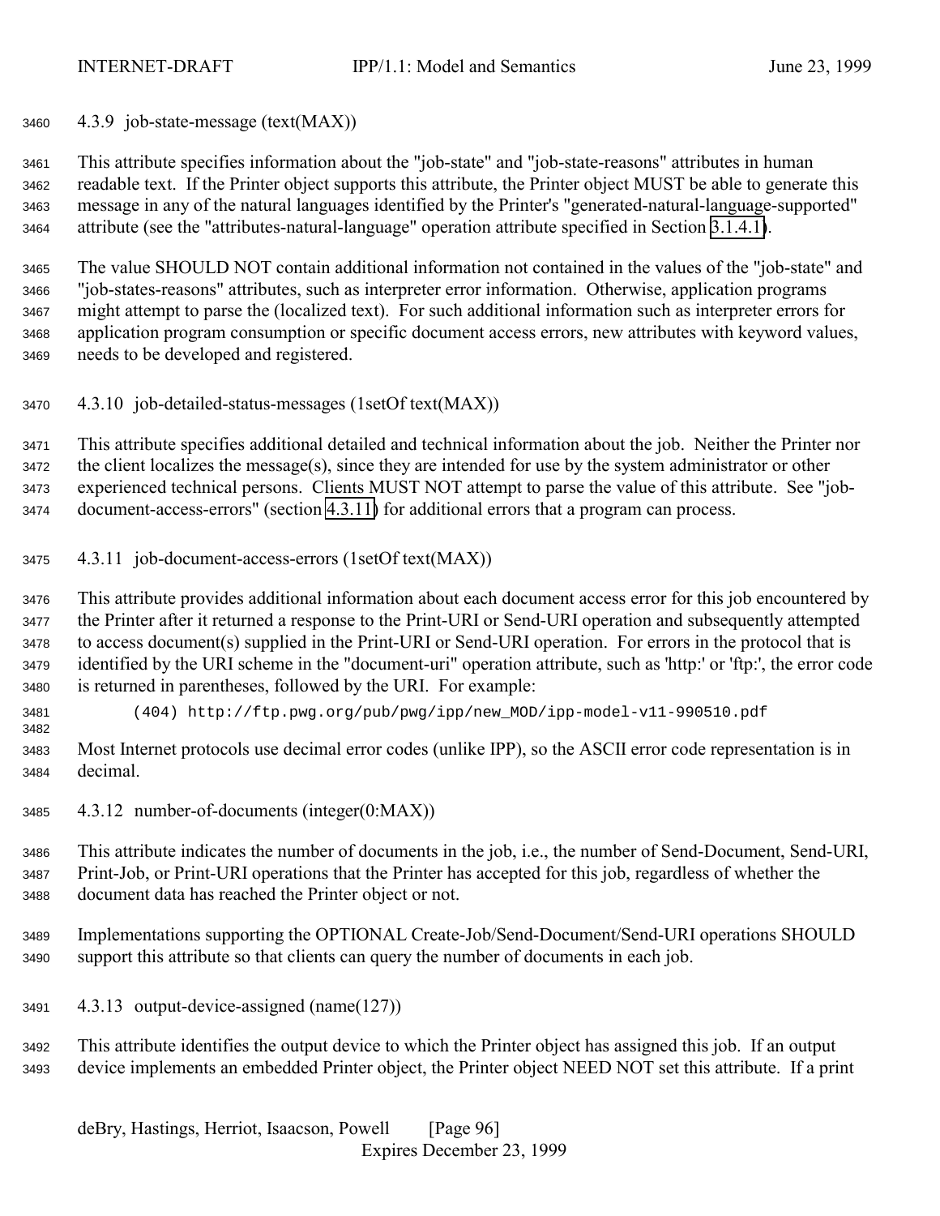#### 4.3.9 job-state-message (text(MAX))

This attribute specifies information about the "job-state" and "job-state-reasons" attributes in human readable text. If the Printer object supports this attribute, the Printer object MUST be able to generate this message in any of the natural languages identified by the Printer's "generated-natural-language-supported" attribute (see the "attributes-natural-language" operation attribute specified in Section 3.1.4.1).

The value SHOULD NOT contain additional information not contained in the values of the "job-state" and "job-states-reasons" attributes, such as interpreter error information. Otherwise, application programs might attempt to parse the (localized text). For such additional information such as interpreter errors for application program consumption or specific document access errors, new attributes with keyword values, needs to be developed and registered.

#### 4.3.10 job-detailed-status-messages (1setOf text(MAX))

This attribute specifies additional detailed and technical information about the job. Neither the Printer nor the client localizes the message(s), since they are intended for use by the system administrator or other experienced technical persons. Clients MUST NOT attempt to parse the value of this attribute. See "job-document-access-errors" (section 4.3.11) for additional errors that a program can process.

#### 4.3.11 job-document-access-errors (1setOf text(MAX))

This attribute provides additional information about each document access error for this job encountered by the Printer after it returned a response to the Print-URI or Send-URI operation and subsequently attempted to access document(s) supplied in the Print-URI or Send-URI operation. For errors in the protocol that is identified by the URI scheme in the "document-uri" operation attribute, such as 'http:' or 'ftp:', the error code is returned in parentheses, followed by the URI. For example:

```
(404) http://ftp.pwg.org/pub/pwg/ipp/new_MOD/ipp-model-v11-990510.pdf
```

Most Internet protocols use decimal error codes (unlike IPP), so the ASCII error code representation is in decimal.

#### 4.3.12 number-of-documents (integer(0:MAX))

This attribute indicates the number of documents in the job, i.e., the number of Send-Document, Send-URI, Print-Job, or Print-URI operations that the Printer has accepted for this job, regardless of whether the document data has reached the Printer object or not.

Implementations supporting the OPTIONAL Create-Job/Send-Document/Send-URI operations SHOULD support this attribute so that clients can query the number of documents in each job.

#### 4.3.13 output-device-assigned (name(127))

This attribute identifies the output device to which the Printer object has assigned this job. If an output device implements an embedded Printer object, the Printer object NEED NOT set this attribute. If a print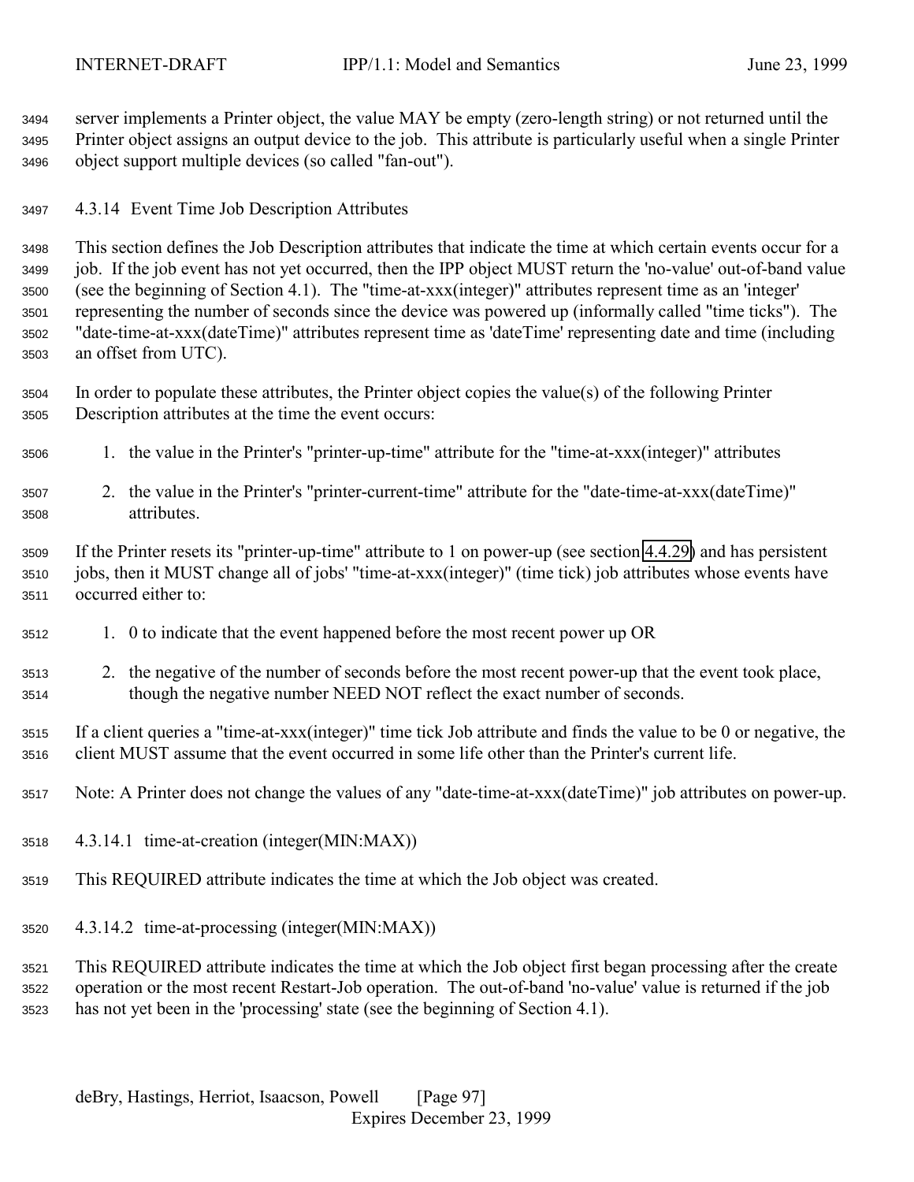server implements a Printer object, the value MAY be empty (zero-length string) or not returned until the Printer object assigns an output device to the job. This attribute is particularly useful when a single Printer object support multiple devices (so called "fan-out").

### 4.3.14 Event Time Job Description Attributes

This section defines the Job Description attributes that indicate the time at which certain events occur for a job. If the job event has not yet occurred, then the IPP object MUST return the 'no-value' out-of-band value (see the beginning of Section 4.1). The "time-at-xxx(integer)" attributes represent time as an 'integer' representing the number of seconds since the device was powered up (informally called "time ticks"). The "date-time-at-xxx(dateTime)" attributes represent time as 'dateTime' representing date and time (including an offset from UTC).

In order to populate these attributes, the Printer object copies the value(s) of the following Printer Description attributes at the time the event occurs:

1. the value in the Printer's "printer-up-time" attribute for the "time-at-xxx(integer)" attributes
2. the value in the Printer's "printer-current-time" attribute for the "date-time-at-xxx(dateTime)" attributes.

If the Printer resets its "printer-up-time" attribute to 1 on power-up (see section 4.4.29) and has persistent jobs, then it MUST change all of jobs' "time-at-xxx(integer)" (time tick) job attributes whose events have occurred either to:

1. 0 to indicate that the event happened before the most recent power up OR
2. the negative of the number of seconds before the most recent power-up that the event took place, though the negative number NEED NOT reflect the exact number of seconds.

If a client queries a "time-at-xxx(integer)" time tick Job attribute and finds the value to be 0 or negative, the client MUST assume that the event occurred in some life other than the Printer's current life.

Note: A Printer does not change the values of any "date-time-at-xxx(dateTime)" job attributes on power-up.

#### 4.3.14.1 time-at-creation (integer(MIN:MAX))

This REQUIRED attribute indicates the time at which the Job object was created.

#### 4.3.14.2 time-at-processing (integer(MIN:MAX))

This REQUIRED attribute indicates the time at which the Job object first began processing after the create operation or the most recent Restart-Job operation. The out-of-band 'no-value' value is returned if the job has not yet been in the 'processing' state (see the beginning of Section 4.1).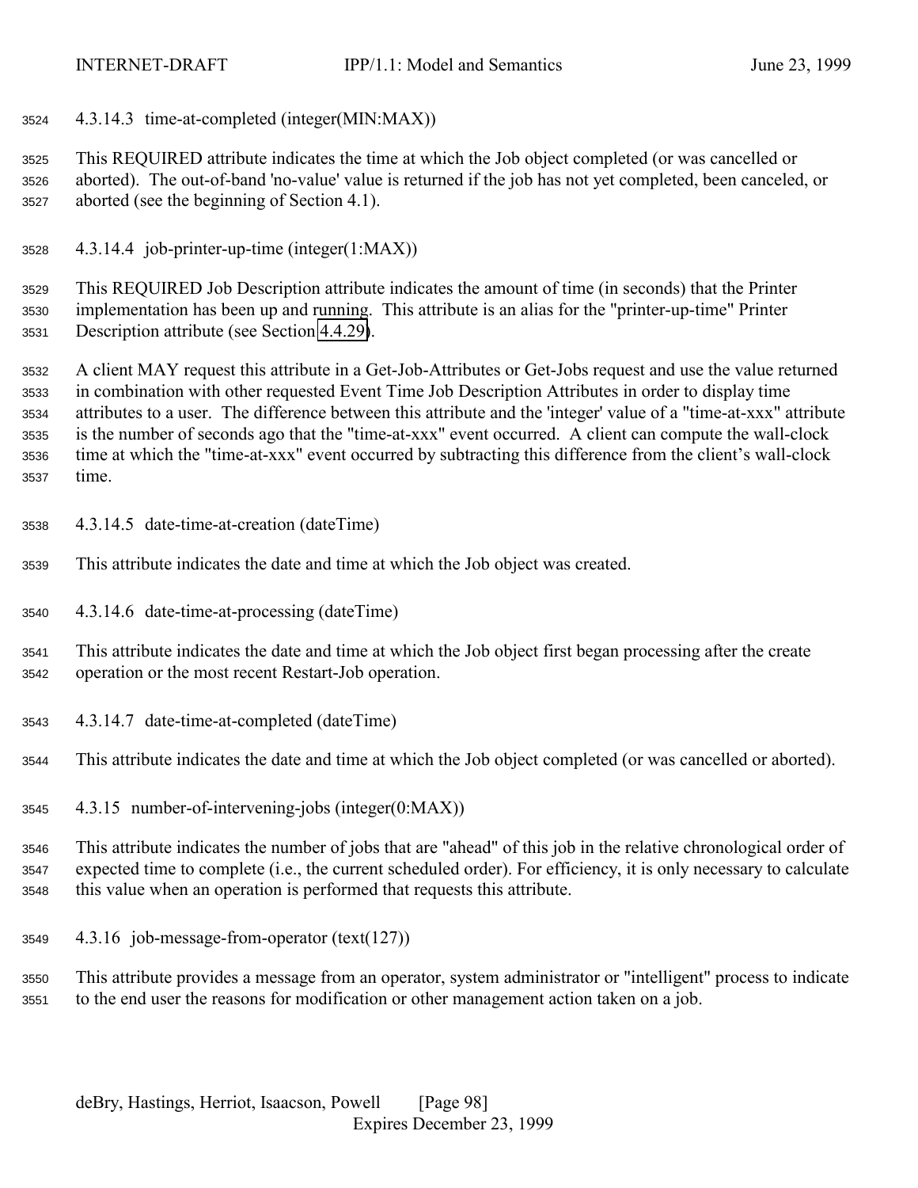#### 4.3.14.3 time-at-completed (integer(MIN:MAX))

This REQUIRED attribute indicates the time at which the Job object completed (or was cancelled or aborted). The out-of-band 'no-value' value is returned if the job has not yet completed, been canceled, or aborted (see the beginning of Section 4.1).

#### 4.3.14.4 job-printer-up-time (integer(1:MAX))

This REQUIRED Job Description attribute indicates the amount of time (in seconds) that the Printer implementation has been up and running. This attribute is an alias for the "printer-up-time" Printer Description attribute (see Section 4.4.29).

A client MAY request this attribute in a Get-Job-Attributes or Get-Jobs request and use the value returned in combination with other requested Event Time Job Description Attributes in order to display time attributes to a user. The difference between this attribute and the 'integer' value of a "time-at-xxx" attribute is the number of seconds ago that the "time-at-xxx" event occurred. A client can compute the wall-clock time at which the "time-at-xxx" event occurred by subtracting this difference from the client's wall-clock time.

#### 4.3.14.5 date-time-at-creation (dateTime)

This attribute indicates the date and time at which the Job object was created.

#### 4.3.14.6 date-time-at-processing (dateTime)

This attribute indicates the date and time at which the Job object first began processing after the create operation or the most recent Restart-Job operation.

#### 4.3.14.7 date-time-at-completed (dateTime)

This attribute indicates the date and time at which the Job object completed (or was cancelled or aborted).

### 4.3.15 number-of-intervening-jobs (integer(0:MAX))

This attribute indicates the number of jobs that are "ahead" of this job in the relative chronological order of expected time to complete (i.e., the current scheduled order). For efficiency, it is only necessary to calculate this value when an operation is performed that requests this attribute.

### 4.3.16 job-message-from-operator (text(127))

This attribute provides a message from an operator, system administrator or "intelligent" process to indicate to the end user the reasons for modification or other management action taken on a job.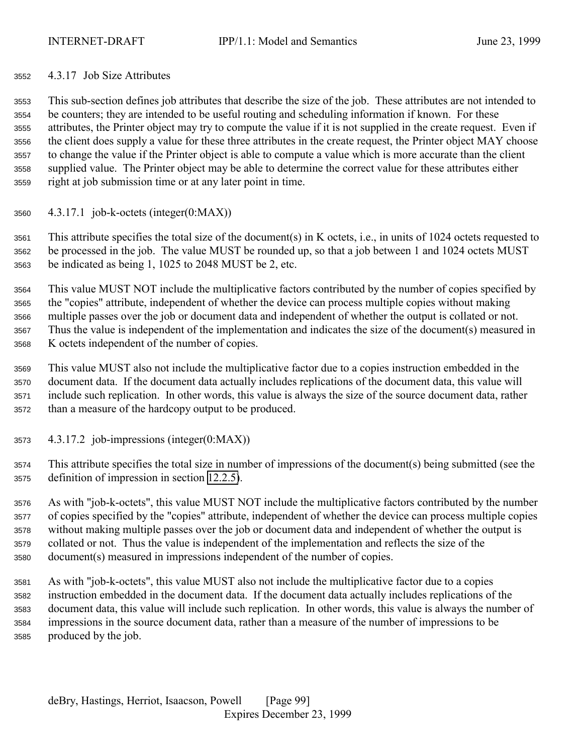### 4.3.17 Job Size Attributes

This sub-section defines job attributes that describe the size of the job. These attributes are not intended to be counters; they are intended to be useful routing and scheduling information if known. For these attributes, the Printer object may try to compute the value if it is not supplied in the create request. Even if the client does supply a value for these three attributes in the create request, the Printer object MAY choose to change the value if the Printer object is able to compute a value which is more accurate than the client supplied value. The Printer object may be able to determine the correct value for these attributes either right at job submission time or at any later point in time.

#### 4.3.17.1 job-k-octets (integer(0:MAX))

This attribute specifies the total size of the document(s) in K octets, i.e., in units of 1024 octets requested to be processed in the job. The value MUST be rounded up, so that a job between 1 and 1024 octets MUST be indicated as being 1, 1025 to 2048 MUST be 2, etc.

This value MUST NOT include the multiplicative factors contributed by the number of copies specified by the "copies" attribute, independent of whether the device can process multiple copies without making multiple passes over the job or document data and independent of whether the output is collated or not. Thus the value is independent of the implementation and indicates the size of the document(s) measured in K octets independent of the number of copies.

This value MUST also not include the multiplicative factor due to a copies instruction embedded in the document data. If the document data actually includes replications of the document data, this value will include such replication. In other words, this value is always the size of the source document data, rather than a measure of the hardcopy output to be produced.

#### 4.3.17.2 job-impressions (integer(0:MAX))

This attribute specifies the total size in number of impressions of the document(s) being submitted (see the definition of impression in section 12.2.5).

As with "job-k-octets", this value MUST NOT include the multiplicative factors contributed by the number of copies specified by the "copies" attribute, independent of whether the device can process multiple copies without making multiple passes over the job or document data and independent of whether the output is collated or not. Thus the value is independent of the implementation and reflects the size of the document(s) measured in impressions independent of the number of copies.

As with "job-k-octets", this value MUST also not include the multiplicative factor due to a copies instruction embedded in the document data. If the document data actually includes replications of the document data, this value will include such replication. In other words, this value is always the number of impressions in the source document data, rather than a measure of the number of impressions to be produced by the job.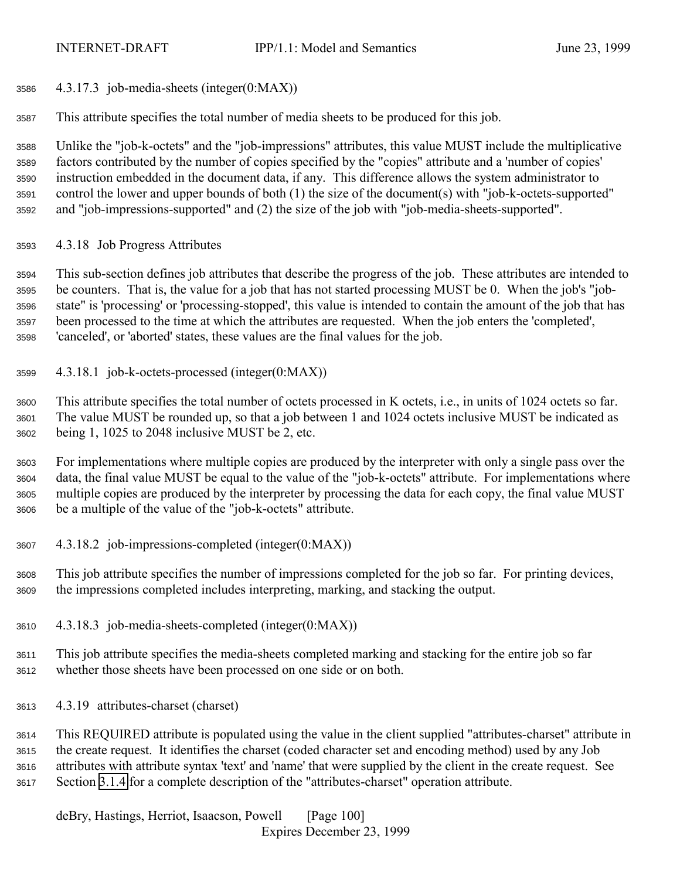#### 4.3.17.3 job-media-sheets (integer(0:MAX))

This attribute specifies the total number of media sheets to be produced for this job.

Unlike the "job-k-octets" and the "job-impressions" attributes, this value MUST include the multiplicative factors contributed by the number of copies specified by the "copies" attribute and a 'number of copies' instruction embedded in the document data, if any. This difference allows the system administrator to control the lower and upper bounds of both (1) the size of the document(s) with "job-k-octets-supported" and "job-impressions-supported" and (2) the size of the job with "job-media-sheets-supported".

### 4.3.18 Job Progress Attributes

This sub-section defines job attributes that describe the progress of the job. These attributes are intended to be counters. That is, the value for a job that has not started processing MUST be 0. When the job's "job-state" is 'processing' or 'processing-stopped', this value is intended to contain the amount of the job that has been processed to the time at which the attributes are requested. When the job enters the 'completed', 'canceled', or 'aborted' states, these values are the final values for the job.

#### 4.3.18.1 job-k-octets-processed (integer(0:MAX))

This attribute specifies the total number of octets processed in K octets, i.e., in units of 1024 octets so far. The value MUST be rounded up, so that a job between 1 and 1024 octets inclusive MUST be indicated as being 1, 1025 to 2048 inclusive MUST be 2, etc.

For implementations where multiple copies are produced by the interpreter with only a single pass over the data, the final value MUST be equal to the value of the "job-k-octets" attribute. For implementations where multiple copies are produced by the interpreter by processing the data for each copy, the final value MUST be a multiple of the value of the "job-k-octets" attribute.

#### 4.3.18.2 job-impressions-completed (integer(0:MAX))

This job attribute specifies the number of impressions completed for the job so far. For printing devices, the impressions completed includes interpreting, marking, and stacking the output.

#### 4.3.18.3 job-media-sheets-completed (integer(0:MAX))

This job attribute specifies the media-sheets completed marking and stacking for the entire job so far whether those sheets have been processed on one side or on both.

### 4.3.19 attributes-charset (charset)

This REQUIRED attribute is populated using the value in the client supplied "attributes-charset" attribute in the create request. It identifies the charset (coded character set and encoding method) used by any Job attributes with attribute syntax 'text' and 'name' that were supplied by the client in the create request. See Section 3.1.4 for a complete description of the "attributes-charset" operation attribute.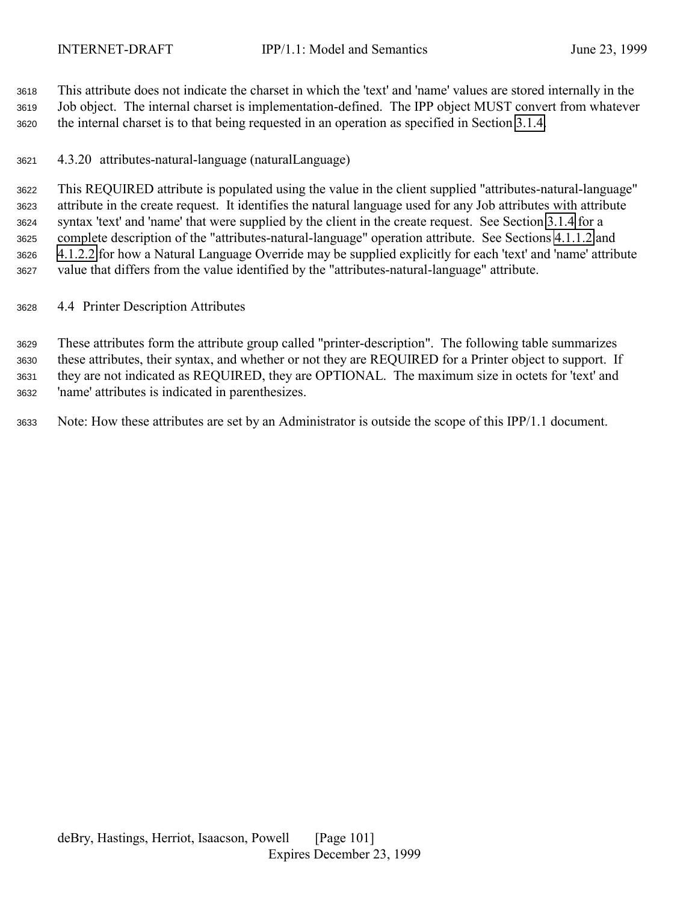This attribute does not indicate the charset in which the 'text' and 'name' values are stored internally in the Job object. The internal charset is implementation-defined. The IPP object MUST convert from whatever the internal charset is to that being requested in an operation as specified in Section 3.1.4.

### 4.3.20 attributes-natural-language (naturalLanguage)

This REQUIRED attribute is populated using the value in the client supplied "attributes-natural-language" attribute in the create request. It identifies the natural language used for any Job attributes with attribute syntax 'text' and 'name' that were supplied by the client in the create request. See Section 3.1.4 for a complete description of the "attributes-natural-language" operation attribute. See Sections 4.1.1.2 and 4.1.2.2 for how a Natural Language Override may be supplied explicitly for each 'text' and 'name' attribute value that differs from the value identified by the "attributes-natural-language" attribute.

## 4.4 Printer Description Attributes

These attributes form the attribute group called "printer-description". The following table summarizes these attributes, their syntax, and whether or not they are REQUIRED for a Printer object to support. If they are not indicated as REQUIRED, they are OPTIONAL. The maximum size in octets for 'text' and 'name' attributes is indicated in parenthesizes.

Note: How these attributes are set by an Administrator is outside the scope of this IPP/1.1 document.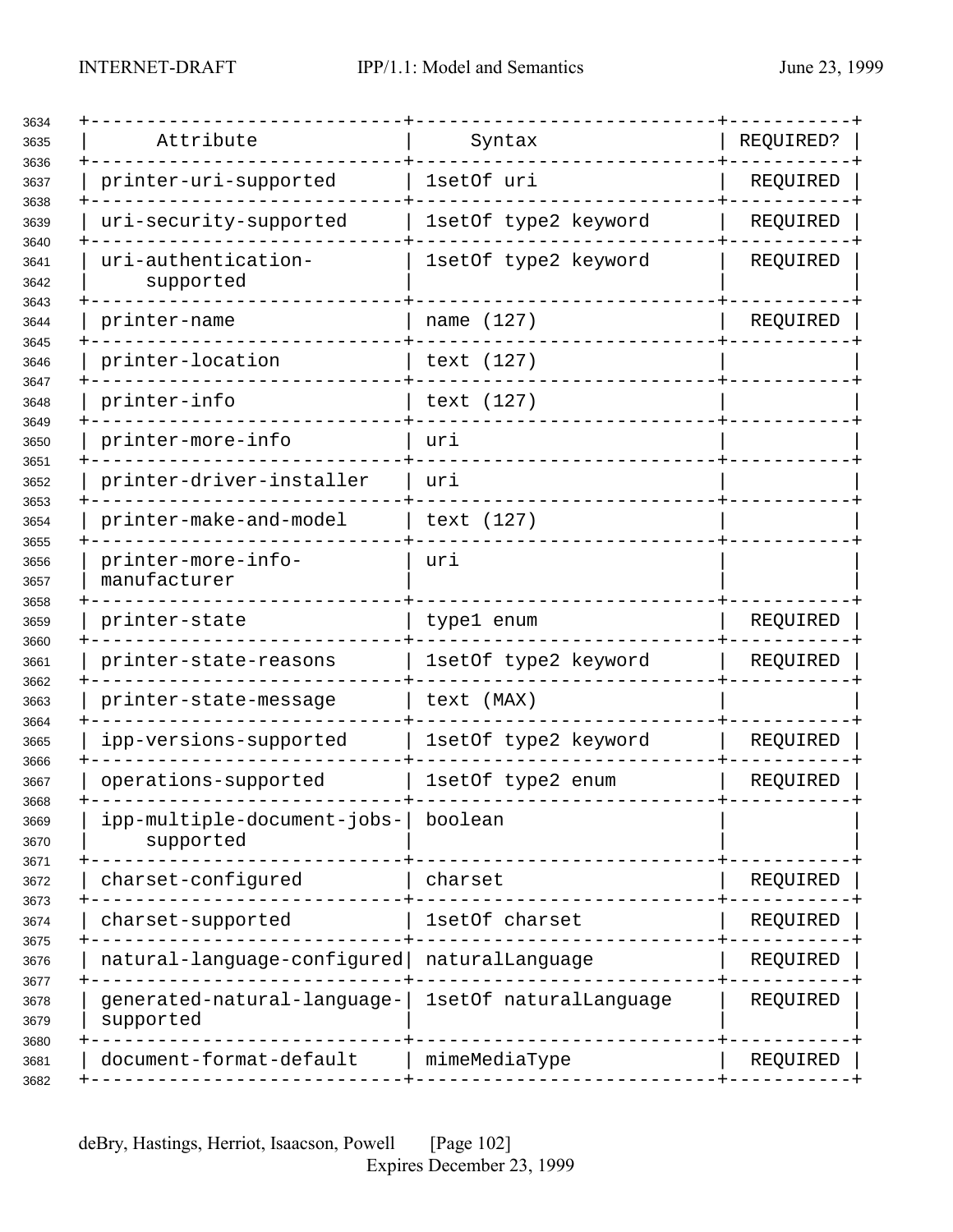| Attribute | Syntax | REQUIRED? |
| --- | --- | --- |
| printer-uri-supported | 1setOf uri | REQUIRED |
| uri-security-supported | 1setOf type2 keyword | REQUIRED |
| uri-authentication-supported | 1setOf type2 keyword | REQUIRED |
| printer-name | name (127) | REQUIRED |
| printer-location | text (127) | |
| printer-info | text (127) | |
| printer-more-info | uri | |
| printer-driver-installer | uri | |
| printer-make-and-model | text (127) | |
| printer-more-info-manufacturer | uri | |
| printer-state | type1 enum | REQUIRED |
| printer-state-reasons | 1setOf type2 keyword | REQUIRED |
| printer-state-message | text (MAX) | |
| ipp-versions-supported | 1setOf type2 keyword | REQUIRED |
| operations-supported | 1setOf type2 enum | REQUIRED |
| ipp-multiple-document-jobs-supported | boolean | |
| charset-configured | charset | REQUIRED |
| charset-supported | 1setOf charset | REQUIRED |
| natural-language-configured | naturalLanguage | REQUIRED |
| generated-natural-language-supported | 1setOf naturalLanguage | REQUIRED |
| document-format-default | mimeMediaType | REQUIRED |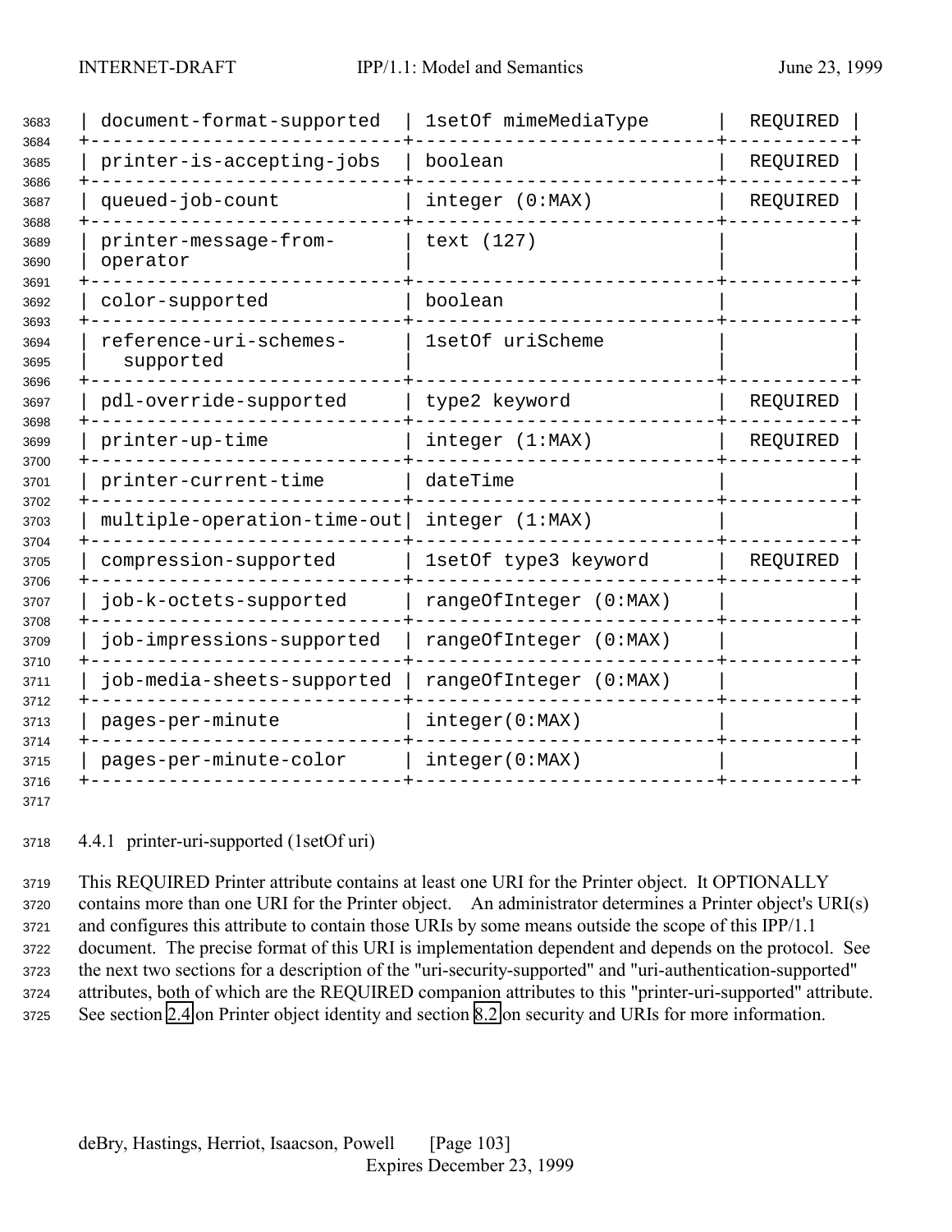| document-format-supported | 1setOf mimeMediaType | REQUIRED |
|---|---|---|
| printer-is-accepting-jobs | boolean | REQUIRED |
| queued-job-count | integer (0:MAX) | REQUIRED |
| printer-message-from-operator | text (127) | |
| color-supported | boolean | |
| reference-uri-schemes-supported | 1setOf uriScheme | |
| pdl-override-supported | type2 keyword | REQUIRED |
| printer-up-time | integer (1:MAX) | REQUIRED |
| printer-current-time | dateTime | |
| multiple-operation-time-out | integer (1:MAX) | |
| compression-supported | 1setOf type3 keyword | REQUIRED |
| job-k-octets-supported | rangeOfInteger (0:MAX) | |
| job-impressions-supported | rangeOfInteger (0:MAX) | |
| job-media-sheets-supported | rangeOfInteger (0:MAX) | |
| pages-per-minute | integer(0:MAX) | |
| pages-per-minute-color | integer(0:MAX) | |

### 4.4.1 printer-uri-supported (1setOf uri)

This REQUIRED Printer attribute contains at least one URI for the Printer object. It OPTIONALLY contains more than one URI for the Printer object. An administrator determines a Printer object's URI(s) and configures this attribute to contain those URIs by some means outside the scope of this IPP/1.1 document. The precise format of this URI is implementation dependent and depends on the protocol. See the next two sections for a description of the "uri-security-supported" and "uri-authentication-supported" attributes, both of which are the REQUIRED companion attributes to this "printer-uri-supported" attribute. See section 2.4 on Printer object identity and section 8.2 on security and URIs for more information.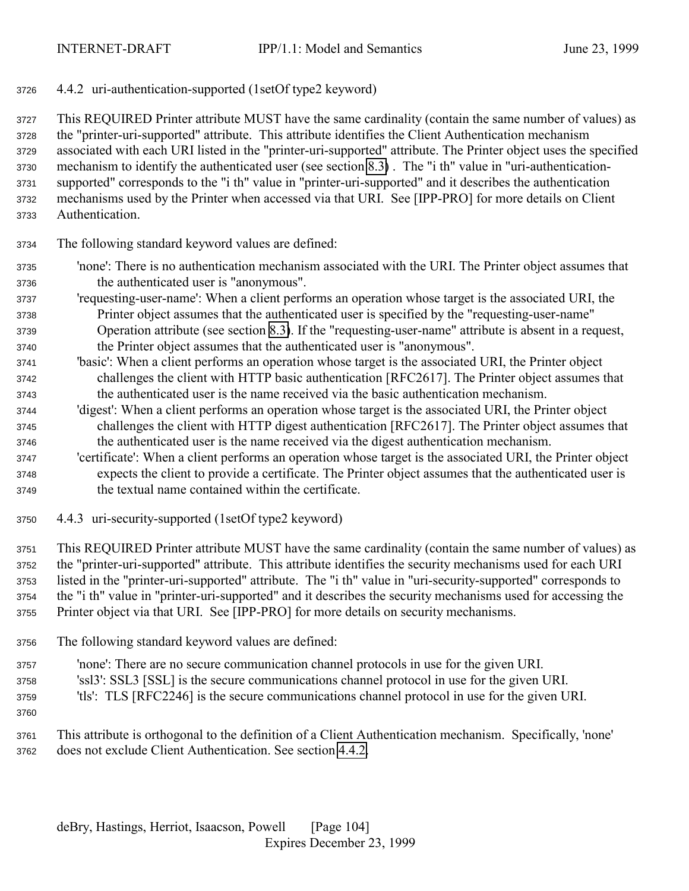### 4.4.2 uri-authentication-supported (1setOf type2 keyword)

This REQUIRED Printer attribute MUST have the same cardinality (contain the same number of values) as the "printer-uri-supported" attribute. This attribute identifies the Client Authentication mechanism associated with each URI listed in the "printer-uri-supported" attribute. The Printer object uses the specified mechanism to identify the authenticated user (see section 8.3) . The "i th" value in "uri-authentication-supported" corresponds to the "i th" value in "printer-uri-supported" and it describes the authentication mechanisms used by the Printer when accessed via that URI. See [IPP-PRO] for more details on Client Authentication.

The following standard keyword values are defined:

- 'none': There is no authentication mechanism associated with the URI. The Printer object assumes that the authenticated user is "anonymous".
- 'requesting-user-name': When a client performs an operation whose target is the associated URI, the Printer object assumes that the authenticated user is specified by the "requesting-user-name" Operation attribute (see section 8.3). If the "requesting-user-name" attribute is absent in a request, the Printer object assumes that the authenticated user is "anonymous".
- 'basic': When a client performs an operation whose target is the associated URI, the Printer object challenges the client with HTTP basic authentication [RFC2617]. The Printer object assumes that the authenticated user is the name received via the basic authentication mechanism.
- 'digest': When a client performs an operation whose target is the associated URI, the Printer object challenges the client with HTTP digest authentication [RFC2617]. The Printer object assumes that the authenticated user is the name received via the digest authentication mechanism.
- 'certificate': When a client performs an operation whose target is the associated URI, the Printer object expects the client to provide a certificate. The Printer object assumes that the authenticated user is the textual name contained within the certificate.

### 4.4.3 uri-security-supported (1setOf type2 keyword)

This REQUIRED Printer attribute MUST have the same cardinality (contain the same number of values) as the "printer-uri-supported" attribute. This attribute identifies the security mechanisms used for each URI listed in the "printer-uri-supported" attribute. The "i th" value in "uri-security-supported" corresponds to the "i th" value in "printer-uri-supported" and it describes the security mechanisms used for accessing the Printer object via that URI. See [IPP-PRO] for more details on security mechanisms.

The following standard keyword values are defined:

- 'none': There are no secure communication channel protocols in use for the given URI.
- 'ssl3': SSL3 [SSL] is the secure communications channel protocol in use for the given URI.
- 'tls': TLS [RFC2246] is the secure communications channel protocol in use for the given URI.

This attribute is orthogonal to the definition of a Client Authentication mechanism. Specifically, 'none' does not exclude Client Authentication. See section 4.4.2.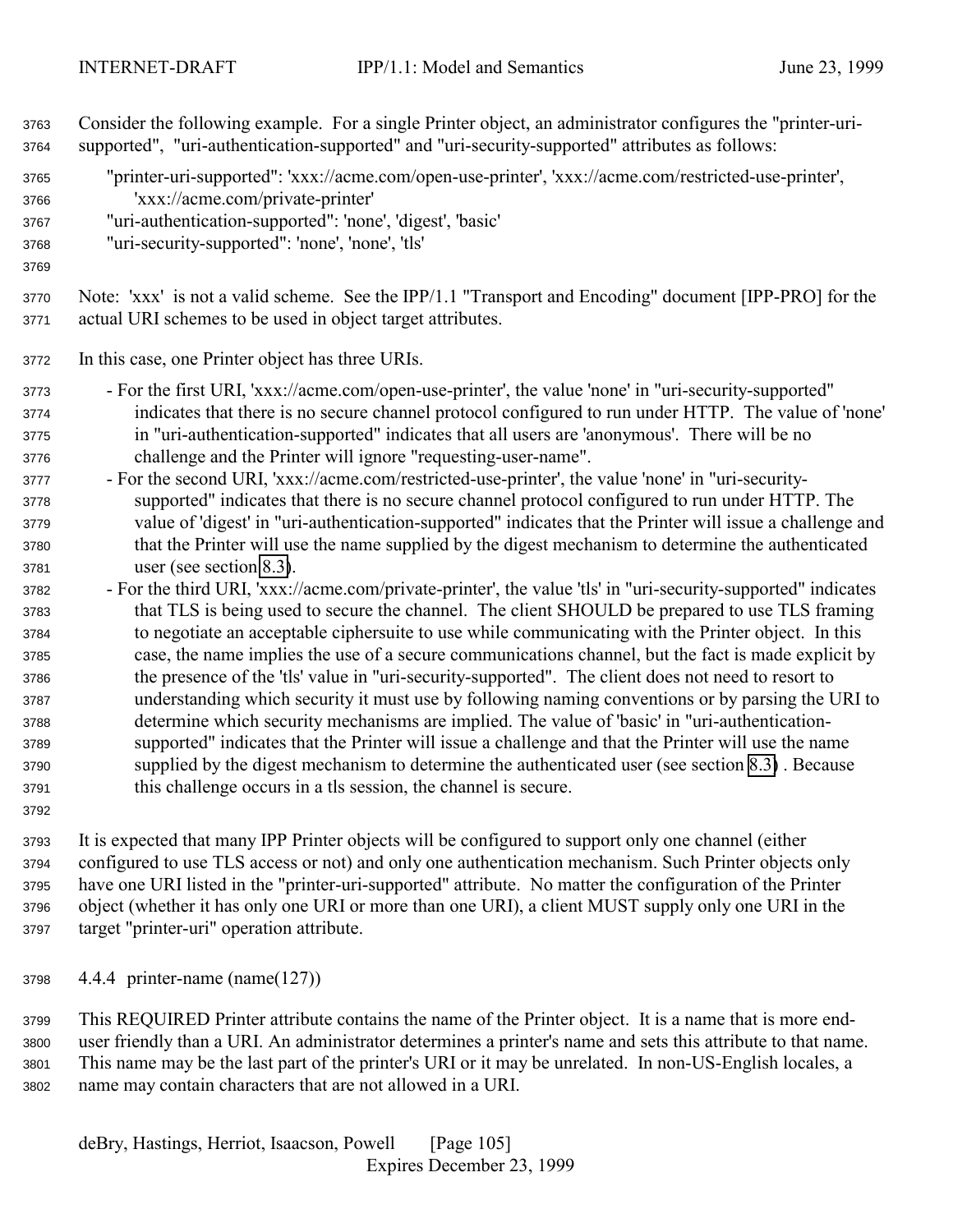Consider the following example. For a single Printer object, an administrator configures the "printer-uri-supported", "uri-authentication-supported" and "uri-security-supported" attributes as follows:

```
"printer-uri-supported": 'xxx://acme.com/open-use-printer', 'xxx://acme.com/restricted-use-printer',
    'xxx://acme.com/private-printer'
"uri-authentication-supported": 'none', 'digest', 'basic'
"uri-security-supported": 'none', 'none', 'tls'
```

Note: 'xxx' is not a valid scheme. See the IPP/1.1 "Transport and Encoding" document [IPP-PRO] for the actual URI schemes to be used in object target attributes.

In this case, one Printer object has three URIs.

- For the first URI, 'xxx://acme.com/open-use-printer', the value 'none' in "uri-security-supported" indicates that there is no secure channel protocol configured to run under HTTP. The value of 'none' in "uri-authentication-supported" indicates that all users are 'anonymous'. There will be no challenge and the Printer will ignore "requesting-user-name".
- For the second URI, 'xxx://acme.com/restricted-use-printer', the value 'none' in "uri-security-supported" indicates that there is no secure channel protocol configured to run under HTTP. The value of 'digest' in "uri-authentication-supported" indicates that the Printer will issue a challenge and that the Printer will use the name supplied by the digest mechanism to determine the authenticated user (see section 8.3).
- For the third URI, 'xxx://acme.com/private-printer', the value 'tls' in "uri-security-supported" indicates that TLS is being used to secure the channel. The client SHOULD be prepared to use TLS framing to negotiate an acceptable ciphersuite to use while communicating with the Printer object. In this case, the name implies the use of a secure communications channel, but the fact is made explicit by the presence of the 'tls' value in "uri-security-supported". The client does not need to resort to understanding which security it must use by following naming conventions or by parsing the URI to determine which security mechanisms are implied. The value of 'basic' in "uri-authentication-supported" indicates that the Printer will issue a challenge and that the Printer will use the name supplied by the digest mechanism to determine the authenticated user (see section 8.3) . Because this challenge occurs in a tls session, the channel is secure.

It is expected that many IPP Printer objects will be configured to support only one channel (either configured to use TLS access or not) and only one authentication mechanism. Such Printer objects only have one URI listed in the "printer-uri-supported" attribute. No matter the configuration of the Printer object (whether it has only one URI or more than one URI), a client MUST supply only one URI in the target "printer-uri" operation attribute.

### 4.4.4 printer-name (name(127))

This REQUIRED Printer attribute contains the name of the Printer object. It is a name that is more end-user friendly than a URI. An administrator determines a printer's name and sets this attribute to that name. This name may be the last part of the printer's URI or it may be unrelated. In non-US-English locales, a name may contain characters that are not allowed in a URI.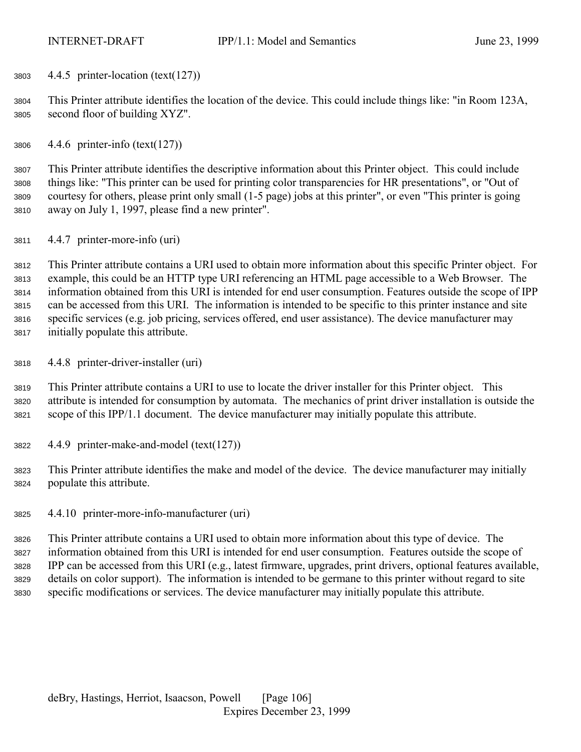#### 4.4.5 printer-location (text(127))

This Printer attribute identifies the location of the device. This could include things like: "in Room 123A, second floor of building XYZ".

#### 4.4.6 printer-info (text(127))

This Printer attribute identifies the descriptive information about this Printer object. This could include things like: "This printer can be used for printing color transparencies for HR presentations", or "Out of courtesy for others, please print only small (1-5 page) jobs at this printer", or even "This printer is going away on July 1, 1997, please find a new printer".

#### 4.4.7 printer-more-info (uri)

This Printer attribute contains a URI used to obtain more information about this specific Printer object. For example, this could be an HTTP type URI referencing an HTML page accessible to a Web Browser. The information obtained from this URI is intended for end user consumption. Features outside the scope of IPP can be accessed from this URI. The information is intended to be specific to this printer instance and site specific services (e.g. job pricing, services offered, end user assistance). The device manufacturer may initially populate this attribute.

#### 4.4.8 printer-driver-installer (uri)

This Printer attribute contains a URI to use to locate the driver installer for this Printer object. This attribute is intended for consumption by automata. The mechanics of print driver installation is outside the scope of this IPP/1.1 document. The device manufacturer may initially populate this attribute.

#### 4.4.9 printer-make-and-model (text(127))

This Printer attribute identifies the make and model of the device. The device manufacturer may initially populate this attribute.

#### 4.4.10 printer-more-info-manufacturer (uri)

This Printer attribute contains a URI used to obtain more information about this type of device. The information obtained from this URI is intended for end user consumption. Features outside the scope of IPP can be accessed from this URI (e.g., latest firmware, upgrades, print drivers, optional features available, details on color support). The information is intended to be germane to this printer without regard to site specific modifications or services. The device manufacturer may initially populate this attribute.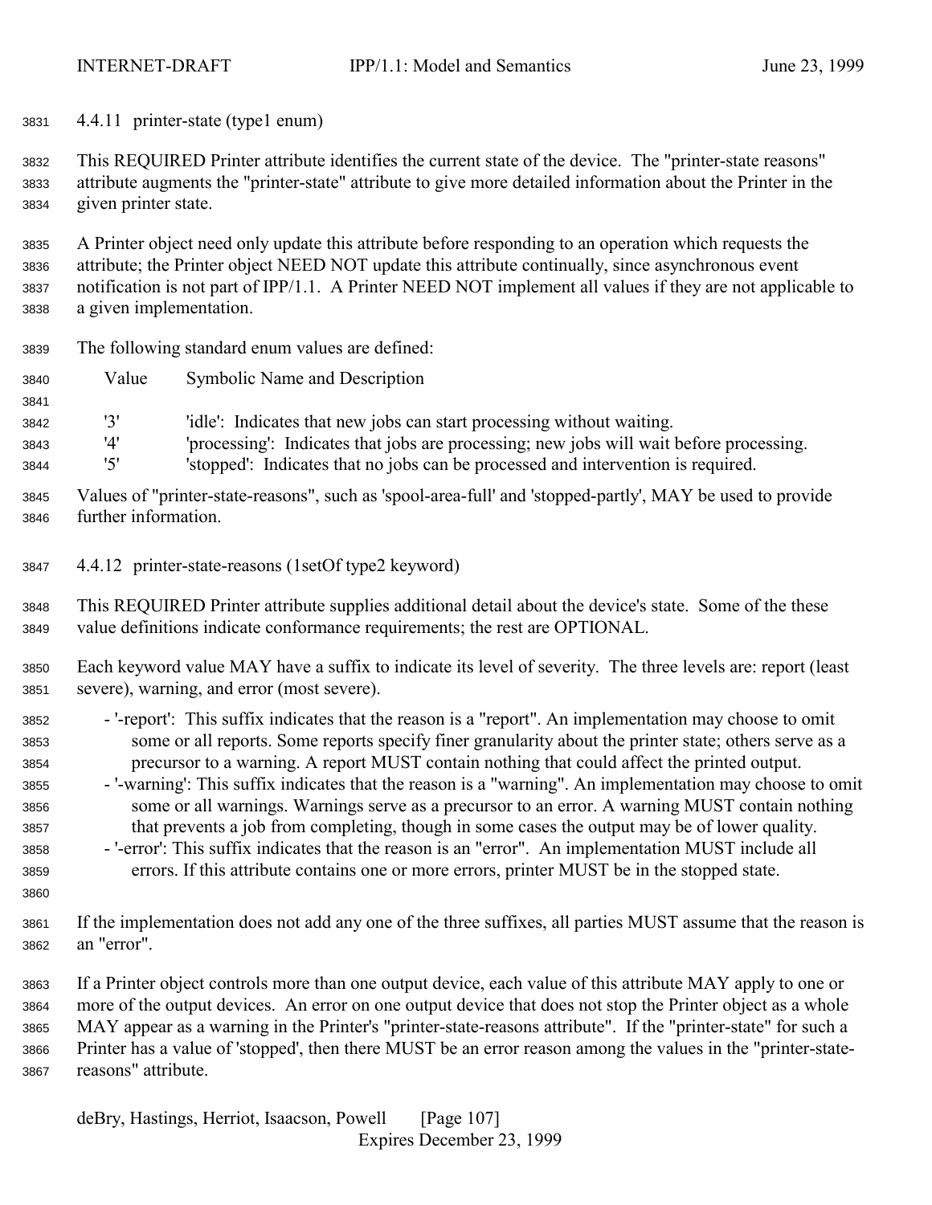### 4.4.11 printer-state (type1 enum)

This REQUIRED Printer attribute identifies the current state of the device. The "printer-state reasons" attribute augments the "printer-state" attribute to give more detailed information about the Printer in the given printer state.

A Printer object need only update this attribute before responding to an operation which requests the attribute; the Printer object NEED NOT update this attribute continually, since asynchronous event notification is not part of IPP/1.1. A Printer NEED NOT implement all values if they are not applicable to a given implementation.

The following standard enum values are defined:

| Value | Symbolic Name and Description |
|---|---|
| '3' | 'idle': Indicates that new jobs can start processing without waiting. |
| '4' | 'processing': Indicates that jobs are processing; new jobs will wait before processing. |
| '5' | 'stopped': Indicates that no jobs can be processed and intervention is required. |

Values of "printer-state-reasons", such as 'spool-area-full' and 'stopped-partly', MAY be used to provide further information.

### 4.4.12 printer-state-reasons (1setOf type2 keyword)

This REQUIRED Printer attribute supplies additional detail about the device's state. Some of the these value definitions indicate conformance requirements; the rest are OPTIONAL.

Each keyword value MAY have a suffix to indicate its level of severity. The three levels are: report (least severe), warning, and error (most severe).

- '-report': This suffix indicates that the reason is a "report". An implementation may choose to omit some or all reports. Some reports specify finer granularity about the printer state; others serve as a precursor to a warning. A report MUST contain nothing that could affect the printed output.
- '-warning': This suffix indicates that the reason is a "warning". An implementation may choose to omit some or all warnings. Warnings serve as a precursor to an error. A warning MUST contain nothing that prevents a job from completing, though in some cases the output may be of lower quality.
- '-error': This suffix indicates that the reason is an "error". An implementation MUST include all errors. If this attribute contains one or more errors, printer MUST be in the stopped state.

If the implementation does not add any one of the three suffixes, all parties MUST assume that the reason is an "error".

If a Printer object controls more than one output device, each value of this attribute MAY apply to one or more of the output devices. An error on one output device that does not stop the Printer object as a whole MAY appear as a warning in the Printer's "printer-state-reasons attribute". If the "printer-state" for such a Printer has a value of 'stopped', then there MUST be an error reason among the values in the "printer-state-reasons" attribute.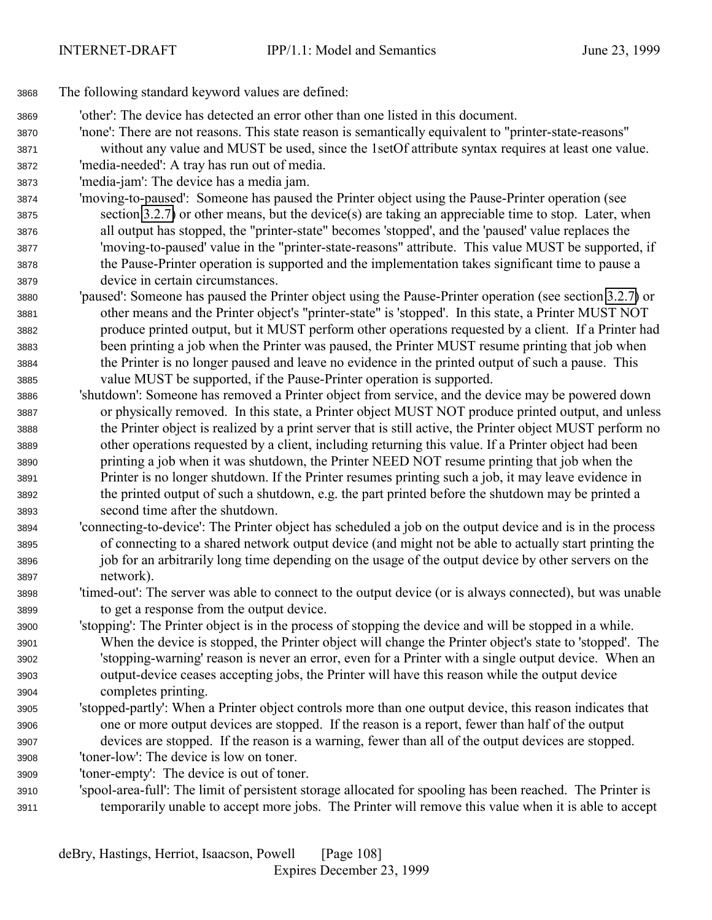The following standard keyword values are defined:

- 'other': The device has detected an error other than one listed in this document.
- 'none': There are not reasons. This state reason is semantically equivalent to "printer-state-reasons" without any value and MUST be used, since the 1setOf attribute syntax requires at least one value.
- 'media-needed': A tray has run out of media.
- 'media-jam': The device has a media jam.
- 'moving-to-paused': Someone has paused the Printer object using the Pause-Printer operation (see section 3.2.7) or other means, but the device(s) are taking an appreciable time to stop. Later, when all output has stopped, the "printer-state" becomes 'stopped', and the 'paused' value replaces the 'moving-to-paused' value in the "printer-state-reasons" attribute. This value MUST be supported, if the Pause-Printer operation is supported and the implementation takes significant time to pause a device in certain circumstances.
- 'paused': Someone has paused the Printer object using the Pause-Printer operation (see section 3.2.7) or other means and the Printer object's "printer-state" is 'stopped'. In this state, a Printer MUST NOT produce printed output, but it MUST perform other operations requested by a client. If a Printer had been printing a job when the Printer was paused, the Printer MUST resume printing that job when the Printer is no longer paused and leave no evidence in the printed output of such a pause. This value MUST be supported, if the Pause-Printer operation is supported.
- 'shutdown': Someone has removed a Printer object from service, and the device may be powered down or physically removed. In this state, a Printer object MUST NOT produce printed output, and unless the Printer object is realized by a print server that is still active, the Printer object MUST perform no other operations requested by a client, including returning this value. If a Printer object had been printing a job when it was shutdown, the Printer NEED NOT resume printing that job when the Printer is no longer shutdown. If the Printer resumes printing such a job, it may leave evidence in the printed output of such a shutdown, e.g. the part printed before the shutdown may be printed a second time after the shutdown.
- 'connecting-to-device': The Printer object has scheduled a job on the output device and is in the process of connecting to a shared network output device (and might not be able to actually start printing the job for an arbitrarily long time depending on the usage of the output device by other servers on the network).
- 'timed-out': The server was able to connect to the output device (or is always connected), but was unable to get a response from the output device.
- 'stopping': The Printer object is in the process of stopping the device and will be stopped in a while. When the device is stopped, the Printer object will change the Printer object's state to 'stopped'. The 'stopping-warning' reason is never an error, even for a Printer with a single output device. When an output-device ceases accepting jobs, the Printer will have this reason while the output device completes printing.
- 'stopped-partly': When a Printer object controls more than one output device, this reason indicates that one or more output devices are stopped. If the reason is a report, fewer than half of the output devices are stopped. If the reason is a warning, fewer than all of the output devices are stopped.
- 'toner-low': The device is low on toner.
- 'toner-empty': The device is out of toner.
- 'spool-area-full': The limit of persistent storage allocated for spooling has been reached. The Printer is temporarily unable to accept more jobs. The Printer will remove this value when it is able to accept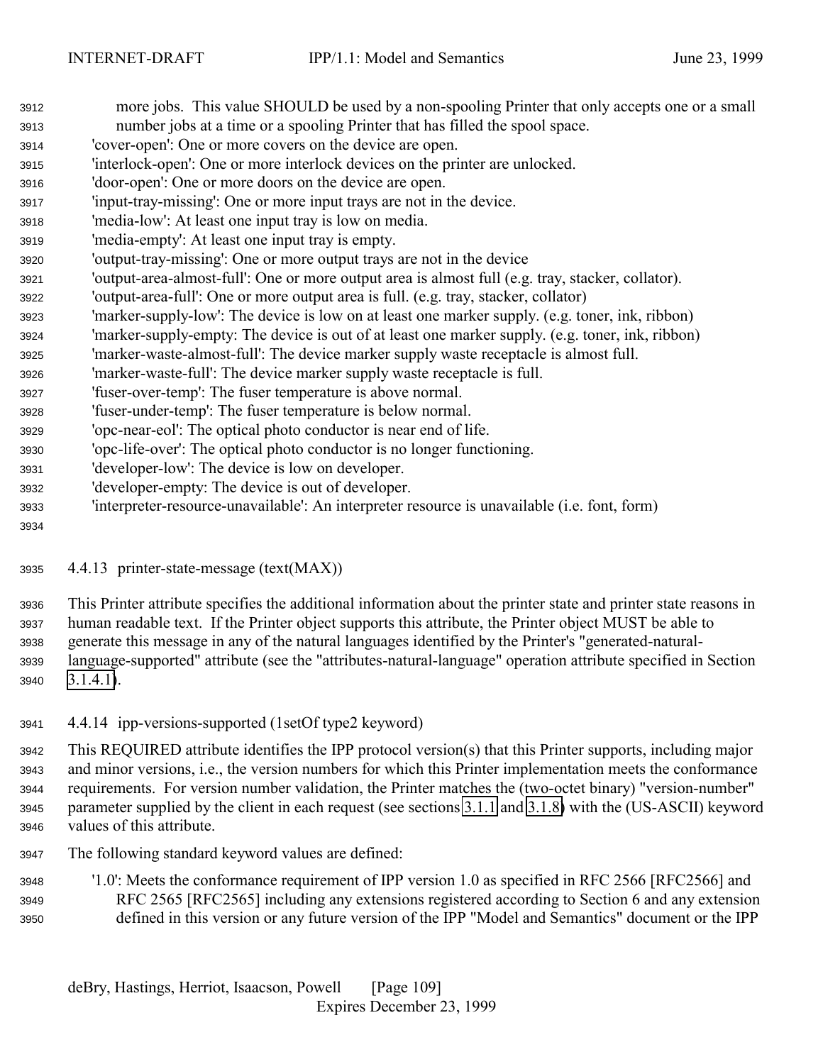more jobs. This value SHOULD be used by a non-spooling Printer that only accepts one or a small number jobs at a time or a spooling Printer that has filled the spool space.

'cover-open': One or more covers on the device are open.

'interlock-open': One or more interlock devices on the printer are unlocked.

'door-open': One or more doors on the device are open.

'input-tray-missing': One or more input trays are not in the device.

'media-low': At least one input tray is low on media.

'media-empty': At least one input tray is empty.

'output-tray-missing': One or more output trays are not in the device

'output-area-almost-full': One or more output area is almost full (e.g. tray, stacker, collator).

'output-area-full': One or more output area is full. (e.g. tray, stacker, collator)

'marker-supply-low': The device is low on at least one marker supply. (e.g. toner, ink, ribbon)

'marker-supply-empty: The device is out of at least one marker supply. (e.g. toner, ink, ribbon)

'marker-waste-almost-full': The device marker supply waste receptacle is almost full.

'marker-waste-full': The device marker supply waste receptacle is full.

'fuser-over-temp': The fuser temperature is above normal.

'fuser-under-temp': The fuser temperature is below normal.

'opc-near-eol': The optical photo conductor is near end of life.

'opc-life-over': The optical photo conductor is no longer functioning.

'developer-low': The device is low on developer.

'developer-empty: The device is out of developer.

'interpreter-resource-unavailable': An interpreter resource is unavailable (i.e. font, form)

### 4.4.13 printer-state-message (text(MAX))

This Printer attribute specifies the additional information about the printer state and printer state reasons in human readable text. If the Printer object supports this attribute, the Printer object MUST be able to generate this message in any of the natural languages identified by the Printer's "generated-natural-language-supported" attribute (see the "attributes-natural-language" operation attribute specified in Section 3.1.4.1).

### 4.4.14 ipp-versions-supported (1setOf type2 keyword)

This REQUIRED attribute identifies the IPP protocol version(s) that this Printer supports, including major and minor versions, i.e., the version numbers for which this Printer implementation meets the conformance requirements. For version number validation, the Printer matches the (two-octet binary) "version-number" parameter supplied by the client in each request (see sections 3.1.1 and 3.1.8) with the (US-ASCII) keyword values of this attribute.

The following standard keyword values are defined:

'1.0': Meets the conformance requirement of IPP version 1.0 as specified in RFC 2566 [RFC2566] and RFC 2565 [RFC2565] including any extensions registered according to Section 6 and any extension defined in this version or any future version of the IPP "Model and Semantics" document or the IPP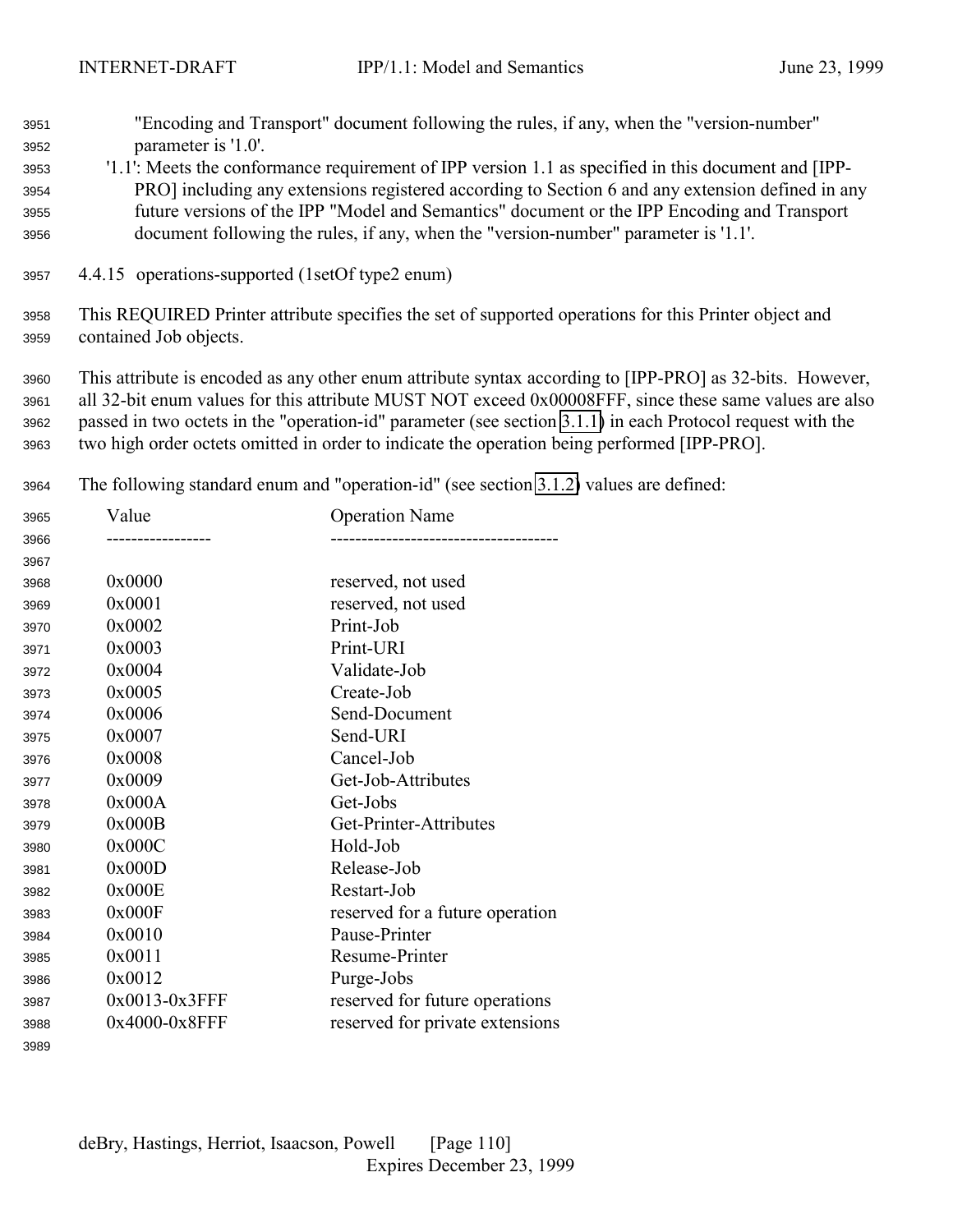"Encoding and Transport" document following the rules, if any, when the "version-number" parameter is '1.0'.

'1.1': Meets the conformance requirement of IPP version 1.1 as specified in this document and [IPP-PRO] including any extensions registered according to Section 6 and any extension defined in any future versions of the IPP "Model and Semantics" document or the IPP Encoding and Transport document following the rules, if any, when the "version-number" parameter is '1.1'.

#### 4.4.15 operations-supported (1setOf type2 enum)

This REQUIRED Printer attribute specifies the set of supported operations for this Printer object and contained Job objects.

This attribute is encoded as any other enum attribute syntax according to [IPP-PRO] as 32-bits. However, all 32-bit enum values for this attribute MUST NOT exceed 0x00008FFF, since these same values are also passed in two octets in the "operation-id" parameter (see section 3.1.1) in each Protocol request with the two high order octets omitted in order to indicate the operation being performed [IPP-PRO].

The following standard enum and "operation-id" (see section 3.1.2) values are defined:

| Value | Operation Name |
|---|---|
| 0x0000 | reserved, not used |
| 0x0001 | reserved, not used |
| 0x0002 | Print-Job |
| 0x0003 | Print-URI |
| 0x0004 | Validate-Job |
| 0x0005 | Create-Job |
| 0x0006 | Send-Document |
| 0x0007 | Send-URI |
| 0x0008 | Cancel-Job |
| 0x0009 | Get-Job-Attributes |
| 0x000A | Get-Jobs |
| 0x000B | Get-Printer-Attributes |
| 0x000C | Hold-Job |
| 0x000D | Release-Job |
| 0x000E | Restart-Job |
| 0x000F | reserved for a future operation |
| 0x0010 | Pause-Printer |
| 0x0011 | Resume-Printer |
| 0x0012 | Purge-Jobs |
| 0x0013-0x3FFF | reserved for future operations |
| 0x4000-0x8FFF | reserved for private extensions |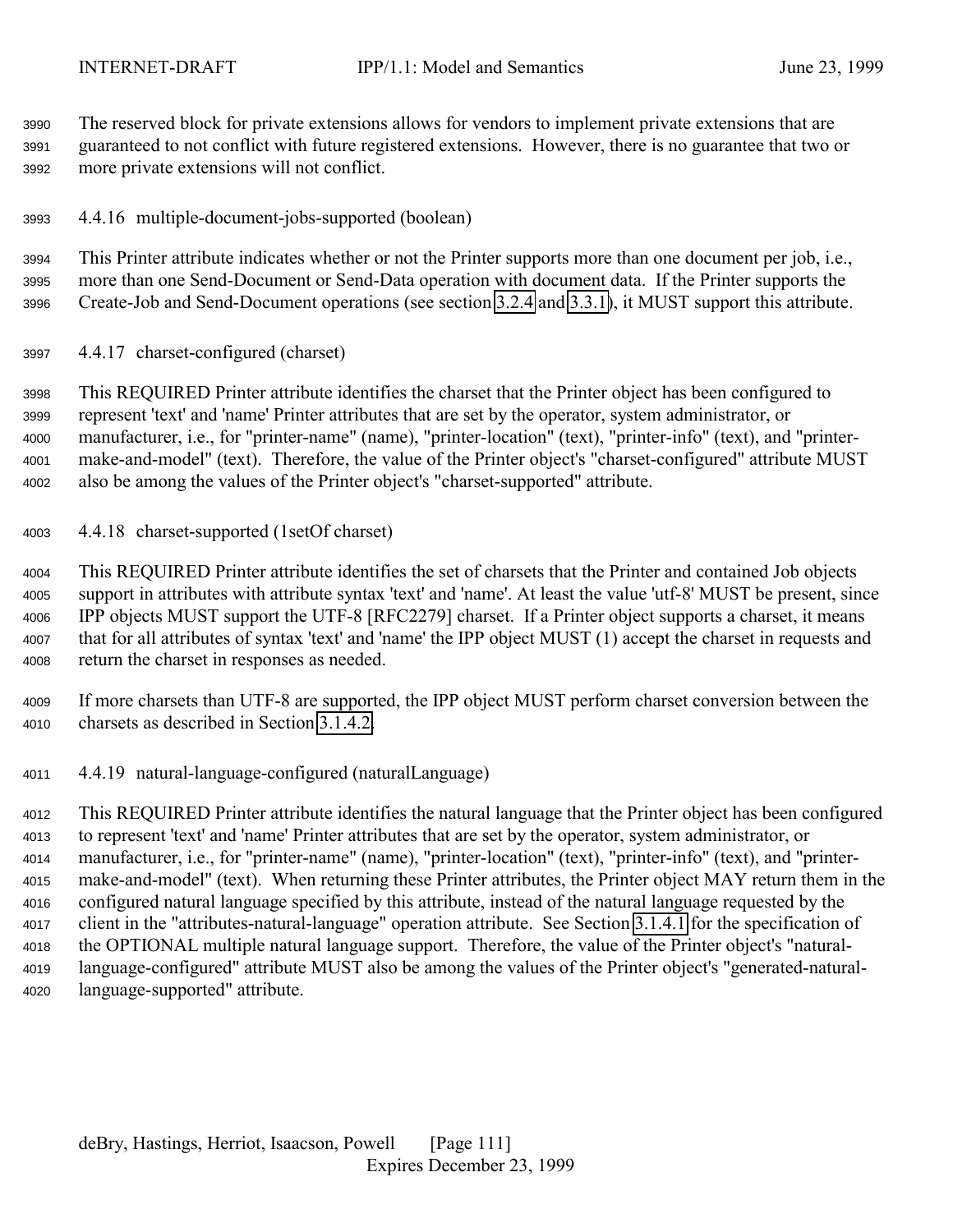The reserved block for private extensions allows for vendors to implement private extensions that are guaranteed to not conflict with future registered extensions. However, there is no guarantee that two or more private extensions will not conflict.

#### 4.4.16 multiple-document-jobs-supported (boolean)

This Printer attribute indicates whether or not the Printer supports more than one document per job, i.e., more than one Send-Document or Send-Data operation with document data. If the Printer supports the Create-Job and Send-Document operations (see section 3.2.4 and 3.3.1), it MUST support this attribute.

#### 4.4.17 charset-configured (charset)

This REQUIRED Printer attribute identifies the charset that the Printer object has been configured to represent 'text' and 'name' Printer attributes that are set by the operator, system administrator, or manufacturer, i.e., for "printer-name" (name), "printer-location" (text), "printer-info" (text), and "printer-make-and-model" (text). Therefore, the value of the Printer object's "charset-configured" attribute MUST also be among the values of the Printer object's "charset-supported" attribute.

#### 4.4.18 charset-supported (1setOf charset)

This REQUIRED Printer attribute identifies the set of charsets that the Printer and contained Job objects support in attributes with attribute syntax 'text' and 'name'. At least the value 'utf-8' MUST be present, since IPP objects MUST support the UTF-8 [RFC2279] charset. If a Printer object supports a charset, it means that for all attributes of syntax 'text' and 'name' the IPP object MUST (1) accept the charset in requests and return the charset in responses as needed.

If more charsets than UTF-8 are supported, the IPP object MUST perform charset conversion between the charsets as described in Section 3.1.4.2.

#### 4.4.19 natural-language-configured (naturalLanguage)

This REQUIRED Printer attribute identifies the natural language that the Printer object has been configured to represent 'text' and 'name' Printer attributes that are set by the operator, system administrator, or manufacturer, i.e., for "printer-name" (name), "printer-location" (text), "printer-info" (text), and "printer-make-and-model" (text). When returning these Printer attributes, the Printer object MAY return them in the configured natural language specified by this attribute, instead of the natural language requested by the client in the "attributes-natural-language" operation attribute. See Section 3.1.4.1 for the specification of the OPTIONAL multiple natural language support. Therefore, the value of the Printer object's "natural-language-configured" attribute MUST also be among the values of the Printer object's "generated-natural-language-supported" attribute.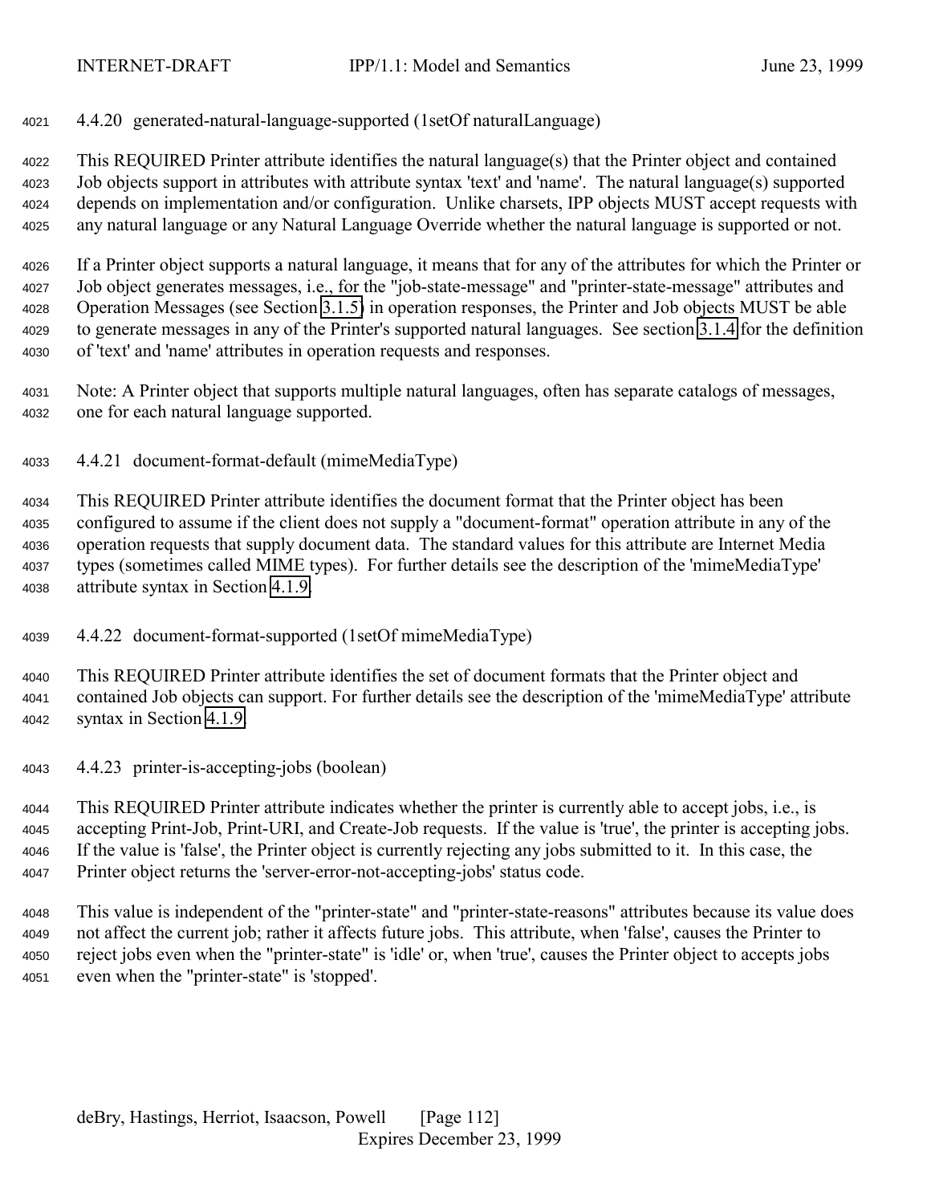#### 4.4.20 generated-natural-language-supported (1setOf naturalLanguage)

This REQUIRED Printer attribute identifies the natural language(s) that the Printer object and contained Job objects support in attributes with attribute syntax 'text' and 'name'. The natural language(s) supported depends on implementation and/or configuration. Unlike charsets, IPP objects MUST accept requests with any natural language or any Natural Language Override whether the natural language is supported or not.

If a Printer object supports a natural language, it means that for any of the attributes for which the Printer or Job object generates messages, i.e., for the "job-state-message" and "printer-state-message" attributes and Operation Messages (see Section 3.1.5) in operation responses, the Printer and Job objects MUST be able to generate messages in any of the Printer's supported natural languages. See section 3.1.4 for the definition of 'text' and 'name' attributes in operation requests and responses.

Note: A Printer object that supports multiple natural languages, often has separate catalogs of messages, one for each natural language supported.

#### 4.4.21 document-format-default (mimeMediaType)

This REQUIRED Printer attribute identifies the document format that the Printer object has been configured to assume if the client does not supply a "document-format" operation attribute in any of the operation requests that supply document data. The standard values for this attribute are Internet Media types (sometimes called MIME types). For further details see the description of the 'mimeMediaType' attribute syntax in Section 4.1.9.

#### 4.4.22 document-format-supported (1setOf mimeMediaType)

This REQUIRED Printer attribute identifies the set of document formats that the Printer object and contained Job objects can support. For further details see the description of the 'mimeMediaType' attribute syntax in Section 4.1.9.

#### 4.4.23 printer-is-accepting-jobs (boolean)

This REQUIRED Printer attribute indicates whether the printer is currently able to accept jobs, i.e., is accepting Print-Job, Print-URI, and Create-Job requests. If the value is 'true', the printer is accepting jobs. If the value is 'false', the Printer object is currently rejecting any jobs submitted to it. In this case, the Printer object returns the 'server-error-not-accepting-jobs' status code.

This value is independent of the "printer-state" and "printer-state-reasons" attributes because its value does not affect the current job; rather it affects future jobs. This attribute, when 'false', causes the Printer to reject jobs even when the "printer-state" is 'idle' or, when 'true', causes the Printer object to accepts jobs even when the "printer-state" is 'stopped'.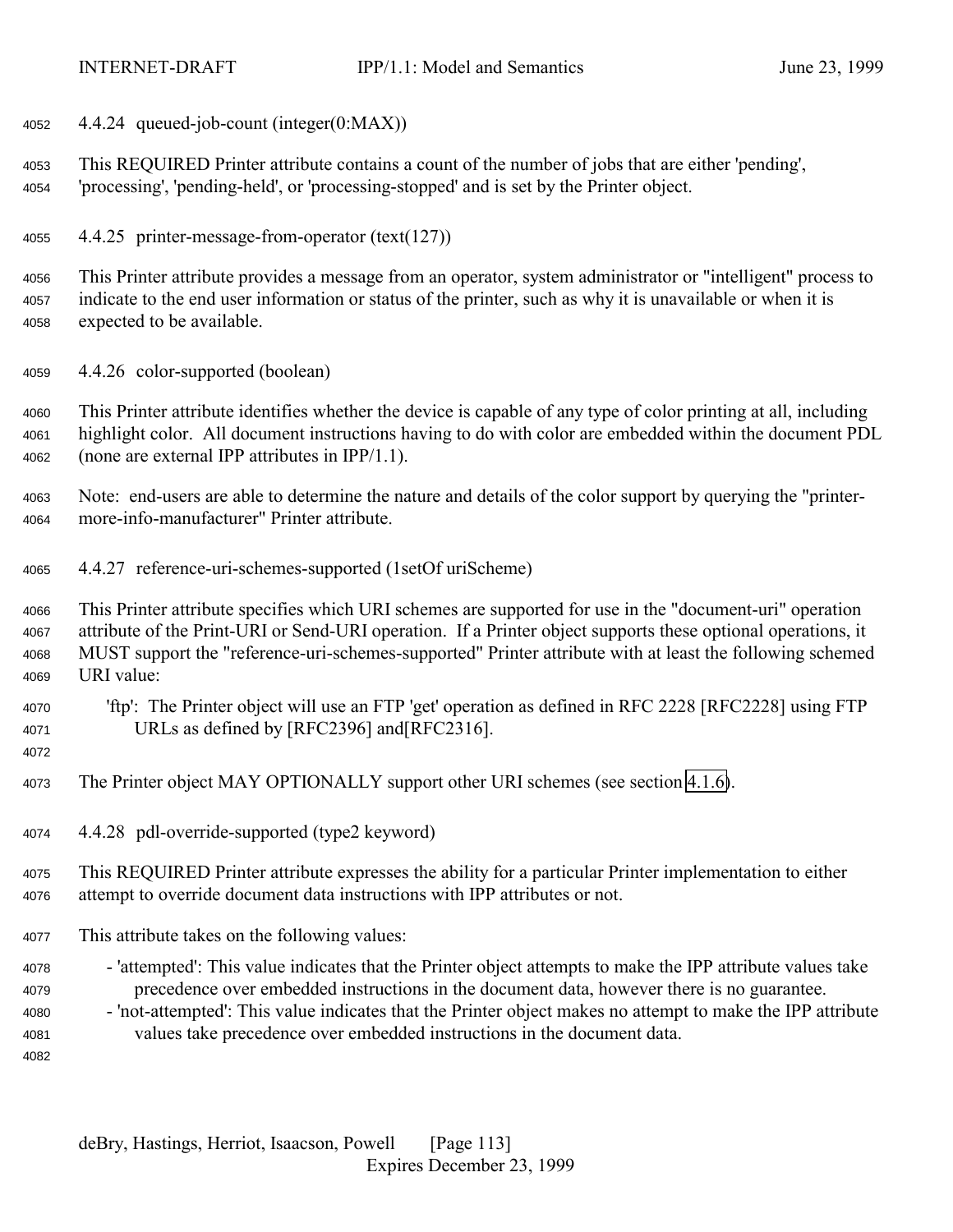#### 4.4.24 queued-job-count (integer(0:MAX))

This REQUIRED Printer attribute contains a count of the number of jobs that are either 'pending', 'processing', 'pending-held', or 'processing-stopped' and is set by the Printer object.

#### 4.4.25 printer-message-from-operator (text(127))

This Printer attribute provides a message from an operator, system administrator or "intelligent" process to indicate to the end user information or status of the printer, such as why it is unavailable or when it is expected to be available.

#### 4.4.26 color-supported (boolean)

This Printer attribute identifies whether the device is capable of any type of color printing at all, including highlight color. All document instructions having to do with color are embedded within the document PDL (none are external IPP attributes in IPP/1.1).

Note: end-users are able to determine the nature and details of the color support by querying the "printer-more-info-manufacturer" Printer attribute.

#### 4.4.27 reference-uri-schemes-supported (1setOf uriScheme)

This Printer attribute specifies which URI schemes are supported for use in the "document-uri" operation attribute of the Print-URI or Send-URI operation. If a Printer object supports these optional operations, it MUST support the "reference-uri-schemes-supported" Printer attribute with at least the following schemed URI value:

'ftp': The Printer object will use an FTP 'get' operation as defined in RFC 2228 [RFC2228] using FTP URLs as defined by [RFC2396] and[RFC2316].

The Printer object MAY OPTIONALLY support other URI schemes (see section 4.1.6).

#### 4.4.28 pdl-override-supported (type2 keyword)

This REQUIRED Printer attribute expresses the ability for a particular Printer implementation to either attempt to override document data instructions with IPP attributes or not.

This attribute takes on the following values:

- 'attempted': This value indicates that the Printer object attempts to make the IPP attribute values take precedence over embedded instructions in the document data, however there is no guarantee.
- 'not-attempted': This value indicates that the Printer object makes no attempt to make the IPP attribute values take precedence over embedded instructions in the document data.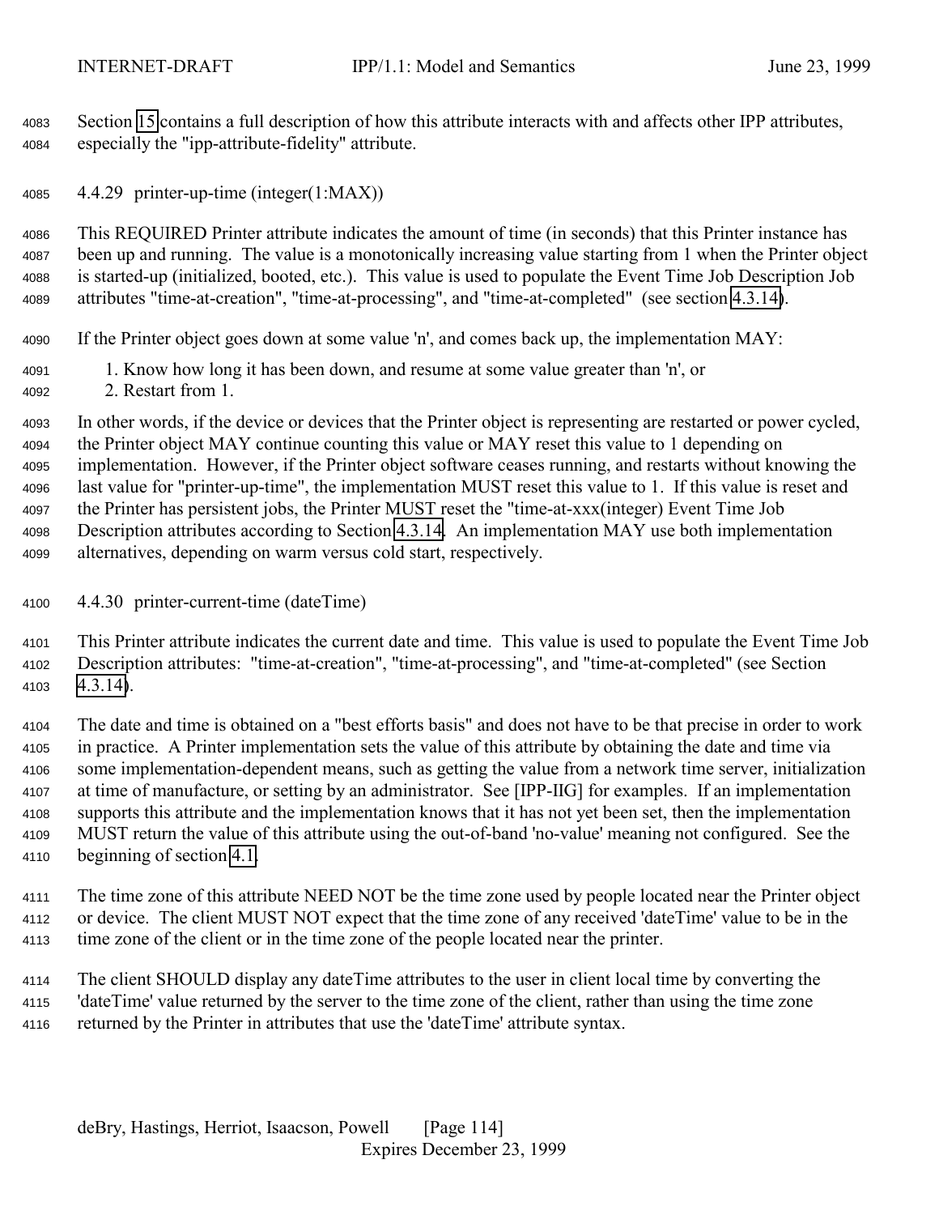Section 15 contains a full description of how this attribute interacts with and affects other IPP attributes, especially the "ipp-attribute-fidelity" attribute.

### 4.4.29 printer-up-time (integer(1:MAX))

This REQUIRED Printer attribute indicates the amount of time (in seconds) that this Printer instance has been up and running. The value is a monotonically increasing value starting from 1 when the Printer object is started-up (initialized, booted, etc.). This value is used to populate the Event Time Job Description attributes "time-at-creation", "time-at-processing", and "time-at-completed" (see section 4.3.14).

If the Printer object goes down at some value 'n', and comes back up, the implementation MAY:

1. Know how long it has been down, and resume at some value greater than 'n', or
2. Restart from 1.

In other words, if the device or devices that the Printer object is representing are restarted or power cycled, the Printer object MAY continue counting this value or MAY reset this value to 1 depending on implementation. However, if the Printer object software ceases running, and restarts without knowing the last value for "printer-up-time", the implementation MUST reset this value to 1. If this value is reset and the Printer has persistent jobs, the Printer MUST reset the "time-at-xxx(integer) Event Time Job Description attributes according to Section 4.3.14. An implementation MAY use both implementation alternatives, depending on warm versus cold start, respectively.

### 4.4.30 printer-current-time (dateTime)

This Printer attribute indicates the current date and time. This value is used to populate the Event Time Job Description attributes: "time-at-creation", "time-at-processing", and "time-at-completed" (see Section 4.3.14).

The date and time is obtained on a "best efforts basis" and does not have to be that precise in order to work in practice. A Printer implementation sets the value of this attribute by obtaining the date and time via some implementation-dependent means, such as getting the value from a network time server, initialization at time of manufacture, or setting by an administrator. See [IPP-IIG] for examples. If an implementation supports this attribute and the implementation knows that it has not yet been set, then the implementation MUST return the value of this attribute using the out-of-band 'no-value' meaning not configured. See the beginning of section 4.1.

The time zone of this attribute NEED NOT be the time zone used by people located near the Printer object or device. The client MUST NOT expect that the time zone of any received 'dateTime' value to be in the time zone of the client or in the time zone of the people located near the printer.

The client SHOULD display any dateTime attributes to the user in client local time by converting the 'dateTime' value returned by the server to the time zone of the client, rather than using the time zone returned by the Printer in attributes that use the 'dateTime' attribute syntax.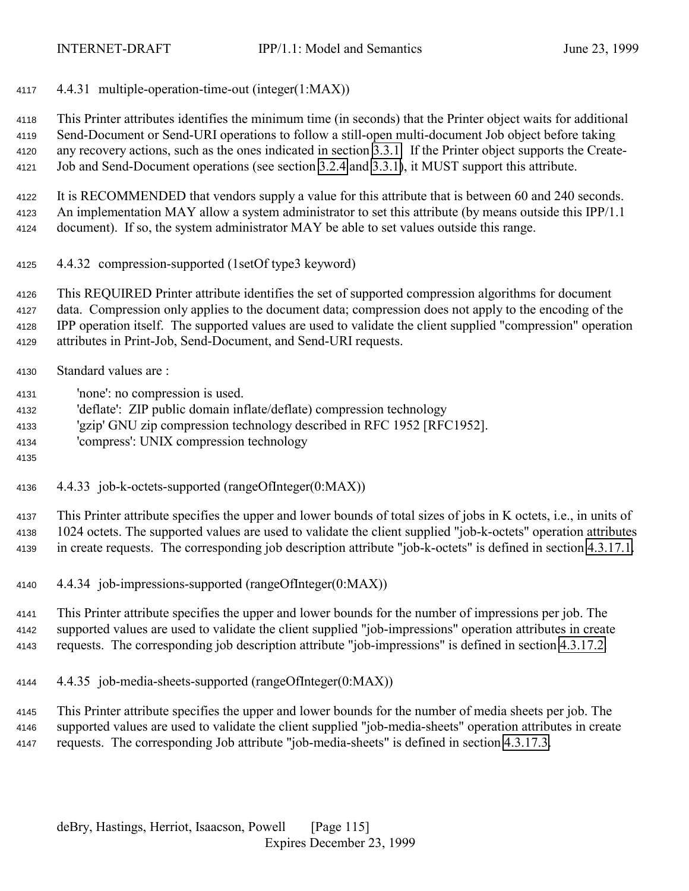#### 4.4.31 multiple-operation-time-out (integer(1:MAX))

This Printer attributes identifies the minimum time (in seconds) that the Printer object waits for additional Send-Document or Send-URI operations to follow a still-open multi-document Job object before taking any recovery actions, such as the ones indicated in section 3.3.1. If the Printer object supports the Create-Job and Send-Document operations (see section 3.2.4 and 3.3.1), it MUST support this attribute.

It is RECOMMENDED that vendors supply a value for this attribute that is between 60 and 240 seconds. An implementation MAY allow a system administrator to set this attribute (by means outside this IPP/1.1 document). If so, the system administrator MAY be able to set values outside this range.

#### 4.4.32 compression-supported (1setOf type3 keyword)

This REQUIRED Printer attribute identifies the set of supported compression algorithms for document data. Compression only applies to the document data; compression does not apply to the encoding of the IPP operation itself. The supported values are used to validate the client supplied "compression" operation attributes in Print-Job, Send-Document, and Send-URI requests.

Standard values are :

- 'none': no compression is used.
- 'deflate': ZIP public domain inflate/deflate) compression technology
- 'gzip' GNU zip compression technology described in RFC 1952 [RFC1952].
- 'compress': UNIX compression technology

#### 4.4.33 job-k-octets-supported (rangeOfInteger(0:MAX))

This Printer attribute specifies the upper and lower bounds of total sizes of jobs in K octets, i.e., in units of 1024 octets. The supported values are used to validate the client supplied "job-k-octets" operation attributes in create requests. The corresponding job description attribute "job-k-octets" is defined in section 4.3.17.1.

#### 4.4.34 job-impressions-supported (rangeOfInteger(0:MAX))

This Printer attribute specifies the upper and lower bounds for the number of impressions per job. The supported values are used to validate the client supplied "job-impressions" operation attributes in create requests. The corresponding job description attribute "job-impressions" is defined in section 4.3.17.2.

#### 4.4.35 job-media-sheets-supported (rangeOfInteger(0:MAX))

This Printer attribute specifies the upper and lower bounds for the number of media sheets per job. The supported values are used to validate the client supplied "job-media-sheets" operation attributes in create requests. The corresponding Job attribute "job-media-sheets" is defined in section 4.3.17.3.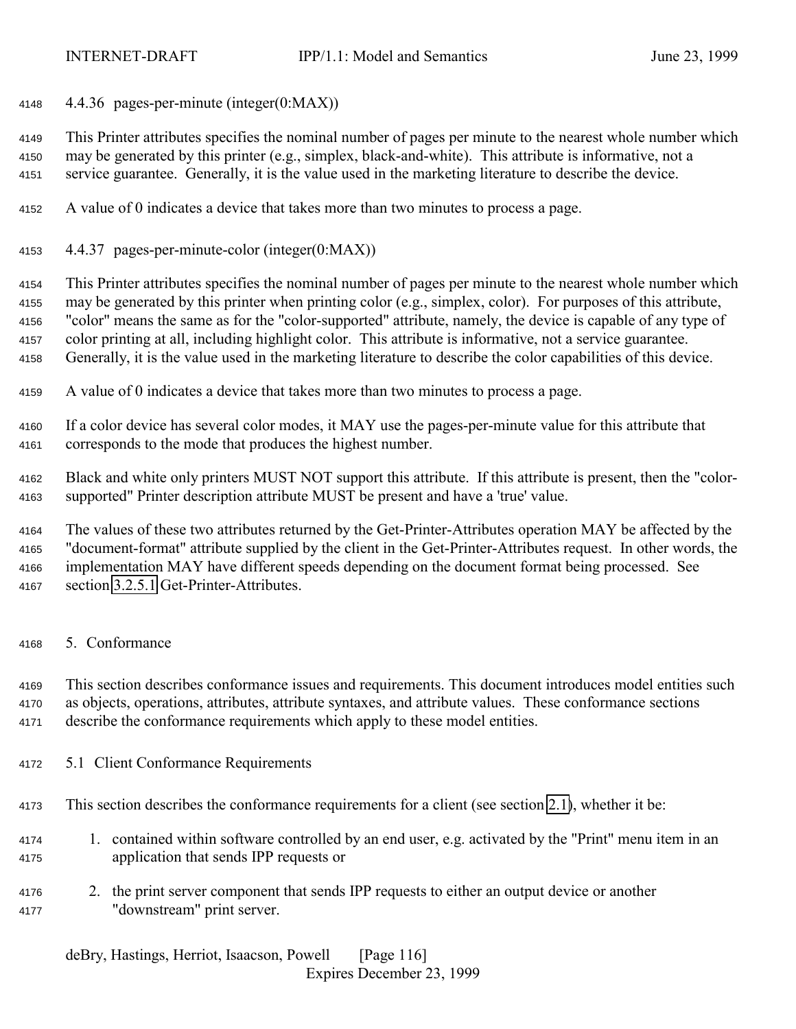#### 4.4.36 pages-per-minute (integer(0:MAX))

This Printer attributes specifies the nominal number of pages per minute to the nearest whole number which may be generated by this printer (e.g., simplex, black-and-white). This attribute is informative, not a service guarantee. Generally, it is the value used in the marketing literature to describe the device.

A value of 0 indicates a device that takes more than two minutes to process a page.

#### 4.4.37 pages-per-minute-color (integer(0:MAX))

This Printer attributes specifies the nominal number of pages per minute to the nearest whole number which may be generated by this printer when printing color (e.g., simplex, color). For purposes of this attribute, "color" means the same as for the "color-supported" attribute, namely, the device is capable of any type of color printing at all, including highlight color. This attribute is informative, not a service guarantee. Generally, it is the value used in the marketing literature to describe the color capabilities of this device.

A value of 0 indicates a device that takes more than two minutes to process a page.

If a color device has several color modes, it MAY use the pages-per-minute value for this attribute that corresponds to the mode that produces the highest number.

Black and white only printers MUST NOT support this attribute. If this attribute is present, then the "color-supported" Printer description attribute MUST be present and have a 'true' value.

The values of these two attributes returned by the Get-Printer-Attributes operation MAY be affected by the "document-format" attribute supplied by the client in the Get-Printer-Attributes request. In other words, the implementation MAY have different speeds depending on the document format being processed. See section 3.2.5.1 Get-Printer-Attributes.

## 5. Conformance

This section describes conformance issues and requirements. This document introduces model entities such as objects, operations, attributes, attribute syntaxes, and attribute values. These conformance sections describe the conformance requirements which apply to these model entities.

### 5.1 Client Conformance Requirements

This section describes the conformance requirements for a client (see section 2.1), whether it be:

1. contained within software controlled by an end user, e.g. activated by the "Print" menu item in an application that sends IPP requests or

2. the print server component that sends IPP requests to either an output device or another "downstream" print server.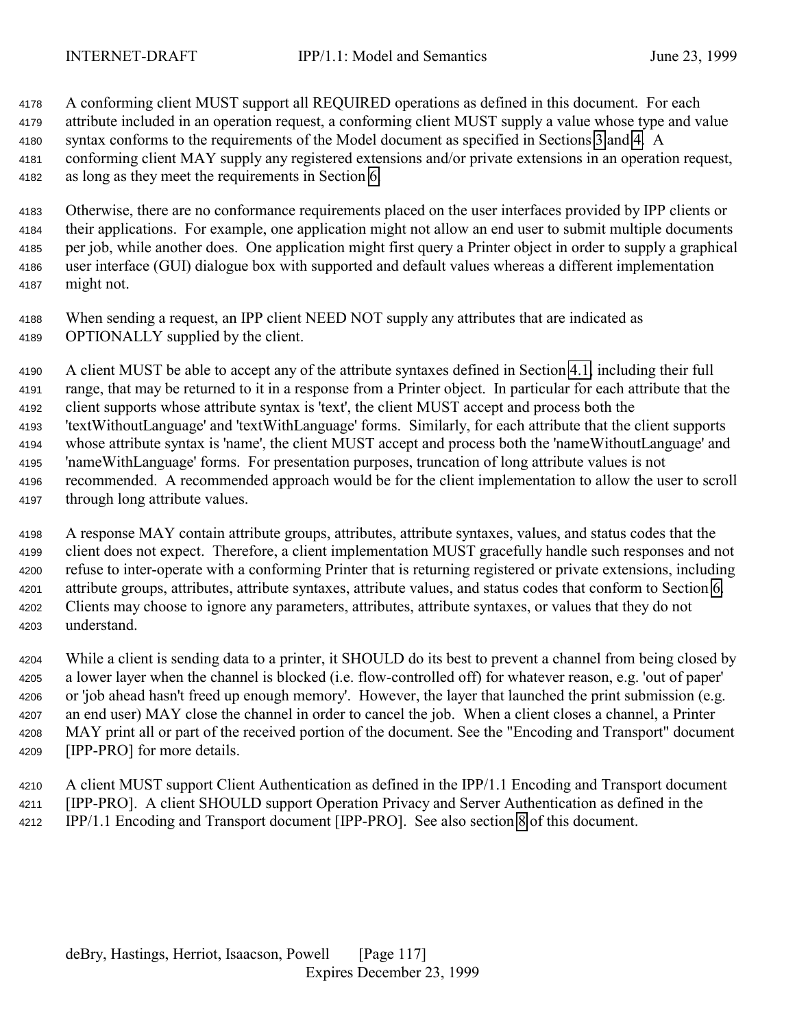A conforming client MUST support all REQUIRED operations as defined in this document. For each attribute included in an operation request, a conforming client MUST supply a value whose type and value syntax conforms to the requirements of the Model document as specified in Sections 3 and 4. A conforming client MAY supply any registered extensions and/or private extensions in an operation request, as long as they meet the requirements in Section 6.

Otherwise, there are no conformance requirements placed on the user interfaces provided by IPP clients or their applications. For example, one application might not allow an end user to submit multiple documents per job, while another does. One application might first query a Printer object in order to supply a graphical user interface (GUI) dialogue box with supported and default values whereas a different implementation might not.

When sending a request, an IPP client NEED NOT supply any attributes that are indicated as OPTIONALLY supplied by the client.

A client MUST be able to accept any of the attribute syntaxes defined in Section 4.1, including their full range, that may be returned to it in a response from a Printer object. In particular for each attribute that the client supports whose attribute syntax is 'text', the client MUST accept and process both the 'textWithoutLanguage' and 'textWithLanguage' forms. Similarly, for each attribute that the client supports whose attribute syntax is 'name', the client MUST accept and process both the 'nameWithoutLanguage' and 'nameWithLanguage' forms. For presentation purposes, truncation of long attribute values is not recommended. A recommended approach would be for the client implementation to allow the user to scroll through long attribute values.

A response MAY contain attribute groups, attributes, attribute syntaxes, values, and status codes that the client does not expect. Therefore, a client implementation MUST gracefully handle such responses and not refuse to inter-operate with a conforming Printer that is returning registered or private extensions, including attribute groups, attributes, attribute syntaxes, attribute values, and status codes that conform to Section 6. Clients may choose to ignore any parameters, attributes, attribute syntaxes, or values that they do not understand.

While a client is sending data to a printer, it SHOULD do its best to prevent a channel from being closed by a lower layer when the channel is blocked (i.e. flow-controlled off) for whatever reason, e.g. 'out of paper' or 'job ahead hasn't freed up enough memory'. However, the layer that launched the print submission (e.g. an end user) MAY close the channel in order to cancel the job. When a client closes a channel, a Printer MAY print all or part of the received portion of the document. See the "Encoding and Transport" document [IPP-PRO] for more details.

A client MUST support Client Authentication as defined in the IPP/1.1 Encoding and Transport document [IPP-PRO]. A client SHOULD support Operation Privacy and Server Authentication as defined in the IPP/1.1 Encoding and Transport document [IPP-PRO]. See also section 8 of this document.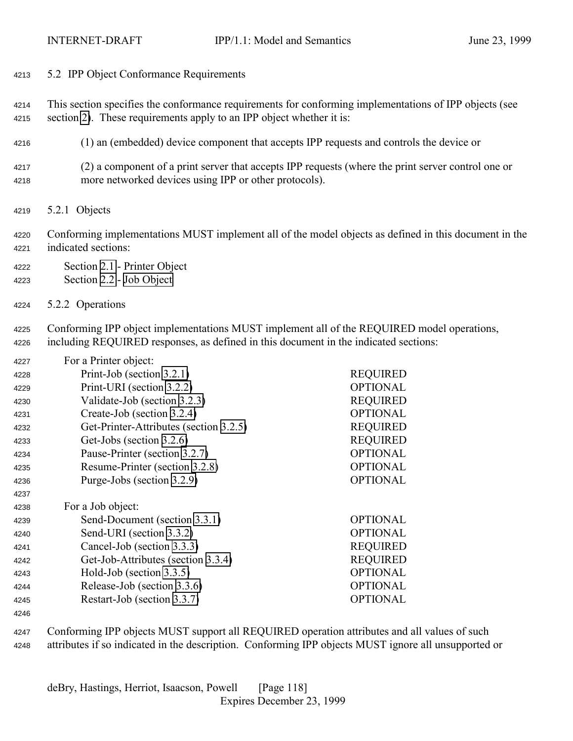## 5.2 IPP Object Conformance Requirements

This section specifies the conformance requirements for conforming implementations of IPP objects (see section 2). These requirements apply to an IPP object whether it is:

(1) an (embedded) device component that accepts IPP requests and controls the device or

(2) a component of a print server that accepts IPP requests (where the print server control one or more networked devices using IPP or other protocols).

### 5.2.1 Objects

Conforming implementations MUST implement all of the model objects as defined in this document in the indicated sections:

Section 2.1 - Printer Object
Section 2.2 - Job Object

### 5.2.2 Operations

Conforming IPP object implementations MUST implement all of the REQUIRED model operations, including REQUIRED responses, as defined in this document in the indicated sections:

```
For a Printer object:
    Print-Job (section 3.2.1)                     REQUIRED
    Print-URI (section 3.2.2)                     OPTIONAL
    Validate-Job (section 3.2.3)                  REQUIRED
    Create-Job (section 3.2.4)                    OPTIONAL
    Get-Printer-Attributes (section 3.2.5)        REQUIRED
    Get-Jobs (section 3.2.6)                      REQUIRED
    Pause-Printer (section 3.2.7)                 OPTIONAL
    Resume-Printer (section 3.2.8)                OPTIONAL
    Purge-Jobs (section 3.2.9)                    OPTIONAL

For a Job object:
    Send-Document (section 3.3.1)                 OPTIONAL
    Send-URI (section 3.3.2)                      OPTIONAL
    Cancel-Job (section 3.3.3)                    REQUIRED
    Get-Job-Attributes (section 3.3.4)            REQUIRED
    Hold-Job (section 3.3.5)                      OPTIONAL
    Release-Job (section 3.3.6)                   OPTIONAL
    Restart-Job (section 3.3.7)                   OPTIONAL
```

Conforming IPP objects MUST support all REQUIRED operation attributes and all values of such attributes if so indicated in the description. Conforming IPP objects MUST ignore all unsupported or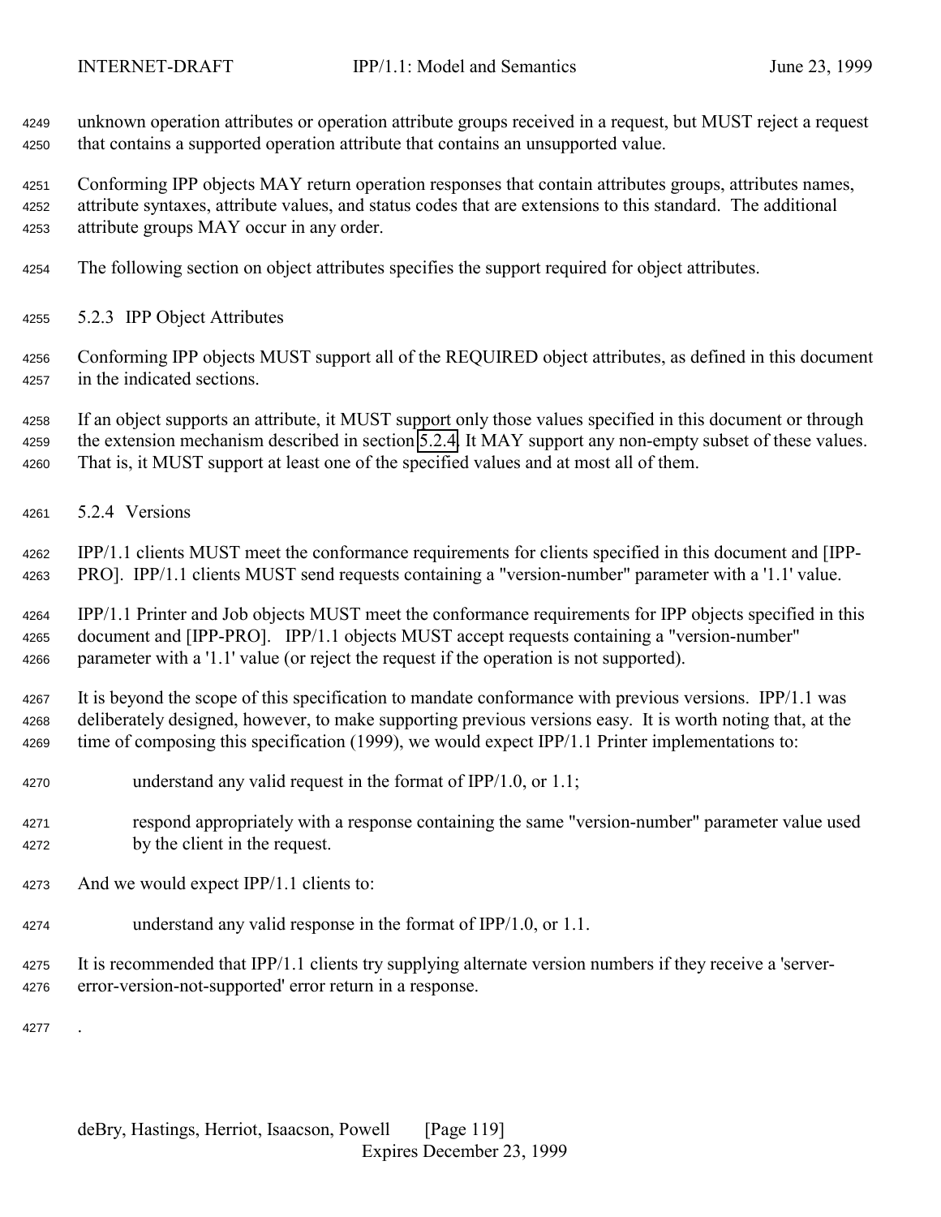unknown operation attributes or operation attribute groups received in a request, but MUST reject a request that contains a supported operation attribute that contains an unsupported value.

Conforming IPP objects MAY return operation responses that contain attributes groups, attributes names, attribute syntaxes, attribute values, and status codes that are extensions to this standard. The additional attribute groups MAY occur in any order.

The following section on object attributes specifies the support required for object attributes.

### 5.2.3 IPP Object Attributes

Conforming IPP objects MUST support all of the REQUIRED object attributes, as defined in this document in the indicated sections.

If an object supports an attribute, it MUST support only those values specified in this document or through the extension mechanism described in section 5.2.4. It MAY support any non-empty subset of these values. That is, it MUST support at least one of the specified values and at most all of them.

### 5.2.4 Versions

IPP/1.1 clients MUST meet the conformance requirements for clients specified in this document and [IPP-PRO]. IPP/1.1 clients MUST send requests containing a "version-number" parameter with a '1.1' value.

IPP/1.1 Printer and Job objects MUST meet the conformance requirements for IPP objects specified in this document and [IPP-PRO]. IPP/1.1 objects MUST accept requests containing a "version-number" parameter with a '1.1' value (or reject the request if the operation is not supported).

It is beyond the scope of this specification to mandate conformance with previous versions. IPP/1.1 was deliberately designed, however, to make supporting previous versions easy. It is worth noting that, at the time of composing this specification (1999), we would expect IPP/1.1 Printer implementations to:

understand any valid request in the format of IPP/1.0, or 1.1;

respond appropriately with a response containing the same "version-number" parameter value used by the client in the request.

And we would expect IPP/1.1 clients to:

understand any valid response in the format of IPP/1.0, or 1.1.

It is recommended that IPP/1.1 clients try supplying alternate version numbers if they receive a 'server-error-version-not-supported' error return in a response.

.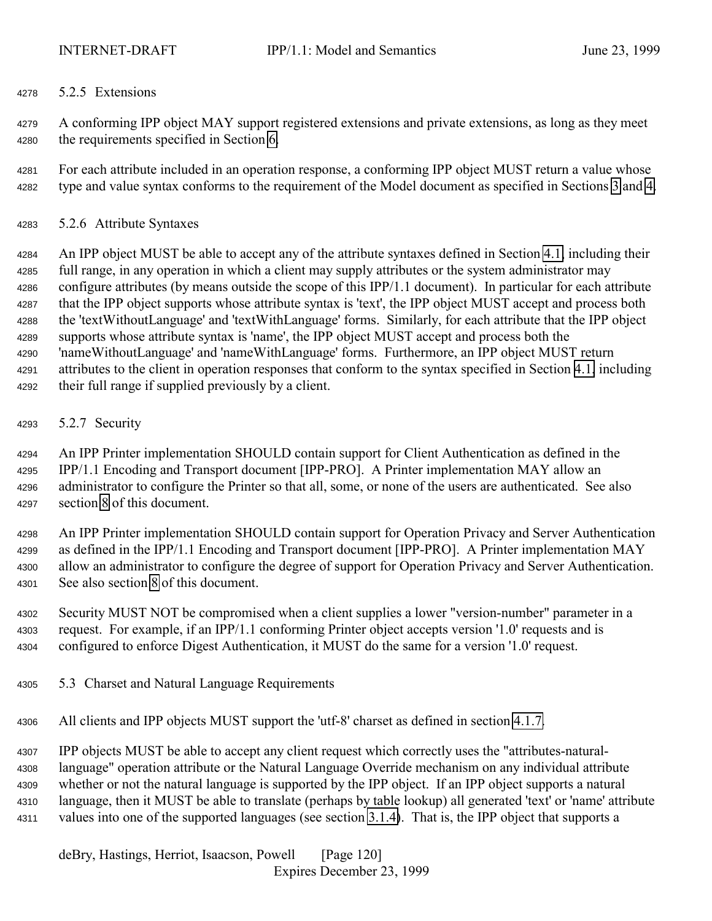### 5.2.5 Extensions

A conforming IPP object MAY support registered extensions and private extensions, as long as they meet the requirements specified in Section 6.

For each attribute included in an operation response, a conforming IPP object MUST return a value whose type and value syntax conforms to the requirement of the Model document as specified in Sections 3 and 4.

### 5.2.6 Attribute Syntaxes

An IPP object MUST be able to accept any of the attribute syntaxes defined in Section 4.1, including their full range, in any operation in which a client may supply attributes or the system administrator may configure attributes (by means outside the scope of this IPP/1.1 document). In particular for each attribute that the IPP object supports whose attribute syntax is 'text', the IPP object MUST accept and process both the 'textWithoutLanguage' and 'textWithLanguage' forms. Similarly, for each attribute that the IPP object supports whose attribute syntax is 'name', the IPP object MUST accept and process both the 'nameWithoutLanguage' and 'nameWithLanguage' forms. Furthermore, an IPP object MUST return attributes to the client in operation responses that conform to the syntax specified in Section 4.1, including their full range if supplied previously by a client.

### 5.2.7 Security

An IPP Printer implementation SHOULD contain support for Client Authentication as defined in the IPP/1.1 Encoding and Transport document [IPP-PRO]. A Printer implementation MAY allow an administrator to configure the Printer so that all, some, or none of the users are authenticated. See also section 8 of this document.

An IPP Printer implementation SHOULD contain support for Operation Privacy and Server Authentication as defined in the IPP/1.1 Encoding and Transport document [IPP-PRO]. A Printer implementation MAY allow an administrator to configure the degree of support for Operation Privacy and Server Authentication. See also section 8 of this document.

Security MUST NOT be compromised when a client supplies a lower "version-number" parameter in a request. For example, if an IPP/1.1 conforming Printer object accepts version '1.0' requests and is configured to enforce Digest Authentication, it MUST do the same for a version '1.0' request.

## 5.3 Charset and Natural Language Requirements

All clients and IPP objects MUST support the 'utf-8' charset as defined in section 4.1.7.

IPP objects MUST be able to accept any client request which correctly uses the "attributes-natural-language" operation attribute or the Natural Language Override mechanism on any individual attribute whether or not the natural language is supported by the IPP object. If an IPP object supports a natural language, then it MUST be able to translate (perhaps by table lookup) all generated 'text' or 'name' attribute values into one of the supported languages (see section 3.1.4). That is, the IPP object that supports a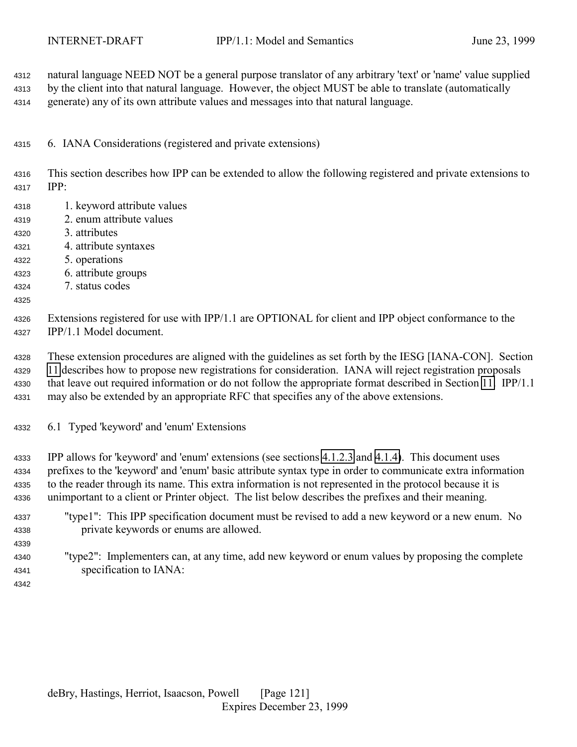natural language NEED NOT be a general purpose translator of any arbitrary 'text' or 'name' value supplied by the client into that natural language. However, the object MUST be able to translate (automatically generate) any of its own attribute values and messages into that natural language.

# 6. IANA Considerations (registered and private extensions)

This section describes how IPP can be extended to allow the following registered and private extensions to IPP:

1. keyword attribute values
2. enum attribute values
3. attributes
4. attribute syntaxes
5. operations
6. attribute groups
7. status codes

Extensions registered for use with IPP/1.1 are OPTIONAL for client and IPP object conformance to the IPP/1.1 Model document.

These extension procedures are aligned with the guidelines as set forth by the IESG [IANA-CON]. Section 11 describes how to propose new registrations for consideration. IANA will reject registration proposals that leave out required information or do not follow the appropriate format described in Section 11. IPP/1.1 may also be extended by an appropriate RFC that specifies any of the above extensions.

## 6.1 Typed 'keyword' and 'enum' Extensions

IPP allows for 'keyword' and 'enum' extensions (see sections 4.1.2.3 and 4.1.4). This document uses prefixes to the 'keyword' and 'enum' basic attribute syntax type in order to communicate extra information to the reader through its name. This extra information is not represented in the protocol because it is unimportant to a client or Printer object. The list below describes the prefixes and their meaning.

"type1": This IPP specification document must be revised to add a new keyword or a new enum. No private keywords or enums are allowed.

"type2": Implementers can, at any time, add new keyword or enum values by proposing the complete specification to IANA: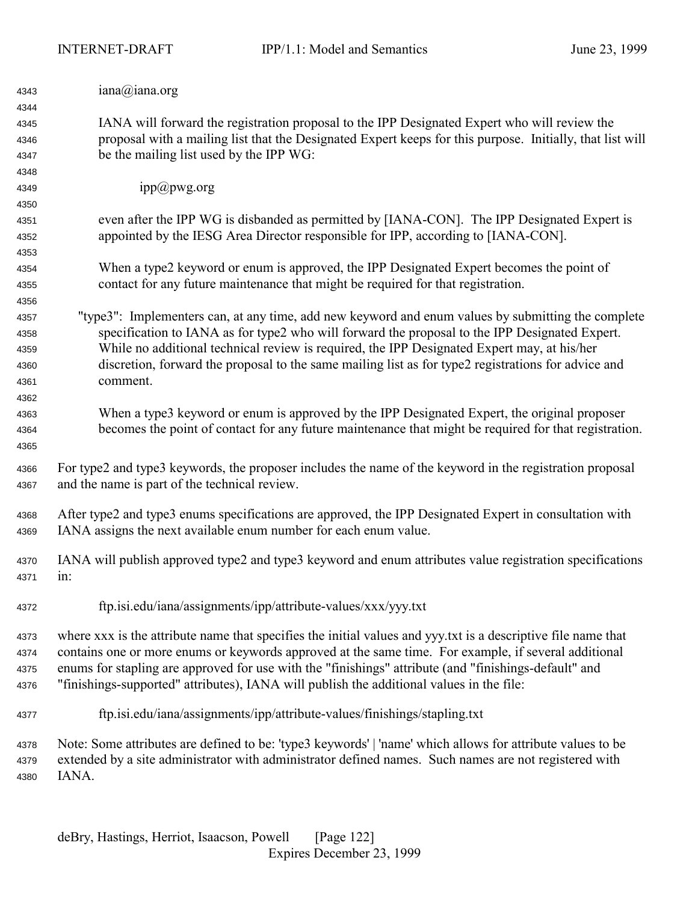iana@iana.org

IANA will forward the registration proposal to the IPP Designated Expert who will review the proposal with a mailing list that the Designated Expert keeps for this purpose. Initially, that list will be the mailing list used by the IPP WG:

ipp@pwg.org

even after the IPP WG is disbanded as permitted by [IANA-CON]. The IPP Designated Expert is appointed by the IESG Area Director responsible for IPP, according to [IANA-CON].

When a type2 keyword or enum is approved, the IPP Designated Expert becomes the point of contact for any future maintenance that might be required for that registration.

"type3": Implementers can, at any time, add new keyword and enum values by submitting the complete specification to IANA as for type2 who will forward the proposal to the IPP Designated Expert. While no additional technical review is required, the IPP Designated Expert may, at his/her discretion, forward the proposal to the same mailing list as for type2 registrations for advice and comment.

When a type3 keyword or enum is approved by the IPP Designated Expert, the original proposer becomes the point of contact for any future maintenance that might be required for that registration.

For type2 and type3 keywords, the proposer includes the name of the keyword in the registration proposal and the name is part of the technical review.

After type2 and type3 enums specifications are approved, the IPP Designated Expert in consultation with IANA assigns the next available enum number for each enum value.

IANA will publish approved type2 and type3 keyword and enum attributes value registration specifications in:

ftp.isi.edu/iana/assignments/ipp/attribute-values/xxx/yyy.txt

where xxx is the attribute name that specifies the initial values and yyy.txt is a descriptive file name that contains one or more enums or keywords approved at the same time. For example, if several additional enums for stapling are approved for use with the "finishings" attribute (and "finishings-default" and "finishings-supported" attributes), IANA will publish the additional values in the file:

ftp.isi.edu/iana/assignments/ipp/attribute-values/finishings/stapling.txt

Note: Some attributes are defined to be: 'type3 keywords' | 'name' which allows for attribute values to be extended by a site administrator with administrator defined names. Such names are not registered with IANA.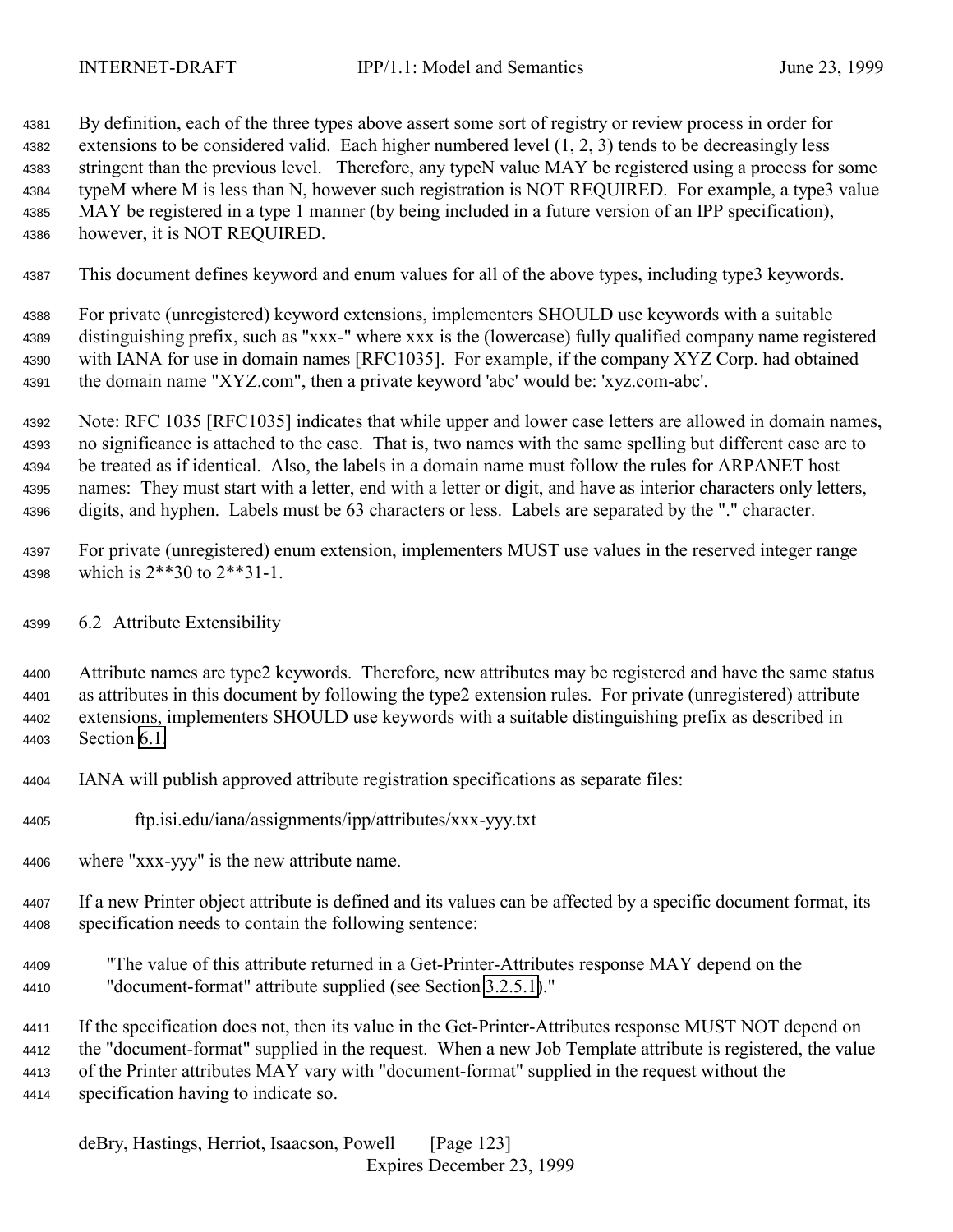By definition, each of the three types above assert some sort of registry or review process in order for extensions to be considered valid. Each higher numbered level (1, 2, 3) tends to be decreasingly less stringent than the previous level. Therefore, any typeN value MAY be registered using a process for some typeM where M is less than N, however such registration is NOT REQUIRED. For example, a type3 value MAY be registered in a type 1 manner (by being included in a future version of an IPP specification), however, it is NOT REQUIRED.

This document defines keyword and enum values for all of the above types, including type3 keywords.

For private (unregistered) keyword extensions, implementers SHOULD use keywords with a suitable distinguishing prefix, such as "xxx-" where xxx is the (lowercase) fully qualified company name registered with IANA for use in domain names [RFC1035]. For example, if the company XYZ Corp. had obtained the domain name "XYZ.com", then a private keyword 'abc' would be: 'xyz.com-abc'.

Note: RFC 1035 [RFC1035] indicates that while upper and lower case letters are allowed in domain names, no significance is attached to the case. That is, two names with the same spelling but different case are to be treated as if identical. Also, the labels in a domain name must follow the rules for ARPANET host names: They must start with a letter, end with a letter or digit, and have as interior characters only letters, digits, and hyphen. Labels must be 63 characters or less. Labels are separated by the "." character.

For private (unregistered) enum extension, implementers MUST use values in the reserved integer range which is 2**30 to 2**31-1.

## 6.2 Attribute Extensibility

Attribute names are type2 keywords. Therefore, new attributes may be registered and have the same status as attributes in this document by following the type2 extension rules. For private (unregistered) attribute extensions, implementers SHOULD use keywords with a suitable distinguishing prefix as described in Section 6.1.

IANA will publish approved attribute registration specifications as separate files:

    ftp.isi.edu/iana/assignments/ipp/attributes/xxx-yyy.txt

where "xxx-yyy" is the new attribute name.

If a new Printer object attribute is defined and its values can be affected by a specific document format, its specification needs to contain the following sentence:

> "The value of this attribute returned in a Get-Printer-Attributes response MAY depend on the "document-format" attribute supplied (see Section 3.2.5.1)."

If the specification does not, then its value in the Get-Printer-Attributes response MUST NOT depend on the "document-format" supplied in the request. When a new Job Template attribute is registered, the value of the Printer attributes MAY vary with "document-format" supplied in the request without the specification having to indicate so.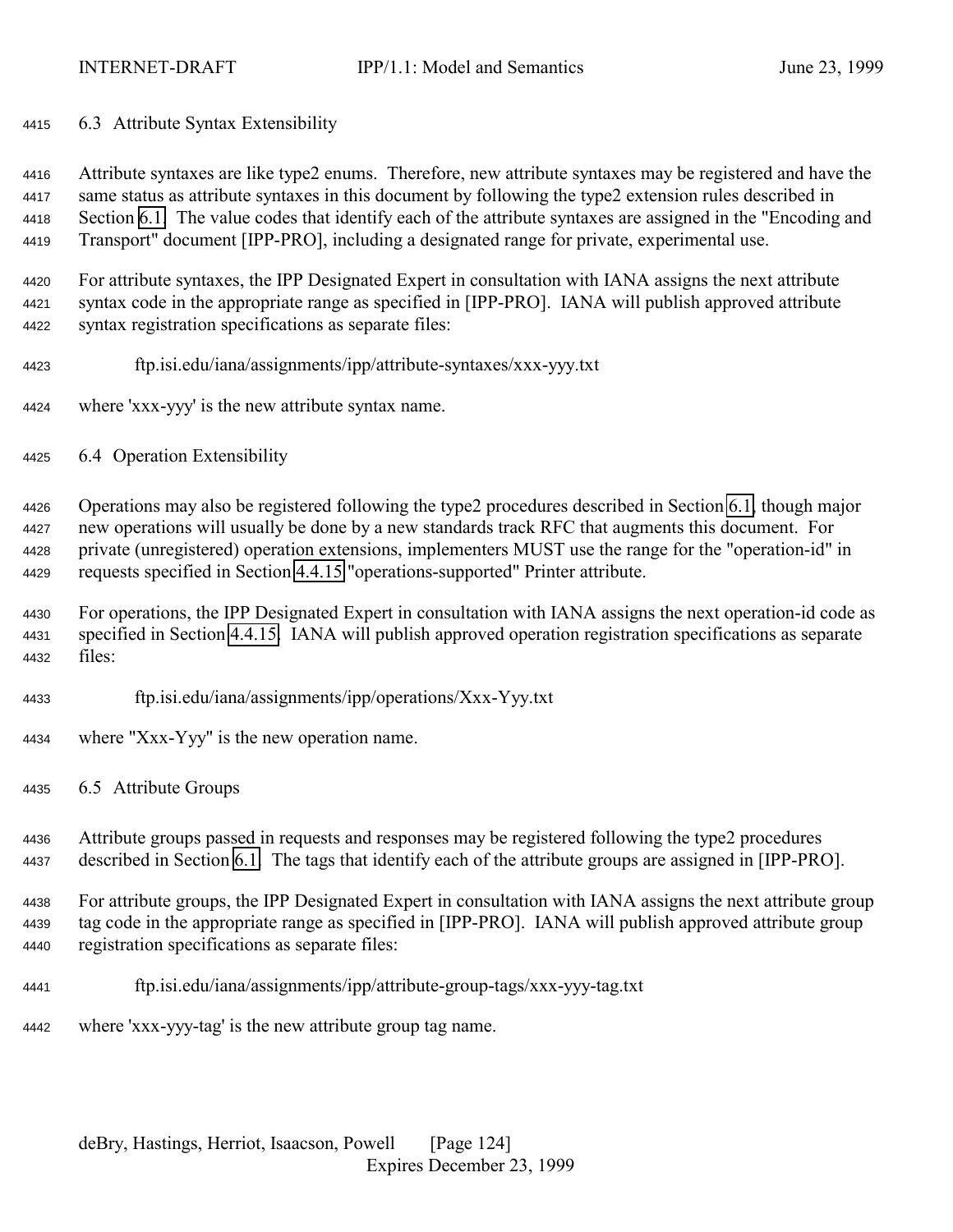## 6.3 Attribute Syntax Extensibility

Attribute syntaxes are like type2 enums. Therefore, new attribute syntaxes may be registered and have the same status as attribute syntaxes in this document by following the type2 extension rules described in Section 6.1. The value codes that identify each of the attribute syntaxes are assigned in the "Encoding and Transport" document [IPP-PRO], including a designated range for private, experimental use.

For attribute syntaxes, the IPP Designated Expert in consultation with IANA assigns the next attribute syntax code in the appropriate range as specified in [IPP-PRO]. IANA will publish approved attribute syntax registration specifications as separate files:

    ftp.isi.edu/iana/assignments/ipp/attribute-syntaxes/xxx-yyy.txt

where 'xxx-yyy' is the new attribute syntax name.

## 6.4 Operation Extensibility

Operations may also be registered following the type2 procedures described in Section 6.1, though major new operations will usually be done by a new standards track RFC that augments this document. For private (unregistered) operation extensions, implementers MUST use the range for the "operation-id" in requests specified in Section 4.4.15 "operations-supported" Printer attribute.

For operations, the IPP Designated Expert in consultation with IANA assigns the next operation-id code as specified in Section 4.4.15. IANA will publish approved operation registration specifications as separate files:

    ftp.isi.edu/iana/assignments/ipp/operations/Xxx-Yyy.txt

where "Xxx-Yyy" is the new operation name.

## 6.5 Attribute Groups

Attribute groups passed in requests and responses may be registered following the type2 procedures described in Section 6.1. The tags that identify each of the attribute groups are assigned in [IPP-PRO].

For attribute groups, the IPP Designated Expert in consultation with IANA assigns the next attribute group tag code in the appropriate range as specified in [IPP-PRO]. IANA will publish approved attribute group registration specifications as separate files:

    ftp.isi.edu/iana/assignments/ipp/attribute-group-tags/xxx-yyy-tag.txt

where 'xxx-yyy-tag' is the new attribute group tag name.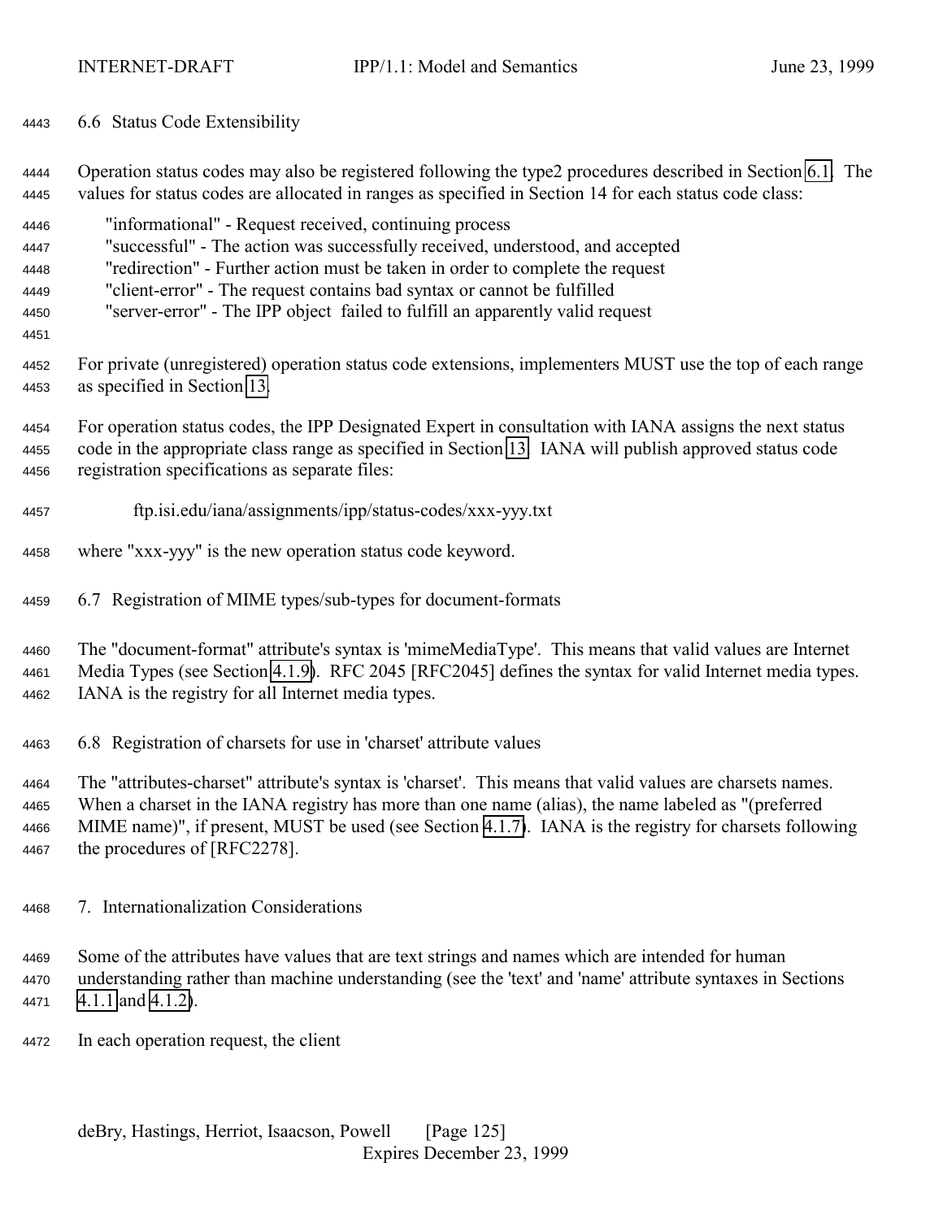### 6.6 Status Code Extensibility

Operation status codes may also be registered following the type2 procedures described in Section 6.1. The values for status codes are allocated in ranges as specified in Section 14 for each status code class:

"informational" - Request received, continuing process
"successful" - The action was successfully received, understood, and accepted
"redirection" - Further action must be taken in order to complete the request
"client-error" - The request contains bad syntax or cannot be fulfilled
"server-error" - The IPP object failed to fulfill an apparently valid request

For private (unregistered) operation status code extensions, implementers MUST use the top of each range as specified in Section 13.

For operation status codes, the IPP Designated Expert in consultation with IANA assigns the next status code in the appropriate class range as specified in Section 13. IANA will publish approved status code registration specifications as separate files:

ftp.isi.edu/iana/assignments/ipp/status-codes/xxx-yyy.txt

where "xxx-yyy" is the new operation status code keyword.

### 6.7 Registration of MIME types/sub-types for document-formats

The "document-format" attribute's syntax is 'mimeMediaType'. This means that valid values are Internet Media Types (see Section 4.1.9). RFC 2045 [RFC2045] defines the syntax for valid Internet media types. IANA is the registry for all Internet media types.

### 6.8 Registration of charsets for use in 'charset' attribute values

The "attributes-charset" attribute's syntax is 'charset'. This means that valid values are charsets names. When a charset in the IANA registry has more than one name (alias), the name labeled as "(preferred MIME name)", if present, MUST be used (see Section 4.1.7). IANA is the registry for charsets following the procedures of [RFC2278].

## 7. Internationalization Considerations

Some of the attributes have values that are text strings and names which are intended for human understanding rather than machine understanding (see the 'text' and 'name' attribute syntaxes in Sections 4.1.1 and 4.1.2).

In each operation request, the client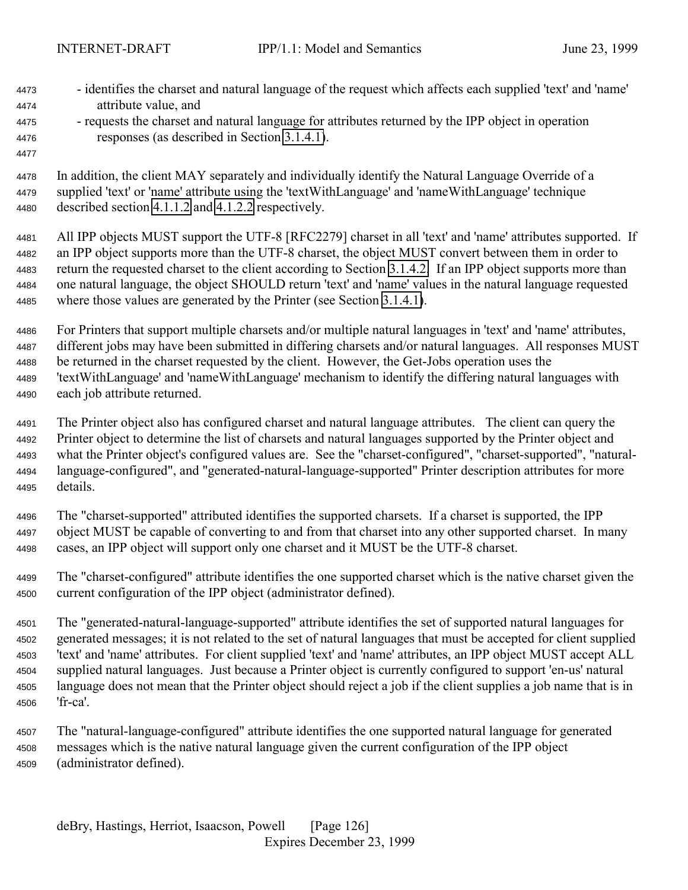- identifies the charset and natural language of the request which affects each supplied 'text' and 'name' attribute value, and
- requests the charset and natural language for attributes returned by the IPP object in operation responses (as described in Section 3.1.4.1).

In addition, the client MAY separately and individually identify the Natural Language Override of a supplied 'text' or 'name' attribute using the 'textWithLanguage' and 'nameWithLanguage' technique described section 4.1.1.2 and 4.1.2.2 respectively.

All IPP objects MUST support the UTF-8 [RFC2279] charset in all 'text' and 'name' attributes supported. If an IPP object supports more than the UTF-8 charset, the object MUST convert between them in order to return the requested charset to the client according to Section 3.1.4.2. If an IPP object supports more than one natural language, the object SHOULD return 'text' and 'name' values in the natural language requested where those values are generated by the Printer (see Section 3.1.4.1).

For Printers that support multiple charsets and/or multiple natural languages in 'text' and 'name' attributes, different jobs may have been submitted in differing charsets and/or natural languages. All responses MUST be returned in the charset requested by the client. However, the Get-Jobs operation uses the 'textWithLanguage' and 'nameWithLanguage' mechanism to identify the differing natural languages with each job attribute returned.

The Printer object also has configured charset and natural language attributes. The client can query the Printer object to determine the list of charsets and natural languages supported by the Printer object and what the Printer object's configured values are. See the "charset-configured", "charset-supported", "natural-language-configured", and "generated-natural-language-supported" Printer description attributes for more details.

The "charset-supported" attributed identifies the supported charsets. If a charset is supported, the IPP object MUST be capable of converting to and from that charset into any other supported charset. In many cases, an IPP object will support only one charset and it MUST be the UTF-8 charset.

The "charset-configured" attribute identifies the one supported charset which is the native charset given the current configuration of the IPP object (administrator defined).

The "generated-natural-language-supported" attribute identifies the set of supported natural languages for generated messages; it is not related to the set of natural languages that must be accepted for client supplied 'text' and 'name' attributes. For client supplied 'text' and 'name' attributes, an IPP object MUST accept ALL supplied natural languages. Just because a Printer object is currently configured to support 'en-us' natural language does not mean that the Printer object should reject a job if the client supplies a job name that is in 'fr-ca'.

The "natural-language-configured" attribute identifies the one supported natural language for generated messages which is the native natural language given the current configuration of the IPP object (administrator defined).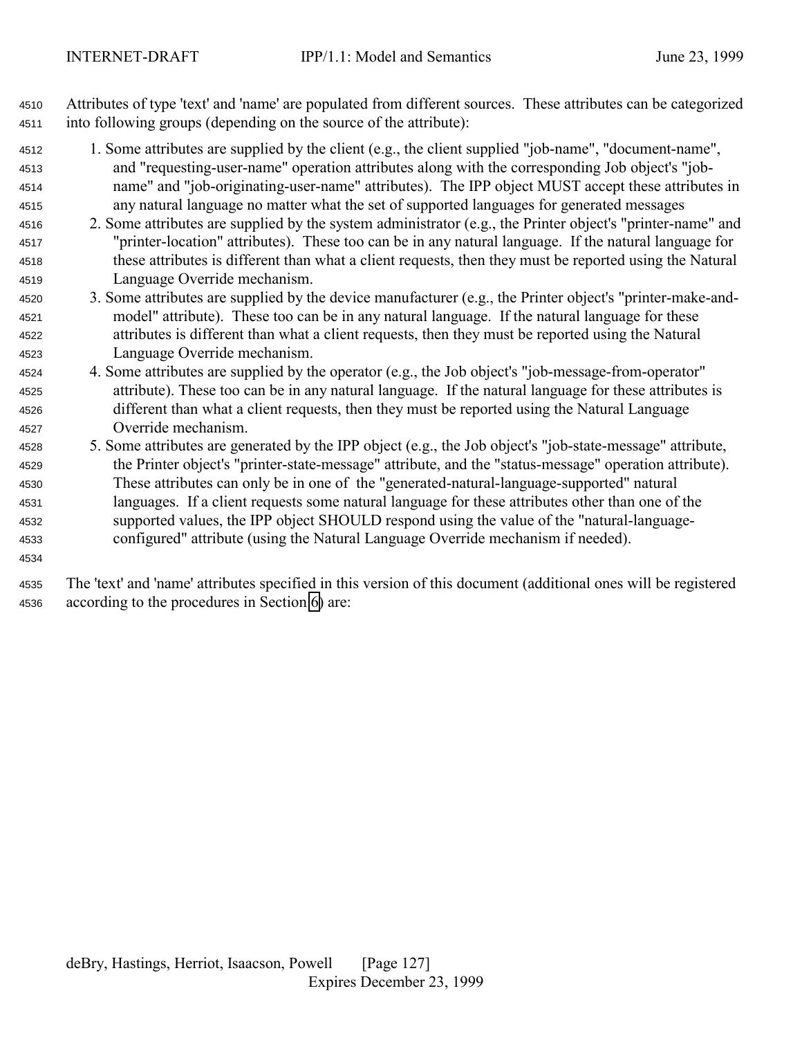Attributes of type 'text' and 'name' are populated from different sources. These attributes can be categorized into following groups (depending on the source of the attribute):

1. Some attributes are supplied by the client (e.g., the client supplied "job-name", "document-name", and "requesting-user-name" operation attributes along with the corresponding Job object's "job-name" and "job-originating-user-name" attributes). The IPP object MUST accept these attributes in any natural language no matter what the set of supported languages for generated messages
2. Some attributes are supplied by the system administrator (e.g., the Printer object's "printer-name" and "printer-location" attributes). These too can be in any natural language. If the natural language for these attributes is different than what a client requests, then they must be reported using the Natural Language Override mechanism.
3. Some attributes are supplied by the device manufacturer (e.g., the Printer object's "printer-make-and-model" attribute). These too can be in any natural language. If the natural language for these attributes is different than what a client requests, then they must be reported using the Natural Language Override mechanism.
4. Some attributes are supplied by the operator (e.g., the Job object's "job-message-from-operator" attribute). These too can be in any natural language. If the natural language for these attributes is different than what a client requests, then they must be reported using the Natural Language Override mechanism.
5. Some attributes are generated by the IPP object (e.g., the Job object's "job-state-message" attribute, the Printer object's "printer-state-message" attribute, and the "status-message" operation attribute). These attributes can only be in one of the "generated-natural-language-supported" natural languages. If a client requests some natural language for these attributes other than one of the supported values, the IPP object SHOULD respond using the value of the "natural-language-configured" attribute (using the Natural Language Override mechanism if needed).

The 'text' and 'name' attributes specified in this version of this document (additional ones will be registered according to the procedures in Section 6) are: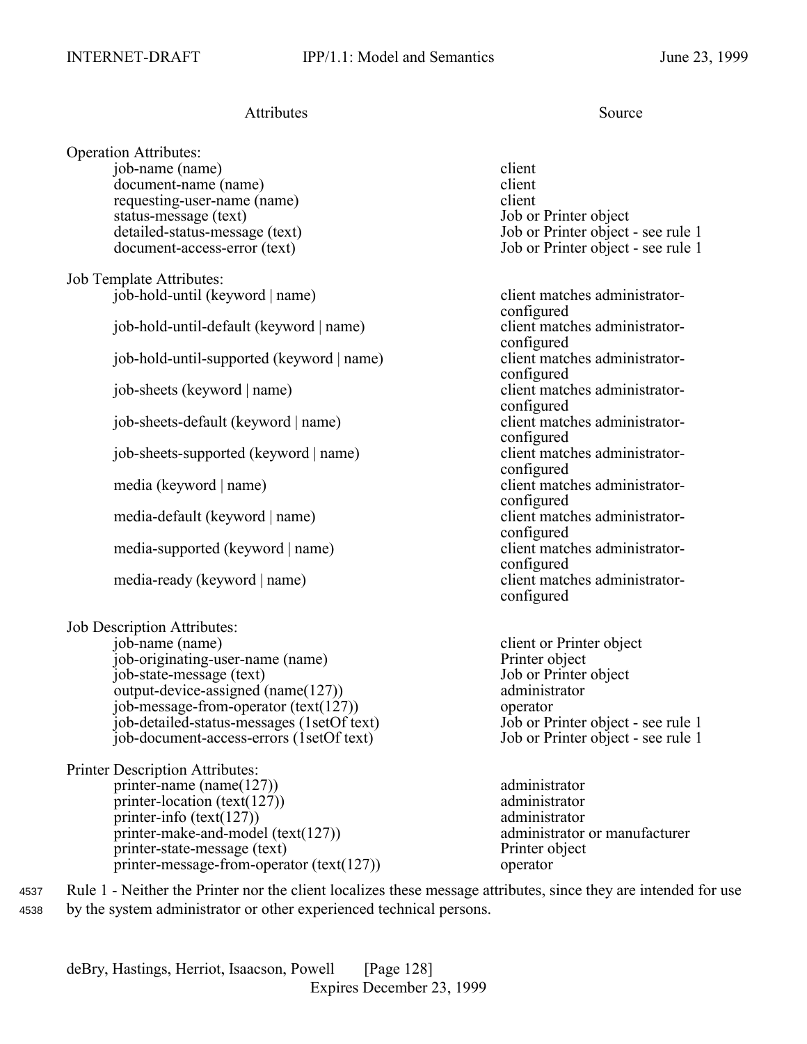| Attributes | Source |
|---|---|
| **Operation Attributes:** | |
| job-name (name) | client |
| document-name (name) | client |
| requesting-user-name (name) | client |
| status-message (text) | Job or Printer object |
| detailed-status-message (text) | Job or Printer object - see rule 1 |
| document-access-error (text) | Job or Printer object - see rule 1 |
| **Job Template Attributes:** | |
| job-hold-until (keyword \| name) | client matches administrator-configured |
| job-hold-until-default (keyword \| name) | client matches administrator-configured |
| job-hold-until-supported (keyword \| name) | client matches administrator-configured |
| job-sheets (keyword \| name) | client matches administrator-configured |
| job-sheets-default (keyword \| name) | client matches administrator-configured |
| job-sheets-supported (keyword \| name) | client matches administrator-configured |
| media (keyword \| name) | client matches administrator-configured |
| media-default (keyword \| name) | client matches administrator-configured |
| media-supported (keyword \| name) | client matches administrator-configured |
| media-ready (keyword \| name) | client matches administrator-configured |
| **Job Description Attributes:** | |
| job-name (name) | client or Printer object |
| job-originating-user-name (name) | Printer object |
| job-state-message (text) | Job or Printer object |
| output-device-assigned (name(127)) | administrator |
| job-message-from-operator (text(127)) | operator |
| job-detailed-status-messages (1setOf text) | Job or Printer object - see rule 1 |
| job-document-access-errors (1setOf text) | Job or Printer object - see rule 1 |
| **Printer Description Attributes:** | |
| printer-name (name(127)) | administrator |
| printer-location (text(127)) | administrator |
| printer-info (text(127)) | administrator |
| printer-make-and-model (text(127)) | administrator or manufacturer |
| printer-state-message (text) | Printer object |
| printer-message-from-operator (text(127)) | operator |

Rule 1 - Neither the Printer nor the client localizes these message attributes, since they are intended for use by the system administrator or other experienced technical persons.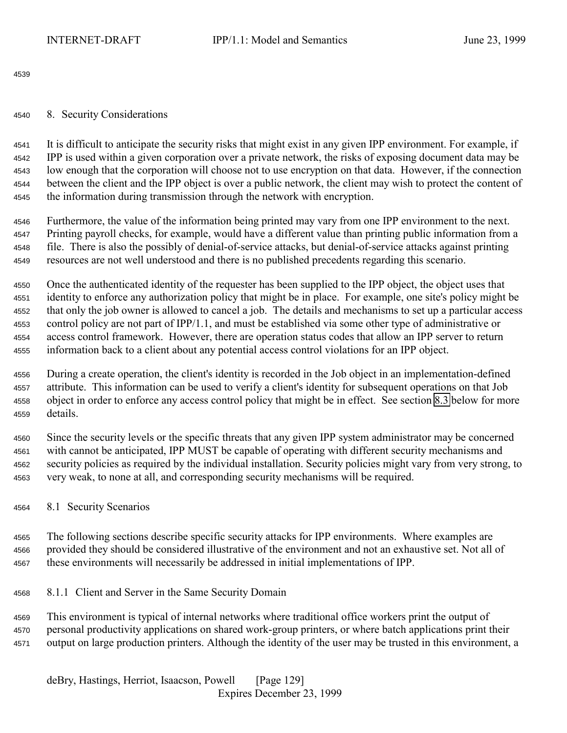## 8. Security Considerations

It is difficult to anticipate the security risks that might exist in any given IPP environment. For example, if IPP is used within a given corporation over a private network, the risks of exposing document data may be low enough that the corporation will choose not to use encryption on that data. However, if the connection between the client and the IPP object is over a public network, the client may wish to protect the content of the information during transmission through the network with encryption.

Furthermore, the value of the information being printed may vary from one IPP environment to the next. Printing payroll checks, for example, would have a different value than printing public information from a file. There is also the possibly of denial-of-service attacks, but denial-of-service attacks against printing resources are not well understood and there is no published precedents regarding this scenario.

Once the authenticated identity of the requester has been supplied to the IPP object, the object uses that identity to enforce any authorization policy that might be in place. For example, one site's policy might be that only the job owner is allowed to cancel a job. The details and mechanisms to set up a particular access control policy are not part of IPP/1.1, and must be established via some other type of administrative or access control framework. However, there are operation status codes that allow an IPP server to return information back to a client about any potential access control violations for an IPP object.

During a create operation, the client's identity is recorded in the Job object in an implementation-defined attribute. This information can be used to verify a client's identity for subsequent operations on that Job object in order to enforce any access control policy that might be in effect. See section 8.3 below for more details.

Since the security levels or the specific threats that any given IPP system administrator may be concerned with cannot be anticipated, IPP MUST be capable of operating with different security mechanisms and security policies as required by the individual installation. Security policies might vary from very strong, to very weak, to none at all, and corresponding security mechanisms will be required.

### 8.1 Security Scenarios

The following sections describe specific security attacks for IPP environments. Where examples are provided they should be considered illustrative of the environment and not an exhaustive set. Not all of these environments will necessarily be addressed in initial implementations of IPP.

#### 8.1.1 Client and Server in the Same Security Domain

This environment is typical of internal networks where traditional office workers print the output of personal productivity applications on shared work-group printers, or where batch applications print their output on large production printers. Although the identity of the user may be trusted in this environment, a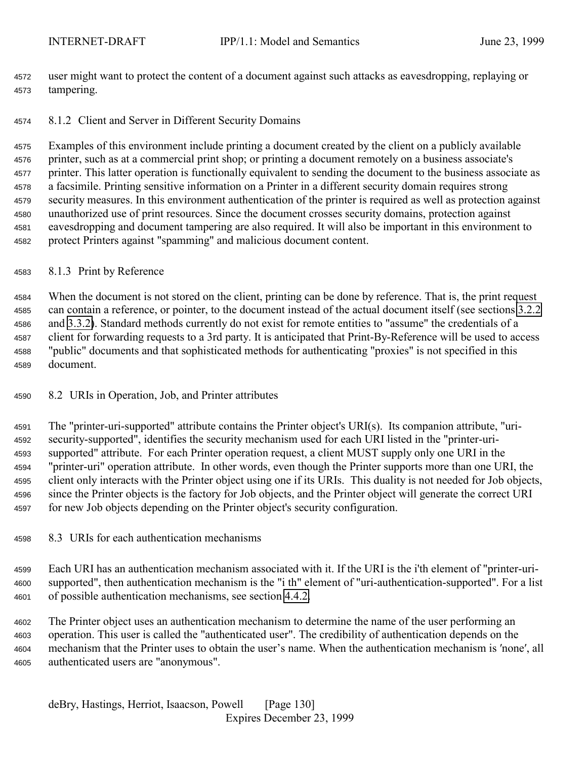user might want to protect the content of a document against such attacks as eavesdropping, replaying or tampering.

### 8.1.2 Client and Server in Different Security Domains

Examples of this environment include printing a document created by the client on a publicly available printer, such as at a commercial print shop; or printing a document remotely on a business associate's printer. This latter operation is functionally equivalent to sending the document to the business associate as a facsimile. Printing sensitive information on a Printer in a different security domain requires strong security measures. In this environment authentication of the printer is required as well as protection against unauthorized use of print resources. Since the document crosses security domains, protection against eavesdropping and document tampering are also required. It will also be important in this environment to protect Printers against "spamming" and malicious document content.

### 8.1.3 Print by Reference

When the document is not stored on the client, printing can be done by reference. That is, the print request can contain a reference, or pointer, to the document instead of the actual document itself (see sections 3.2.2 and 3.3.2). Standard methods currently do not exist for remote entities to "assume" the credentials of a client for forwarding requests to a 3rd party. It is anticipated that Print-By-Reference will be used to access "public" documents and that sophisticated methods for authenticating "proxies" is not specified in this document.

## 8.2 URIs in Operation, Job, and Printer attributes

The "printer-uri-supported" attribute contains the Printer object's URI(s). Its companion attribute, "uri-security-supported", identifies the security mechanism used for each URI listed in the "printer-uri-supported" attribute. For each Printer operation request, a client MUST supply only one URI in the "printer-uri" operation attribute. In other words, even though the Printer supports more than one URI, the client only interacts with the Printer object using one if its URIs. This duality is not needed for Job objects, since the Printer objects is the factory for Job objects, and the Printer object will generate the correct URI for new Job objects depending on the Printer object's security configuration.

## 8.3 URIs for each authentication mechanisms

Each URI has an authentication mechanism associated with it. If the URI is the i'th element of "printer-uri-supported", then authentication mechanism is the "i th" element of "uri-authentication-supported". For a list of possible authentication mechanisms, see section 4.4.2.

The Printer object uses an authentication mechanism to determine the name of the user performing an operation. This user is called the "authenticated user". The credibility of authentication depends on the mechanism that the Printer uses to obtain the user's name. When the authentication mechanism is 'none', all authenticated users are "anonymous".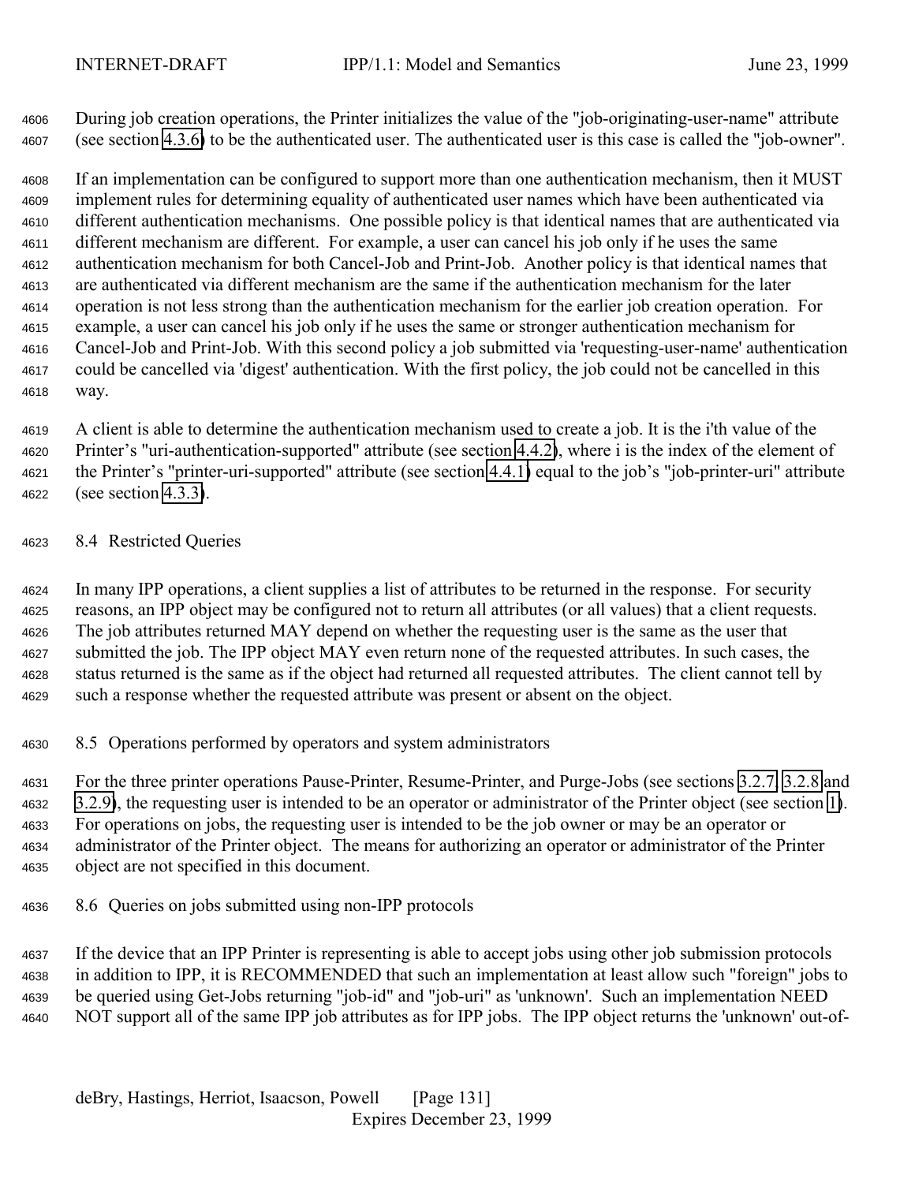During job creation operations, the Printer initializes the value of the "job-originating-user-name" attribute (see section 4.3.6) to be the authenticated user. The authenticated user is this case is called the "job-owner".

If an implementation can be configured to support more than one authentication mechanism, then it MUST implement rules for determining equality of authenticated user names which have been authenticated via different authentication mechanisms. One possible policy is that identical names that are authenticated via different mechanism are different. For example, a user can cancel his job only if he uses the same authentication mechanism for both Cancel-Job and Print-Job. Another policy is that identical names that are authenticated via different mechanism are the same if the authentication mechanism for the later operation is not less strong than the authentication mechanism for the earlier job creation operation. For example, a user can cancel his job only if he uses the same or stronger authentication mechanism for Cancel-Job and Print-Job. With this second policy a job submitted via 'requesting-user-name' authentication could be cancelled via 'digest' authentication. With the first policy, the job could not be cancelled in this way.

A client is able to determine the authentication mechanism used to create a job. It is the i'th value of the Printer's "uri-authentication-supported" attribute (see section 4.4.2), where i is the index of the element of the Printer's "printer-uri-supported" attribute (see section 4.4.1) equal to the job's "job-printer-uri" attribute (see section 4.3.3).

## 8.4 Restricted Queries

In many IPP operations, a client supplies a list of attributes to be returned in the response. For security reasons, an IPP object may be configured not to return all attributes (or all values) that a client requests. The job attributes returned MAY depend on whether the requesting user is the same as the user that submitted the job. The IPP object MAY even return none of the requested attributes. In such cases, the status returned is the same as if the object had returned all requested attributes. The client cannot tell by such a response whether the requested attribute was present or absent on the object.

## 8.5 Operations performed by operators and system administrators

For the three printer operations Pause-Printer, Resume-Printer, and Purge-Jobs (see sections 3.2.7, 3.2.8 and 3.2.9), the requesting user is intended to be an operator or administrator of the Printer object (see section 1). For operations on jobs, the requesting user is intended to be the job owner or may be an operator or administrator of the Printer object. The means for authorizing an operator or administrator of the Printer object are not specified in this document.

## 8.6 Queries on jobs submitted using non-IPP protocols

If the device that an IPP Printer is representing is able to accept jobs using other job submission protocols in addition to IPP, it is RECOMMENDED that such an implementation at least allow such "foreign" jobs to be queried using Get-Jobs returning "job-id" and "job-uri" as 'unknown'. Such an implementation NEED NOT support all of the same IPP job attributes as for IPP jobs. The IPP object returns the 'unknown' out-of-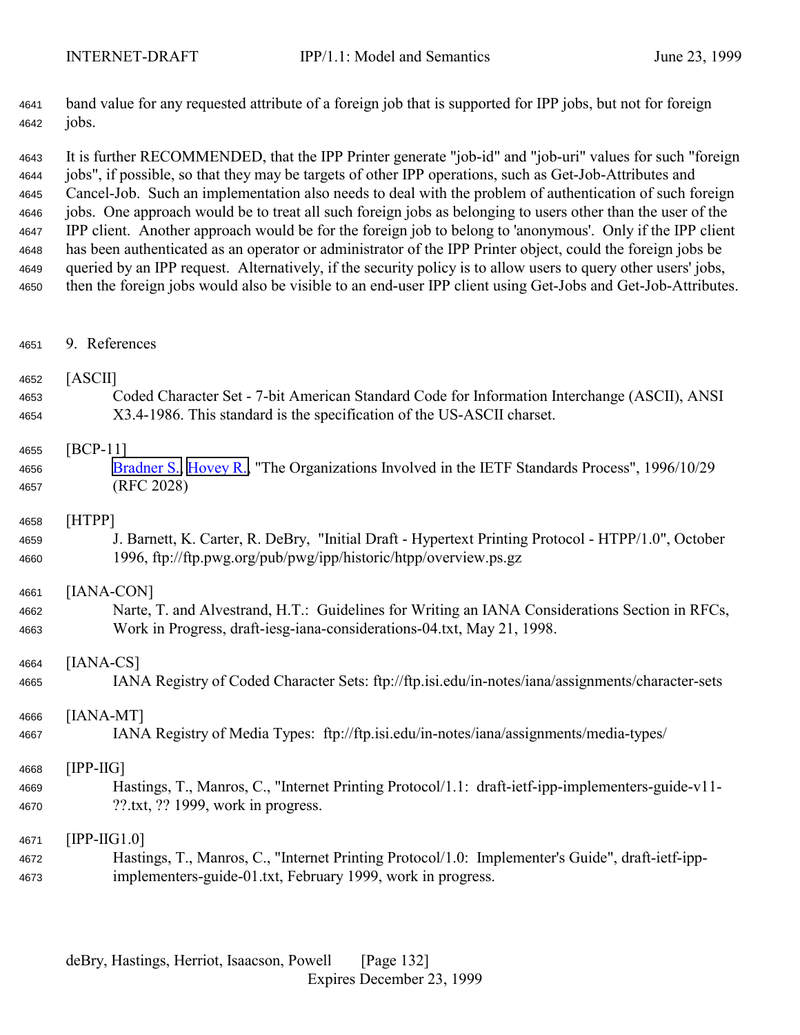band value for any requested attribute of a foreign job that is supported for IPP jobs, but not for foreign jobs.

It is further RECOMMENDED, that the IPP Printer generate "job-id" and "job-uri" values for such "foreign jobs", if possible, so that they may be targets of other IPP operations, such as Get-Job-Attributes and Cancel-Job. Such an implementation also needs to deal with the problem of authentication of such foreign jobs. One approach would be to treat all such foreign jobs as belonging to users other than the user of the IPP client. Another approach would be for the foreign job to belong to 'anonymous'. Only if the IPP client has been authenticated as an operator or administrator of the IPP Printer object, could the foreign jobs be queried by an IPP request. Alternatively, if the security policy is to allow users to query other users' jobs, then the foreign jobs would also be visible to an end-user IPP client using Get-Jobs and Get-Job-Attributes.

## 9. References

[ASCII]
Coded Character Set - 7-bit American Standard Code for Information Interchange (ASCII), ANSI X3.4-1986. This standard is the specification of the US-ASCII charset.

[BCP-11]
Bradner S., Hovey R., "The Organizations Involved in the IETF Standards Process", 1996/10/29 (RFC 2028)

[HTPP]
J. Barnett, K. Carter, R. DeBry, "Initial Draft - Hypertext Printing Protocol - HTPP/1.0", October 1996, ftp://ftp.pwg.org/pub/pwg/ipp/historic/htpp/overview.ps.gz

[IANA-CON]
Narte, T. and Alvestrand, H.T.: Guidelines for Writing an IANA Considerations Section in RFCs, Work in Progress, draft-iesg-iana-considerations-04.txt, May 21, 1998.

[IANA-CS]
IANA Registry of Coded Character Sets: ftp://ftp.isi.edu/in-notes/iana/assignments/character-sets

[IANA-MT]
IANA Registry of Media Types: ftp://ftp.isi.edu/in-notes/iana/assignments/media-types/

[IPP-IIG]
Hastings, T., Manros, C., "Internet Printing Protocol/1.1: draft-ietf-ipp-implementers-guide-v11-??.txt, ?? 1999, work in progress.

[IPP-IIG1.0]
Hastings, T., Manros, C., "Internet Printing Protocol/1.0: Implementer's Guide", draft-ietf-ipp-implementers-guide-01.txt, February 1999, work in progress.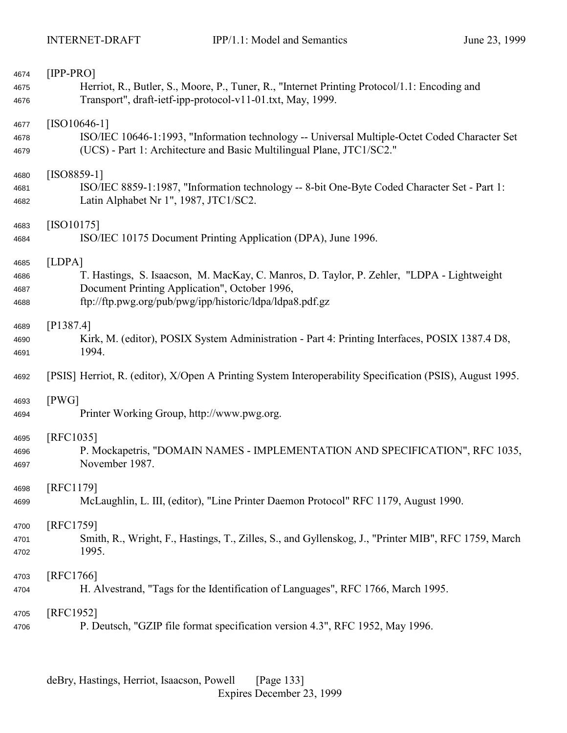[IPP-PRO]
  Herriot, R., Butler, S., Moore, P., Tuner, R., "Internet Printing Protocol/1.1: Encoding and Transport", draft-ietf-ipp-protocol-v11-01.txt, May, 1999.

[ISO10646-1]
  ISO/IEC 10646-1:1993, "Information technology -- Universal Multiple-Octet Coded Character Set (UCS) - Part 1: Architecture and Basic Multilingual Plane, JTC1/SC2."

[ISO8859-1]
  ISO/IEC 8859-1:1987, "Information technology -- 8-bit One-Byte Coded Character Set - Part 1: Latin Alphabet Nr 1", 1987, JTC1/SC2.

[ISO10175]
  ISO/IEC 10175 Document Printing Application (DPA), June 1996.

[LDPA]
  T. Hastings, S. Isaacson, M. MacKay, C. Manros, D. Taylor, P. Zehler, "LDPA - Lightweight Document Printing Application", October 1996, ftp://ftp.pwg.org/pub/pwg/ipp/historic/ldpa/ldpa8.pdf.gz

[P1387.4]
  Kirk, M. (editor), POSIX System Administration - Part 4: Printing Interfaces, POSIX 1387.4 D8, 1994.

[PSIS] Herriot, R. (editor), X/Open A Printing System Interoperability Specification (PSIS), August 1995.

[PWG]
  Printer Working Group, http://www.pwg.org.

[RFC1035]
  P. Mockapetris, "DOMAIN NAMES - IMPLEMENTATION AND SPECIFICATION", RFC 1035, November 1987.

[RFC1179]
  McLaughlin, L. III, (editor), "Line Printer Daemon Protocol" RFC 1179, August 1990.

[RFC1759]
  Smith, R., Wright, F., Hastings, T., Zilles, S., and Gyllenskog, J., "Printer MIB", RFC 1759, March 1995.

[RFC1766]
  H. Alvestrand, "Tags for the Identification of Languages", RFC 1766, March 1995.

[RFC1952]
  P. Deutsch, "GZIP file format specification version 4.3", RFC 1952, May 1996.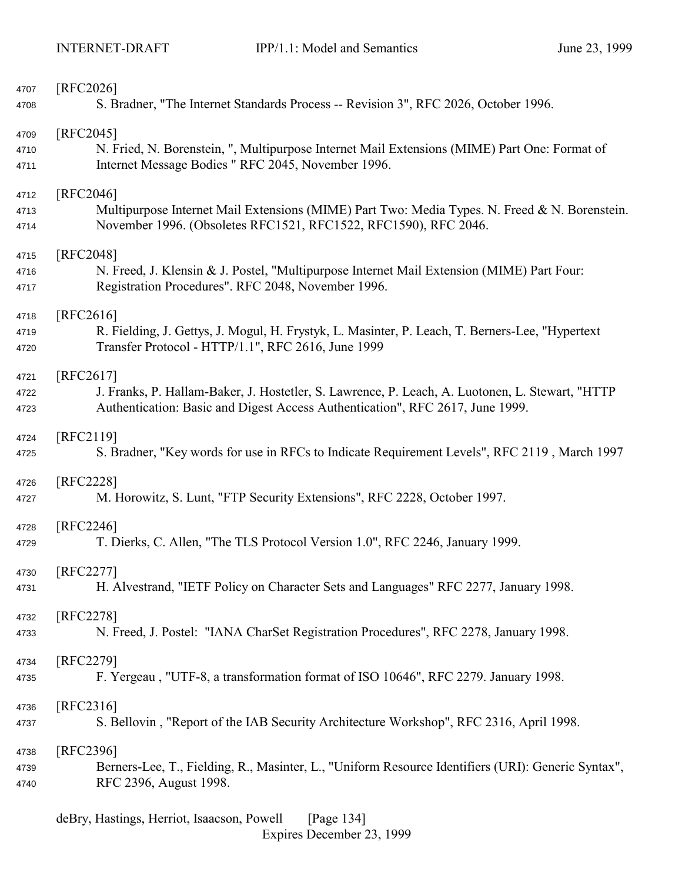[RFC2026]
S. Bradner, "The Internet Standards Process -- Revision 3", RFC 2026, October 1996.

[RFC2045]
N. Fried, N. Borenstein, ", Multipurpose Internet Mail Extensions (MIME) Part One: Format of Internet Message Bodies " RFC 2045, November 1996.

[RFC2046]
Multipurpose Internet Mail Extensions (MIME) Part Two: Media Types. N. Freed & N. Borenstein. November 1996. (Obsoletes RFC1521, RFC1522, RFC1590), RFC 2046.

[RFC2048]
N. Freed, J. Klensin & J. Postel, "Multipurpose Internet Mail Extension (MIME) Part Four: Registration Procedures". RFC 2048, November 1996.

[RFC2616]
R. Fielding, J. Gettys, J. Mogul, H. Frystyk, L. Masinter, P. Leach, T. Berners-Lee, "Hypertext Transfer Protocol - HTTP/1.1", RFC 2616, June 1999

[RFC2617]
J. Franks, P. Hallam-Baker, J. Hostetler, S. Lawrence, P. Leach, A. Luotonen, L. Stewart, "HTTP Authentication: Basic and Digest Access Authentication", RFC 2617, June 1999.

[RFC2119]
S. Bradner, "Key words for use in RFCs to Indicate Requirement Levels", RFC 2119 , March 1997

[RFC2228]
M. Horowitz, S. Lunt, "FTP Security Extensions", RFC 2228, October 1997.

[RFC2246]
T. Dierks, C. Allen, "The TLS Protocol Version 1.0", RFC 2246, January 1999.

[RFC2277]
H. Alvestrand, "IETF Policy on Character Sets and Languages" RFC 2277, January 1998.

[RFC2278]
N. Freed, J. Postel: "IANA CharSet Registration Procedures", RFC 2278, January 1998.

[RFC2279]
F. Yergeau , "UTF-8, a transformation format of ISO 10646", RFC 2279. January 1998.

[RFC2316]
S. Bellovin , "Report of the IAB Security Architecture Workshop", RFC 2316, April 1998.

[RFC2396]
Berners-Lee, T., Fielding, R., Masinter, L., "Uniform Resource Identifiers (URI): Generic Syntax", RFC 2396, August 1998.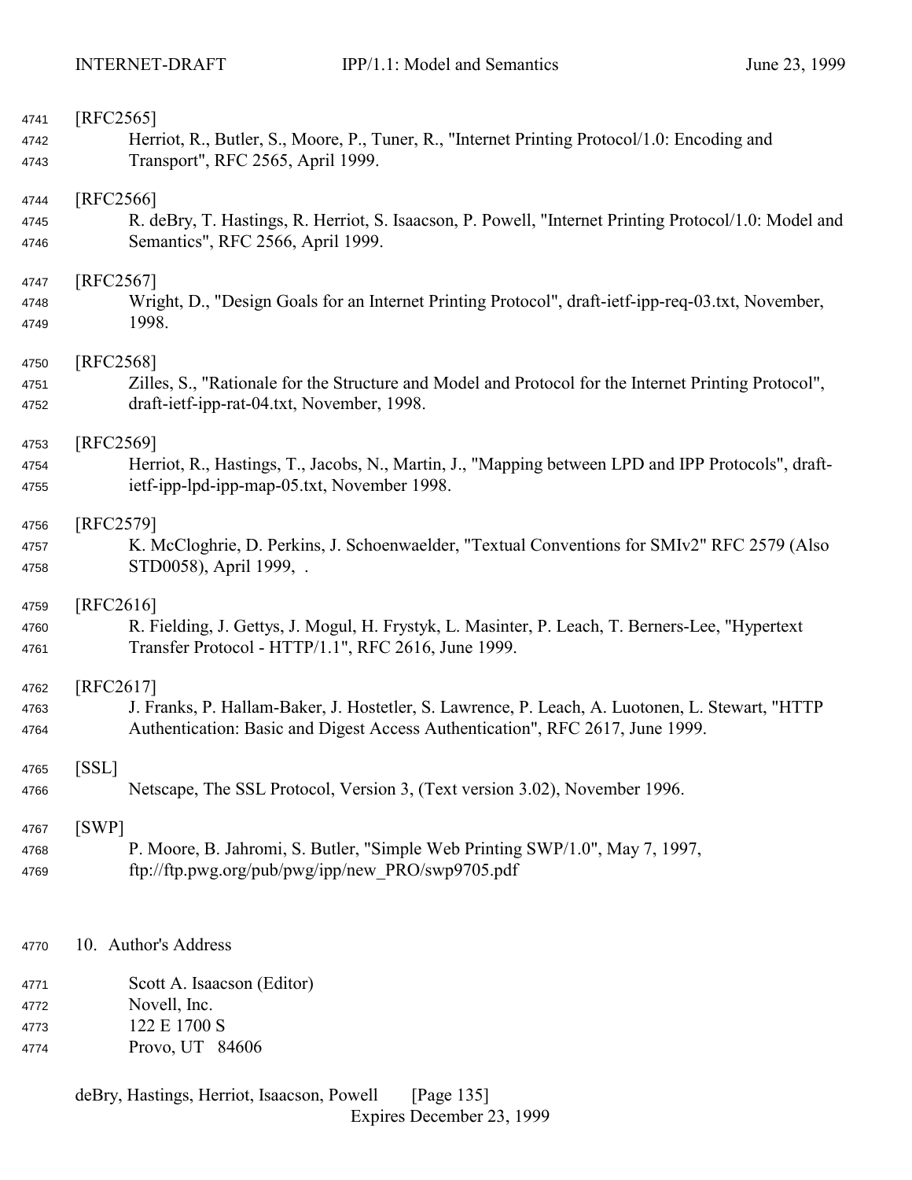[RFC2565]
Herriot, R., Butler, S., Moore, P., Tuner, R., "Internet Printing Protocol/1.0: Encoding and Transport", RFC 2565, April 1999.

[RFC2566]
R. deBry, T. Hastings, R. Herriot, S. Isaacson, P. Powell, "Internet Printing Protocol/1.0: Model and Semantics", RFC 2566, April 1999.

[RFC2567]
Wright, D., "Design Goals for an Internet Printing Protocol", draft-ietf-ipp-req-03.txt, November, 1998.

[RFC2568]
Zilles, S., "Rationale for the Structure and Model and Protocol for the Internet Printing Protocol", draft-ietf-ipp-rat-04.txt, November, 1998.

[RFC2569]
Herriot, R., Hastings, T., Jacobs, N., Martin, J., "Mapping between LPD and IPP Protocols", draft-ietf-ipp-lpd-ipp-map-05.txt, November 1998.

[RFC2579]
K. McCloghrie, D. Perkins, J. Schoenwaelder, "Textual Conventions for SMIv2" RFC 2579 (Also STD0058), April 1999, .

[RFC2616]
R. Fielding, J. Gettys, J. Mogul, H. Frystyk, L. Masinter, P. Leach, T. Berners-Lee, "Hypertext Transfer Protocol - HTTP/1.1", RFC 2616, June 1999.

[RFC2617]
J. Franks, P. Hallam-Baker, J. Hostetler, S. Lawrence, P. Leach, A. Luotonen, L. Stewart, "HTTP Authentication: Basic and Digest Access Authentication", RFC 2617, June 1999.

[SSL]
Netscape, The SSL Protocol, Version 3, (Text version 3.02), November 1996.

[SWP]
P. Moore, B. Jahromi, S. Butler, "Simple Web Printing SWP/1.0", May 7, 1997, ftp://ftp.pwg.org/pub/pwg/ipp/new_PRO/swp9705.pdf

## 10. Author's Address

Scott A. Isaacson (Editor)
Novell, Inc.
122 E 1700 S
Provo, UT 84606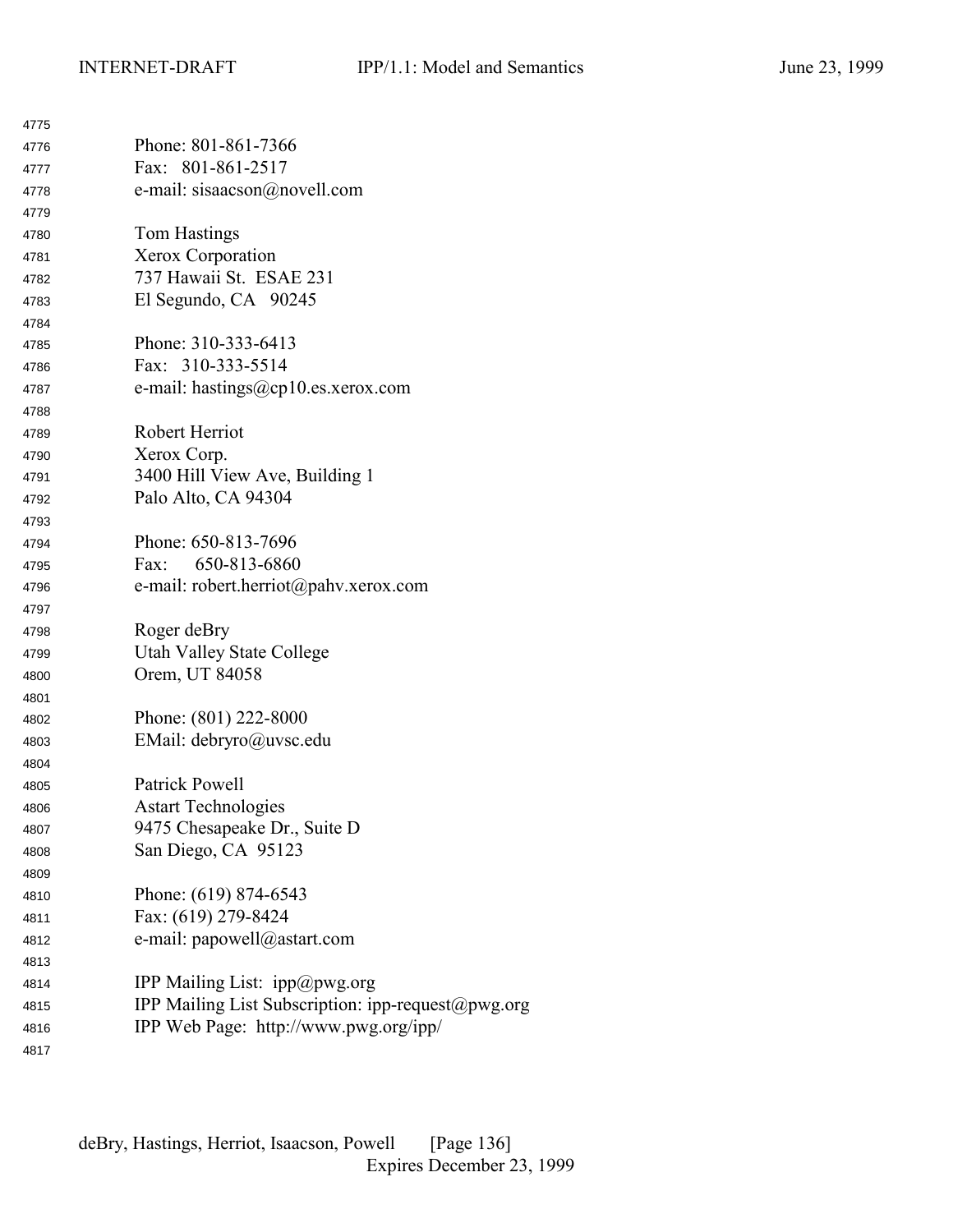Phone: 801-861-7366
Fax: 801-861-2517
e-mail: sisaacson@novell.com

Tom Hastings
Xerox Corporation
737 Hawaii St. ESAE 231
El Segundo, CA 90245

Phone: 310-333-6413
Fax: 310-333-5514
e-mail: hastings@cp10.es.xerox.com

Robert Herriot
Xerox Corp.
3400 Hill View Ave, Building 1
Palo Alto, CA 94304

Phone: 650-813-7696
Fax: 650-813-6860
e-mail: robert.herriot@pahv.xerox.com

Roger deBry
Utah Valley State College
Orem, UT 84058

Phone: (801) 222-8000
EMail: debryro@uvsc.edu

Patrick Powell
Astart Technologies
9475 Chesapeake Dr., Suite D
San Diego, CA 95123

Phone: (619) 874-6543
Fax: (619) 279-8424
e-mail: papowell@astart.com

IPP Mailing List: ipp@pwg.org
IPP Mailing List Subscription: ipp-request@pwg.org
IPP Web Page: http://www.pwg.org/ipp/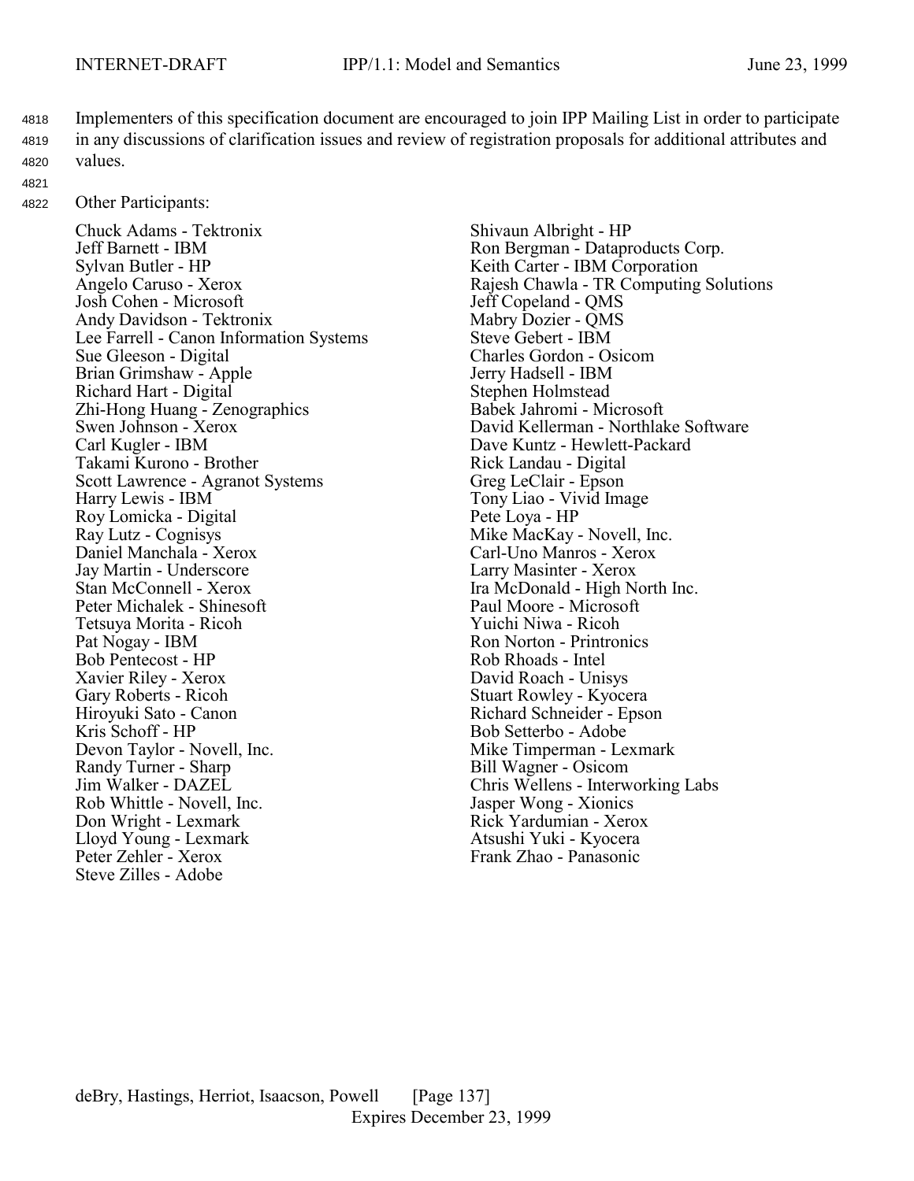Implementers of this specification document are encouraged to join IPP Mailing List in order to participate in any discussions of clarification issues and review of registration proposals for additional attributes and values.

Other Participants:

Chuck Adams - Tektronix
Jeff Barnett - IBM
Sylvan Butler - HP
Angelo Caruso - Xerox
Josh Cohen - Microsoft
Andy Davidson - Tektronix
Lee Farrell - Canon Information Systems
Sue Gleeson - Digital
Brian Grimshaw - Apple
Richard Hart - Digital
Zhi-Hong Huang - Zenographics
Swen Johnson - Xerox
Carl Kugler - IBM
Takami Kurono - Brother
Scott Lawrence - Agranot Systems
Harry Lewis - IBM
Roy Lomicka - Digital
Ray Lutz - Cognisys
Daniel Manchala - Xerox
Jay Martin - Underscore
Stan McConnell - Xerox
Peter Michalek - Shinesoft
Tetsuya Morita - Ricoh
Pat Nogay - IBM
Bob Pentecost - HP
Xavier Riley - Xerox
Gary Roberts - Ricoh
Hiroyuki Sato - Canon
Kris Schoff - HP
Devon Taylor - Novell, Inc.
Randy Turner - Sharp
Jim Walker - DAZEL
Rob Whittle - Novell, Inc.
Don Wright - Lexmark
Lloyd Young - Lexmark
Peter Zehler - Xerox
Steve Zilles - Adobe
Shivaun Albright - HP
Ron Bergman - Dataproducts Corp.
Keith Carter - IBM Corporation
Rajesh Chawla - TR Computing Solutions
Jeff Copeland - QMS
Mabry Dozier - QMS
Steve Gebert - IBM
Charles Gordon - Osicom
Jerry Hadsell - IBM
Stephen Holmstead
Babek Jahromi - Microsoft
David Kellerman - Northlake Software
Dave Kuntz - Hewlett-Packard
Rick Landau - Digital
Greg LeClair - Epson
Tony Liao - Vivid Image
Pete Loya - HP
Mike MacKay - Novell, Inc.
Carl-Uno Manros - Xerox
Larry Masinter - Xerox
Ira McDonald - High North Inc.
Paul Moore - Microsoft
Yuichi Niwa - Ricoh
Ron Norton - Printronics
Rob Rhoads - Intel
David Roach - Unisys
Stuart Rowley - Kyocera
Richard Schneider - Epson
Bob Setterbo - Adobe
Mike Timperman - Lexmark
Bill Wagner - Osicom
Chris Wellens - Interworking Labs
Jasper Wong - Xionics
Rick Yardumian - Xerox
Atsushi Yuki - Kyocera
Frank Zhao - Panasonic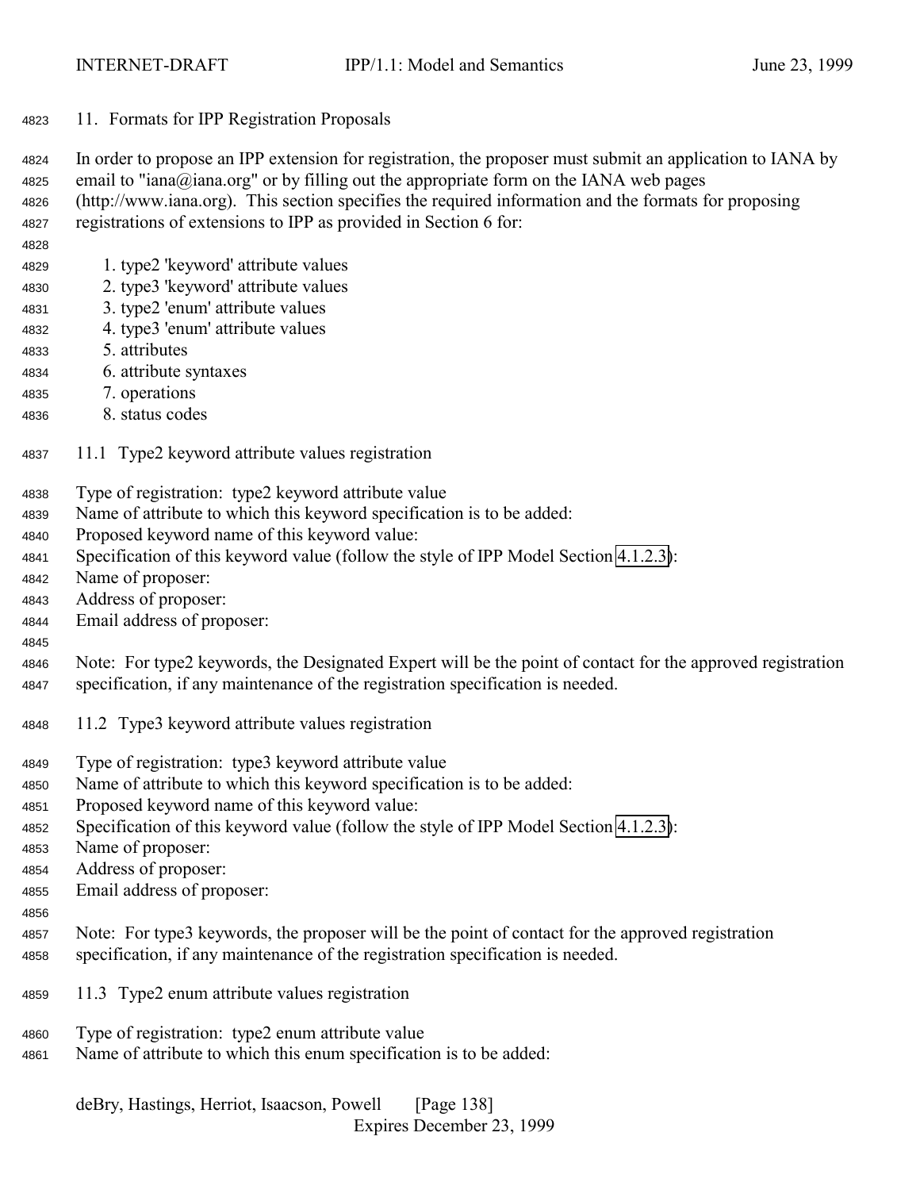## 11. Formats for IPP Registration Proposals

In order to propose an IPP extension for registration, the proposer must submit an application to IANA by email to "iana@iana.org" or by filling out the appropriate form on the IANA web pages (http://www.iana.org). This section specifies the required information and the formats for proposing registrations of extensions to IPP as provided in Section 6 for:

1. type2 'keyword' attribute values
2. type3 'keyword' attribute values
3. type2 'enum' attribute values
4. type3 'enum' attribute values
5. attributes
6. attribute syntaxes
7. operations
8. status codes

### 11.1 Type2 keyword attribute values registration

Type of registration: type2 keyword attribute value
Name of attribute to which this keyword specification is to be added:
Proposed keyword name of this keyword value:
Specification of this keyword value (follow the style of IPP Model Section 4.1.2.3):
Name of proposer:
Address of proposer:
Email address of proposer:

Note: For type2 keywords, the Designated Expert will be the point of contact for the approved registration specification, if any maintenance of the registration specification is needed.

### 11.2 Type3 keyword attribute values registration

Type of registration: type3 keyword attribute value
Name of attribute to which this keyword specification is to be added:
Proposed keyword name of this keyword value:
Specification of this keyword value (follow the style of IPP Model Section 4.1.2.3):
Name of proposer:
Address of proposer:
Email address of proposer:

Note: For type3 keywords, the proposer will be the point of contact for the approved registration specification, if any maintenance of the registration specification is needed.

### 11.3 Type2 enum attribute values registration

Type of registration: type2 enum attribute value
Name of attribute to which this enum specification is to be added: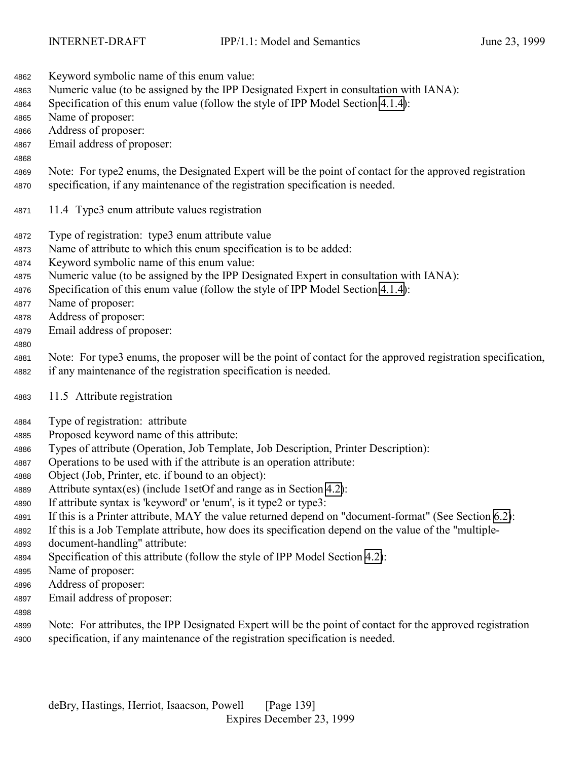Keyword symbolic name of this enum value:
Numeric value (to be assigned by the IPP Designated Expert in consultation with IANA):
Specification of this enum value (follow the style of IPP Model Section 4.1.4):
Name of proposer:
Address of proposer:
Email address of proposer:

Note: For type2 enums, the Designated Expert will be the point of contact for the approved registration specification, if any maintenance of the registration specification is needed.

## 11.4 Type3 enum attribute values registration

Type of registration: type3 enum attribute value
Name of attribute to which this enum specification is to be added:
Keyword symbolic name of this enum value:
Numeric value (to be assigned by the IPP Designated Expert in consultation with IANA):
Specification of this enum value (follow the style of IPP Model Section 4.1.4):
Name of proposer:
Address of proposer:
Email address of proposer:

Note: For type3 enums, the proposer will be the point of contact for the approved registration specification, if any maintenance of the registration specification is needed.

## 11.5 Attribute registration

Type of registration: attribute
Proposed keyword name of this attribute:
Types of attribute (Operation, Job Template, Job Description, Printer Description):
Operations to be used with if the attribute is an operation attribute:
Object (Job, Printer, etc. if bound to an object):
Attribute syntax(es) (include 1setOf and range as in Section 4.2):
If attribute syntax is 'keyword' or 'enum', is it type2 or type3:
If this is a Printer attribute, MAY the value returned depend on "document-format" (See Section 6.2):
If this is a Job Template attribute, how does its specification depend on the value of the "multiple-document-handling" attribute:
Specification of this attribute (follow the style of IPP Model Section 4.2):
Name of proposer:
Address of proposer:
Email address of proposer:

Note: For attributes, the IPP Designated Expert will be the point of contact for the approved registration specification, if any maintenance of the registration specification is needed.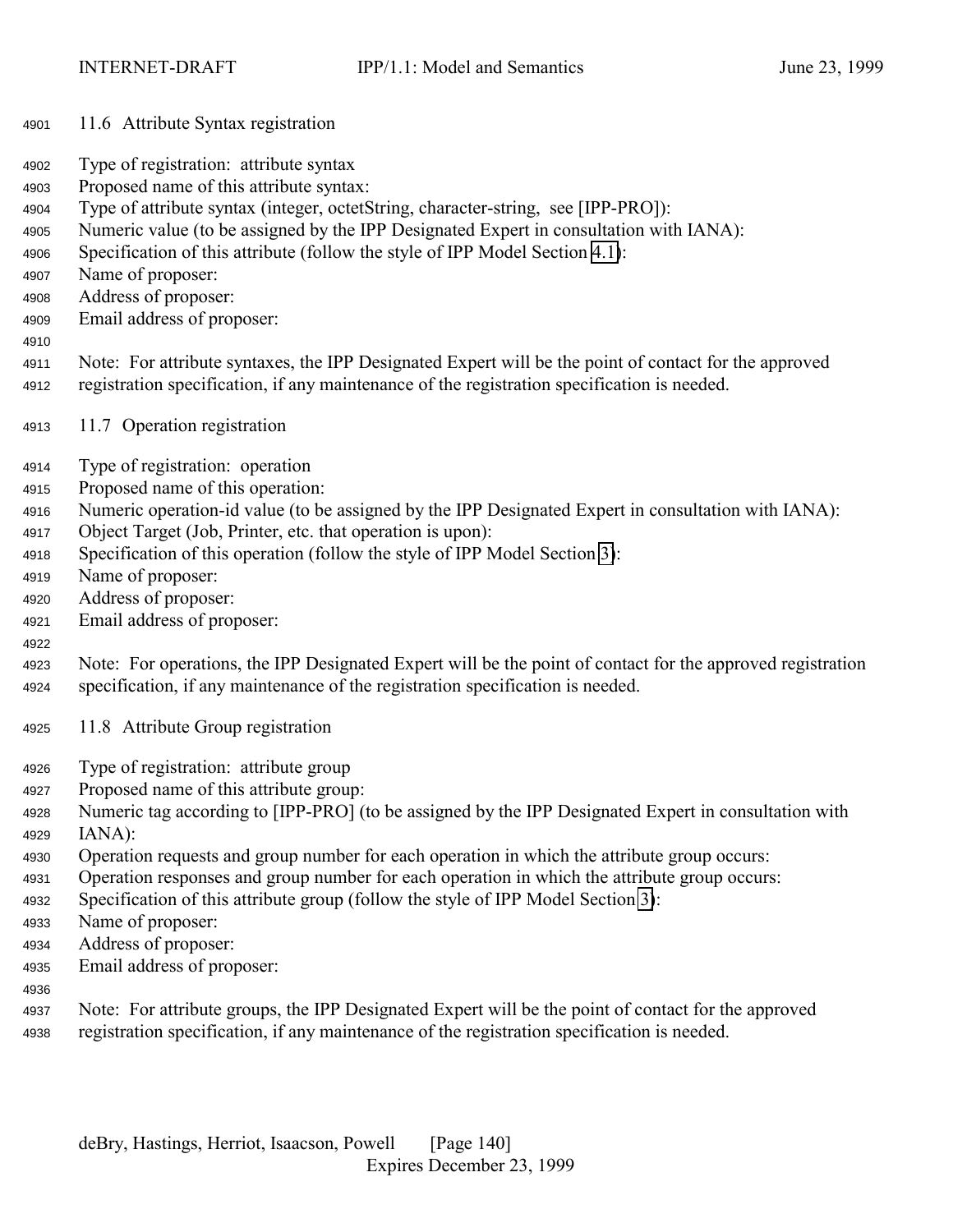## 11.6 Attribute Syntax registration

Type of registration: attribute syntax
Proposed name of this attribute syntax:
Type of attribute syntax (integer, octetString, character-string, see [IPP-PRO]):
Numeric value (to be assigned by the IPP Designated Expert in consultation with IANA):
Specification of this attribute (follow the style of IPP Model Section 4.1):
Name of proposer:
Address of proposer:
Email address of proposer:

Note: For attribute syntaxes, the IPP Designated Expert will be the point of contact for the approved registration specification, if any maintenance of the registration specification is needed.

## 11.7 Operation registration

Type of registration: operation
Proposed name of this operation:
Numeric operation-id value (to be assigned by the IPP Designated Expert in consultation with IANA):
Object Target (Job, Printer, etc. that operation is upon):
Specification of this operation (follow the style of IPP Model Section 3):
Name of proposer:
Address of proposer:
Email address of proposer:

Note: For operations, the IPP Designated Expert will be the point of contact for the approved registration specification, if any maintenance of the registration specification is needed.

## 11.8 Attribute Group registration

Type of registration: attribute group
Proposed name of this attribute group:
Numeric tag according to [IPP-PRO] (to be assigned by the IPP Designated Expert in consultation with IANA):
Operation requests and group number for each operation in which the attribute group occurs:
Operation responses and group number for each operation in which the attribute group occurs:
Specification of this attribute group (follow the style of IPP Model Section 3):
Name of proposer:
Address of proposer:
Email address of proposer:

Note: For attribute groups, the IPP Designated Expert will be the point of contact for the approved registration specification, if any maintenance of the registration specification is needed.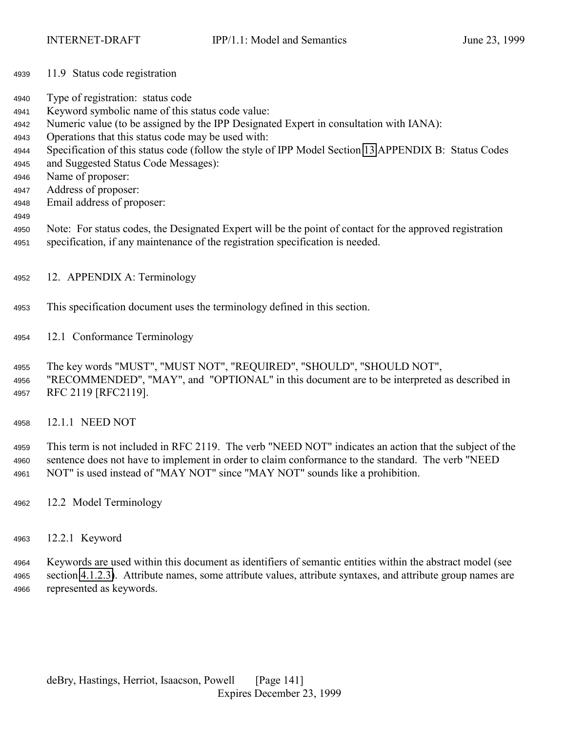### 11.9 Status code registration

Type of registration: status code
Keyword symbolic name of this status code value:
Numeric value (to be assigned by the IPP Designated Expert in consultation with IANA):
Operations that this status code may be used with:
Specification of this status code (follow the style of IPP Model Section 13 APPENDIX B: Status Codes and Suggested Status Code Messages):
Name of proposer:
Address of proposer:
Email address of proposer:

Note: For status codes, the Designated Expert will be the point of contact for the approved registration specification, if any maintenance of the registration specification is needed.

## 12. APPENDIX A: Terminology

This specification document uses the terminology defined in this section.

### 12.1 Conformance Terminology

The key words "MUST", "MUST NOT", "REQUIRED", "SHOULD", "SHOULD NOT", "RECOMMENDED", "MAY", and "OPTIONAL" in this document are to be interpreted as described in RFC 2119 [RFC2119].

#### 12.1.1 NEED NOT

This term is not included in RFC 2119. The verb "NEED NOT" indicates an action that the subject of the sentence does not have to implement in order to claim conformance to the standard. The verb "NEED NOT" is used instead of "MAY NOT" since "MAY NOT" sounds like a prohibition.

### 12.2 Model Terminology

#### 12.2.1 Keyword

Keywords are used within this document as identifiers of semantic entities within the abstract model (see section 4.1.2.3). Attribute names, some attribute values, attribute syntaxes, and attribute group names are represented as keywords.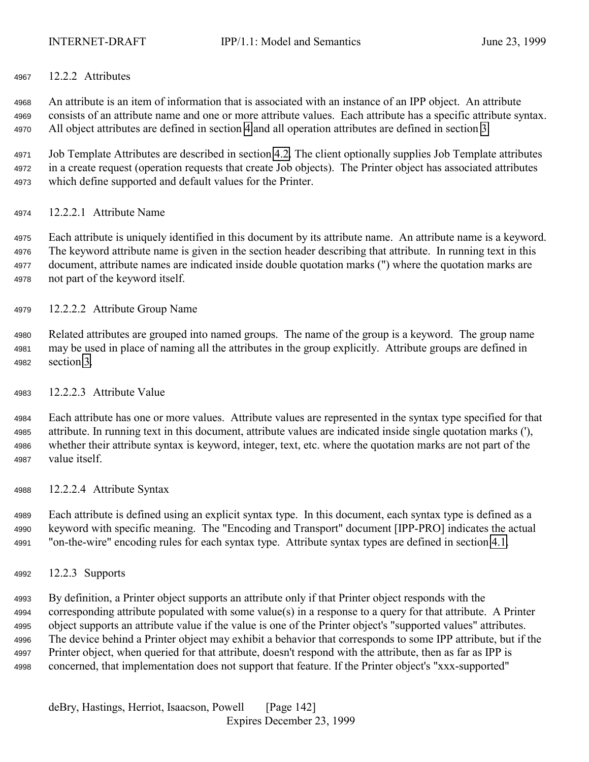### 12.2.2 Attributes

An attribute is an item of information that is associated with an instance of an IPP object. An attribute consists of an attribute name and one or more attribute values. Each attribute has a specific attribute syntax. All object attributes are defined in section 4 and all operation attributes are defined in section 3.

Job Template Attributes are described in section 4.2. The client optionally supplies Job Template attributes in a create request (operation requests that create Job objects). The Printer object has associated attributes which define supported and default values for the Printer.

#### 12.2.2.1 Attribute Name

Each attribute is uniquely identified in this document by its attribute name. An attribute name is a keyword. The keyword attribute name is given in the section header describing that attribute. In running text in this document, attribute names are indicated inside double quotation marks (") where the quotation marks are not part of the keyword itself.

#### 12.2.2.2 Attribute Group Name

Related attributes are grouped into named groups. The name of the group is a keyword. The group name may be used in place of naming all the attributes in the group explicitly. Attribute groups are defined in section 3.

#### 12.2.2.3 Attribute Value

Each attribute has one or more values. Attribute values are represented in the syntax type specified for that attribute. In running text in this document, attribute values are indicated inside single quotation marks ('), whether their attribute syntax is keyword, integer, text, etc. where the quotation marks are not part of the value itself.

#### 12.2.2.4 Attribute Syntax

Each attribute is defined using an explicit syntax type. In this document, each syntax type is defined as a keyword with specific meaning. The "Encoding and Transport" document [IPP-PRO] indicates the actual "on-the-wire" encoding rules for each syntax type. Attribute syntax types are defined in section 4.1.

### 12.2.3 Supports

By definition, a Printer object supports an attribute only if that Printer object responds with the corresponding attribute populated with some value(s) in a response to a query for that attribute. A Printer object supports an attribute value if the value is one of the Printer object's "supported values" attributes. The device behind a Printer object may exhibit a behavior that corresponds to some IPP attribute, but if the Printer object, when queried for that attribute, doesn't respond with the attribute, then as far as IPP is concerned, that implementation does not support that feature. If the Printer object's "xxx-supported"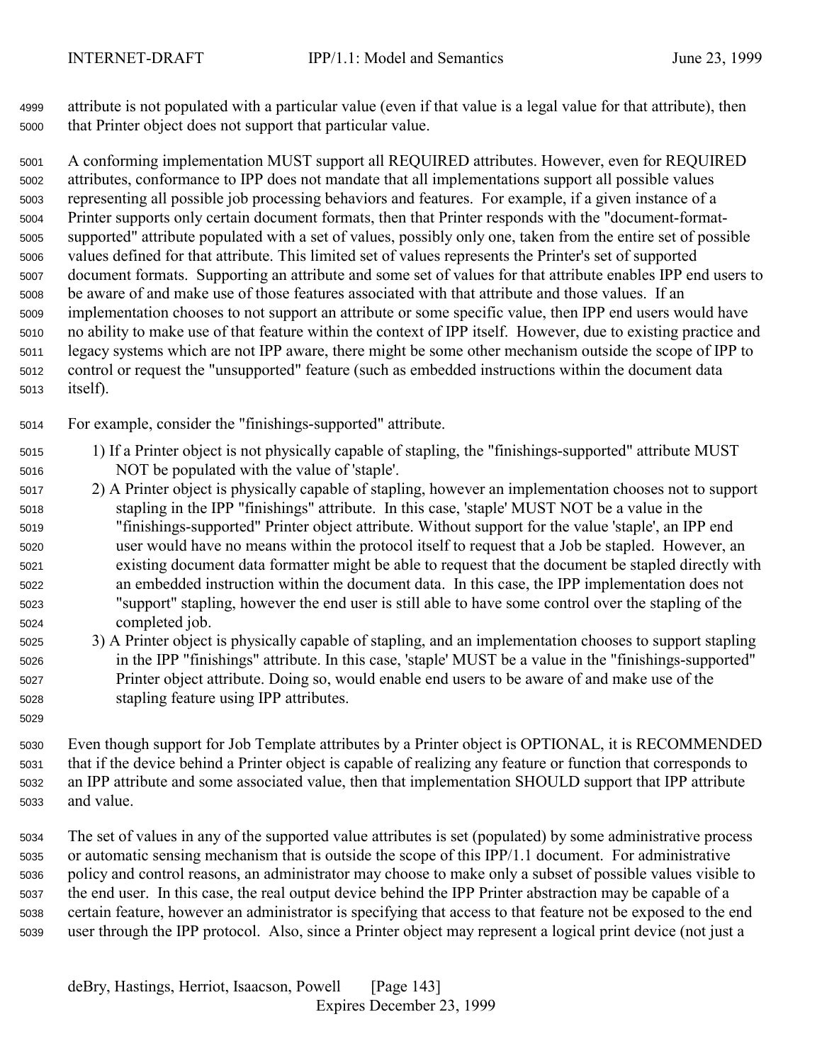attribute is not populated with a particular value (even if that value is a legal value for that attribute), then that Printer object does not support that particular value.

A conforming implementation MUST support all REQUIRED attributes. However, even for REQUIRED attributes, conformance to IPP does not mandate that all implementations support all possible values representing all possible job processing behaviors and features. For example, if a given instance of a Printer supports only certain document formats, then that Printer responds with the "document-format-supported" attribute populated with a set of values, possibly only one, taken from the entire set of possible values defined for that attribute. This limited set of values represents the Printer's set of supported document formats. Supporting an attribute and some set of values for that attribute enables IPP end users to be aware of and make use of those features associated with that attribute and those values. If an implementation chooses to not support an attribute or some specific value, then IPP end users would have no ability to make use of that feature within the context of IPP itself. However, due to existing practice and legacy systems which are not IPP aware, there might be some other mechanism outside the scope of IPP to control or request the "unsupported" feature (such as embedded instructions within the document data itself).

For example, consider the "finishings-supported" attribute.

1) If a Printer object is not physically capable of stapling, the "finishings-supported" attribute MUST NOT be populated with the value of 'staple'.
2) A Printer object is physically capable of stapling, however an implementation chooses not to support stapling in the IPP "finishings" attribute. In this case, 'staple' MUST NOT be a value in the "finishings-supported" Printer object attribute. Without support for the value 'staple', an IPP end user would have no means within the protocol itself to request that a Job be stapled. However, an existing document data formatter might be able to request that the document be stapled directly with an embedded instruction within the document data. In this case, the IPP implementation does not "support" stapling, however the end user is still able to have some control over the stapling of the completed job.
3) A Printer object is physically capable of stapling, and an implementation chooses to support stapling in the IPP "finishings" attribute. In this case, 'staple' MUST be a value in the "finishings-supported" Printer object attribute. Doing so, would enable end users to be aware of and make use of the stapling feature using IPP attributes.

Even though support for Job Template attributes by a Printer object is OPTIONAL, it is RECOMMENDED that if the device behind a Printer object is capable of realizing any feature or function that corresponds to an IPP attribute and some associated value, then that implementation SHOULD support that IPP attribute and value.

The set of values in any of the supported value attributes is set (populated) by some administrative process or automatic sensing mechanism that is outside the scope of this IPP/1.1 document. For administrative policy and control reasons, an administrator may choose to make only a subset of possible values visible to the end user. In this case, the real output device behind the IPP Printer abstraction may be capable of a certain feature, however an administrator is specifying that access to that feature not be exposed to the end user through the IPP protocol. Also, since a Printer object may represent a logical print device (not just a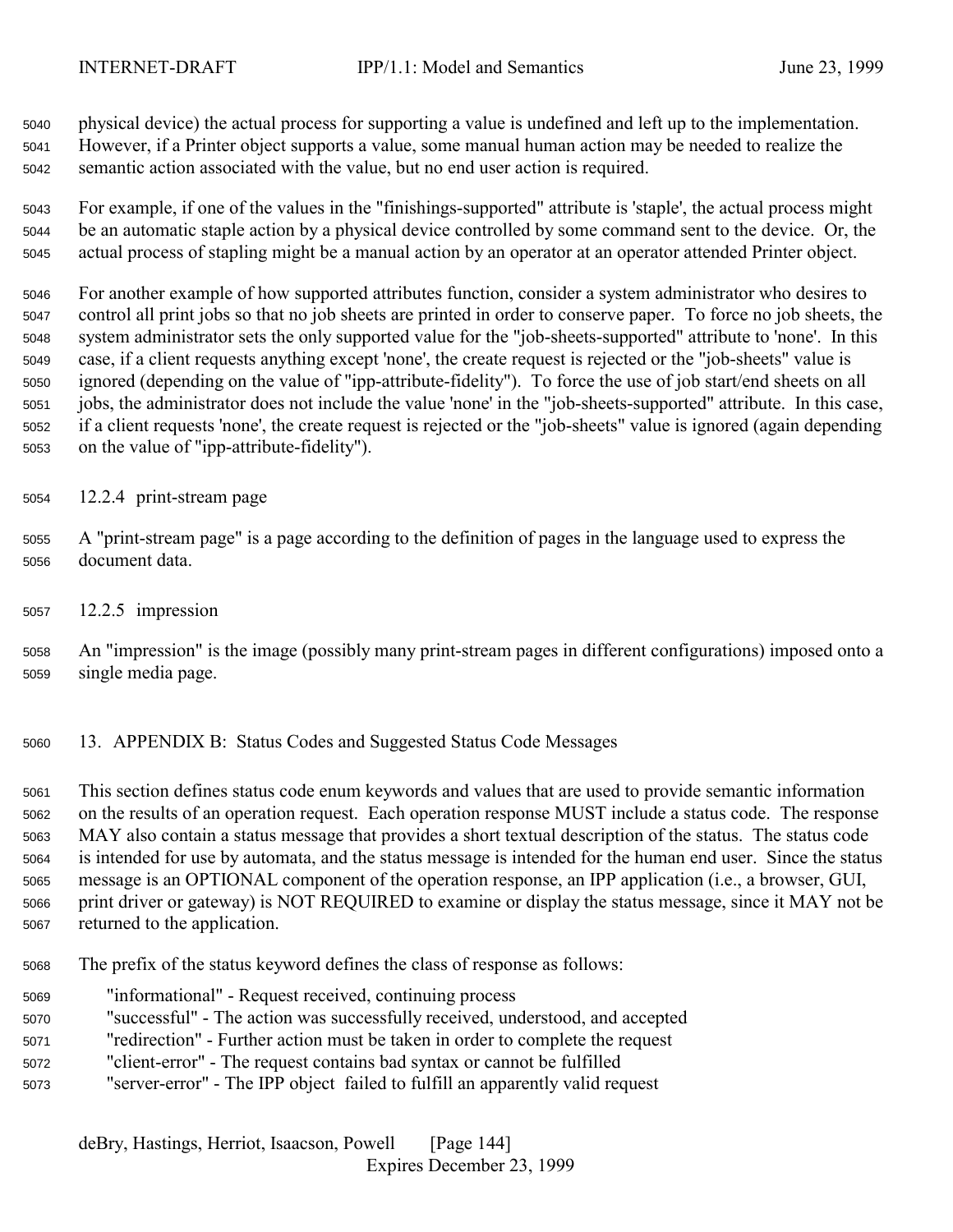physical device) the actual process for supporting a value is undefined and left up to the implementation. However, if a Printer object supports a value, some manual human action may be needed to realize the semantic action associated with the value, but no end user action is required.

For example, if one of the values in the "finishings-supported" attribute is 'staple', the actual process might be an automatic staple action by a physical device controlled by some command sent to the device. Or, the actual process of stapling might be a manual action by an operator at an operator attended Printer object.

For another example of how supported attributes function, consider a system administrator who desires to control all print jobs so that no job sheets are printed in order to conserve paper. To force no job sheets, the system administrator sets the only supported value for the "job-sheets-supported" attribute to 'none'. In this case, if a client requests anything except 'none', the create request is rejected or the "job-sheets" value is ignored (depending on the value of "ipp-attribute-fidelity"). To force the use of job start/end sheets on all jobs, the administrator does not include the value 'none' in the "job-sheets-supported" attribute. In this case, if a client requests 'none', the create request is rejected or the "job-sheets" value is ignored (again depending on the value of "ipp-attribute-fidelity").

### 12.2.4 print-stream page

A "print-stream page" is a page according to the definition of pages in the language used to express the document data.

### 12.2.5 impression

An "impression" is the image (possibly many print-stream pages in different configurations) imposed onto a single media page.

## 13. APPENDIX B: Status Codes and Suggested Status Code Messages

This section defines status code enum keywords and values that are used to provide semantic information on the results of an operation request. Each operation response MUST include a status code. The response MAY also contain a status message that provides a short textual description of the status. The status code is intended for use by automata, and the status message is intended for the human end user. Since the status message is an OPTIONAL component of the operation response, an IPP application (i.e., a browser, GUI, print driver or gateway) is NOT REQUIRED to examine or display the status message, since it MAY not be returned to the application.

The prefix of the status keyword defines the class of response as follows:

- "informational" - Request received, continuing process
- "successful" - The action was successfully received, understood, and accepted
- "redirection" - Further action must be taken in order to complete the request
- "client-error" - The request contains bad syntax or cannot be fulfilled
- "server-error" - The IPP object failed to fulfill an apparently valid request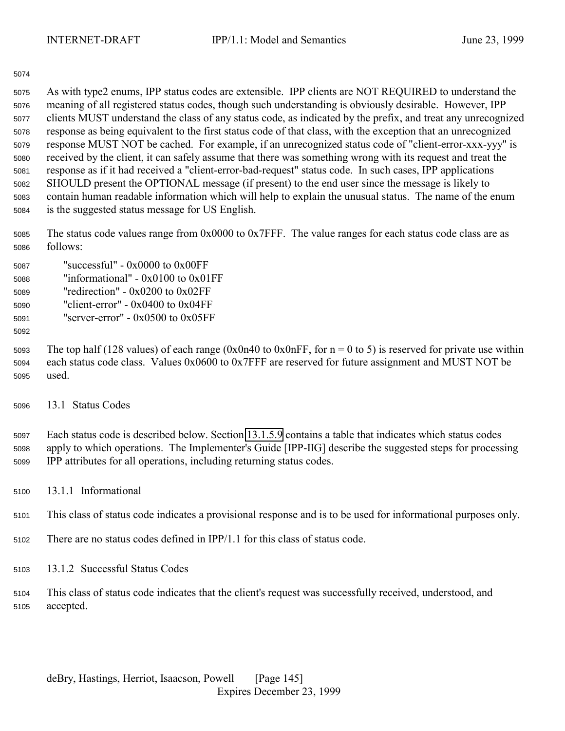As with type2 enums, IPP status codes are extensible. IPP clients are NOT REQUIRED to understand the meaning of all registered status codes, though such understanding is obviously desirable. However, IPP clients MUST understand the class of any status code, as indicated by the prefix, and treat any unrecognized response as being equivalent to the first status code of that class, with the exception that an unrecognized response MUST NOT be cached. For example, if an unrecognized status code of "client-error-xxx-yyy" is received by the client, it can safely assume that there was something wrong with its request and treat the response as if it had received a "client-error-bad-request" status code. In such cases, IPP applications SHOULD present the OPTIONAL message (if present) to the end user since the message is likely to contain human readable information which will help to explain the unusual status. The name of the enum is the suggested status message for US English.

The status code values range from 0x0000 to 0x7FFF. The value ranges for each status code class are as follows:

"successful" - 0x0000 to 0x00FF
"informational" - 0x0100 to 0x01FF
"redirection" - 0x0200 to 0x02FF
"client-error" - 0x0400 to 0x04FF
"server-error" - 0x0500 to 0x05FF

The top half (128 values) of each range (0x0n40 to 0x0nFF, for n = 0 to 5) is reserved for private use within each status code class. Values 0x0600 to 0x7FFF are reserved for future assignment and MUST NOT be used.

## 13.1 Status Codes

Each status code is described below. Section 13.1.5.9 contains a table that indicates which status codes apply to which operations. The Implementer's Guide [IPP-IIG] describe the suggested steps for processing IPP attributes for all operations, including returning status codes.

### 13.1.1 Informational

This class of status code indicates a provisional response and is to be used for informational purposes only.

There are no status codes defined in IPP/1.1 for this class of status code.

### 13.1.2 Successful Status Codes

This class of status code indicates that the client's request was successfully received, understood, and accepted.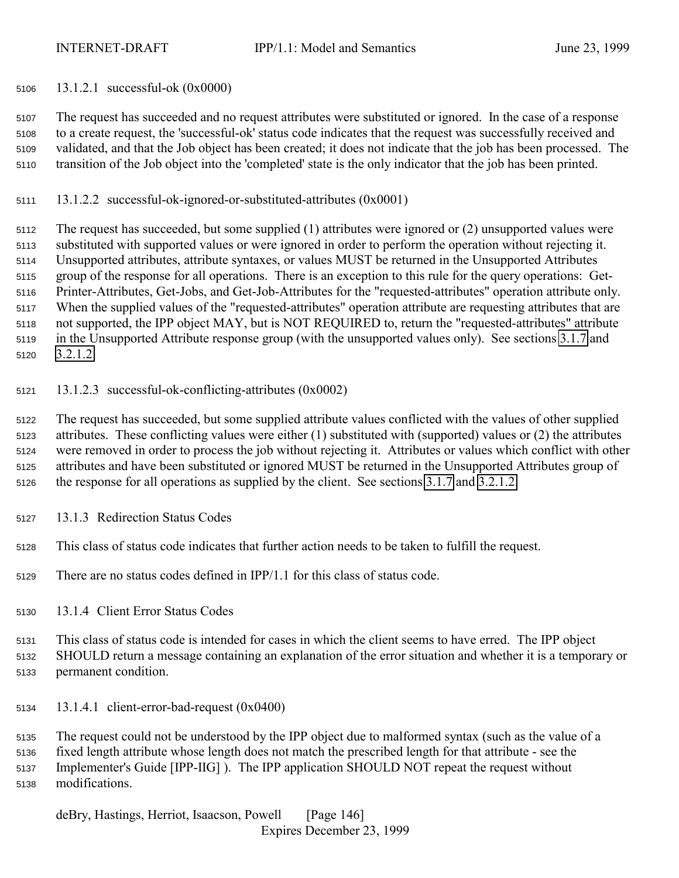#### 13.1.2.1 successful-ok (0x0000)

The request has succeeded and no request attributes were substituted or ignored. In the case of a response to a create request, the 'successful-ok' status code indicates that the request was successfully received and validated, and that the Job object has been created; it does not indicate that the job has been processed. The transition of the Job object into the 'completed' state is the only indicator that the job has been printed.

#### 13.1.2.2 successful-ok-ignored-or-substituted-attributes (0x0001)

The request has succeeded, but some supplied (1) attributes were ignored or (2) unsupported values were substituted with supported values or were ignored in order to perform the operation without rejecting it. Unsupported attributes, attribute syntaxes, or values MUST be returned in the Unsupported Attributes group of the response for all operations. There is an exception to this rule for the query operations: Get-Printer-Attributes, Get-Jobs, and Get-Job-Attributes for the "requested-attributes" operation attribute only. When the supplied values of the "requested-attributes" operation attribute are requesting attributes that are not supported, the IPP object MAY, but is NOT REQUIRED to, return the "requested-attributes" attribute in the Unsupported Attribute response group (with the unsupported values only). See sections 3.1.7 and 3.2.1.2.

#### 13.1.2.3 successful-ok-conflicting-attributes (0x0002)

The request has succeeded, but some supplied attribute values conflicted with the values of other supplied attributes. These conflicting values were either (1) substituted with (supported) values or (2) the attributes were removed in order to process the job without rejecting it. Attributes or values which conflict with other attributes and have been substituted or ignored MUST be returned in the Unsupported Attributes group of the response for all operations as supplied by the client. See sections 3.1.7 and 3.2.1.2.

### 13.1.3 Redirection Status Codes

This class of status code indicates that further action needs to be taken to fulfill the request.

There are no status codes defined in IPP/1.1 for this class of status code.

### 13.1.4 Client Error Status Codes

This class of status code is intended for cases in which the client seems to have erred. The IPP object SHOULD return a message containing an explanation of the error situation and whether it is a temporary or permanent condition.

#### 13.1.4.1 client-error-bad-request (0x0400)

The request could not be understood by the IPP object due to malformed syntax (such as the value of a fixed length attribute whose length does not match the prescribed length for that attribute - see the Implementer's Guide [IPP-IIG] ). The IPP application SHOULD NOT repeat the request without modifications.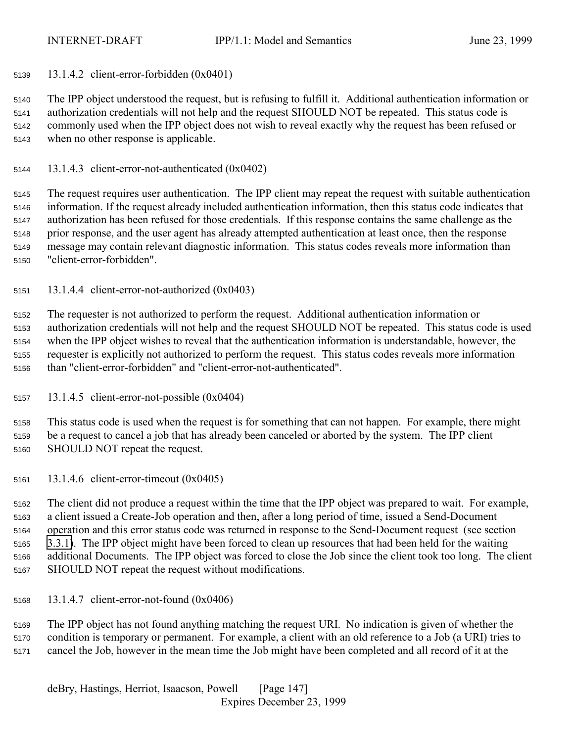#### 13.1.4.2 client-error-forbidden (0x0401)

The IPP object understood the request, but is refusing to fulfill it. Additional authentication information or authorization credentials will not help and the request SHOULD NOT be repeated. This status code is commonly used when the IPP object does not wish to reveal exactly why the request has been refused or when no other response is applicable.

#### 13.1.4.3 client-error-not-authenticated (0x0402)

The request requires user authentication. The IPP client may repeat the request with suitable authentication information. If the request already included authentication information, then this status code indicates that authorization has been refused for those credentials. If this response contains the same challenge as the prior response, and the user agent has already attempted authentication at least once, then the response message may contain relevant diagnostic information. This status codes reveals more information than "client-error-forbidden".

#### 13.1.4.4 client-error-not-authorized (0x0403)

The requester is not authorized to perform the request. Additional authentication information or authorization credentials will not help and the request SHOULD NOT be repeated. This status code is used when the IPP object wishes to reveal that the authentication information is understandable, however, the requester is explicitly not authorized to perform the request. This status codes reveals more information than "client-error-forbidden" and "client-error-not-authenticated".

#### 13.1.4.5 client-error-not-possible (0x0404)

This status code is used when the request is for something that can not happen. For example, there might be a request to cancel a job that has already been canceled or aborted by the system. The IPP client SHOULD NOT repeat the request.

#### 13.1.4.6 client-error-timeout (0x0405)

The client did not produce a request within the time that the IPP object was prepared to wait. For example, a client issued a Create-Job operation and then, after a long period of time, issued a Send-Document operation and this error status code was returned in response to the Send-Document request (see section 3.3.1). The IPP object might have been forced to clean up resources that had been held for the waiting additional Documents. The IPP object was forced to close the Job since the client took too long. The client SHOULD NOT repeat the request without modifications.

#### 13.1.4.7 client-error-not-found (0x0406)

The IPP object has not found anything matching the request URI. No indication is given of whether the condition is temporary or permanent. For example, a client with an old reference to a Job (a URI) tries to cancel the Job, however in the mean time the Job might have been completed and all record of it at the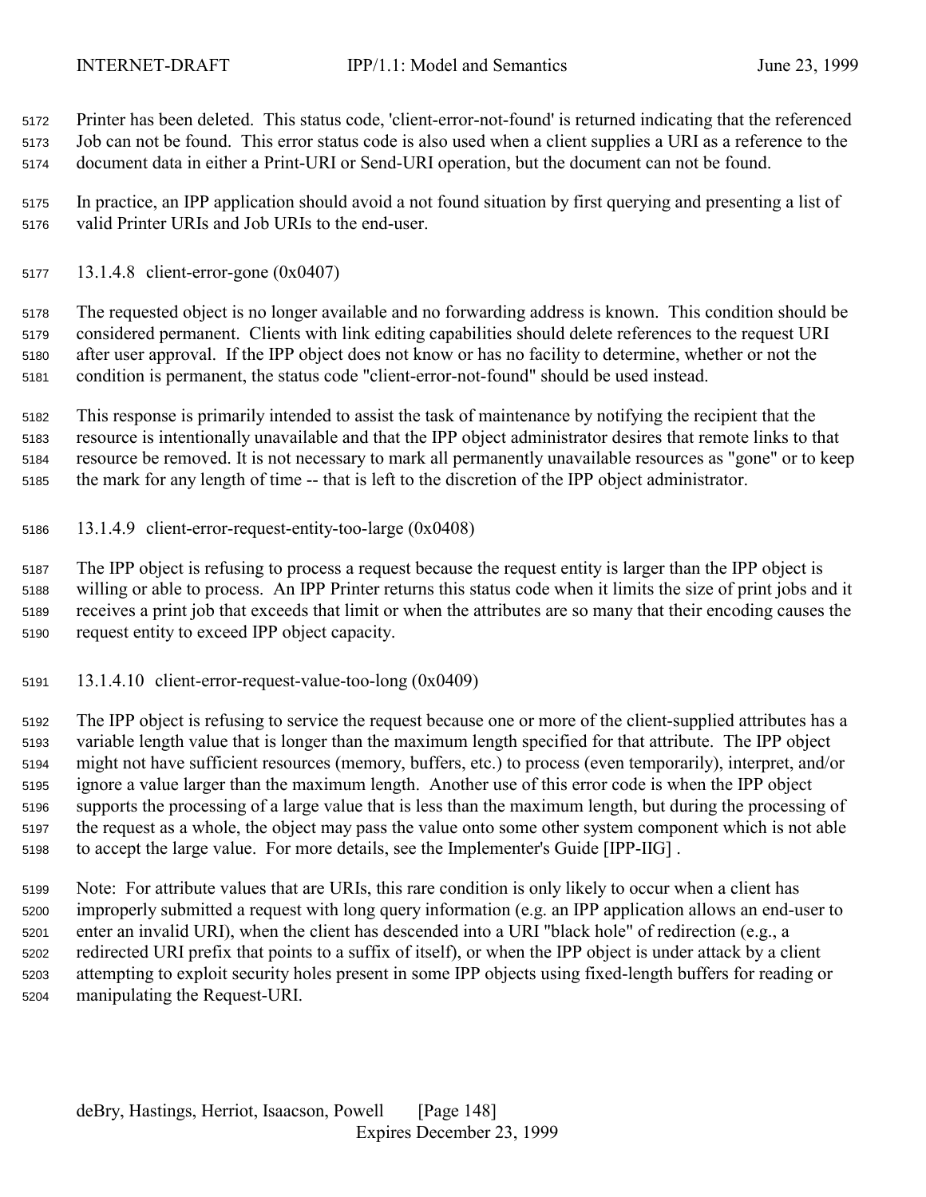Printer has been deleted. This status code, 'client-error-not-found' is returned indicating that the referenced Job can not be found. This error status code is also used when a client supplies a URI as a reference to the document data in either a Print-URI or Send-URI operation, but the document can not be found.

In practice, an IPP application should avoid a not found situation by first querying and presenting a list of valid Printer URIs and Job URIs to the end-user.

#### 13.1.4.8 client-error-gone (0x0407)

The requested object is no longer available and no forwarding address is known. This condition should be considered permanent. Clients with link editing capabilities should delete references to the request URI after user approval. If the IPP object does not know or has no facility to determine, whether or not the condition is permanent, the status code "client-error-not-found" should be used instead.

This response is primarily intended to assist the task of maintenance by notifying the recipient that the resource is intentionally unavailable and that the IPP object administrator desires that remote links to that resource be removed. It is not necessary to mark all permanently unavailable resources as "gone" or to keep the mark for any length of time -- that is left to the discretion of the IPP object administrator.

#### 13.1.4.9 client-error-request-entity-too-large (0x0408)

The IPP object is refusing to process a request because the request entity is larger than the IPP object is willing or able to process. An IPP Printer returns this status code when it limits the size of print jobs and it receives a print job that exceeds that limit or when the attributes are so many that their encoding causes the request entity to exceed IPP object capacity.

#### 13.1.4.10 client-error-request-value-too-long (0x0409)

The IPP object is refusing to service the request because one or more of the client-supplied attributes has a variable length value that is longer than the maximum length specified for that attribute. The IPP object might not have sufficient resources (memory, buffers, etc.) to process (even temporarily), interpret, and/or ignore a value larger than the maximum length. Another use of this error code is when the IPP object supports the processing of a large value that is less than the maximum length, but during the processing of the request as a whole, the object may pass the value onto some other system component which is not able to accept the large value. For more details, see the Implementer's Guide [IPP-IIG] .

Note: For attribute values that are URIs, this rare condition is only likely to occur when a client has improperly submitted a request with long query information (e.g. an IPP application allows an end-user to enter an invalid URI), when the client has descended into a URI "black hole" of redirection (e.g., a redirected URI prefix that points to a suffix of itself), or when the IPP object is under attack by a client attempting to exploit security holes present in some IPP objects using fixed-length buffers for reading or manipulating the Request-URI.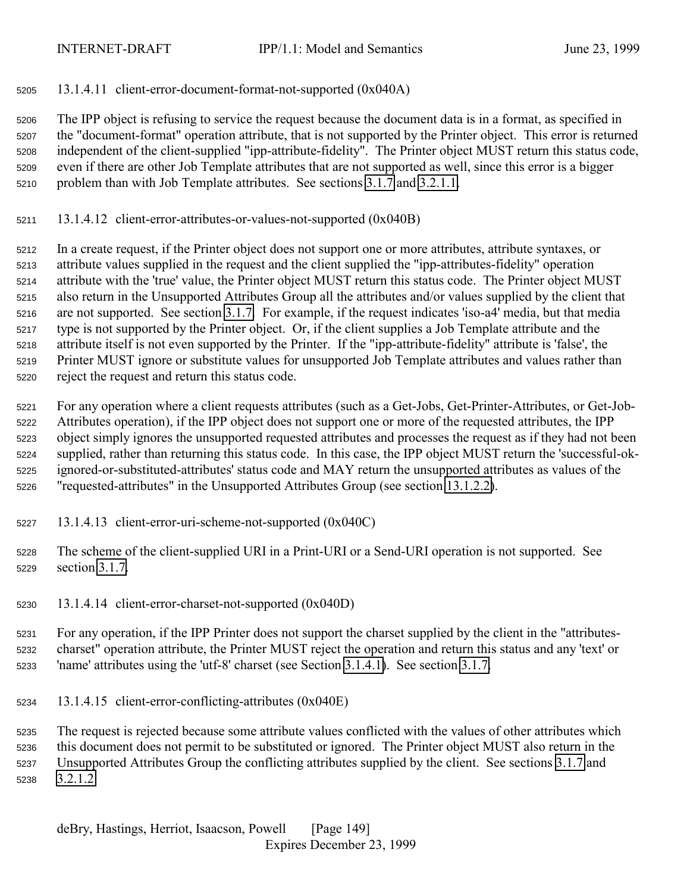#### 13.1.4.11 client-error-document-format-not-supported (0x040A)

The IPP object is refusing to service the request because the document data is in a format, as specified in the "document-format" operation attribute, that is not supported by the Printer object. This error is returned independent of the client-supplied "ipp-attribute-fidelity". The Printer object MUST return this status code, even if there are other Job Template attributes that are not supported as well, since this error is a bigger problem than with Job Template attributes. See sections 3.1.7 and 3.2.1.1.

#### 13.1.4.12 client-error-attributes-or-values-not-supported (0x040B)

In a create request, if the Printer object does not support one or more attributes, attribute syntaxes, or attribute values supplied in the request and the client supplied the "ipp-attributes-fidelity" operation attribute with the 'true' value, the Printer object MUST return this status code. The Printer object MUST also return in the Unsupported Attributes Group all the attributes and/or values supplied by the client that are not supported. See section 3.1.7. For example, if the request indicates 'iso-a4' media, but that media type is not supported by the Printer object. Or, if the client supplies a Job Template attribute and the attribute itself is not even supported by the Printer. If the "ipp-attribute-fidelity" attribute is 'false', the Printer MUST ignore or substitute values for unsupported Job Template attributes and values rather than reject the request and return this status code.

For any operation where a client requests attributes (such as a Get-Jobs, Get-Printer-Attributes, or Get-Job-Attributes operation), if the IPP object does not support one or more of the requested attributes, the IPP object simply ignores the unsupported requested attributes and processes the request as if they had not been supplied, rather than returning this status code. In this case, the IPP object MUST return the 'successful-ok-ignored-or-substituted-attributes' status code and MAY return the unsupported attributes as values of the "requested-attributes" in the Unsupported Attributes Group (see section 13.1.2.2).

#### 13.1.4.13 client-error-uri-scheme-not-supported (0x040C)

The scheme of the client-supplied URI in a Print-URI or a Send-URI operation is not supported. See section 3.1.7.

#### 13.1.4.14 client-error-charset-not-supported (0x040D)

For any operation, if the IPP Printer does not support the charset supplied by the client in the "attributes-charset" operation attribute, the Printer MUST reject the operation and return this status and any 'text' or 'name' attributes using the 'utf-8' charset (see Section 3.1.4.1). See section 3.1.7.

#### 13.1.4.15 client-error-conflicting-attributes (0x040E)

The request is rejected because some attribute values conflicted with the values of other attributes which this document does not permit to be substituted or ignored. The Printer object MUST also return in the Unsupported Attributes Group the conflicting attributes supplied by the client. See sections 3.1.7 and 3.2.1.2.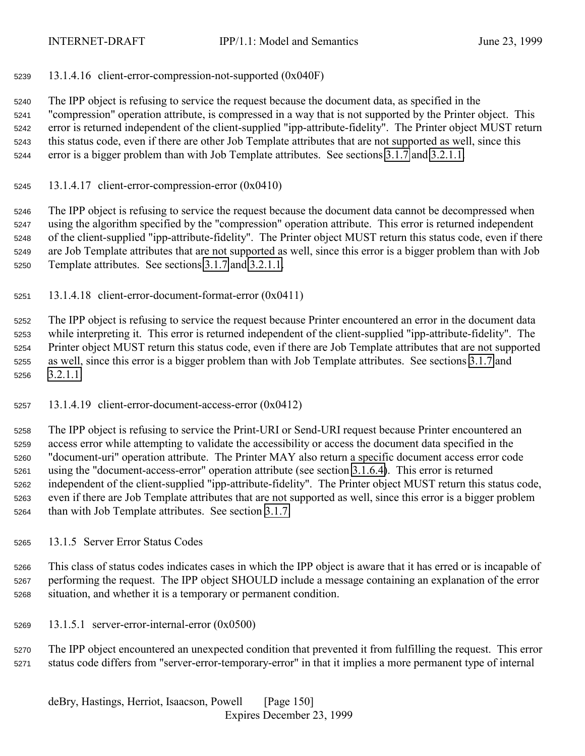#### 13.1.4.16 client-error-compression-not-supported (0x040F)

The IPP object is refusing to service the request because the document data, as specified in the "compression" operation attribute, is compressed in a way that is not supported by the Printer object. This error is returned independent of the client-supplied "ipp-attribute-fidelity". The Printer object MUST return this status code, even if there are other Job Template attributes that are not supported as well, since this error is a bigger problem than with Job Template attributes. See sections 3.1.7 and 3.2.1.1.

#### 13.1.4.17 client-error-compression-error (0x0410)

The IPP object is refusing to service the request because the document data cannot be decompressed when using the algorithm specified by the "compression" operation attribute. This error is returned independent of the client-supplied "ipp-attribute-fidelity". The Printer object MUST return this status code, even if there are Job Template attributes that are not supported as well, since this error is a bigger problem than with Job Template attributes. See sections 3.1.7 and 3.2.1.1.

#### 13.1.4.18 client-error-document-format-error (0x0411)

The IPP object is refusing to service the request because Printer encountered an error in the document data while interpreting it. This error is returned independent of the client-supplied "ipp-attribute-fidelity". The Printer object MUST return this status code, even if there are Job Template attributes that are not supported as well, since this error is a bigger problem than with Job Template attributes. See sections 3.1.7 and 3.2.1.1.

#### 13.1.4.19 client-error-document-access-error (0x0412)

The IPP object is refusing to service the Print-URI or Send-URI request because Printer encountered an access error while attempting to validate the accessibility or access the document data specified in the "document-uri" operation attribute. The Printer MAY also return a specific document access error code using the "document-access-error" operation attribute (see section 3.1.6.4). This error is returned independent of the client-supplied "ipp-attribute-fidelity". The Printer object MUST return this status code, even if there are Job Template attributes that are not supported as well, since this error is a bigger problem than with Job Template attributes. See section 3.1.7.

### 13.1.5 Server Error Status Codes

This class of status codes indicates cases in which the IPP object is aware that it has erred or is incapable of performing the request. The IPP object SHOULD include a message containing an explanation of the error situation, and whether it is a temporary or permanent condition.

#### 13.1.5.1 server-error-internal-error (0x0500)

The IPP object encountered an unexpected condition that prevented it from fulfilling the request. This error status code differs from "server-error-temporary-error" in that it implies a more permanent type of internal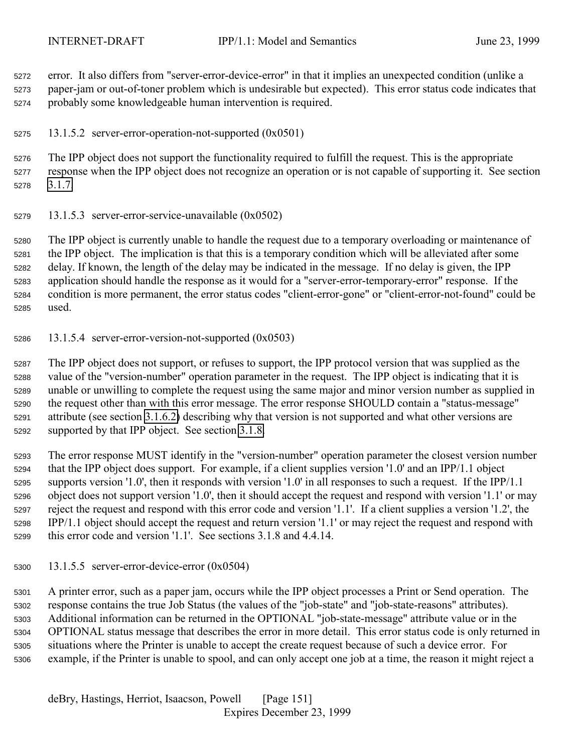error. It also differs from "server-error-device-error" in that it implies an unexpected condition (unlike a paper-jam or out-of-toner problem which is undesirable but expected). This error status code indicates that probably some knowledgeable human intervention is required.

#### 13.1.5.2 server-error-operation-not-supported (0x0501)

The IPP object does not support the functionality required to fulfill the request. This is the appropriate response when the IPP object does not recognize an operation or is not capable of supporting it. See section 3.1.7.

#### 13.1.5.3 server-error-service-unavailable (0x0502)

The IPP object is currently unable to handle the request due to a temporary overloading or maintenance of the IPP object. The implication is that this is a temporary condition which will be alleviated after some delay. If known, the length of the delay may be indicated in the message. If no delay is given, the IPP application should handle the response as it would for a "server-error-temporary-error" response. If the condition is more permanent, the error status codes "client-error-gone" or "client-error-not-found" could be used.

#### 13.1.5.4 server-error-version-not-supported (0x0503)

The IPP object does not support, or refuses to support, the IPP protocol version that was supplied as the value of the "version-number" operation parameter in the request. The IPP object is indicating that it is unable or unwilling to complete the request using the same major and minor version number as supplied in the request other than with this error message. The error response SHOULD contain a "status-message" attribute (see section 3.1.6.2) describing why that version is not supported and what other versions are supported by that IPP object. See section 3.1.8.

The error response MUST identify in the "version-number" operation parameter the closest version number that the IPP object does support. For example, if a client supplies version '1.0' and an IPP/1.1 object supports version '1.0', then it responds with version '1.0' in all responses to such a request. If the IPP/1.1 object does not support version '1.0', then it should accept the request and respond with version '1.1' or may reject the request and respond with this error code and version '1.1'. If a client supplies a version '1.2', the IPP/1.1 object should accept the request and return version '1.1' or may reject the request and respond with this error code and version '1.1'. See sections 3.1.8 and 4.4.14.

#### 13.1.5.5 server-error-device-error (0x0504)

A printer error, such as a paper jam, occurs while the IPP object processes a Print or Send operation. The response contains the true Job Status (the values of the "job-state" and "job-state-reasons" attributes). Additional information can be returned in the OPTIONAL "job-state-message" attribute value or in the OPTIONAL status message that describes the error in more detail. This error status code is only returned in situations where the Printer is unable to accept the create request because of such a device error. For example, if the Printer is unable to spool, and can only accept one job at a time, the reason it might reject a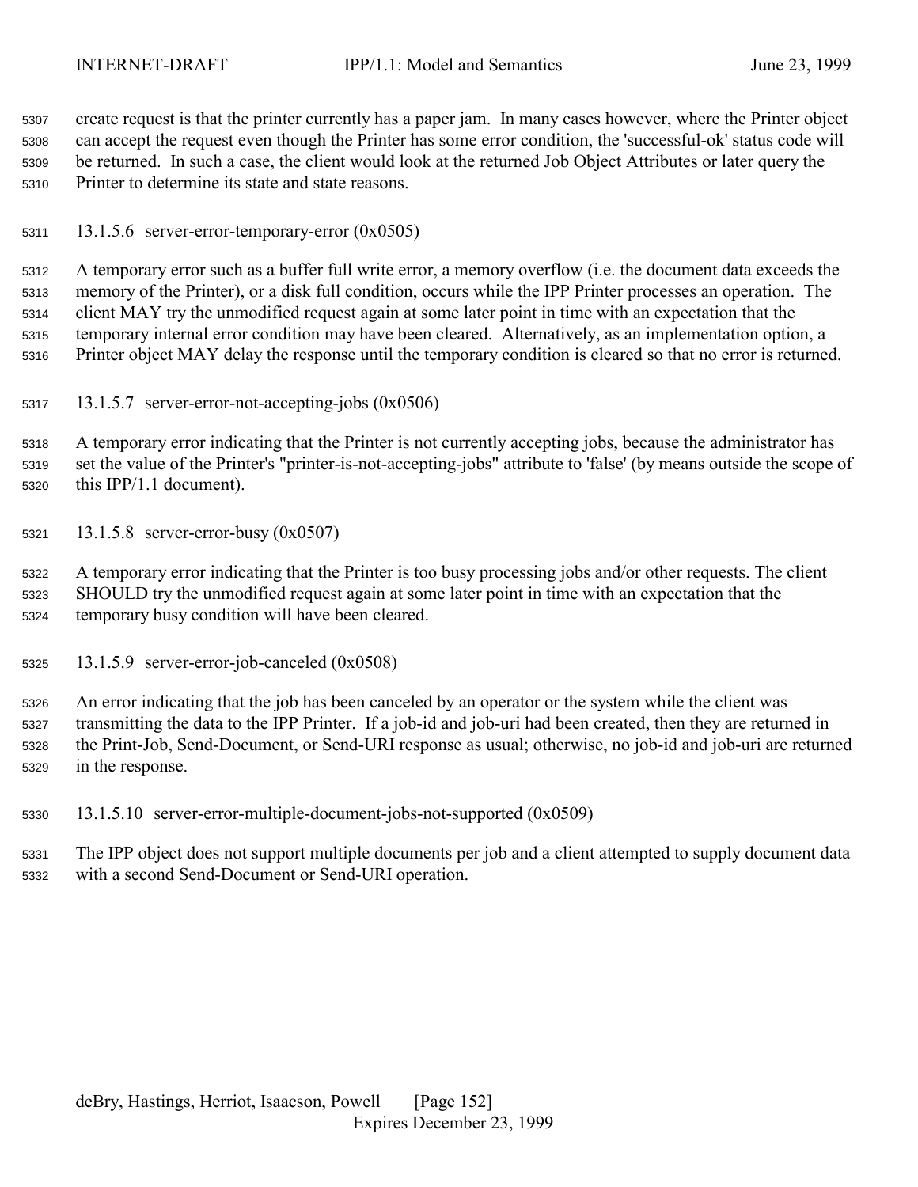create request is that the printer currently has a paper jam. In many cases however, where the Printer object can accept the request even though the Printer has some error condition, the 'successful-ok' status code will be returned. In such a case, the client would look at the returned Job Object Attributes or later query the Printer to determine its state and state reasons.

#### 13.1.5.6 server-error-temporary-error (0x0505)

A temporary error such as a buffer full write error, a memory overflow (i.e. the document data exceeds the memory of the Printer), or a disk full condition, occurs while the IPP Printer processes an operation. The client MAY try the unmodified request again at some later point in time with an expectation that the temporary internal error condition may have been cleared. Alternatively, as an implementation option, a Printer object MAY delay the response until the temporary condition is cleared so that no error is returned.

#### 13.1.5.7 server-error-not-accepting-jobs (0x0506)

A temporary error indicating that the Printer is not currently accepting jobs, because the administrator has set the value of the Printer's "printer-is-not-accepting-jobs" attribute to 'false' (by means outside the scope of this IPP/1.1 document).

#### 13.1.5.8 server-error-busy (0x0507)

A temporary error indicating that the Printer is too busy processing jobs and/or other requests. The client SHOULD try the unmodified request again at some later point in time with an expectation that the temporary busy condition will have been cleared.

#### 13.1.5.9 server-error-job-canceled (0x0508)

An error indicating that the job has been canceled by an operator or the system while the client was transmitting the data to the IPP Printer. If a job-id and job-uri had been created, then they are returned in the Print-Job, Send-Document, or Send-URI response as usual; otherwise, no job-id and job-uri are returned in the response.

#### 13.1.5.10 server-error-multiple-document-jobs-not-supported (0x0509)

The IPP object does not support multiple documents per job and a client attempted to supply document data with a second Send-Document or Send-URI operation.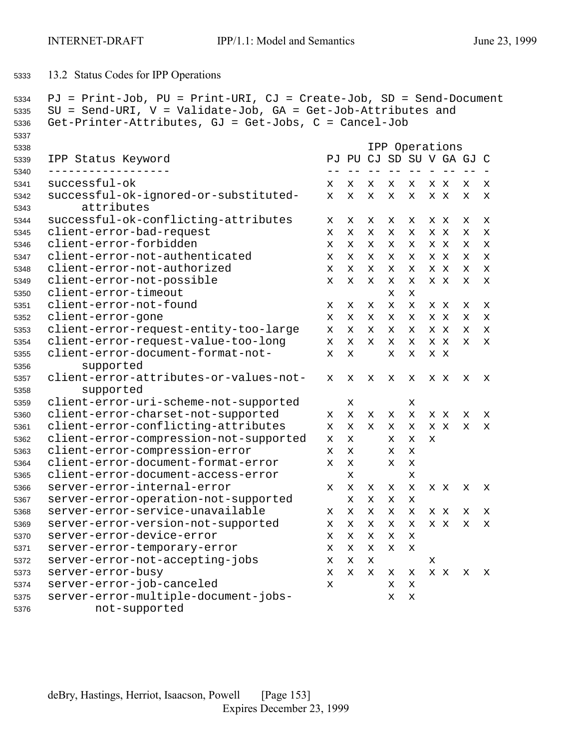## 13.2 Status Codes for IPP Operations

PJ = Print-Job, PU = Print-URI, CJ = Create-Job, SD = Send-Document
SU = Send-URI, V = Validate-Job, GA = Get-Job-Attributes and
Get-Printer-Attributes, GJ = Get-Jobs, C = Cancel-Job

| IPP Status Keyword | IPP Operations | | | | | | | | |
|---|---|---|---|---|---|---|---|---|---|
| | PJ | PU | CJ | SD | SU | V | GA | GJ | C |
| successful-ok | x | x | x | x | x | x | x | x | x |
| successful-ok-ignored-or-substituted-attributes | x | x | x | x | x | x | x | x | x |
| successful-ok-conflicting-attributes | x | x | x | x | x | x | x | x | x |
| client-error-bad-request | x | x | x | x | x | x | x | x | x |
| client-error-forbidden | x | x | x | x | x | x | x | x | x |
| client-error-not-authenticated | x | x | x | x | x | x | x | x | x |
| client-error-not-authorized | x | x | x | x | x | x | x | x | x |
| client-error-not-possible | x | x | x | x | x | x | x | x | x |
| client-error-timeout | | | | x | x | | | | |
| client-error-not-found | x | x | x | x | x | x | x | x | x |
| client-error-gone | x | x | x | x | x | x | x | x | x |
| client-error-request-entity-too-large | x | x | x | x | x | x | x | x | x |
| client-error-request-value-too-long | x | x | x | x | x | x | x | x | x |
| client-error-document-format-not-supported | x | x | | x | x | x | x | | |
| client-error-attributes-or-values-not-supported | x | x | x | x | x | x | x | x | x |
| client-error-uri-scheme-not-supported | | x | | | x | | | | |
| client-error-charset-not-supported | x | x | x | x | x | x | x | x | x |
| client-error-conflicting-attributes | x | x | x | x | x | x | x | x | x |
| client-error-compression-not-supported | x | x | | x | x | x | | | |
| client-error-compression-error | x | x | | x | x | | | | |
| client-error-document-format-error | x | x | | x | x | | | | |
| client-error-document-access-error | | x | | | x | | | | |
| server-error-internal-error | x | x | x | x | x | x | x | x | x |
| server-error-operation-not-supported | | x | x | x | x | | | | |
| server-error-service-unavailable | x | x | x | x | x | x | x | x | x |
| server-error-version-not-supported | x | x | x | x | x | x | x | x | x |
| server-error-device-error | x | x | x | x | x | | | | |
| server-error-temporary-error | x | x | x | x | x | | | | |
| server-error-not-accepting-jobs | x | x | x | | | x | | | |
| server-error-busy | x | x | x | x | x | x | x | x | x |
| server-error-job-canceled | x | | | x | x | | | | |
| server-error-multiple-document-jobs-not-supported | | | | x | x | | | | |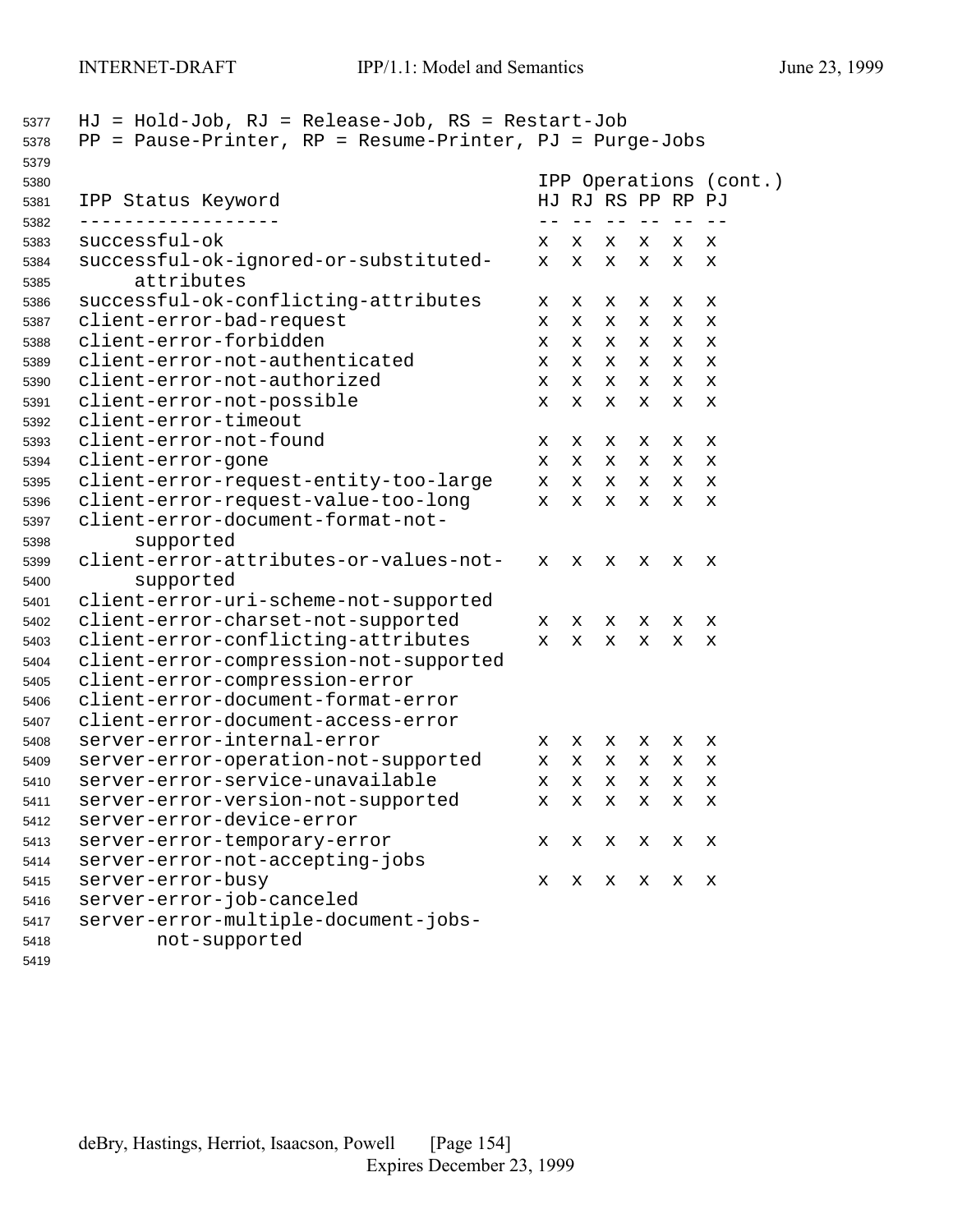HJ = Hold-Job, RJ = Release-Job, RS = Restart-Job
PP = Pause-Printer, RP = Resume-Printer, PJ = Purge-Jobs

| IPP Status Keyword | IPP Operations (cont.) | | | | | |
|---|---|---|---|---|---|---|
| | HJ | RJ | RS | PP | RP | PJ |
| successful-ok | x | x | x | x | x | x |
| successful-ok-ignored-or-substituted-attributes | x | x | x | x | x | x |
| successful-ok-conflicting-attributes | x | x | x | x | x | x |
| client-error-bad-request | x | x | x | x | x | x |
| client-error-forbidden | x | x | x | x | x | x |
| client-error-not-authenticated | x | x | x | x | x | x |
| client-error-not-authorized | x | x | x | x | x | x |
| client-error-not-possible | x | x | x | x | x | x |
| client-error-timeout | | | | | | |
| client-error-not-found | x | x | x | x | x | x |
| client-error-gone | x | x | x | x | x | x |
| client-error-request-entity-too-large | x | x | x | x | x | x |
| client-error-request-value-too-long | x | x | x | x | x | x |
| client-error-document-format-not-supported | | | | | | |
| client-error-attributes-or-values-not-supported | x | x | x | x | x | x |
| client-error-uri-scheme-not-supported | | | | | | |
| client-error-charset-not-supported | x | x | x | x | x | x |
| client-error-conflicting-attributes | x | x | x | x | x | x |
| client-error-compression-not-supported | | | | | | |
| client-error-compression-error | | | | | | |
| client-error-document-format-error | | | | | | |
| client-error-document-access-error | | | | | | |
| server-error-internal-error | x | x | x | x | x | x |
| server-error-operation-not-supported | x | x | x | x | x | x |
| server-error-service-unavailable | x | x | x | x | x | x |
| server-error-version-not-supported | x | x | x | x | x | x |
| server-error-device-error | | | | | | |
| server-error-temporary-error | x | x | x | x | x | x |
| server-error-not-accepting-jobs | | | | | | |
| server-error-busy | x | x | x | x | x | x |
| server-error-job-canceled | | | | | | |
| server-error-multiple-document-jobs-not-supported | | | | | | |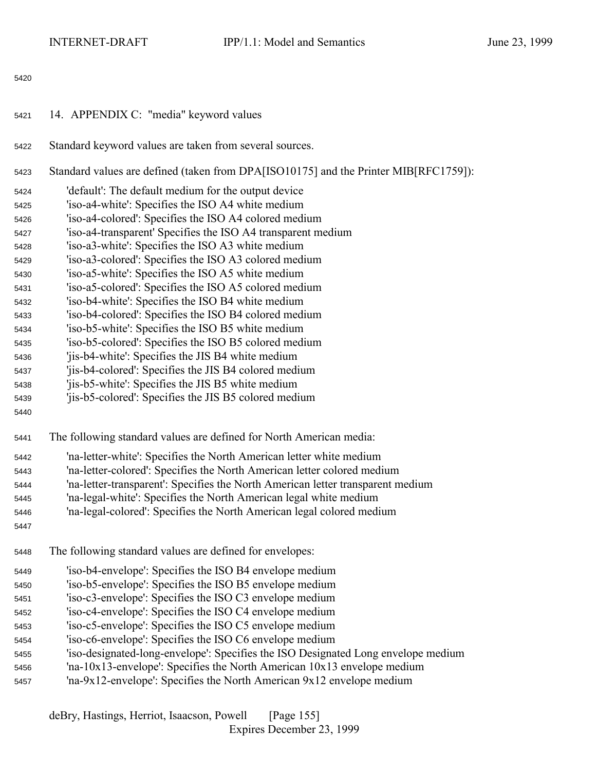## 14. APPENDIX C: "media" keyword values

Standard keyword values are taken from several sources.

Standard values are defined (taken from DPA[ISO10175] and the Printer MIB[RFC1759]):

- 'default': The default medium for the output device
- 'iso-a4-white': Specifies the ISO A4 white medium
- 'iso-a4-colored': Specifies the ISO A4 colored medium
- 'iso-a4-transparent' Specifies the ISO A4 transparent medium
- 'iso-a3-white': Specifies the ISO A3 white medium
- 'iso-a3-colored': Specifies the ISO A3 colored medium
- 'iso-a5-white': Specifies the ISO A5 white medium
- 'iso-a5-colored': Specifies the ISO A5 colored medium
- 'iso-b4-white': Specifies the ISO B4 white medium
- 'iso-b4-colored': Specifies the ISO B4 colored medium
- 'iso-b5-white': Specifies the ISO B5 white medium
- 'iso-b5-colored': Specifies the ISO B5 colored medium
- 'jis-b4-white': Specifies the JIS B4 white medium
- 'jis-b4-colored': Specifies the JIS B4 colored medium
- 'jis-b5-white': Specifies the JIS B5 white medium
- 'jis-b5-colored': Specifies the JIS B5 colored medium

The following standard values are defined for North American media:

- 'na-letter-white': Specifies the North American letter white medium
- 'na-letter-colored': Specifies the North American letter colored medium
- 'na-letter-transparent': Specifies the North American letter transparent medium
- 'na-legal-white': Specifies the North American legal white medium
- 'na-legal-colored': Specifies the North American legal colored medium

The following standard values are defined for envelopes:

- 'iso-b4-envelope': Specifies the ISO B4 envelope medium
- 'iso-b5-envelope': Specifies the ISO B5 envelope medium
- 'iso-c3-envelope': Specifies the ISO C3 envelope medium
- 'iso-c4-envelope': Specifies the ISO C4 envelope medium
- 'iso-c5-envelope': Specifies the ISO C5 envelope medium
- 'iso-c6-envelope': Specifies the ISO C6 envelope medium
- 'iso-designated-long-envelope': Specifies the ISO Designated Long envelope medium
- 'na-10x13-envelope': Specifies the North American 10x13 envelope medium
- 'na-9x12-envelope': Specifies the North American 9x12 envelope medium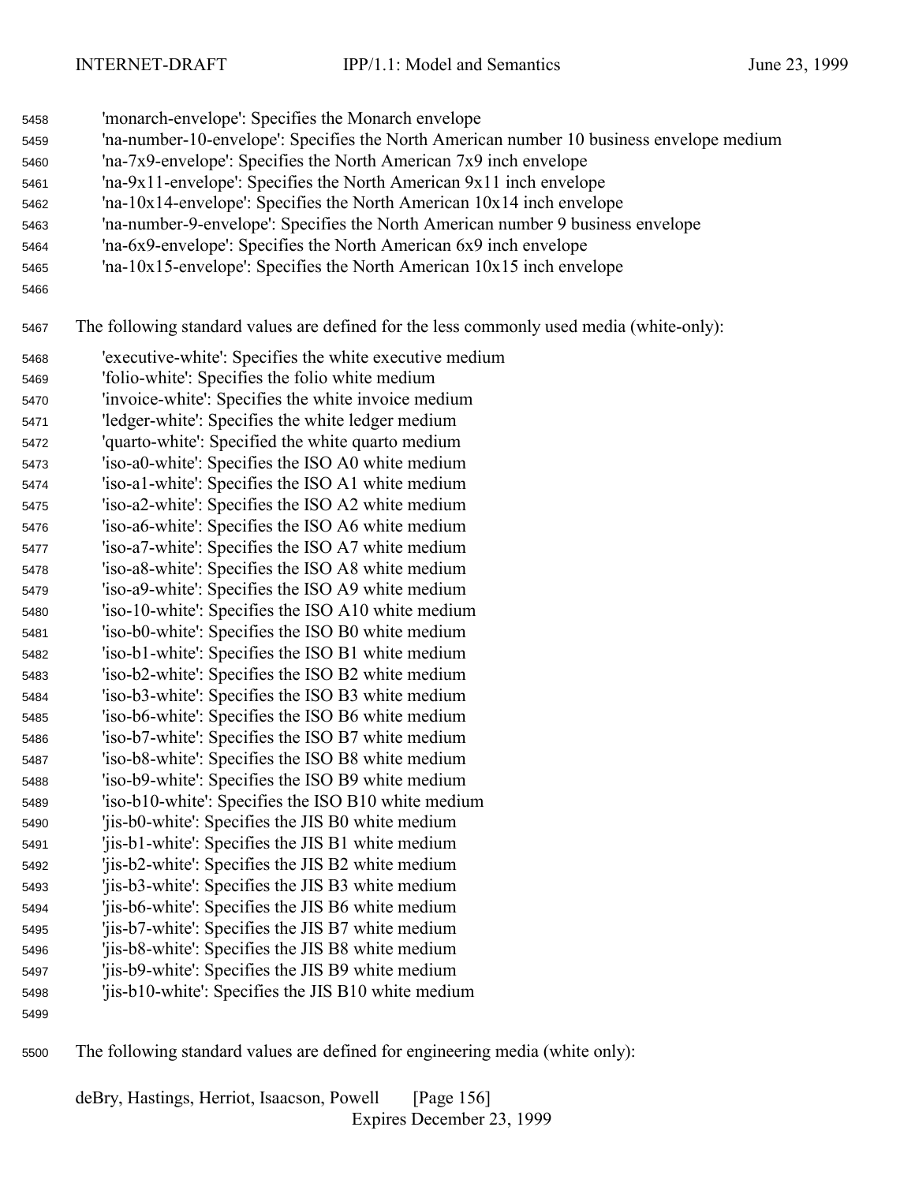'monarch-envelope': Specifies the Monarch envelope
'na-number-10-envelope': Specifies the North American number 10 business envelope medium
'na-7x9-envelope': Specifies the North American 7x9 inch envelope
'na-9x11-envelope': Specifies the North American 9x11 inch envelope
'na-10x14-envelope': Specifies the North American 10x14 inch envelope
'na-number-9-envelope': Specifies the North American number 9 business envelope
'na-6x9-envelope': Specifies the North American 6x9 inch envelope
'na-10x15-envelope': Specifies the North American 10x15 inch envelope

The following standard values are defined for the less commonly used media (white-only):

'executive-white': Specifies the white executive medium
'folio-white': Specifies the folio white medium
'invoice-white': Specifies the white invoice medium
'ledger-white': Specifies the white ledger medium
'quarto-white': Specified the white quarto medium
'iso-a0-white': Specifies the ISO A0 white medium
'iso-a1-white': Specifies the ISO A1 white medium
'iso-a2-white': Specifies the ISO A2 white medium
'iso-a6-white': Specifies the ISO A6 white medium
'iso-a7-white': Specifies the ISO A7 white medium
'iso-a8-white': Specifies the ISO A8 white medium
'iso-a9-white': Specifies the ISO A9 white medium
'iso-10-white': Specifies the ISO A10 white medium
'iso-b0-white': Specifies the ISO B0 white medium
'iso-b1-white': Specifies the ISO B1 white medium
'iso-b2-white': Specifies the ISO B2 white medium
'iso-b3-white': Specifies the ISO B3 white medium
'iso-b6-white': Specifies the ISO B6 white medium
'iso-b7-white': Specifies the ISO B7 white medium
'iso-b8-white': Specifies the ISO B8 white medium
'iso-b9-white': Specifies the ISO B9 white medium
'iso-b10-white': Specifies the ISO B10 white medium
'jis-b0-white': Specifies the JIS B0 white medium
'jis-b1-white': Specifies the JIS B1 white medium
'jis-b2-white': Specifies the JIS B2 white medium
'jis-b3-white': Specifies the JIS B3 white medium
'jis-b6-white': Specifies the JIS B6 white medium
'jis-b7-white': Specifies the JIS B7 white medium
'jis-b8-white': Specifies the JIS B8 white medium
'jis-b9-white': Specifies the JIS B9 white medium
'jis-b10-white': Specifies the JIS B10 white medium

The following standard values are defined for engineering media (white only):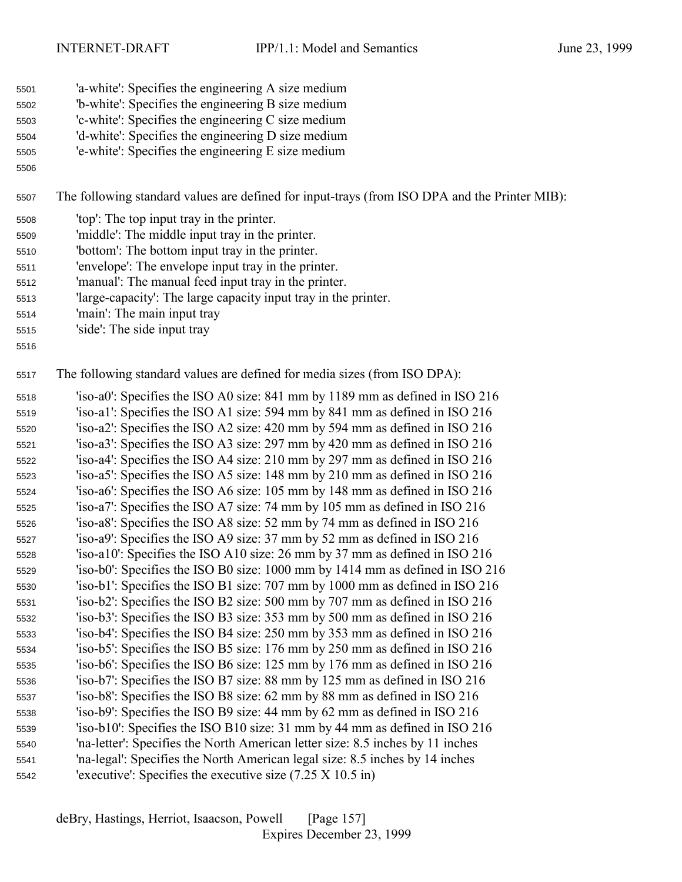'a-white': Specifies the engineering A size medium
'b-white': Specifies the engineering B size medium
'c-white': Specifies the engineering C size medium
'd-white': Specifies the engineering D size medium
'e-white': Specifies the engineering E size medium

The following standard values are defined for input-trays (from ISO DPA and the Printer MIB):

'top': The top input tray in the printer.
'middle': The middle input tray in the printer.
'bottom': The bottom input tray in the printer.
'envelope': The envelope input tray in the printer.
'manual': The manual feed input tray in the printer.
'large-capacity': The large capacity input tray in the printer.
'main': The main input tray
'side': The side input tray

The following standard values are defined for media sizes (from ISO DPA):

'iso-a0': Specifies the ISO A0 size: 841 mm by 1189 mm as defined in ISO 216
'iso-a1': Specifies the ISO A1 size: 594 mm by 841 mm as defined in ISO 216
'iso-a2': Specifies the ISO A2 size: 420 mm by 594 mm as defined in ISO 216
'iso-a3': Specifies the ISO A3 size: 297 mm by 420 mm as defined in ISO 216
'iso-a4': Specifies the ISO A4 size: 210 mm by 297 mm as defined in ISO 216
'iso-a5': Specifies the ISO A5 size: 148 mm by 210 mm as defined in ISO 216
'iso-a6': Specifies the ISO A6 size: 105 mm by 148 mm as defined in ISO 216
'iso-a7': Specifies the ISO A7 size: 74 mm by 105 mm as defined in ISO 216
'iso-a8': Specifies the ISO A8 size: 52 mm by 74 mm as defined in ISO 216
'iso-a9': Specifies the ISO A9 size: 37 mm by 52 mm as defined in ISO 216
'iso-a10': Specifies the ISO A10 size: 26 mm by 37 mm as defined in ISO 216
'iso-b0': Specifies the ISO B0 size: 1000 mm by 1414 mm as defined in ISO 216
'iso-b1': Specifies the ISO B1 size: 707 mm by 1000 mm as defined in ISO 216
'iso-b2': Specifies the ISO B2 size: 500 mm by 707 mm as defined in ISO 216
'iso-b3': Specifies the ISO B3 size: 353 mm by 500 mm as defined in ISO 216
'iso-b4': Specifies the ISO B4 size: 250 mm by 353 mm as defined in ISO 216
'iso-b5': Specifies the ISO B5 size: 176 mm by 250 mm as defined in ISO 216
'iso-b6': Specifies the ISO B6 size: 125 mm by 176 mm as defined in ISO 216
'iso-b7': Specifies the ISO B7 size: 88 mm by 125 mm as defined in ISO 216
'iso-b8': Specifies the ISO B8 size: 62 mm by 88 mm as defined in ISO 216
'iso-b9': Specifies the ISO B9 size: 44 mm by 62 mm as defined in ISO 216
'iso-b10': Specifies the ISO B10 size: 31 mm by 44 mm as defined in ISO 216
'na-letter': Specifies the North American letter size: 8.5 inches by 11 inches
'na-legal': Specifies the North American legal size: 8.5 inches by 14 inches
'executive': Specifies the executive size (7.25 X 10.5 in)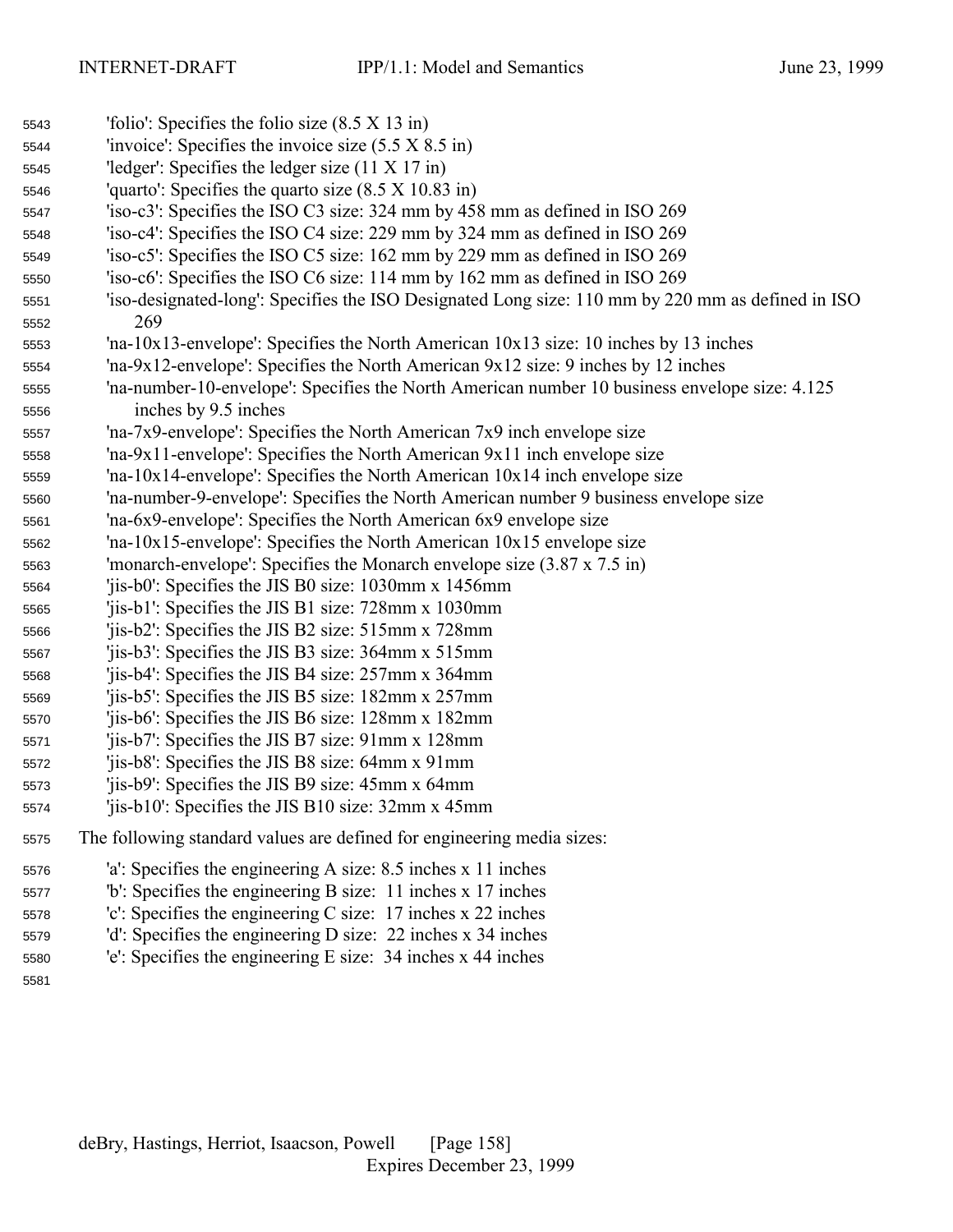- 'folio': Specifies the folio size (8.5 X 13 in)
- 'invoice': Specifies the invoice size (5.5 X 8.5 in)
- 'ledger': Specifies the ledger size (11 X 17 in)
- 'quarto': Specifies the quarto size (8.5 X 10.83 in)
- 'iso-c3': Specifies the ISO C3 size: 324 mm by 458 mm as defined in ISO 269
- 'iso-c4': Specifies the ISO C4 size: 229 mm by 324 mm as defined in ISO 269
- 'iso-c5': Specifies the ISO C5 size: 162 mm by 229 mm as defined in ISO 269
- 'iso-c6': Specifies the ISO C6 size: 114 mm by 162 mm as defined in ISO 269
- 'iso-designated-long': Specifies the ISO Designated Long size: 110 mm by 220 mm as defined in ISO 269
- 'na-10x13-envelope': Specifies the North American 10x13 size: 10 inches by 13 inches
- 'na-9x12-envelope': Specifies the North American 9x12 size: 9 inches by 12 inches
- 'na-number-10-envelope': Specifies the North American number 10 business envelope size: 4.125 inches by 9.5 inches
- 'na-7x9-envelope': Specifies the North American 7x9 inch envelope size
- 'na-9x11-envelope': Specifies the North American 9x11 inch envelope size
- 'na-10x14-envelope': Specifies the North American 10x14 inch envelope size
- 'na-number-9-envelope': Specifies the North American number 9 business envelope size
- 'na-6x9-envelope': Specifies the North American 6x9 envelope size
- 'na-10x15-envelope': Specifies the North American 10x15 envelope size
- 'monarch-envelope': Specifies the Monarch envelope size (3.87 x 7.5 in)
- 'jis-b0': Specifies the JIS B0 size: 1030mm x 1456mm
- 'jis-b1': Specifies the JIS B1 size: 728mm x 1030mm
- 'jis-b2': Specifies the JIS B2 size: 515mm x 728mm
- 'jis-b3': Specifies the JIS B3 size: 364mm x 515mm
- 'jis-b4': Specifies the JIS B4 size: 257mm x 364mm
- 'jis-b5': Specifies the JIS B5 size: 182mm x 257mm
- 'jis-b6': Specifies the JIS B6 size: 128mm x 182mm
- 'jis-b7': Specifies the JIS B7 size: 91mm x 128mm
- 'jis-b8': Specifies the JIS B8 size: 64mm x 91mm
- 'jis-b9': Specifies the JIS B9 size: 45mm x 64mm
- 'jis-b10': Specifies the JIS B10 size: 32mm x 45mm

The following standard values are defined for engineering media sizes:

- 'a': Specifies the engineering A size: 8.5 inches x 11 inches
- 'b': Specifies the engineering B size: 11 inches x 17 inches
- 'c': Specifies the engineering C size: 17 inches x 22 inches
- 'd': Specifies the engineering D size: 22 inches x 34 inches
- 'e': Specifies the engineering E size: 34 inches x 44 inches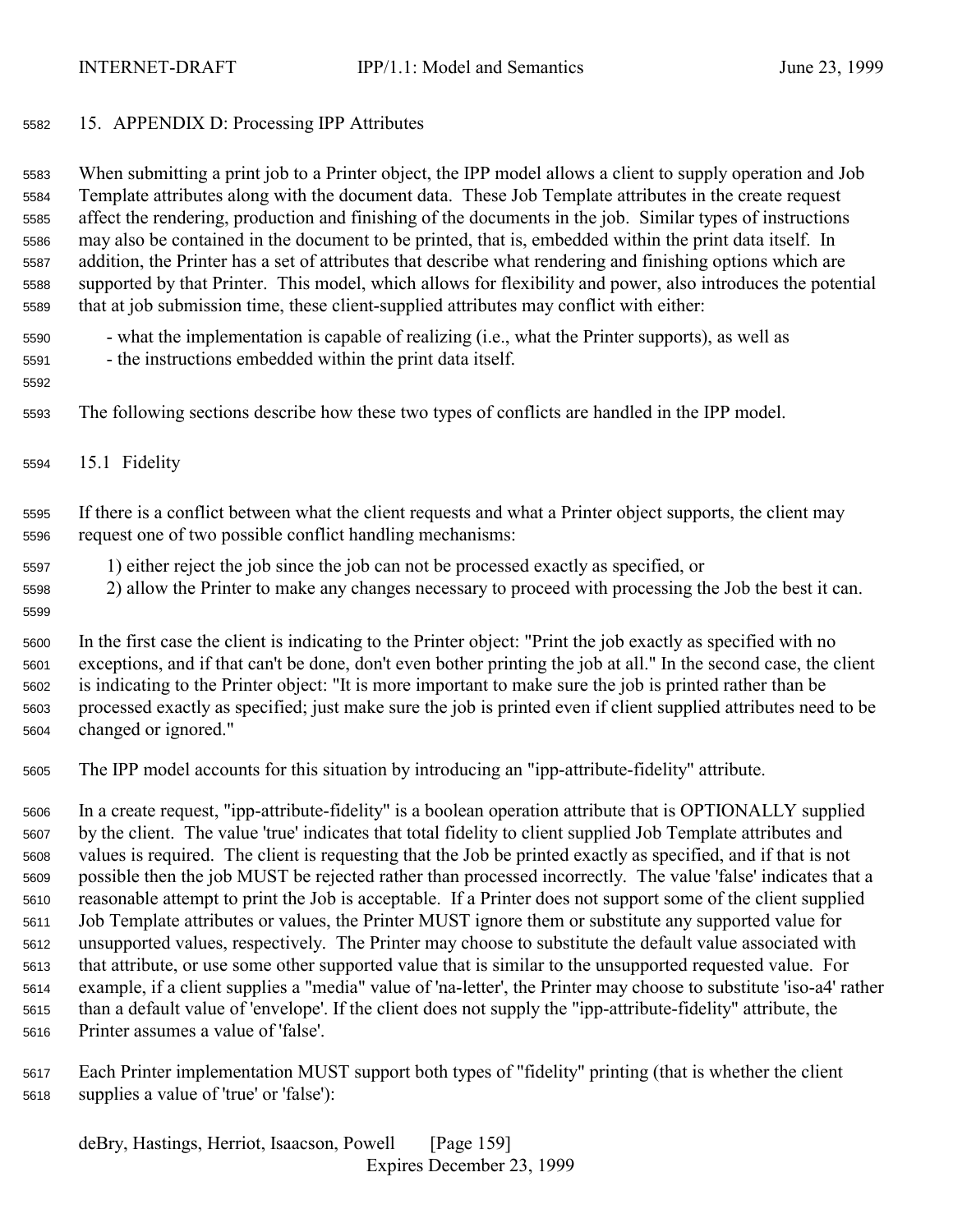## 15. APPENDIX D: Processing IPP Attributes

When submitting a print job to a Printer object, the IPP model allows a client to supply operation and Job Template attributes along with the document data. These Job Template attributes in the create request affect the rendering, production and finishing of the documents in the job. Similar types of instructions may also be contained in the document to be printed, that is, embedded within the print data itself. In addition, the Printer has a set of attributes that describe what rendering and finishing options which are supported by that Printer. This model, which allows for flexibility and power, also introduces the potential that at job submission time, these client-supplied attributes may conflict with either:

- what the implementation is capable of realizing (i.e., what the Printer supports), as well as
- the instructions embedded within the print data itself.

The following sections describe how these two types of conflicts are handled in the IPP model.

### 15.1 Fidelity

If there is a conflict between what the client requests and what a Printer object supports, the client may request one of two possible conflict handling mechanisms:

1) either reject the job since the job can not be processed exactly as specified, or
2) allow the Printer to make any changes necessary to proceed with processing the Job the best it can.

In the first case the client is indicating to the Printer object: "Print the job exactly as specified with no exceptions, and if that can't be done, don't even bother printing the job at all." In the second case, the client is indicating to the Printer object: "It is more important to make sure the job is printed rather than be processed exactly as specified; just make sure the job is printed even if client supplied attributes need to be changed or ignored."

The IPP model accounts for this situation by introducing an "ipp-attribute-fidelity" attribute.

In a create request, "ipp-attribute-fidelity" is a boolean operation attribute that is OPTIONALLY supplied by the client. The value 'true' indicates that total fidelity to client supplied Job Template attributes and values is required. The client is requesting that the Job be printed exactly as specified, and if that is not possible then the job MUST be rejected rather than processed incorrectly. The value 'false' indicates that a reasonable attempt to print the Job is acceptable. If a Printer does not support some of the client supplied Job Template attributes or values, the Printer MUST ignore them or substitute any supported value for unsupported values, respectively. The Printer may choose to substitute the default value associated with that attribute, or use some other supported value that is similar to the unsupported requested value. For example, if a client supplies a "media" value of 'na-letter', the Printer may choose to substitute 'iso-a4' rather than a default value of 'envelope'. If the client does not supply the "ipp-attribute-fidelity" attribute, the Printer assumes a value of 'false'.

Each Printer implementation MUST support both types of "fidelity" printing (that is whether the client supplies a value of 'true' or 'false'):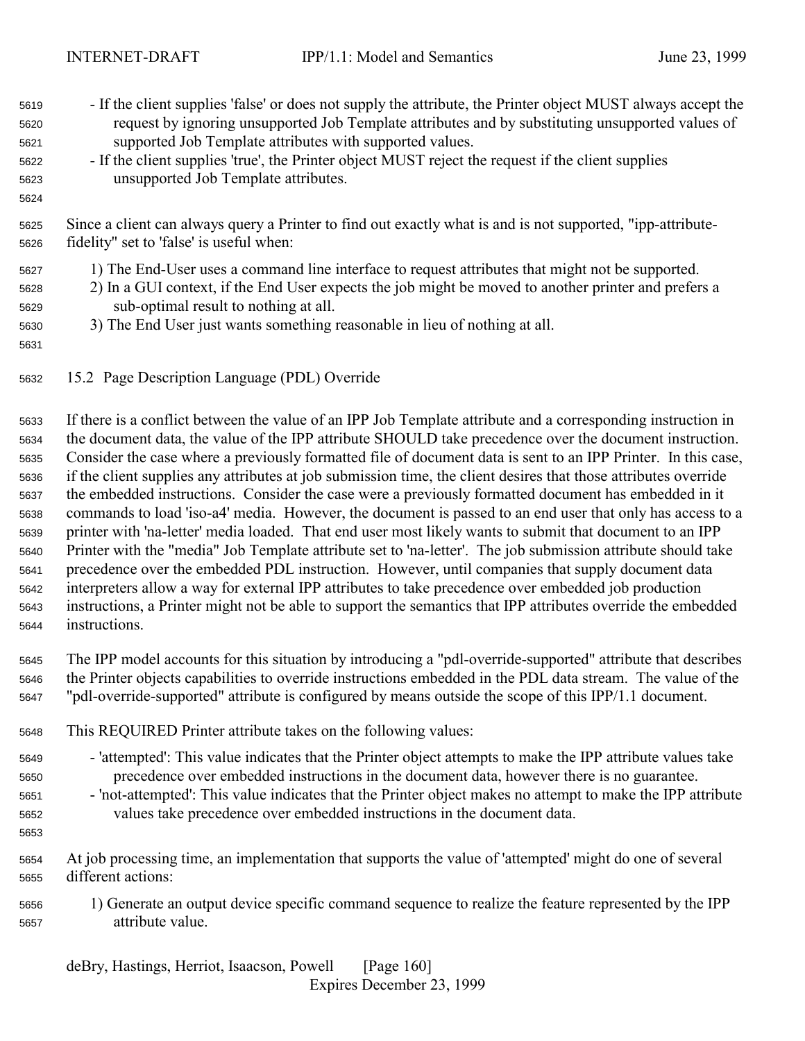- If the client supplies 'false' or does not supply the attribute, the Printer object MUST always accept the request by ignoring unsupported Job Template attributes and by substituting unsupported values of supported Job Template attributes with supported values.
- If the client supplies 'true', the Printer object MUST reject the request if the client supplies unsupported Job Template attributes.

Since a client can always query a Printer to find out exactly what is and is not supported, "ipp-attribute-fidelity" set to 'false' is useful when:

1) The End-User uses a command line interface to request attributes that might not be supported.
2) In a GUI context, if the End User expects the job might be moved to another printer and prefers a sub-optimal result to nothing at all.
3) The End User just wants something reasonable in lieu of nothing at all.

## 15.2 Page Description Language (PDL) Override

If there is a conflict between the value of an IPP Job Template attribute and a corresponding instruction in the document data, the value of the IPP attribute SHOULD take precedence over the document instruction. Consider the case where a previously formatted file of document data is sent to an IPP Printer. In this case, if the client supplies any attributes at job submission time, the client desires that those attributes override the embedded instructions. Consider the case were a previously formatted document has embedded in it commands to load 'iso-a4' media. However, the document is passed to an end user that only has access to a printer with 'na-letter' media loaded. That end user most likely wants to submit that document to an IPP Printer with the "media" Job Template attribute set to 'na-letter'. The job submission attribute should take precedence over the embedded PDL instruction. However, until companies that supply document data interpreters allow a way for external IPP attributes to take precedence over embedded job production instructions, a Printer might not be able to support the semantics that IPP attributes override the embedded instructions.

The IPP model accounts for this situation by introducing a "pdl-override-supported" attribute that describes the Printer objects capabilities to override instructions embedded in the PDL data stream. The value of the "pdl-override-supported" attribute is configured by means outside the scope of this IPP/1.1 document.

This REQUIRED Printer attribute takes on the following values:

- 'attempted': This value indicates that the Printer object attempts to make the IPP attribute values take precedence over embedded instructions in the document data, however there is no guarantee.
- 'not-attempted': This value indicates that the Printer object makes no attempt to make the IPP attribute values take precedence over embedded instructions in the document data.

At job processing time, an implementation that supports the value of 'attempted' might do one of several different actions:

1) Generate an output device specific command sequence to realize the feature represented by the IPP attribute value.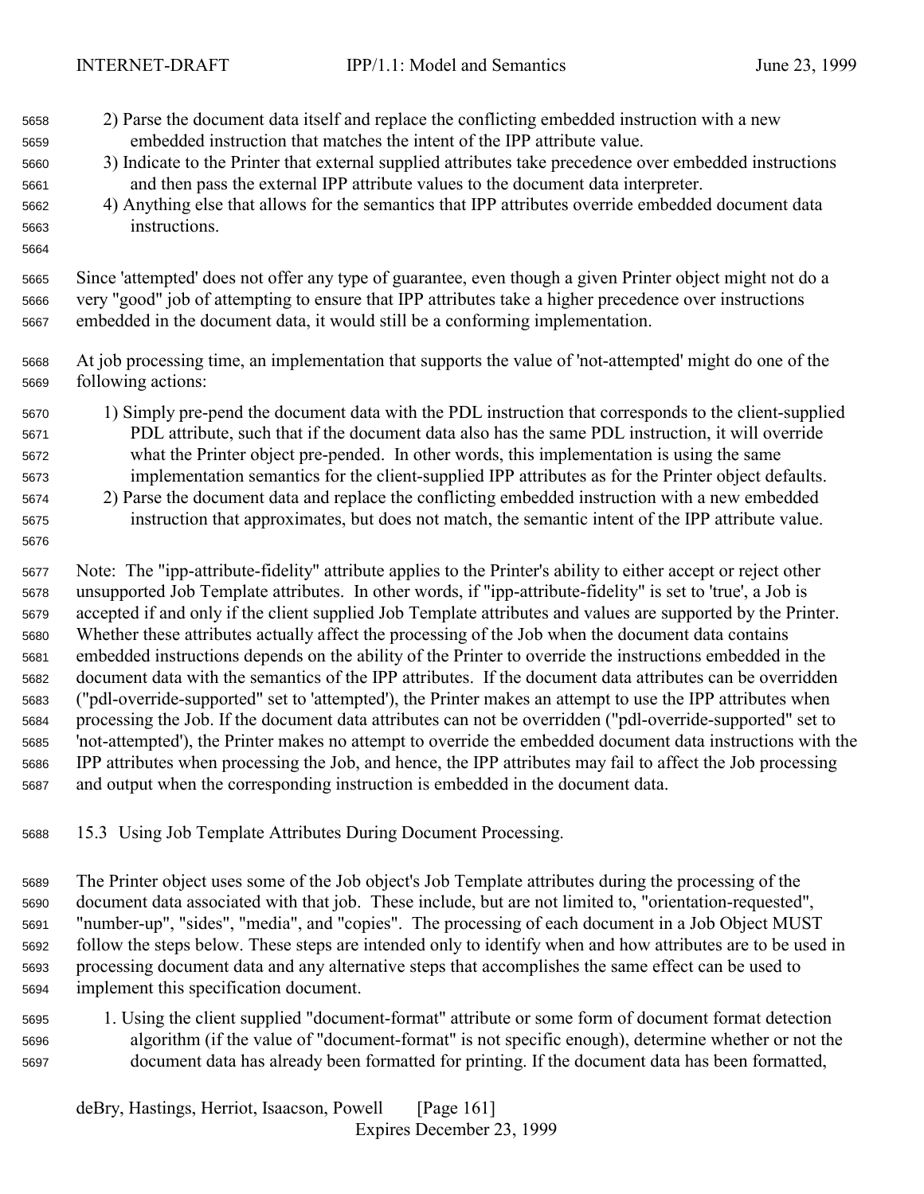2) Parse the document data itself and replace the conflicting embedded instruction with a new embedded instruction that matches the intent of the IPP attribute value.
3) Indicate to the Printer that external supplied attributes take precedence over embedded instructions and then pass the external IPP attribute values to the document data interpreter.
4) Anything else that allows for the semantics that IPP attributes override embedded document data instructions.

Since 'attempted' does not offer any type of guarantee, even though a given Printer object might not do a very "good" job of attempting to ensure that IPP attributes take a higher precedence over instructions embedded in the document data, it would still be a conforming implementation.

At job processing time, an implementation that supports the value of 'not-attempted' might do one of the following actions:

1) Simply pre-pend the document data with the PDL instruction that corresponds to the client-supplied PDL attribute, such that if the document data also has the same PDL instruction, it will override what the Printer object pre-pended. In other words, this implementation is using the same implementation semantics for the client-supplied IPP attributes as for the Printer object defaults.
2) Parse the document data and replace the conflicting embedded instruction with a new embedded instruction that approximates, but does not match, the semantic intent of the IPP attribute value.

Note: The "ipp-attribute-fidelity" attribute applies to the Printer's ability to either accept or reject other unsupported Job Template attributes. In other words, if "ipp-attribute-fidelity" is set to 'true', a Job is accepted if and only if the client supplied Job Template attributes and values are supported by the Printer. Whether these attributes actually affect the processing of the Job when the document data contains embedded instructions depends on the ability of the Printer to override the instructions embedded in the document data with the semantics of the IPP attributes. If the document data attributes can be overridden ("pdl-override-supported" set to 'attempted'), the Printer makes an attempt to use the IPP attributes when processing the Job. If the document data attributes can not be overridden ("pdl-override-supported" set to 'not-attempted'), the Printer makes no attempt to override the embedded document data instructions with the IPP attributes when processing the Job, and hence, the IPP attributes may fail to affect the Job processing and output when the corresponding instruction is embedded in the document data.

## 15.3 Using Job Template Attributes During Document Processing.

The Printer object uses some of the Job object's Job Template attributes during the processing of the document data associated with that job. These include, but are not limited to, "orientation-requested", "number-up", "sides", "media", and "copies". The processing of each document in a Job Object MUST follow the steps below. These steps are intended only to identify when and how attributes are to be used in processing document data and any alternative steps that accomplishes the same effect can be used to implement this specification document.

1. Using the client supplied "document-format" attribute or some form of document format detection algorithm (if the value of "document-format" is not specific enough), determine whether or not the document data has already been formatted for printing. If the document data has been formatted,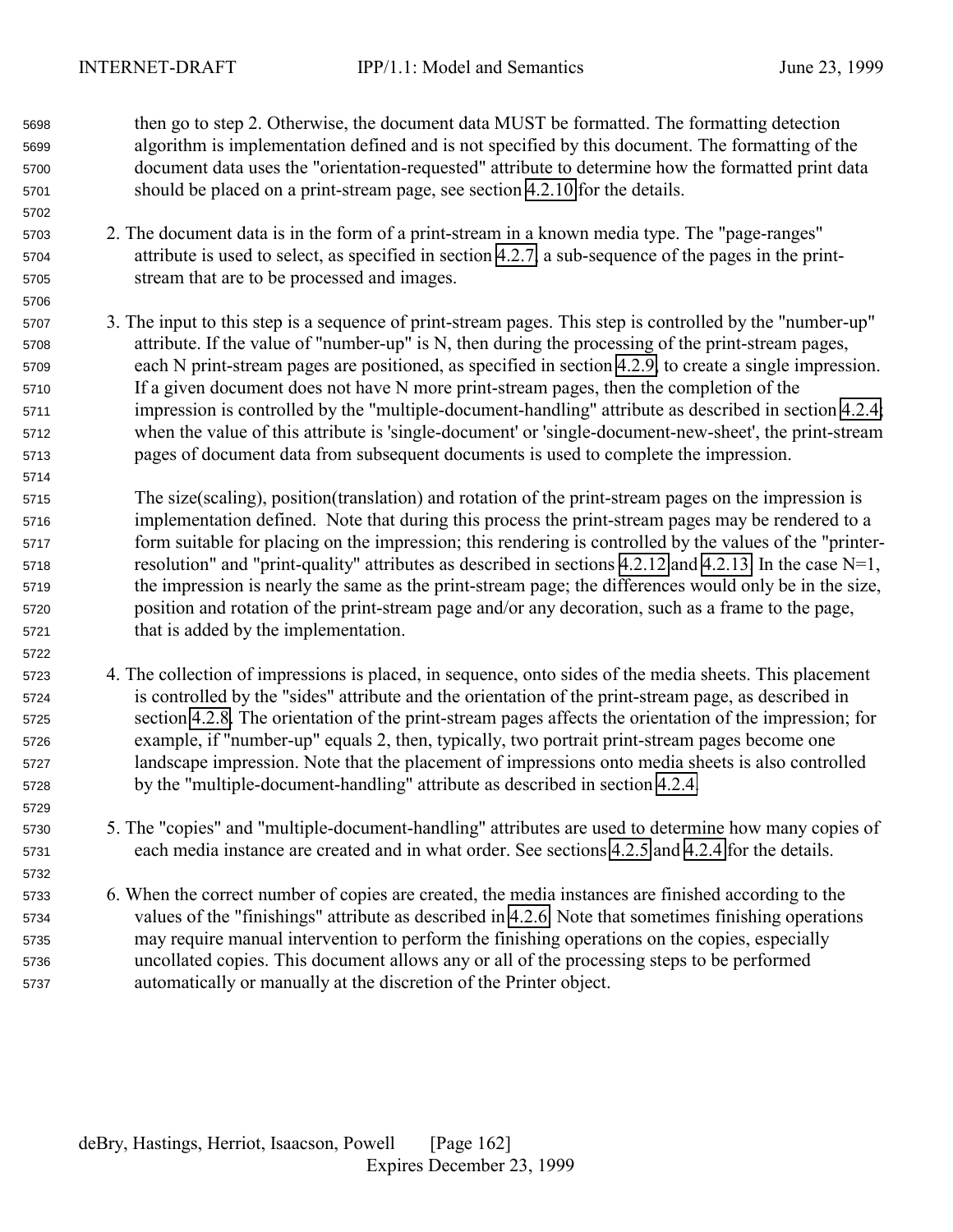then go to step 2. Otherwise, the document data MUST be formatted. The formatting detection algorithm is implementation defined and is not specified by this document. The formatting of the document data uses the "orientation-requested" attribute to determine how the formatted print data should be placed on a print-stream page, see section 4.2.10 for the details.

2. The document data is in the form of a print-stream in a known media type. The "page-ranges" attribute is used to select, as specified in section 4.2.7, a sub-sequence of the pages in the print-stream that are to be processed and images.

3. The input to this step is a sequence of print-stream pages. This step is controlled by the "number-up" attribute. If the value of "number-up" is N, then during the processing of the print-stream pages, each N print-stream pages are positioned, as specified in section 4.2.9, to create a single impression. If a given document does not have N more print-stream pages, then the completion of the impression is controlled by the "multiple-document-handling" attribute as described in section 4.2.4; when the value of this attribute is 'single-document' or 'single-document-new-sheet', the print-stream pages of document data from subsequent documents is used to complete the impression.

   The size(scaling), position(translation) and rotation of the print-stream pages on the impression is implementation defined. Note that during this process the print-stream pages may be rendered to a form suitable for placing on the impression; this rendering is controlled by the values of the "printer-resolution" and "print-quality" attributes as described in sections 4.2.12 and 4.2.13. In the case N=1, the impression is nearly the same as the print-stream page; the differences would only be in the size, position and rotation of the print-stream page and/or any decoration, such as a frame to the page, that is added by the implementation.

4. The collection of impressions is placed, in sequence, onto sides of the media sheets. This placement is controlled by the "sides" attribute and the orientation of the print-stream page, as described in section 4.2.8. The orientation of the print-stream pages affects the orientation of the impression; for example, if "number-up" equals 2, then, typically, two portrait print-stream pages become one landscape impression. Note that the placement of impressions onto media sheets is also controlled by the "multiple-document-handling" attribute as described in section 4.2.4.

5. The "copies" and "multiple-document-handling" attributes are used to determine how many copies of each media instance are created and in what order. See sections 4.2.5 and 4.2.4 for the details.

6. When the correct number of copies are created, the media instances are finished according to the values of the "finishings" attribute as described in 4.2.6. Note that sometimes finishing operations may require manual intervention to perform the finishing operations on the copies, especially uncollated copies. This document allows any or all of the processing steps to be performed automatically or manually at the discretion of the Printer object.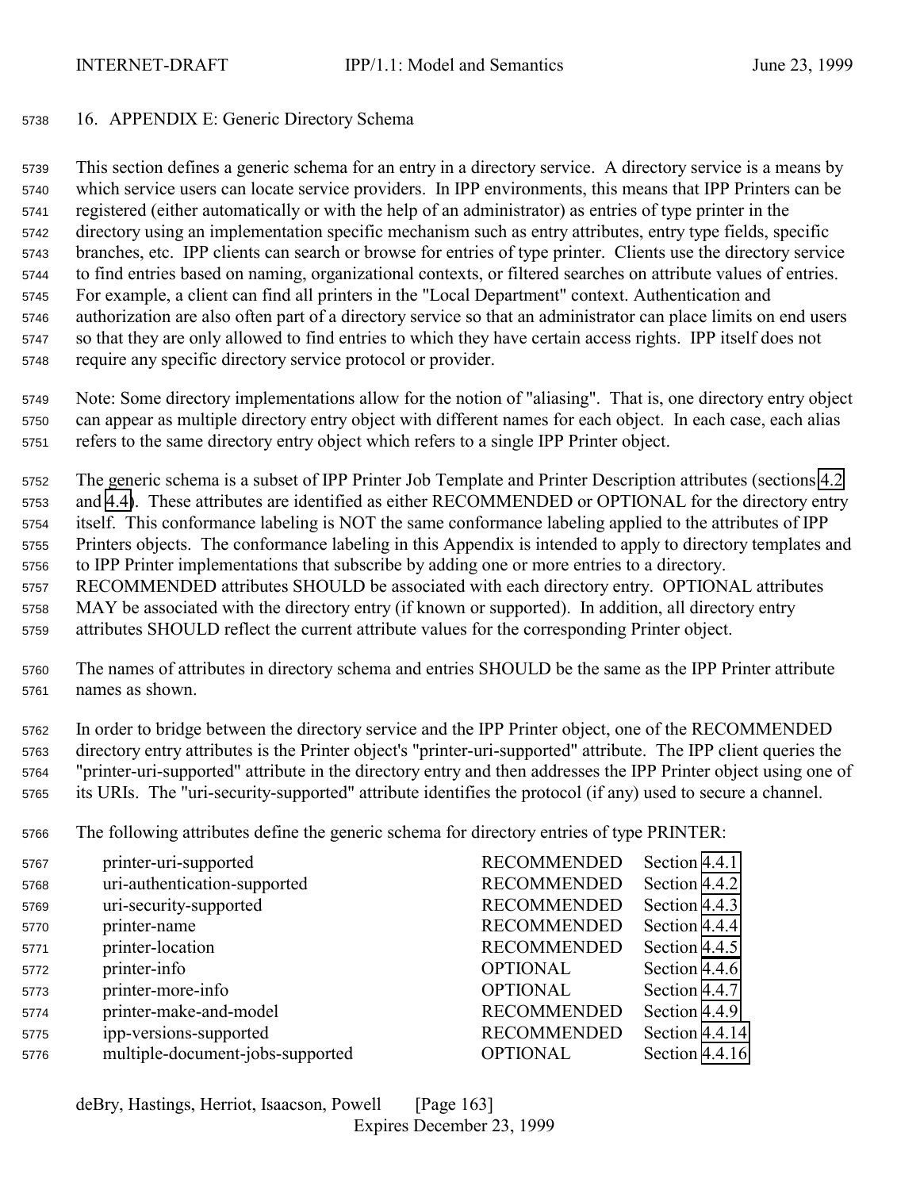# 16. APPENDIX E: Generic Directory Schema

This section defines a generic schema for an entry in a directory service. A directory service is a means by which service users can locate service providers. In IPP environments, this means that IPP Printers can be registered (either automatically or with the help of an administrator) as entries of type printer in the directory using an implementation specific mechanism such as entry attributes, entry type fields, specific branches, etc. IPP clients can search or browse for entries of type printer. Clients use the directory service to find entries based on naming, organizational contexts, or filtered searches on attribute values of entries. For example, a client can find all printers in the "Local Department" context. Authentication and authorization are also often part of a directory service so that an administrator can place limits on end users so that they are only allowed to find entries to which they have certain access rights. IPP itself does not require any specific directory service protocol or provider.

Note: Some directory implementations allow for the notion of "aliasing". That is, one directory entry object can appear as multiple directory entry object with different names for each object. In each case, each alias refers to the same directory entry object which refers to a single IPP Printer object.

The generic schema is a subset of IPP Printer Job Template and Printer Description attributes (sections 4.2 and 4.4). These attributes are identified as either RECOMMENDED or OPTIONAL for the directory entry itself. This conformance labeling is NOT the same conformance labeling applied to the attributes of IPP Printers objects. The conformance labeling in this Appendix is intended to apply to directory templates and to IPP Printer implementations that subscribe by adding one or more entries to a directory. RECOMMENDED attributes SHOULD be associated with each directory entry. OPTIONAL attributes MAY be associated with the directory entry (if known or supported). In addition, all directory entry attributes SHOULD reflect the current attribute values for the corresponding Printer object.

The names of attributes in directory schema and entries SHOULD be the same as the IPP Printer attribute names as shown.

In order to bridge between the directory service and the IPP Printer object, one of the RECOMMENDED directory entry attributes is the Printer object's "printer-uri-supported" attribute. The IPP client queries the "printer-uri-supported" attribute in the directory entry and then addresses the IPP Printer object using one of its URIs. The "uri-security-supported" attribute identifies the protocol (if any) used to secure a channel.

The following attributes define the generic schema for directory entries of type PRINTER:

| Attribute | Conformance | Reference |
|---|---|---|
| printer-uri-supported | RECOMMENDED | Section 4.4.1 |
| uri-authentication-supported | RECOMMENDED | Section 4.4.2 |
| uri-security-supported | RECOMMENDED | Section 4.4.3 |
| printer-name | RECOMMENDED | Section 4.4.4 |
| printer-location | RECOMMENDED | Section 4.4.5 |
| printer-info | OPTIONAL | Section 4.4.6 |
| printer-more-info | OPTIONAL | Section 4.4.7 |
| printer-make-and-model | RECOMMENDED | Section 4.4.9 |
| ipp-versions-supported | RECOMMENDED | Section 4.4.14 |
| multiple-document-jobs-supported | OPTIONAL | Section 4.4.16 |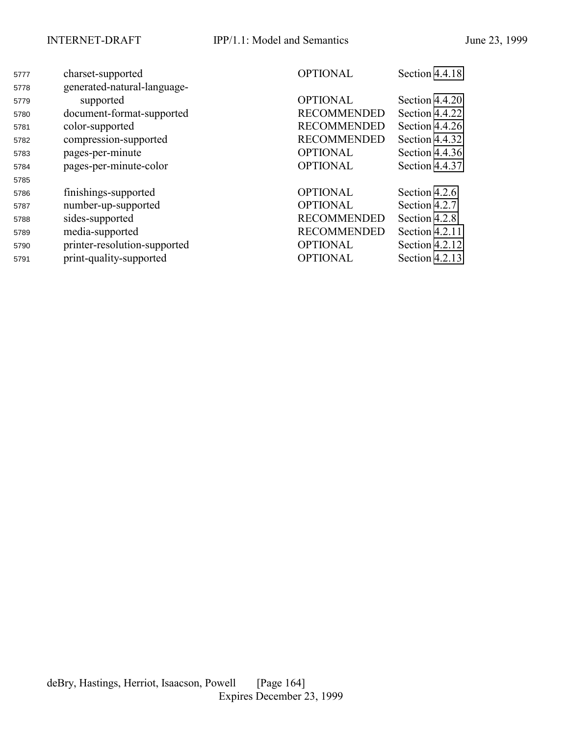| | | |
|---|---|---|
| charset-supported | OPTIONAL | Section 4.4.18 |
| generated-natural-language-supported | OPTIONAL | Section 4.4.20 |
| document-format-supported | RECOMMENDED | Section 4.4.22 |
| color-supported | RECOMMENDED | Section 4.4.26 |
| compression-supported | RECOMMENDED | Section 4.4.32 |
| pages-per-minute | OPTIONAL | Section 4.4.36 |
| pages-per-minute-color | OPTIONAL | Section 4.4.37 |
| | | |
| finishings-supported | OPTIONAL | Section 4.2.6 |
| number-up-supported | OPTIONAL | Section 4.2.7 |
| sides-supported | RECOMMENDED | Section 4.2.8 |
| media-supported | RECOMMENDED | Section 4.2.11 |
| printer-resolution-supported | OPTIONAL | Section 4.2.12 |
| print-quality-supported | OPTIONAL | Section 4.2.13 |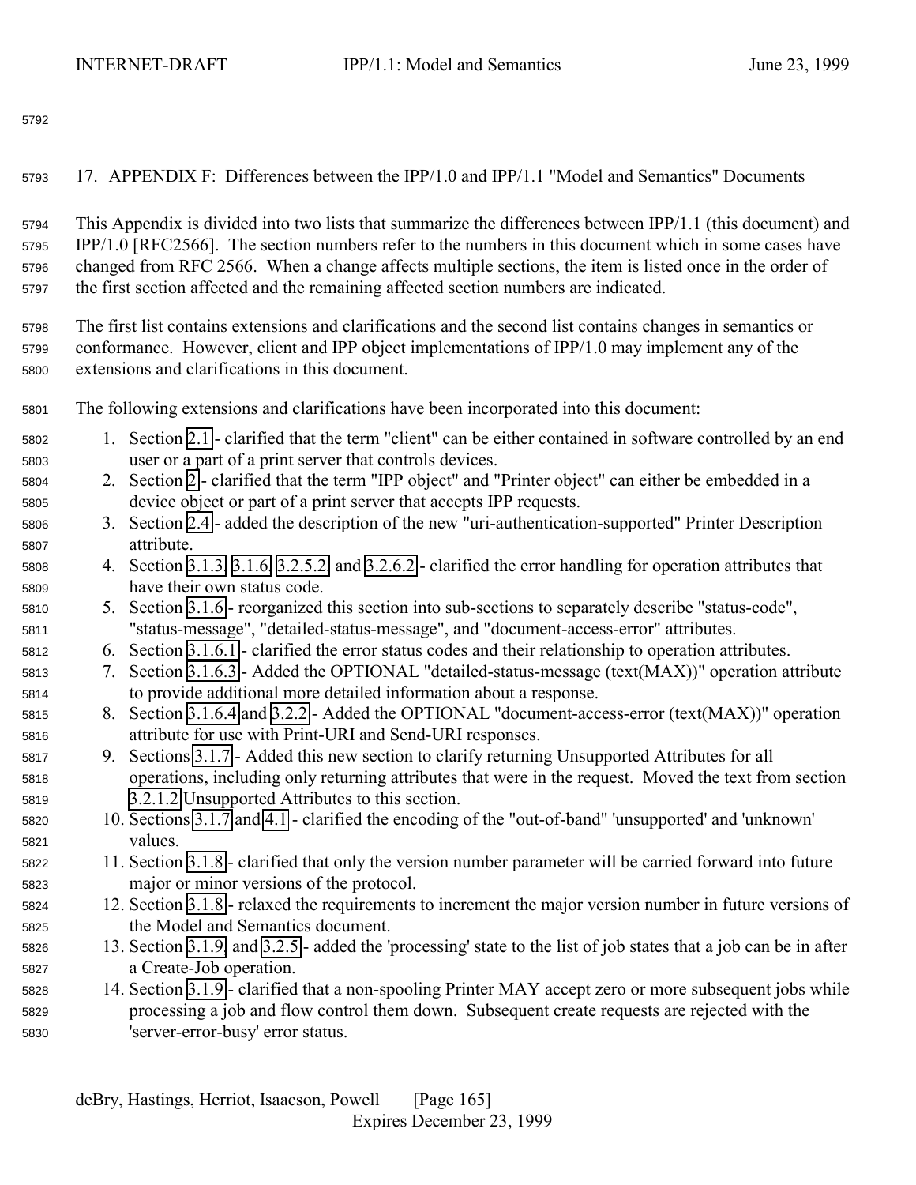# 17. APPENDIX F: Differences between the IPP/1.0 and IPP/1.1 "Model and Semantics" Documents

This Appendix is divided into two lists that summarize the differences between IPP/1.1 (this document) and IPP/1.0 [RFC2566]. The section numbers refer to the numbers in this document which in some cases have changed from RFC 2566. When a change affects multiple sections, the item is listed once in the order of the first section affected and the remaining affected section numbers are indicated.

The first list contains extensions and clarifications and the second list contains changes in semantics or conformance. However, client and IPP object implementations of IPP/1.0 may implement any of the extensions and clarifications in this document.

The following extensions and clarifications have been incorporated into this document:

1. Section 2.1 - clarified that the term "client" can be either contained in software controlled by an end user or a part of a print server that controls devices.
2. Section 2 - clarified that the term "IPP object" and "Printer object" can either be embedded in a device object or part of a print server that accepts IPP requests.
3. Section 2.4 - added the description of the new "uri-authentication-supported" Printer Description attribute.
4. Section 3.1.3, 3.1.6, 3.2.5.2, and 3.2.6.2 - clarified the error handling for operation attributes that have their own status code.
5. Section 3.1.6 - reorganized this section into sub-sections to separately describe "status-code", "status-message", "detailed-status-message", and "document-access-error" attributes.
6. Section 3.1.6.1 - clarified the error status codes and their relationship to operation attributes.
7. Section 3.1.6.3 - Added the OPTIONAL "detailed-status-message (text(MAX))" operation attribute to provide additional more detailed information about a response.
8. Section 3.1.6.4 and 3.2.2 - Added the OPTIONAL "document-access-error (text(MAX))" operation attribute for use with Print-URI and Send-URI responses.
9. Sections 3.1.7 - Added this new section to clarify returning Unsupported Attributes for all operations, including only returning attributes that were in the request. Moved the text from section 3.2.1.2 Unsupported Attributes to this section.
10. Sections 3.1.7 and 4.1 - clarified the encoding of the "out-of-band" 'unsupported' and 'unknown' values.
11. Section 3.1.8 - clarified that only the version number parameter will be carried forward into future major or minor versions of the protocol.
12. Section 3.1.8 - relaxed the requirements to increment the major version number in future versions of the Model and Semantics document.
13. Section 3.1.9, and 3.2.5 - added the 'processing' state to the list of job states that a job can be in after a Create-Job operation.
14. Section 3.1.9 - clarified that a non-spooling Printer MAY accept zero or more subsequent jobs while processing a job and flow control them down. Subsequent create requests are rejected with the 'server-error-busy' error status.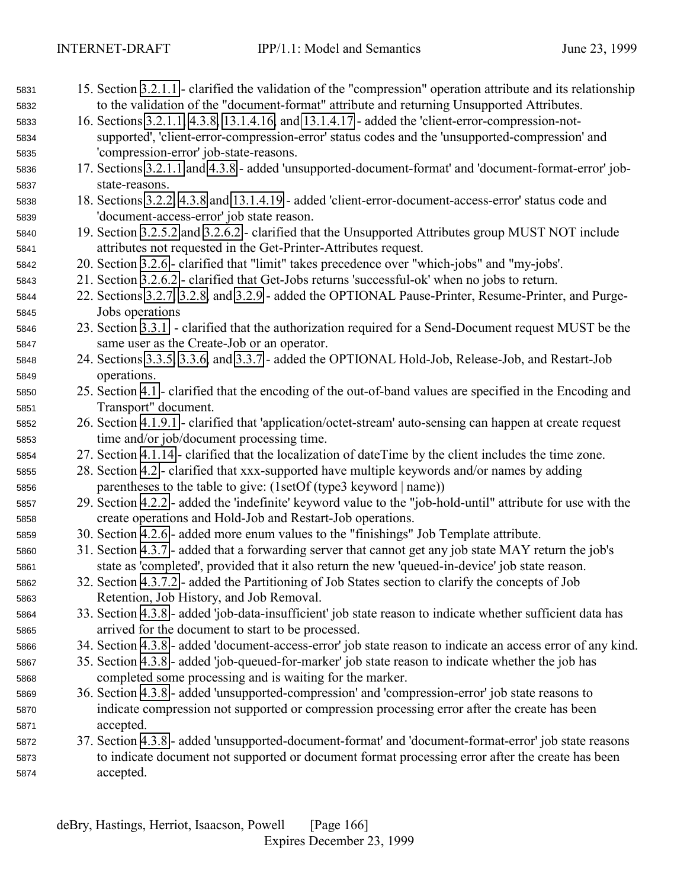15. Section 3.2.1.1 - clarified the validation of the "compression" operation attribute and its relationship to the validation of the "document-format" attribute and returning Unsupported Attributes.
16. Sections 3.2.1.1, 4.3.8, 13.1.4.16, and 13.1.4.17 - added the 'client-error-compression-not-supported', 'client-error-compression-error' status codes and the 'unsupported-compression' and 'compression-error' job-state-reasons.
17. Sections 3.2.1.1 and 4.3.8 - added 'unsupported-document-format' and 'document-format-error' job-state-reasons.
18. Sections 3.2.2, 4.3.8 and 13.1.4.19 - added 'client-error-document-access-error' status code and 'document-access-error' job state reason.
19. Section 3.2.5.2 and 3.2.6.2 - clarified that the Unsupported Attributes group MUST NOT include attributes not requested in the Get-Printer-Attributes request.
20. Section 3.2.6 - clarified that "limit" takes precedence over "which-jobs" and "my-jobs'.
21. Section 3.2.6.2 - clarified that Get-Jobs returns 'successful-ok' when no jobs to return.
22. Sections 3.2.7, 3.2.8, and 3.2.9 - added the OPTIONAL Pause-Printer, Resume-Printer, and Purge-Jobs operations
23. Section 3.3.1 - clarified that the authorization required for a Send-Document request MUST be the same user as the Create-Job or an operator.
24. Sections 3.3.5, 3.3.6, and 3.3.7 - added the OPTIONAL Hold-Job, Release-Job, and Restart-Job operations.
25. Section 4.1 - clarified that the encoding of the out-of-band values are specified in the Encoding and Transport" document.
26. Section 4.1.9.1 - clarified that 'application/octet-stream' auto-sensing can happen at create request time and/or job/document processing time.
27. Section 4.1.14 - clarified that the localization of dateTime by the client includes the time zone.
28. Section 4.2 - clarified that xxx-supported have multiple keywords and/or names by adding parentheses to the table to give: (1setOf (type3 keyword | name))
29. Section 4.2.2 - added the 'indefinite' keyword value to the "job-hold-until" attribute for use with the create operations and Hold-Job and Restart-Job operations.
30. Section 4.2.6 - added more enum values to the "finishings" Job Template attribute.
31. Section 4.3.7 - added that a forwarding server that cannot get any job state MAY return the job's state as 'completed', provided that it also return the new 'queued-in-device' job state reason.
32. Section 4.3.7.2 - added the Partitioning of Job States section to clarify the concepts of Job Retention, Job History, and Job Removal.
33. Section 4.3.8 - added 'job-data-insufficient' job state reason to indicate whether sufficient data has arrived for the document to start to be processed.
34. Section 4.3.8 - added 'document-access-error' job state reason to indicate an access error of any kind.
35. Section 4.3.8 - added 'job-queued-for-marker' job state reason to indicate whether the job has completed some processing and is waiting for the marker.
36. Section 4.3.8 - added 'unsupported-compression' and 'compression-error' job state reasons to indicate compression not supported or compression processing error after the create has been accepted.
37. Section 4.3.8 - added 'unsupported-document-format' and 'document-format-error' job state reasons to indicate document not supported or document format processing error after the create has been accepted.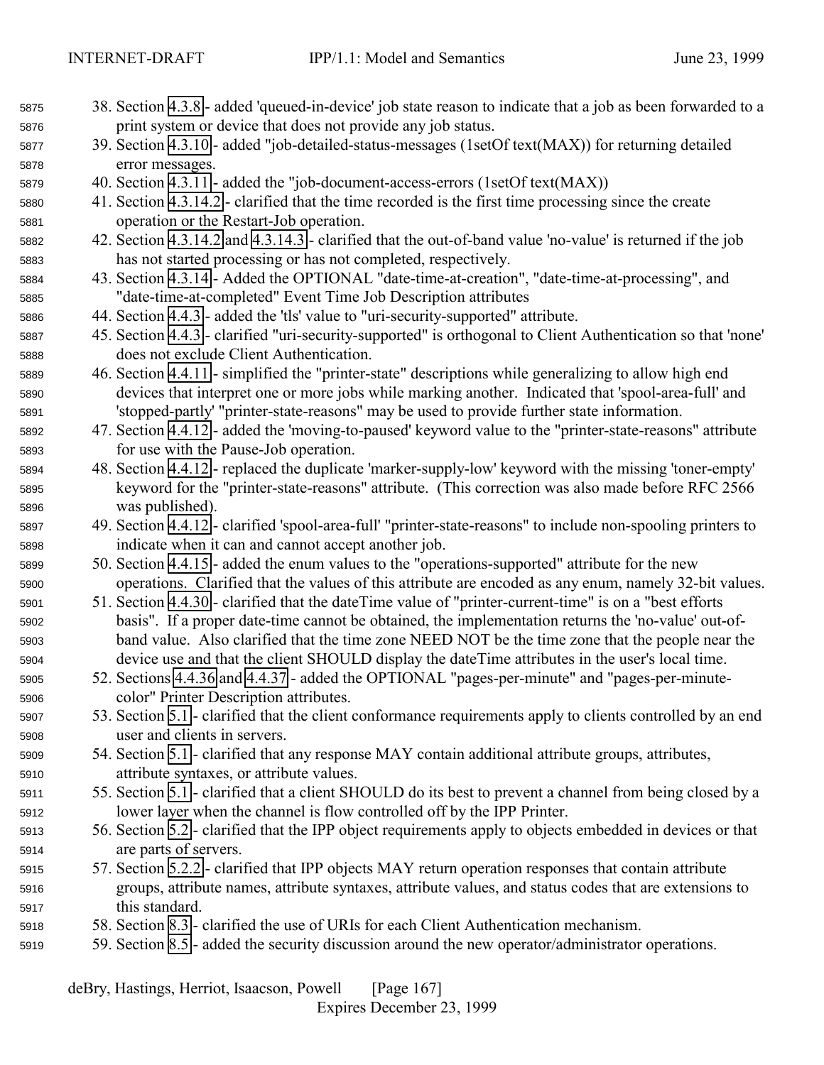38. Section 4.3.8 - added 'queued-in-device' job state reason to indicate that a job as been forwarded to a print system or device that does not provide any job status.
39. Section 4.3.10 - added "job-detailed-status-messages (1setOf text(MAX)) for returning detailed error messages.
40. Section 4.3.11 - added the "job-document-access-errors (1setOf text(MAX))
41. Section 4.3.14.2 - clarified that the time recorded is the first time processing since the create operation or the Restart-Job operation.
42. Section 4.3.14.2 and 4.3.14.3 - clarified that the out-of-band value 'no-value' is returned if the job has not started processing or has not completed, respectively.
43. Section 4.3.14 - Added the OPTIONAL "date-time-at-creation", "date-time-at-processing", and "date-time-at-completed" Event Time Job Description attributes
44. Section 4.4.3 - added the 'tls' value to "uri-security-supported" attribute.
45. Section 4.4.3 - clarified "uri-security-supported" is orthogonal to Client Authentication so that 'none' does not exclude Client Authentication.
46. Section 4.4.11 - simplified the "printer-state" descriptions while generalizing to allow high end devices that interpret one or more jobs while marking another. Indicated that 'spool-area-full' and 'stopped-partly' "printer-state-reasons" may be used to provide further state information.
47. Section 4.4.12 - added the 'moving-to-paused' keyword value to the "printer-state-reasons" attribute for use with the Pause-Job operation.
48. Section 4.4.12 - replaced the duplicate 'marker-supply-low' keyword with the missing 'toner-empty' keyword for the "printer-state-reasons" attribute. (This correction was also made before RFC 2566 was published).
49. Section 4.4.12 - clarified 'spool-area-full' "printer-state-reasons" to include non-spooling printers to indicate when it can and cannot accept another job.
50. Section 4.4.15 - added the enum values to the "operations-supported" attribute for the new operations. Clarified that the values of this attribute are encoded as any enum, namely 32-bit values.
51. Section 4.4.30 - clarified that the dateTime value of "printer-current-time" is on a "best efforts basis". If a proper date-time cannot be obtained, the implementation returns the 'no-value' out-of-band value. Also clarified that the time zone NEED NOT be the time zone that the people near the device use and that the client SHOULD display the dateTime attributes in the user's local time.
52. Sections 4.4.36 and 4.4.37 - added the OPTIONAL "pages-per-minute" and "pages-per-minute-color" Printer Description attributes.
53. Section 5.1 - clarified that the client conformance requirements apply to clients controlled by an end user and clients in servers.
54. Section 5.1 - clarified that any response MAY contain additional attribute groups, attributes, attribute syntaxes, or attribute values.
55. Section 5.1 - clarified that a client SHOULD do its best to prevent a channel from being closed by a lower layer when the channel is flow controlled off by the IPP Printer.
56. Section 5.2 - clarified that the IPP object requirements apply to objects embedded in devices or that are parts of servers.
57. Section 5.2.2 - clarified that IPP objects MAY return operation responses that contain attribute groups, attribute names, attribute syntaxes, attribute values, and status codes that are extensions to this standard.
58. Section 8.3 - clarified the use of URIs for each Client Authentication mechanism.
59. Section 8.5 - added the security discussion around the new operator/administrator operations.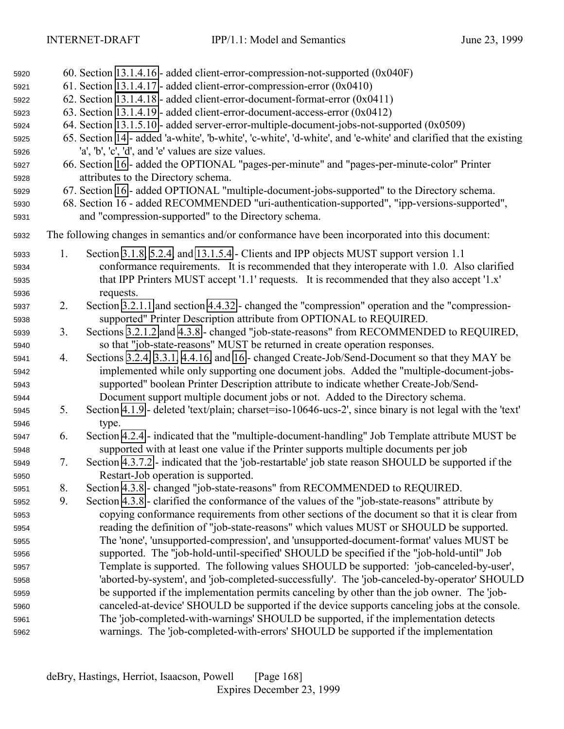60. Section 13.1.4.16 - added client-error-compression-not-supported (0x040F)
61. Section 13.1.4.17 - added client-error-compression-error (0x0410)
62. Section 13.1.4.18 - added client-error-document-format-error (0x0411)
63. Section 13.1.4.19 - added client-error-document-access-error (0x0412)
64. Section 13.1.5.10 - added server-error-multiple-document-jobs-not-supported (0x0509)
65. Section 14 - added 'a-white', 'b-white', 'c-white', 'd-white', and 'e-white' and clarified that the existing 'a', 'b', 'c', 'd', and 'e' values are size values.
66. Section 16 - added the OPTIONAL "pages-per-minute" and "pages-per-minute-color" Printer attributes to the Directory schema.
67. Section 16 - added OPTIONAL "multiple-document-jobs-supported" to the Directory schema.
68. Section 16 - added RECOMMENDED "uri-authentication-supported", "ipp-versions-supported", and "compression-supported" to the Directory schema.

The following changes in semantics and/or conformance have been incorporated into this document:

1. Section 3.1.8, 5.2.4, and 13.1.5.4 - Clients and IPP objects MUST support version 1.1 conformance requirements. It is recommended that they interoperate with 1.0. Also clarified that IPP Printers MUST accept '1.1' requests. It is recommended that they also accept '1.x' requests.
2. Section 3.2.1.1 and section 4.4.32 - changed the "compression" operation and the "compression-supported" Printer Description attribute from OPTIONAL to REQUIRED.
3. Sections 3.2.1.2 and 4.3.8 - changed "job-state-reasons" from RECOMMENDED to REQUIRED, so that "job-state-reasons" MUST be returned in create operation responses.
4. Sections 3.2.4, 3.3.1, 4.4.16, and 16 - changed Create-Job/Send-Document so that they MAY be implemented while only supporting one document jobs. Added the "multiple-document-jobs-supported" boolean Printer Description attribute to indicate whether Create-Job/Send-Document support multiple document jobs or not. Added to the Directory schema.
5. Section 4.1.9 - deleted 'text/plain; charset=iso-10646-ucs-2', since binary is not legal with the 'text' type.
6. Section 4.2.4 - indicated that the "multiple-document-handling" Job Template attribute MUST be supported with at least one value if the Printer supports multiple documents per job
7. Section 4.3.7.2 - indicated that the 'job-restartable' job state reason SHOULD be supported if the Restart-Job operation is supported.
8. Section 4.3.8 - changed "job-state-reasons" from RECOMMENDED to REQUIRED.
9. Section 4.3.8 - clarified the conformance of the values of the "job-state-reasons" attribute by copying conformance requirements from other sections of the document so that it is clear from reading the definition of "job-state-reasons" which values MUST or SHOULD be supported. The 'none', 'unsupported-compression', and 'unsupported-document-format' values MUST be supported. The "job-hold-until-specified' SHOULD be specified if the "job-hold-until" Job Template is supported. The following values SHOULD be supported: 'job-canceled-by-user', 'aborted-by-system', and 'job-completed-successfully'. The 'job-canceled-by-operator' SHOULD be supported if the implementation permits canceling by other than the job owner. The 'job-canceled-at-device' SHOULD be supported if the device supports canceling jobs at the console. The 'job-completed-with-warnings' SHOULD be supported, if the implementation detects warnings. The 'job-completed-with-errors' SHOULD be supported if the implementation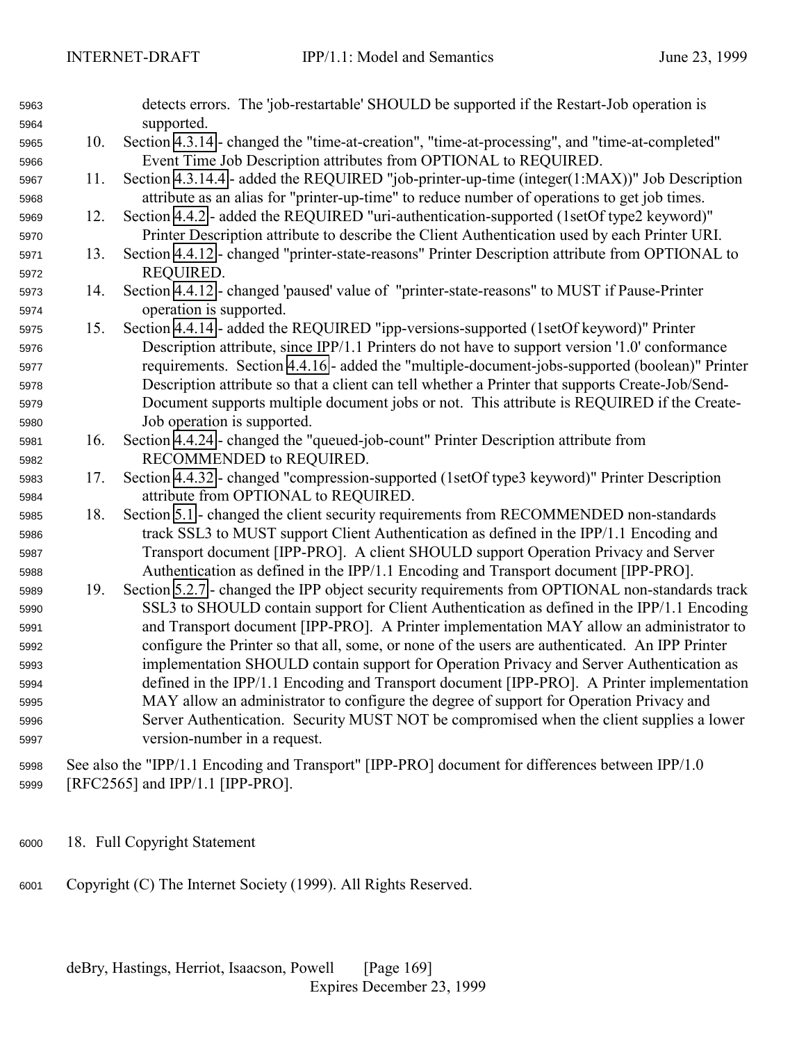detects errors. The 'job-restartable' SHOULD be supported if the Restart-Job operation is supported.

10. Section 4.3.14 - changed the "time-at-creation", "time-at-processing", and "time-at-completed" Event Time Job Description attributes from OPTIONAL to REQUIRED.
11. Section 4.3.14.4 - added the REQUIRED "job-printer-up-time (integer(1:MAX))" Job Description attribute as an alias for "printer-up-time" to reduce number of operations to get job times.
12. Section 4.4.2 - added the REQUIRED "uri-authentication-supported (1setOf type2 keyword)" Printer Description attribute to describe the Client Authentication used by each Printer URI.
13. Section 4.4.12 - changed "printer-state-reasons" Printer Description attribute from OPTIONAL to REQUIRED.
14. Section 4.4.12 - changed 'paused' value of "printer-state-reasons" to MUST if Pause-Printer operation is supported.
15. Section 4.4.14 - added the REQUIRED "ipp-versions-supported (1setOf keyword)" Printer Description attribute, since IPP/1.1 Printers do not have to support version '1.0' conformance requirements. Section 4.4.16 - added the "multiple-document-jobs-supported (boolean)" Printer Description attribute so that a client can tell whether a Printer that supports Create-Job/Send-Document supports multiple document jobs or not. This attribute is REQUIRED if the Create-Job operation is supported.
16. Section 4.4.24 - changed the "queued-job-count" Printer Description attribute from RECOMMENDED to REQUIRED.
17. Section 4.4.32 - changed "compression-supported (1setOf type3 keyword)" Printer Description attribute from OPTIONAL to REQUIRED.
18. Section 5.1 - changed the client security requirements from RECOMMENDED non-standards track SSL3 to MUST support Client Authentication as defined in the IPP/1.1 Encoding and Transport document [IPP-PRO]. A client SHOULD support Operation Privacy and Server Authentication as defined in the IPP/1.1 Encoding and Transport document [IPP-PRO].
19. Section 5.2.7 - changed the IPP object security requirements from OPTIONAL non-standards track SSL3 to SHOULD contain support for Client Authentication as defined in the IPP/1.1 Encoding and Transport document [IPP-PRO]. A Printer implementation MAY allow an administrator to configure the Printer so that all, some, or none of the users are authenticated. An IPP Printer implementation SHOULD contain support for Operation Privacy and Server Authentication as defined in the IPP/1.1 Encoding and Transport document [IPP-PRO]. A Printer implementation MAY allow an administrator to configure the degree of support for Operation Privacy and Server Authentication. Security MUST NOT be compromised when the client supplies a lower version-number in a request.

See also the "IPP/1.1 Encoding and Transport" [IPP-PRO] document for differences between IPP/1.0 [RFC2565] and IPP/1.1 [IPP-PRO].

# 18. Full Copyright Statement

Copyright (C) The Internet Society (1999). All Rights Reserved.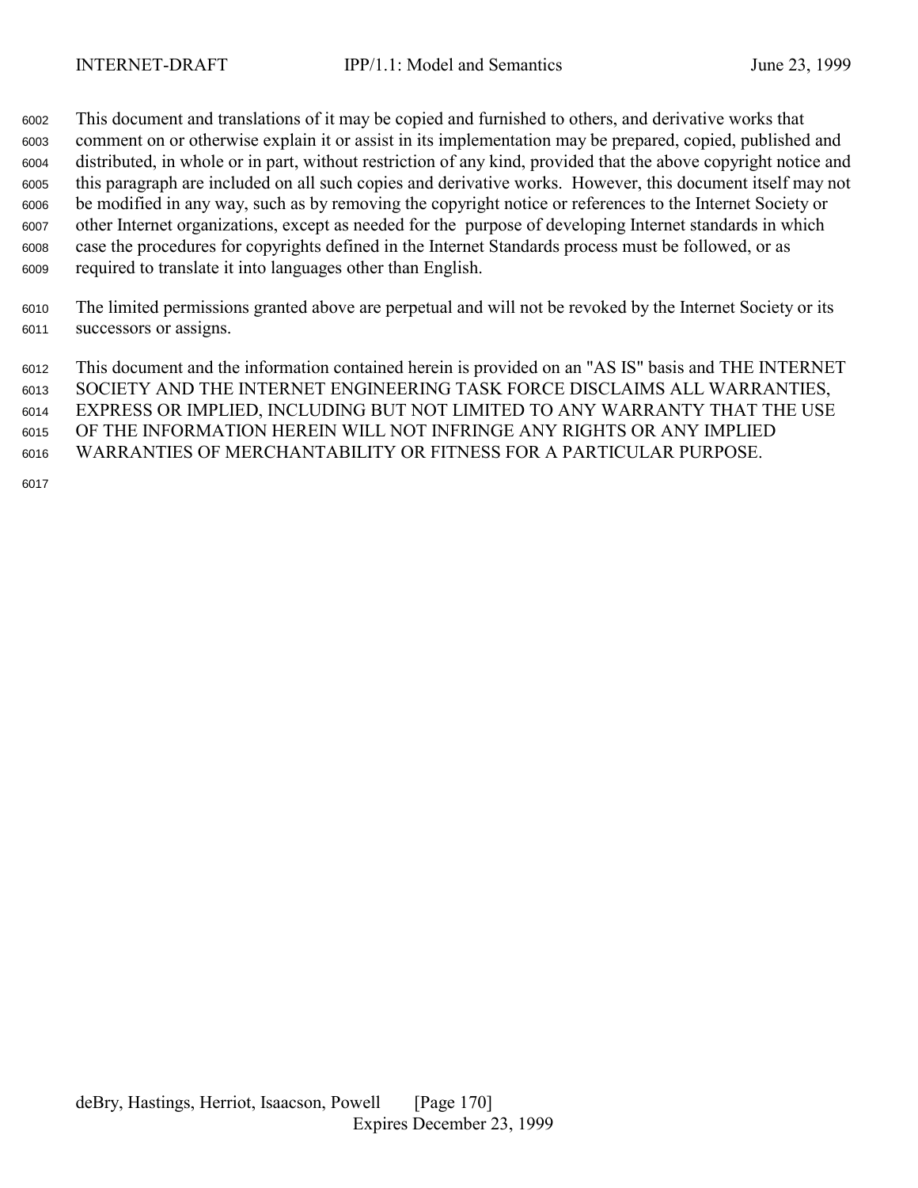This document and translations of it may be copied and furnished to others, and derivative works that comment on or otherwise explain it or assist in its implementation may be prepared, copied, published and distributed, in whole or in part, without restriction of any kind, provided that the above copyright notice and this paragraph are included on all such copies and derivative works. However, this document itself may not be modified in any way, such as by removing the copyright notice or references to the Internet Society or other Internet organizations, except as needed for the purpose of developing Internet standards in which case the procedures for copyrights defined in the Internet Standards process must be followed, or as required to translate it into languages other than English.

The limited permissions granted above are perpetual and will not be revoked by the Internet Society or its successors or assigns.

This document and the information contained herein is provided on an "AS IS" basis and THE INTERNET SOCIETY AND THE INTERNET ENGINEERING TASK FORCE DISCLAIMS ALL WARRANTIES, EXPRESS OR IMPLIED, INCLUDING BUT NOT LIMITED TO ANY WARRANTY THAT THE USE OF THE INFORMATION HEREIN WILL NOT INFRINGE ANY RIGHTS OR ANY IMPLIED WARRANTIES OF MERCHANTABILITY OR FITNESS FOR A PARTICULAR PURPOSE.